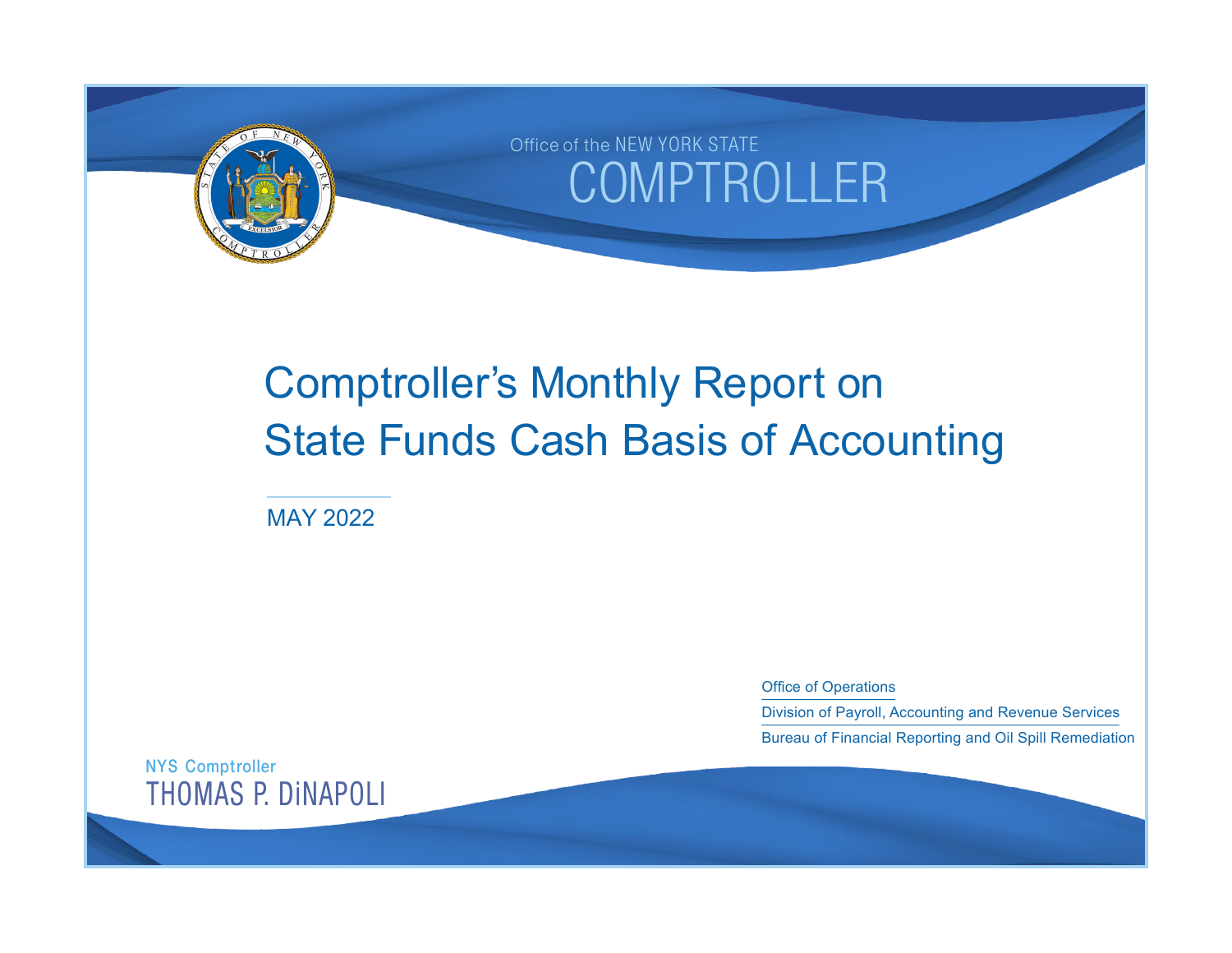Office of the NEW YORK STATE
COMPTROLLER

# Comptroller's Monthly Report on State Funds Cash Basis of Accounting

MAY 2022

Office of Operations

Division of Payroll, Accounting and Revenue Services

Bureau of Financial Reporting and Oil Spill Remediation

NYS Comptroller
THOMAS P. DiNAPOLI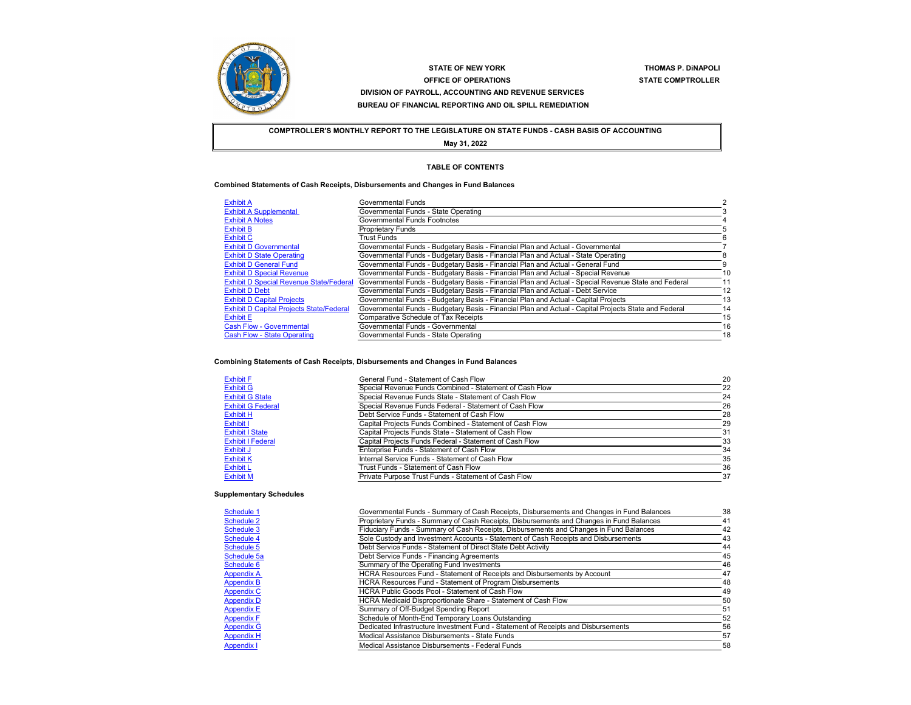**STATE OF NEW YORK**
**OFFICE OF OPERATIONS**
**DIVISION OF PAYROLL, ACCOUNTING AND REVENUE SERVICES**
**BUREAU OF FINANCIAL REPORTING AND OIL SPILL REMEDIATION**

**THOMAS P. DiNAPOLI**
**STATE COMPTROLLER**

# COMPTROLLER'S MONTHLY REPORT TO THE LEGISLATURE ON STATE FUNDS - CASH BASIS OF ACCOUNTING

**May 31, 2022**

## TABLE OF CONTENTS

### Combined Statements of Cash Receipts, Disbursements and Changes in Fund Balances

| | | |
|---|---|---|
| Exhibit A | Governmental Funds | 2 |
| Exhibit A Supplemental | Governmental Funds - State Operating | 3 |
| Exhibit A Notes | Governmental Funds Footnotes | 4 |
| Exhibit B | Proprietary Funds | 5 |
| Exhibit C | Trust Funds | 6 |
| Exhibit D Governmental | Governmental Funds - Budgetary Basis - Financial Plan and Actual - Governmental | 7 |
| Exhibit D State Operating | Governmental Funds - Budgetary Basis - Financial Plan and Actual - State Operating | 8 |
| Exhibit D General Fund | Governmental Funds - Budgetary Basis - Financial Plan and Actual - General Fund | 9 |
| Exhibit D Special Revenue | Governmental Funds - Budgetary Basis - Financial Plan and Actual - Special Revenue | 10 |
| Exhibit D Special Revenue State/Federal | Governmental Funds - Budgetary Basis - Financial Plan and Actual - Special Revenue State and Federal | 11 |
| Exhibit D Debt | Governmental Funds - Budgetary Basis - Financial Plan and Actual - Debt Service | 12 |
| Exhibit D Capital Projects | Governmental Funds - Budgetary Basis - Financial Plan and Actual - Capital Projects | 13 |
| Exhibit D Capital Projects State/Federal | Governmental Funds - Budgetary Basis - Financial Plan and Actual - Capital Projects State and Federal | 14 |
| Exhibit E | Comparative Schedule of Tax Receipts | 15 |
| Cash Flow - Governmental | Governmental Funds - Governmental | 16 |
| Cash Flow - State Operating | Governmental Funds - State Operating | 18 |

### Combining Statements of Cash Receipts, Disbursements and Changes in Fund Balances

| | | |
|---|---|---|
| Exhibit F | General Fund - Statement of Cash Flow | 20 |
| Exhibit G | Special Revenue Funds Combined - Statement of Cash Flow | 22 |
| Exhibit G State | Special Revenue Funds State - Statement of Cash Flow | 24 |
| Exhibit G Federal | Special Revenue Funds Federal - Statement of Cash Flow | 26 |
| Exhibit H | Debt Service Funds - Statement of Cash Flow | 28 |
| Exhibit I | Capital Projects Funds Combined - Statement of Cash Flow | 29 |
| Exhibit I State | Capital Projects Funds State - Statement of Cash Flow | 31 |
| Exhibit I Federal | Capital Projects Funds Federal - Statement of Cash Flow | 33 |
| Exhibit J | Enterprise Funds - Statement of Cash Flow | 34 |
| Exhibit K | Internal Service Funds - Statement of Cash Flow | 35 |
| Exhibit L | Trust Funds - Statement of Cash Flow | 36 |
| Exhibit M | Private Purpose Trust Funds - Statement of Cash Flow | 37 |

### Supplementary Schedules

| | | |
|---|---|---|
| Schedule 1 | Governmental Funds - Summary of Cash Receipts, Disbursements and Changes in Fund Balances | 38 |
| Schedule 2 | Proprietary Funds - Summary of Cash Receipts, Disbursements and Changes in Fund Balances | 41 |
| Schedule 3 | Fiduciary Funds - Summary of Cash Receipts, Disbursements and Changes in Fund Balances | 42 |
| Schedule 4 | Sole Custody and Investment Accounts - Statement of Cash Receipts and Disbursements | 43 |
| Schedule 5 | Debt Service Funds - Statement of Direct State Debt Activity | 44 |
| Schedule 5a | Debt Service Funds - Financing Agreements | 45 |
| Schedule 6 | Summary of the Operating Fund Investments | 46 |
| Appendix A | HCRA Resources Fund - Statement of Receipts and Disbursements by Account | 47 |
| Appendix B | HCRA Resources Fund - Statement of Program Disbursements | 48 |
| Appendix C | HCRA Public Goods Pool - Statement of Cash Flow | 49 |
| Appendix D | HCRA Medicaid Disproportionate Share - Statement of Cash Flow | 50 |
| Appendix E | Summary of Off-Budget Spending Report | 51 |
| Appendix F | Schedule of Month-End Temporary Loans Outstanding | 52 |
| Appendix G | Dedicated Infrastructure Investment Fund - Statement of Receipts and Disbursements | 56 |
| Appendix H | Medical Assistance Disbursements - State Funds | 57 |
| Appendix I | Medical Assistance Disbursements - Federal Funds | 58 |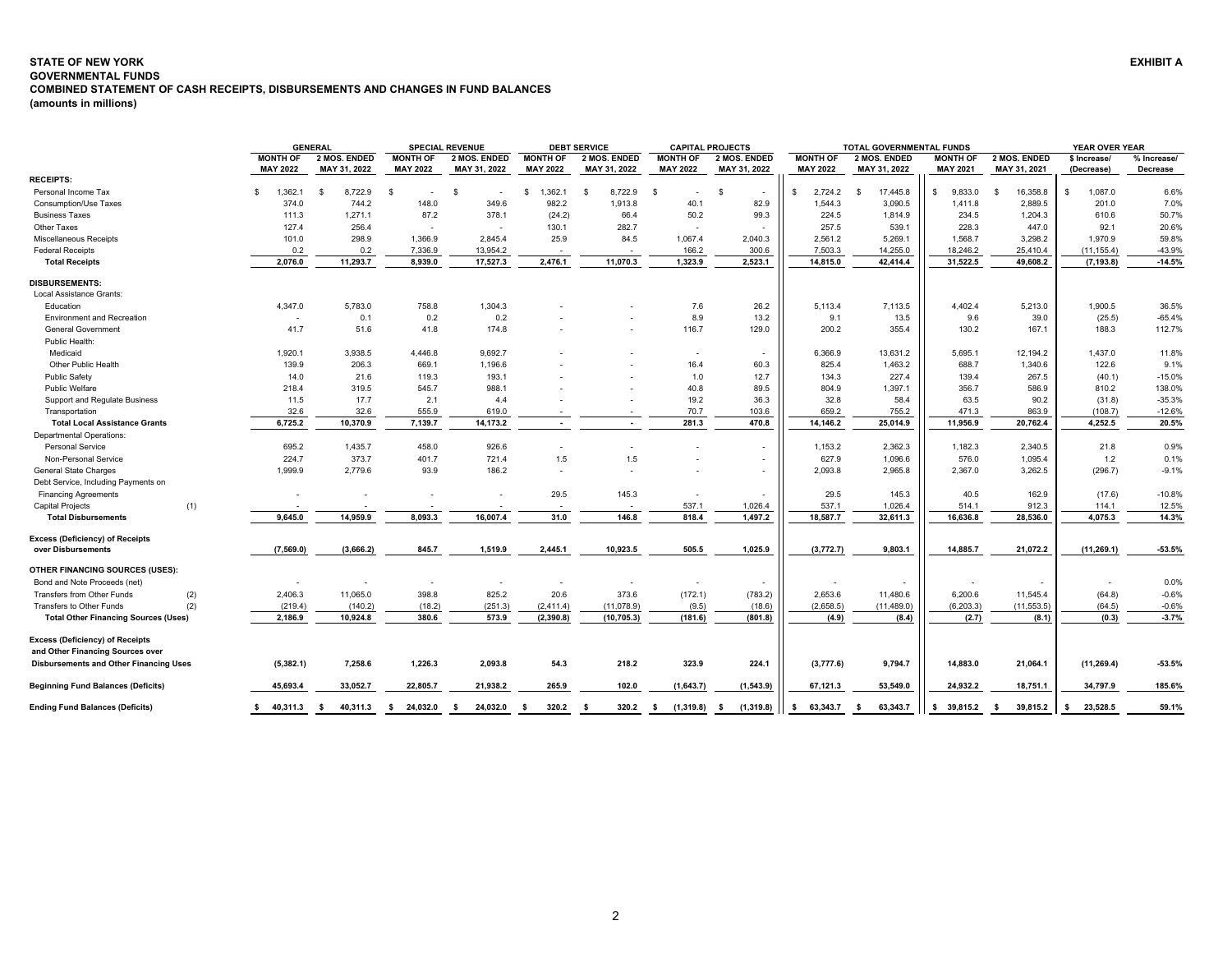**STATE OF NEW YORK**
**GOVERNMENTAL FUNDS**
**COMBINED STATEMENT OF CASH RECEIPTS, DISBURSEMENTS AND CHANGES IN FUND BALANCES**
**(amounts in millions)**

**EXHIBIT A**

| | GENERAL | | SPECIAL REVENUE | | DEBT SERVICE | | CAPITAL PROJECTS | | TOTAL GOVERNMENTAL FUNDS | | | | YEAR OVER YEAR | |
|---|---|---|---|---|---|---|---|---|---|---|---|---|---|---|
| | MONTH OF MAY 2022 | 2 MOS. ENDED MAY 31, 2022 | MONTH OF MAY 2022 | 2 MOS. ENDED MAY 31, 2022 | MONTH OF MAY 2022 | 2 MOS. ENDED MAY 31, 2022 | MONTH OF MAY 2022 | 2 MOS. ENDED MAY 31, 2022 | MONTH OF MAY 2022 | 2 MOS. ENDED MAY 31, 2022 | MONTH OF MAY 2021 | 2 MOS. ENDED MAY 31, 2021 | $ Increase/ (Decrease) | % Increase/ Decrease |
| **RECEIPTS:** | | | | | | | | | | | | | | |
| Personal Income Tax | $ 1,362.1 | $ 8,722.9 | $ - | $ - | $ 1,362.1 | $ 8,722.9 | $ - | $ - | $ 2,724.2 | $ 17,445.8 | $ 9,833.0 | $ 16,358.8 | $ 1,087.0 | 6.6% |
| Consumption/Use Taxes | 374.0 | 744.2 | 148.0 | 349.6 | 982.2 | 1,913.8 | 40.1 | 82.9 | 1,544.3 | 3,090.5 | 1,411.8 | 2,889.5 | 201.0 | 7.0% |
| Business Taxes | 111.3 | 1,271.1 | 87.2 | 378.1 | (24.2) | 66.4 | 50.2 | 99.3 | 224.5 | 1,814.9 | 234.5 | 1,204.3 | 610.6 | 50.7% |
| Other Taxes | 127.4 | 256.4 | - | - | 130.1 | 282.7 | - | - | 257.5 | 539.1 | 228.3 | 447.0 | 92.1 | 20.6% |
| Miscellaneous Receipts | 101.0 | 298.9 | 1,366.9 | 2,845.4 | 25.9 | 84.5 | 1,067.4 | 2,040.3 | 2,561.2 | 5,269.1 | 1,568.7 | 3,298.2 | 1,970.9 | 59.8% |
| Federal Receipts | 0.2 | 0.2 | 7,336.9 | 13,954.2 | - | - | 166.2 | 300.6 | 7,503.3 | 14,255.0 | 18,246.2 | 25,410.4 | (11,155.4) | -43.9% |
| **Total Receipts** | **2,076.0** | **11,293.7** | **8,939.0** | **17,527.3** | **2,476.1** | **11,070.3** | **1,323.9** | **2,523.1** | **14,815.0** | **42,414.4** | **31,522.5** | **49,608.2** | **(7,193.8)** | **-14.5%** |
| **DISBURSEMENTS:** | | | | | | | | | | | | | | |
| Local Assistance Grants: | | | | | | | | | | | | | | |
| Education | 4,347.0 | 5,783.0 | 758.8 | 1,304.3 | - | - | 7.6 | 26.2 | 5,113.4 | 7,113.5 | 4,402.4 | 5,213.0 | 1,900.5 | 36.5% |
| Environment and Recreation | - | 0.1 | 0.2 | 0.2 | - | - | 8.9 | 13.2 | 9.1 | 13.5 | 9.6 | 39.0 | (25.5) | -65.4% |
| General Government | 41.7 | 51.6 | 41.8 | 174.8 | - | - | 116.7 | 129.0 | 200.2 | 355.4 | 130.2 | 167.1 | 188.3 | 112.7% |
| Public Health: | | | | | | | | | | | | | | |
| Medicaid | 1,920.1 | 3,938.5 | 4,446.8 | 9,692.7 | - | - | - | - | 6,366.9 | 13,631.2 | 5,695.1 | 12,194.2 | 1,437.0 | 11.8% |
| Other Public Health | 139.9 | 206.3 | 669.1 | 1,196.6 | - | - | 16.4 | 60.3 | 825.4 | 1,463.2 | 688.7 | 1,340.6 | 122.6 | 9.1% |
| Public Safety | 14.0 | 21.6 | 119.3 | 193.1 | - | - | 1.0 | 12.7 | 134.3 | 227.4 | 139.4 | 267.5 | (40.1) | -15.0% |
| Public Welfare | 218.4 | 319.5 | 545.7 | 988.1 | - | - | 40.8 | 89.5 | 804.9 | 1,397.1 | 356.7 | 586.9 | 810.2 | 138.0% |
| Support and Regulate Business | 11.5 | 17.7 | 2.1 | 4.4 | - | - | 19.2 | 36.3 | 32.8 | 58.4 | 63.5 | 90.2 | (31.8) | -35.3% |
| Transportation | 32.6 | 32.6 | 555.9 | 619.0 | - | - | 70.7 | 103.6 | 659.2 | 755.2 | 471.3 | 863.9 | (108.7) | -12.6% |
| **Total Local Assistance Grants** | **6,725.2** | **10,370.9** | **7,139.7** | **14,173.2** | **-** | **-** | **281.3** | **470.8** | **14,146.2** | **25,014.9** | **11,956.9** | **20,762.4** | **4,252.5** | **20.5%** |
| Departmental Operations: | | | | | | | | | | | | | | |
| Personal Service | 695.2 | 1,435.7 | 458.0 | 926.6 | - | - | - | - | 1,153.2 | 2,362.3 | 1,182.3 | 2,340.5 | 21.8 | 0.9% |
| Non-Personal Service | 224.7 | 373.7 | 401.7 | 721.4 | 1.5 | 1.5 | - | - | 627.9 | 1,096.6 | 576.0 | 1,095.4 | 1.2 | 0.1% |
| General State Charges | 1,999.9 | 2,779.6 | 93.9 | 186.2 | - | - | - | - | 2,093.8 | 2,965.8 | 2,367.0 | 3,262.5 | (296.7) | -9.1% |
| Debt Service, Including Payments on Financing Agreements | - | - | - | - | 29.5 | 145.3 | - | - | 29.5 | 145.3 | 40.5 | 162.9 | (17.6) | -10.8% |
| Capital Projects (1) | - | - | - | - | - | - | 537.1 | 1,026.4 | 537.1 | 1,026.4 | 514.1 | 912.3 | 114.1 | 12.5% |
| **Total Disbursements** | **9,645.0** | **14,959.9** | **8,093.3** | **16,007.4** | **31.0** | **146.8** | **818.4** | **1,497.2** | **18,587.7** | **32,611.3** | **16,636.8** | **28,536.0** | **4,075.3** | **14.3%** |
| **Excess (Deficiency) of Receipts over Disbursements** | **(7,569.0)** | **(3,666.2)** | **845.7** | **1,519.9** | **2,445.1** | **10,923.5** | **505.5** | **1,025.9** | **(3,772.7)** | **9,803.1** | **14,885.7** | **21,072.2** | **(11,269.1)** | **-53.5%** |
| **OTHER FINANCING SOURCES (USES):** | | | | | | | | | | | | | | |
| Bond and Note Proceeds (net) | - | - | - | - | - | - | - | - | - | - | - | - | - | 0.0% |
| Transfers from Other Funds (2) | 2,406.3 | 11,065.0 | 398.8 | 825.2 | 20.6 | 373.6 | (172.1) | (783.2) | 2,653.6 | 11,480.6 | 6,200.6 | 11,545.4 | (64.8) | -0.6% |
| Transfers to Other Funds (2) | (219.4) | (140.2) | (18.2) | (251.3) | (2,411.4) | (11,078.9) | (9.5) | (18.6) | (2,658.5) | (11,489.0) | (6,203.3) | (11,553.5) | (64.5) | -0.6% |
| **Total Other Financing Sources (Uses)** | **2,186.9** | **10,924.8** | **380.6** | **573.9** | **(2,390.8)** | **(10,705.3)** | **(181.6)** | **(801.8)** | **(4.9)** | **(8.4)** | **(2.7)** | **(8.1)** | **(0.3)** | **-3.7%** |
| **Excess (Deficiency) of Receipts and Other Financing Sources over Disbursements and Other Financing Uses** | **(5,382.1)** | **7,258.6** | **1,226.3** | **2,093.8** | **54.3** | **218.2** | **323.9** | **224.1** | **(3,777.6)** | **9,794.7** | **14,883.0** | **21,064.1** | **(11,269.4)** | **-53.5%** |
| **Beginning Fund Balances (Deficits)** | **45,693.4** | **33,052.7** | **22,805.7** | **21,938.2** | **265.9** | **102.0** | **(1,643.7)** | **(1,543.9)** | **67,121.3** | **53,549.0** | **24,932.2** | **18,751.1** | **34,797.9** | **185.6%** |
| **Ending Fund Balances (Deficits)** | **$ 40,311.3** | **$ 40,311.3** | **$ 24,032.0** | **$ 24,032.0** | **$ 320.2** | **$ 320.2** | **$ (1,319.8)** | **$ (1,319.8)** | **$ 63,343.7** | **$ 63,343.7** | **$ 39,815.2** | **$ 39,815.2** | **$ 23,528.5** | **59.1%** |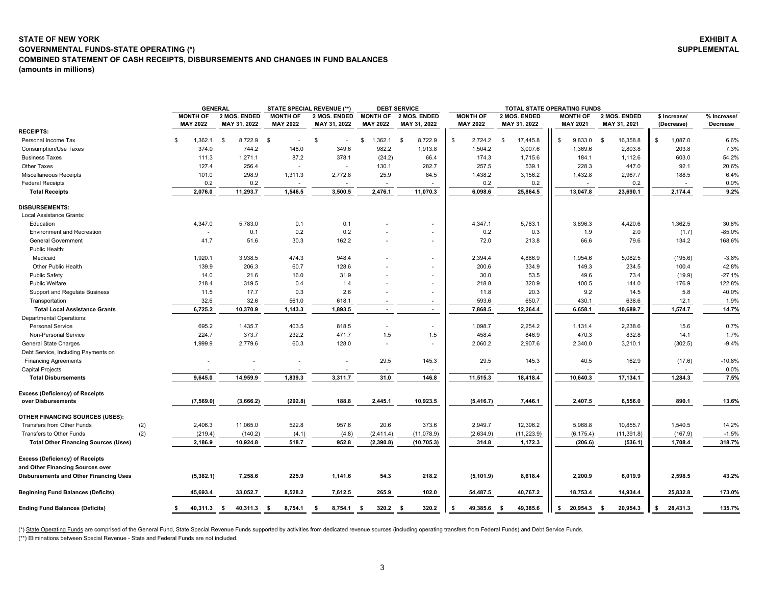# STATE OF NEW YORK

**EXHIBIT A SUPPLEMENTAL**

## GOVERNMENTAL FUNDS-STATE OPERATING (*)

## COMBINED STATEMENT OF CASH RECEIPTS, DISBURSEMENTS AND CHANGES IN FUND BALANCES

**(amounts in millions)**

| | | GENERAL | | STATE SPECIAL REVENUE (**) | | DEBT SERVICE | | TOTAL STATE OPERATING FUNDS | | | | | |
|---|---|---|---|---|---|---|---|---|---|---|---|---|---|
| | | MONTH OF MAY 2022 | 2 MOS. ENDED MAY 31, 2022 | MONTH OF MAY 2022 | 2 MOS. ENDED MAY 31, 2022 | MONTH OF MAY 2022 | 2 MOS. ENDED MAY 31, 2022 | MONTH OF MAY 2022 | 2 MOS. ENDED MAY 31, 2022 | MONTH OF MAY 2021 | 2 MOS. ENDED MAY 31, 2021 | $ Increase/ (Decrease) | % Increase/ Decrease |
| **RECEIPTS:** | | | | | | | | | | | | | |
| Personal Income Tax | | $ 1,362.1 | $ 8,722.9 | $ - | $ - | $ 1,362.1 | $ 8,722.9 | $ 2,724.2 | $ 17,445.8 | $ 9,833.0 | $ 16,358.8 | $ 1,087.0 | 6.6% |
| Consumption/Use Taxes | | 374.0 | 744.2 | 148.0 | 349.6 | 982.2 | 1,913.8 | 1,504.2 | 3,007.6 | 1,369.6 | 2,803.8 | 203.8 | 7.3% |
| Business Taxes | | 111.3 | 1,271.1 | 87.2 | 378.1 | (24.2) | 66.4 | 174.3 | 1,715.6 | 184.1 | 1,112.6 | 603.0 | 54.2% |
| Other Taxes | | 127.4 | 256.4 | - | - | 130.1 | 282.7 | 257.5 | 539.1 | 228.3 | 447.0 | 92.1 | 20.6% |
| Miscellaneous Receipts | | 101.0 | 298.9 | 1,311.3 | 2,772.8 | 25.9 | 84.5 | 1,438.2 | 3,156.2 | 1,432.8 | 2,967.7 | 188.5 | 6.4% |
| Federal Receipts | | 0.2 | 0.2 | - | - | - | - | 0.2 | 0.2 | - | 0.2 | - | 0.0% |
| **Total Receipts** | | **2,076.0** | **11,293.7** | **1,546.5** | **3,500.5** | **2,476.1** | **11,070.3** | **6,098.6** | **25,864.5** | **13,047.8** | **23,690.1** | **2,174.4** | **9.2%** |
| **DISBURSEMENTS:** | | | | | | | | | | | | | |
| Local Assistance Grants: | | | | | | | | | | | | | |
| Education | | 4,347.0 | 5,783.0 | 0.1 | 0.1 | - | - | 4,347.1 | 5,783.1 | 3,896.3 | 4,420.6 | 1,362.5 | 30.8% |
| Environment and Recreation | | - | 0.1 | 0.2 | 0.2 | - | - | 0.2 | 0.3 | 1.9 | 2.0 | (1.7) | -85.0% |
| General Government | | 41.7 | 51.6 | 30.3 | 162.2 | - | - | 72.0 | 213.8 | 66.6 | 79.6 | 134.2 | 168.6% |
| Public Health: | | | | | | | | | | | | | |
| Medicaid | | 1,920.1 | 3,938.5 | 474.3 | 948.4 | - | - | 2,394.4 | 4,886.9 | 1,954.6 | 5,082.5 | (195.6) | -3.8% |
| Other Public Health | | 139.9 | 206.3 | 60.7 | 128.6 | - | - | 200.6 | 334.9 | 149.3 | 234.5 | 100.4 | 42.8% |
| Public Safety | | 14.0 | 21.6 | 16.0 | 31.9 | - | - | 30.0 | 53.5 | 49.6 | 73.4 | (19.9) | -27.1% |
| Public Welfare | | 218.4 | 319.5 | 0.4 | 1.4 | - | - | 218.8 | 320.9 | 100.5 | 144.0 | 176.9 | 122.8% |
| Support and Regulate Business | | 11.5 | 17.7 | 0.3 | 2.6 | - | - | 11.8 | 20.3 | 9.2 | 14.5 | 5.8 | 40.0% |
| Transportation | | 32.6 | 32.6 | 561.0 | 618.1 | - | - | 593.6 | 650.7 | 430.1 | 638.6 | 12.1 | 1.9% |
| **Total Local Assistance Grants** | | **6,725.2** | **10,370.9** | **1,143.3** | **1,893.5** | **-** | **-** | **7,868.5** | **12,264.4** | **6,658.1** | **10,689.7** | **1,574.7** | **14.7%** |
| Departmental Operations: | | | | | | | | | | | | | |
| Personal Service | | 695.2 | 1,435.7 | 403.5 | 818.5 | - | - | 1,098.7 | 2,254.2 | 1,131.4 | 2,238.6 | 15.6 | 0.7% |
| Non-Personal Service | | 224.7 | 373.7 | 232.2 | 471.7 | 1.5 | 1.5 | 458.4 | 846.9 | 470.3 | 832.8 | 14.1 | 1.7% |
| General State Charges | | 1,999.9 | 2,779.6 | 60.3 | 128.0 | - | - | 2,060.2 | 2,907.6 | 2,340.0 | 3,210.1 | (302.5) | -9.4% |
| Debt Service, Including Payments on Financing Agreements | | - | - | - | - | 29.5 | 145.3 | 29.5 | 145.3 | 40.5 | 162.9 | (17.6) | -10.8% |
| Capital Projects | | - | - | - | - | - | - | - | - | - | - | - | 0.0% |
| **Total Disbursements** | | **9,645.0** | **14,959.9** | **1,839.3** | **3,311.7** | **31.0** | **146.8** | **11,515.3** | **18,418.4** | **10,640.3** | **17,134.1** | **1,284.3** | **7.5%** |
| **Excess (Deficiency) of Receipts over Disbursements** | | **(7,569.0)** | **(3,666.2)** | **(292.8)** | **188.8** | **2,445.1** | **10,923.5** | **(5,416.7)** | **7,446.1** | **2,407.5** | **6,556.0** | **890.1** | **13.6%** |
| **OTHER FINANCING SOURCES (USES):** | | | | | | | | | | | | | |
| Transfers from Other Funds | (2) | 2,406.3 | 11,065.0 | 522.8 | 957.6 | 20.6 | 373.6 | 2,949.7 | 12,396.2 | 5,968.8 | 10,855.7 | 1,540.5 | 14.2% |
| Transfers to Other Funds | (2) | (219.4) | (140.2) | (4.1) | (4.8) | (2,411.4) | (11,078.9) | (2,634.9) | (11,223.9) | (6,175.4) | (11,391.8) | (167.9) | -1.5% |
| **Total Other Financing Sources (Uses)** | | **2,186.9** | **10,924.8** | **518.7** | **952.8** | **(2,390.8)** | **(10,705.3)** | **314.8** | **1,172.3** | **(206.6)** | **(536.1)** | **1,708.4** | **318.7%** |
| **Excess (Deficiency) of Receipts and Other Financing Sources over Disbursements and Other Financing Uses** | | **(5,382.1)** | **7,258.6** | **225.9** | **1,141.6** | **54.3** | **218.2** | **(5,101.9)** | **8,618.4** | **2,200.9** | **6,019.9** | **2,598.5** | **43.2%** |
| **Beginning Fund Balances (Deficits)** | | **45,693.4** | **33,052.7** | **8,528.2** | **7,612.5** | **265.9** | **102.0** | **54,487.5** | **40,767.2** | **18,753.4** | **14,934.4** | **25,832.8** | **173.0%** |
| **Ending Fund Balances (Deficits)** | | **$ 40,311.3** | **$ 40,311.3** | **$ 8,754.1** | **$ 8,754.1** | **$ 320.2** | **$ 320.2** | **$ 49,385.6** | **$ 49,385.6** | **$ 20,954.3** | **$ 20,954.3** | **$ 28,431.3** | **135.7%** |

(*) State Operating Funds are comprised of the General Fund, State Special Revenue Funds supported by activities from dedicated revenue sources (including operating transfers from Federal Funds) and Debt Service Funds.

(**) Eliminations between Special Revenue - State and Federal Funds are not included.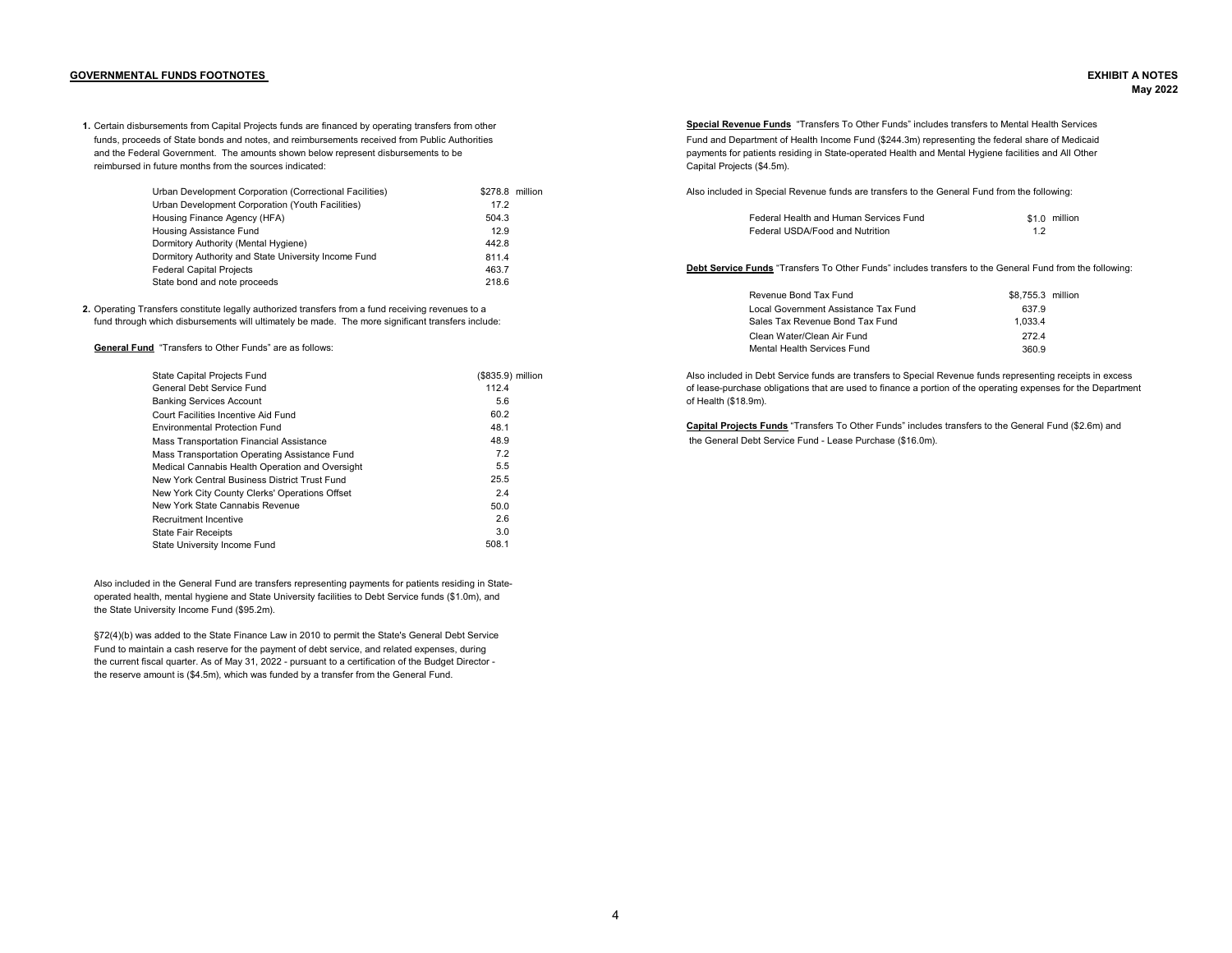## GOVERNMENTAL FUNDS FOOTNOTES

**EXHIBIT A NOTES**
**May 2022**

**1.** Certain disbursements from Capital Projects funds are financed by operating transfers from other funds, proceeds of State bonds and notes, and reimbursements received from Public Authorities and the Federal Government. The amounts shown below represent disbursements to be reimbursed in future months from the sources indicated:

| | |
|---|---|
| Urban Development Corporation (Correctional Facilities) | $278.8 million |
| Urban Development Corporation (Youth Facilities) | 17.2 |
| Housing Finance Agency (HFA) | 504.3 |
| Housing Assistance Fund | 12.9 |
| Dormitory Authority (Mental Hygiene) | 442.8 |
| Dormitory Authority and State University Income Fund | 811.4 |
| Federal Capital Projects | 463.7 |
| State bond and note proceeds | 218.6 |

**2.** Operating Transfers constitute legally authorized transfers from a fund receiving revenues to a fund through which disbursements will ultimately be made. The more significant transfers include:

**General Fund** "Transfers to Other Funds" are as follows:

| | |
|---|---|
| State Capital Projects Fund | ($835.9) million |
| General Debt Service Fund | 112.4 |
| Banking Services Account | 5.6 |
| Court Facilities Incentive Aid Fund | 60.2 |
| Environmental Protection Fund | 48.1 |
| Mass Transportation Financial Assistance | 48.9 |
| Mass Transportation Operating Assistance Fund | 7.2 |
| Medical Cannabis Health Operation and Oversight | 5.5 |
| New York Central Business District Trust Fund | 25.5 |
| New York City County Clerks' Operations Offset | 2.4 |
| New York State Cannabis Revenue | 50.0 |
| Recruitment Incentive | 2.6 |
| State Fair Receipts | 3.0 |
| State University Income Fund | 508.1 |

Also included in the General Fund are transfers representing payments for patients residing in State-operated health, mental hygiene and State University facilities to Debt Service funds ($1.0m), and the State University Income Fund ($95.2m).

§72(4)(b) was added to the State Finance Law in 2010 to permit the State's General Debt Service Fund to maintain a cash reserve for the payment of debt service, and related expenses, during the current fiscal quarter. As of May 31, 2022 - pursuant to a certification of the Budget Director - the reserve amount is ($4.5m), which was funded by a transfer from the General Fund.

**Special Revenue Funds** "Transfers To Other Funds" includes transfers to Mental Health Services Fund and Department of Health Income Fund ($244.3m) representing the federal share of Medicaid payments for patients residing in State-operated Health and Mental Hygiene facilities and All Other Capital Projects ($4.5m).

Also included in Special Revenue funds are transfers to the General Fund from the following:

| | |
|---|---|
| Federal Health and Human Services Fund | $1.0 million |
| Federal USDA/Food and Nutrition | 1.2 |

**Debt Service Funds** "Transfers To Other Funds" includes transfers to the General Fund from the following:

| | |
|---|---|
| Revenue Bond Tax Fund | $8,755.3 million |
| Local Government Assistance Tax Fund | 637.9 |
| Sales Tax Revenue Bond Tax Fund | 1,033.4 |
| Clean Water/Clean Air Fund | 272.4 |
| Mental Health Services Fund | 360.9 |

Also included in Debt Service funds are transfers to Special Revenue funds representing receipts in excess of lease-purchase obligations that are used to finance a portion of the operating expenses for the Department of Health ($18.9m).

**Capital Projects Funds** "Transfers To Other Funds" includes transfers to the General Fund ($2.6m) and the General Debt Service Fund - Lease Purchase ($16.0m).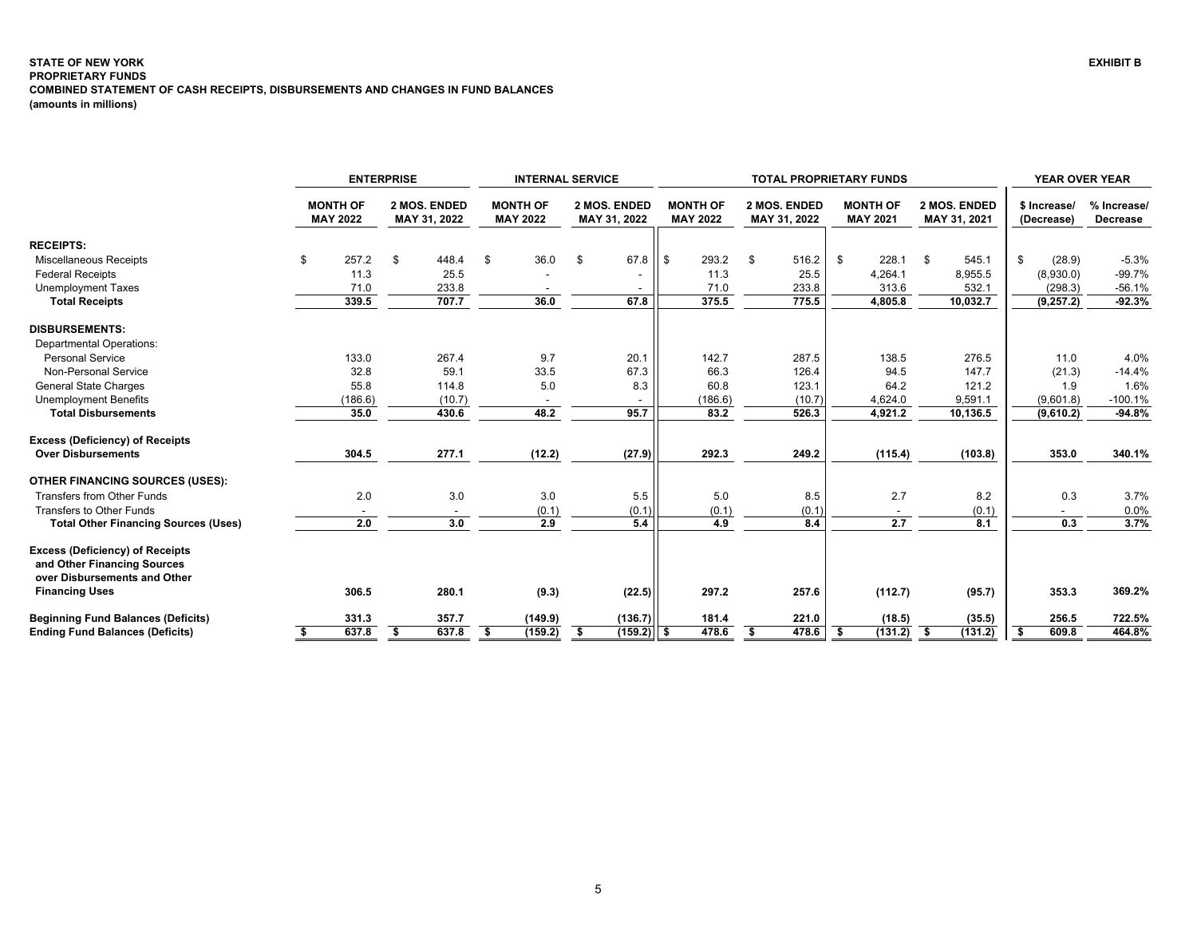**STATE OF NEW YORK**
**PROPRIETARY FUNDS**
**COMBINED STATEMENT OF CASH RECEIPTS, DISBURSEMENTS AND CHANGES IN FUND BALANCES**
**(amounts in millions)**

**EXHIBIT B**

| | ENTERPRISE | | INTERNAL SERVICE | | TOTAL PROPRIETARY FUNDS | | | | YEAR OVER YEAR | |
|---|---|---|---|---|---|---|---|---|---|---|
| | MONTH OF MAY 2022 | 2 MOS. ENDED MAY 31, 2022 | MONTH OF MAY 2022 | 2 MOS. ENDED MAY 31, 2022 | MONTH OF MAY 2022 | 2 MOS. ENDED MAY 31, 2022 | MONTH OF MAY 2021 | 2 MOS. ENDED MAY 31, 2021 | $ Increase/ (Decrease) | % Increase/ Decrease |
| **RECEIPTS:** | | | | | | | | | | |
| Miscellaneous Receipts | $ 257.2 | $ 448.4 | $ 36.0 | $ 67.8 | $ 293.2 | $ 516.2 | $ 228.1 | $ 545.1 | $ (28.9) | -5.3% |
| Federal Receipts | 11.3 | 25.5 | - | - | 11.3 | 25.5 | 4,264.1 | 8,955.5 | (8,930.0) | -99.7% |
| Unemployment Taxes | 71.0 | 233.8 | - | - | 71.0 | 233.8 | 313.6 | 532.1 | (298.3) | -56.1% |
| **Total Receipts** | **339.5** | **707.7** | **36.0** | **67.8** | **375.5** | **775.5** | **4,805.8** | **10,032.7** | **(9,257.2)** | **-92.3%** |
| **DISBURSEMENTS:** | | | | | | | | | | |
| Departmental Operations: | | | | | | | | | | |
| Personal Service | 133.0 | 267.4 | 9.7 | 20.1 | 142.7 | 287.5 | 138.5 | 276.5 | 11.0 | 4.0% |
| Non-Personal Service | 32.8 | 59.1 | 33.5 | 67.3 | 66.3 | 126.4 | 94.5 | 147.7 | (21.3) | -14.4% |
| General State Charges | 55.8 | 114.8 | 5.0 | 8.3 | 60.8 | 123.1 | 64.2 | 121.2 | 1.9 | 1.6% |
| Unemployment Benefits | (186.6) | (10.7) | - | - | (186.6) | (10.7) | 4,624.0 | 9,591.1 | (9,601.8) | -100.1% |
| **Total Disbursements** | **35.0** | **430.6** | **48.2** | **95.7** | **83.2** | **526.3** | **4,921.2** | **10,136.5** | **(9,610.2)** | **-94.8%** |
| **Excess (Deficiency) of Receipts Over Disbursements** | **304.5** | **277.1** | **(12.2)** | **(27.9)** | **292.3** | **249.2** | **(115.4)** | **(103.8)** | **353.0** | **340.1%** |
| **OTHER FINANCING SOURCES (USES):** | | | | | | | | | | |
| Transfers from Other Funds | 2.0 | 3.0 | 3.0 | 5.5 | 5.0 | 8.5 | 2.7 | 8.2 | 0.3 | 3.7% |
| Transfers to Other Funds | - | - | (0.1) | (0.1) | (0.1) | (0.1) | - | (0.1) | - | 0.0% |
| **Total Other Financing Sources (Uses)** | **2.0** | **3.0** | **2.9** | **5.4** | **4.9** | **8.4** | **2.7** | **8.1** | **0.3** | **3.7%** |
| **Excess (Deficiency) of Receipts and Other Financing Sources over Disbursements and Other Financing Uses** | **306.5** | **280.1** | **(9.3)** | **(22.5)** | **297.2** | **257.6** | **(112.7)** | **(95.7)** | **353.3** | **369.2%** |
| **Beginning Fund Balances (Deficits)** | **331.3** | **357.7** | **(149.9)** | **(136.7)** | **181.4** | **221.0** | **(18.5)** | **(35.5)** | **256.5** | **722.5%** |
| **Ending Fund Balances (Deficits)** | **$ 637.8** | **$ 637.8** | **$ (159.2)** | **$ (159.2)** | **$ 478.6** | **$ 478.6** | **$ (131.2)** | **$ (131.2)** | **$ 609.8** | **464.8%** |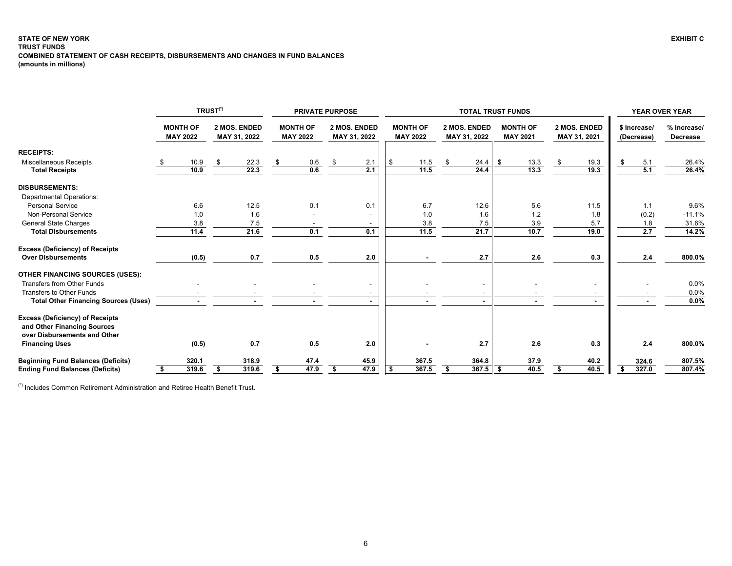**STATE OF NEW YORK**
**TRUST FUNDS**
**COMBINED STATEMENT OF CASH RECEIPTS, DISBURSEMENTS AND CHANGES IN FUND BALANCES**
**(amounts in millions)**

**EXHIBIT C**

| | TRUST(*) | | PRIVATE PURPOSE | | TOTAL TRUST FUNDS | | | | YEAR OVER YEAR | |
|---|---|---|---|---|---|---|---|---|---|---|
| | MONTH OF MAY 2022 | 2 MOS. ENDED MAY 31, 2022 | MONTH OF MAY 2022 | 2 MOS. ENDED MAY 31, 2022 | MONTH OF MAY 2022 | 2 MOS. ENDED MAY 31, 2022 | MONTH OF MAY 2021 | 2 MOS. ENDED MAY 31, 2021 | $ Increase/ (Decrease) | % Increase/ Decrease |
| **RECEIPTS:** | | | | | | | | | | |
| Miscellaneous Receipts | $ 10.9 | $ 22.3 | $ 0.6 | $ 2.1 | $ 11.5 | $ 24.4 | $ 13.3 | $ 19.3 | $ 5.1 | 26.4% |
| **Total Receipts** | **10.9** | **22.3** | **0.6** | **2.1** | **11.5** | **24.4** | **13.3** | **19.3** | **5.1** | **26.4%** |
| **DISBURSEMENTS:** | | | | | | | | | | |
| Departmental Operations: | | | | | | | | | | |
| Personal Service | 6.6 | 12.5 | 0.1 | 0.1 | 6.7 | 12.6 | 5.6 | 11.5 | 1.1 | 9.6% |
| Non-Personal Service | 1.0 | 1.6 | - | - | 1.0 | 1.6 | 1.2 | 1.8 | (0.2) | -11.1% |
| General State Charges | 3.8 | 7.5 | - | - | 3.8 | 7.5 | 3.9 | 5.7 | 1.8 | 31.6% |
| **Total Disbursements** | **11.4** | **21.6** | **0.1** | **0.1** | **11.5** | **21.7** | **10.7** | **19.0** | **2.7** | **14.2%** |
| **Excess (Deficiency) of Receipts Over Disbursements** | **(0.5)** | **0.7** | **0.5** | **2.0** | **-** | **2.7** | **2.6** | **0.3** | **2.4** | **800.0%** |
| **OTHER FINANCING SOURCES (USES):** | | | | | | | | | | |
| Transfers from Other Funds | - | - | - | - | - | - | - | - | - | 0.0% |
| Transfers to Other Funds | - | - | - | - | - | - | - | - | - | 0.0% |
| **Total Other Financing Sources (Uses)** | **-** | **-** | **-** | **-** | **-** | **-** | **-** | **-** | **-** | **0.0%** |
| **Excess (Deficiency) of Receipts and Other Financing Sources over Disbursements and Other Financing Uses** | **(0.5)** | **0.7** | **0.5** | **2.0** | **-** | **2.7** | **2.6** | **0.3** | **2.4** | **800.0%** |
| **Beginning Fund Balances (Deficits)** | **320.1** | **318.9** | **47.4** | **45.9** | **367.5** | **364.8** | **37.9** | **40.2** | **324.6** | **807.5%** |
| **Ending Fund Balances (Deficits)** | **$ 319.6** | **$ 319.6** | **$ 47.9** | **$ 47.9** | **$ 367.5** | **$ 367.5** | **$ 40.5** | **$ 40.5** | **$ 327.0** | **807.4%** |

(*) Includes Common Retirement Administration and Retiree Health Benefit Trust.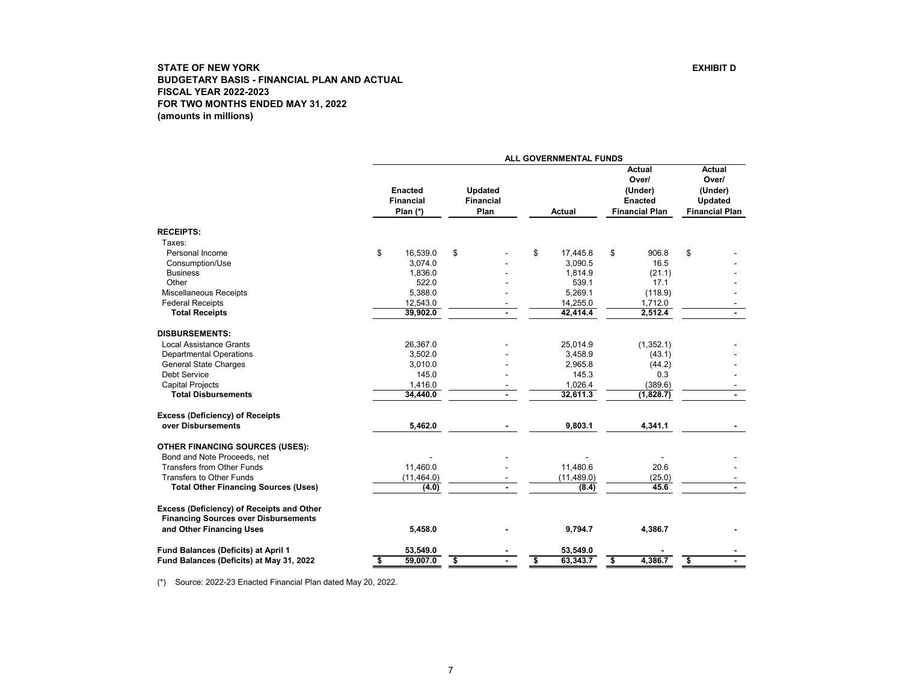**STATE OF NEW YORK** **EXHIBIT D**

**BUDGETARY BASIS - FINANCIAL PLAN AND ACTUAL**
**FISCAL YEAR 2022-2023**
**FOR TWO MONTHS ENDED MAY 31, 2022**
**(amounts in millions)**

| | ALL GOVERNMENTAL FUNDS | | | | |
|---|---|---|---|---|---|
| | **Enacted Financial Plan (*)** | **Updated Financial Plan** | **Actual** | **Actual Over/ (Under) Enacted Financial Plan** | **Actual Over/ (Under) Updated Financial Plan** |
| **RECEIPTS:** | | | | | |
| Taxes: | | | | | |
| Personal Income | $ 16,539.0 | $ - | $ 17,445.8 | $ 906.8 | $ - |
| Consumption/Use | 3,074.0 | - | 3,090.5 | 16.5 | - |
| Business | 1,836.0 | - | 1,814.9 | (21.1) | - |
| Other | 522.0 | - | 539.1 | 17.1 | - |
| Miscellaneous Receipts | 5,388.0 | - | 5,269.1 | (118.9) | - |
| Federal Receipts | 12,543.0 | - | 14,255.0 | 1,712.0 | - |
| **Total Receipts** | **39,902.0** | **-** | **42,414.4** | **2,512.4** | **-** |
| **DISBURSEMENTS:** | | | | | |
| Local Assistance Grants | 26,367.0 | - | 25,014.9 | (1,352.1) | - |
| Departmental Operations | 3,502.0 | - | 3,458.9 | (43.1) | - |
| General State Charges | 3,010.0 | - | 2,965.8 | (44.2) | - |
| Debt Service | 145.0 | - | 145.3 | 0.3 | - |
| Capital Projects | 1,416.0 | - | 1,026.4 | (389.6) | - |
| **Total Disbursements** | **34,440.0** | **-** | **32,611.3** | **(1,828.7)** | **-** |
| **Excess (Deficiency) of Receipts over Disbursements** | **5,462.0** | **-** | **9,803.1** | **4,341.1** | **-** |
| **OTHER FINANCING SOURCES (USES):** | | | | | |
| Bond and Note Proceeds, net | - | - | - | - | - |
| Transfers from Other Funds | 11,460.0 | - | 11,480.6 | 20.6 | - |
| Transfers to Other Funds | (11,464.0) | - | (11,489.0) | (25.0) | - |
| **Total Other Financing Sources (Uses)** | **(4.0)** | **-** | **(8.4)** | **45.6** | **-** |
| **Excess (Deficiency) of Receipts and Other Financing Sources over Disbursements and Other Financing Uses** | **5,458.0** | **-** | **9,794.7** | **4,386.7** | **-** |
| **Fund Balances (Deficits) at April 1** | **53,549.0** | **-** | **53,549.0** | **-** | **-** |
| **Fund Balances (Deficits) at May 31, 2022** | **$ 59,007.0** | **$ -** | **$ 63,343.7** | **$ 4,386.7** | **$ -** |

(*) Source: 2022-23 Enacted Financial Plan dated May 20, 2022.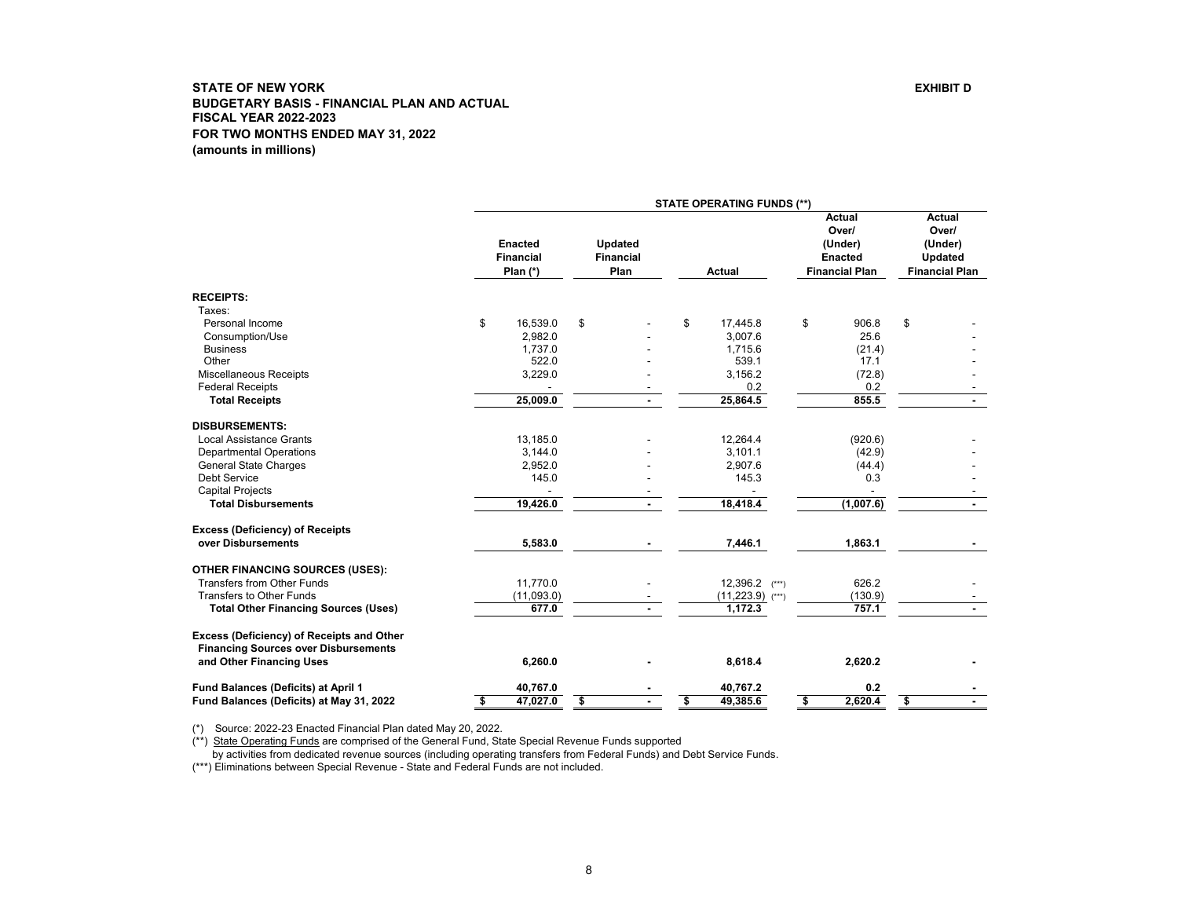**STATE OF NEW YORK** **EXHIBIT D**

**BUDGETARY BASIS - FINANCIAL PLAN AND ACTUAL**
**FISCAL YEAR 2022-2023**
**FOR TWO MONTHS ENDED MAY 31, 2022**
**(amounts in millions)**

| | STATE OPERATING FUNDS (**) | | | | |
|---|---|---|---|---|---|
| | Enacted Financial Plan (*) | Updated Financial Plan | Actual | Actual Over/ (Under) Enacted Financial Plan | Actual Over/ (Under) Updated Financial Plan |
| **RECEIPTS:** | | | | | |
| Taxes: | | | | | |
| Personal Income | $ 16,539.0 | $ - | $ 17,445.8 | $ 906.8 | $ - |
| Consumption/Use | 2,982.0 | - | 3,007.6 | 25.6 | - |
| Business | 1,737.0 | - | 1,715.6 | (21.4) | - |
| Other | 522.0 | - | 539.1 | 17.1 | - |
| Miscellaneous Receipts | 3,229.0 | - | 3,156.2 | (72.8) | - |
| Federal Receipts | - | - | 0.2 | 0.2 | - |
| **Total Receipts** | **25,009.0** | **-** | **25,864.5** | **855.5** | **-** |
| **DISBURSEMENTS:** | | | | | |
| Local Assistance Grants | 13,185.0 | - | 12,264.4 | (920.6) | - |
| Departmental Operations | 3,144.0 | - | 3,101.1 | (42.9) | - |
| General State Charges | 2,952.0 | - | 2,907.6 | (44.4) | - |
| Debt Service | 145.0 | - | 145.3 | 0.3 | - |
| Capital Projects | - | - | - | - | - |
| **Total Disbursements** | **19,426.0** | **-** | **18,418.4** | **(1,007.6)** | **-** |
| **Excess (Deficiency) of Receipts over Disbursements** | **5,583.0** | **-** | **7,446.1** | **1,863.1** | **-** |
| **OTHER FINANCING SOURCES (USES):** | | | | | |
| Transfers from Other Funds | 11,770.0 | - | 12,396.2 (***) | 626.2 | - |
| Transfers to Other Funds | (11,093.0) | - | (11,223.9) (***) | (130.9) | - |
| **Total Other Financing Sources (Uses)** | **677.0** | **-** | **1,172.3** | **757.1** | **-** |
| **Excess (Deficiency) of Receipts and Other Financing Sources over Disbursements and Other Financing Uses** | **6,260.0** | **-** | **8,618.4** | **2,620.2** | **-** |
| **Fund Balances (Deficits) at April 1** | **40,767.0** | **-** | **40,767.2** | **0.2** | **-** |
| **Fund Balances (Deficits) at May 31, 2022** | **$ 47,027.0** | **$ -** | **$ 49,385.6** | **$ 2,620.4** | **$ -** |

(*) Source: 2022-23 Enacted Financial Plan dated May 20, 2022.

(**) State Operating Funds are comprised of the General Fund, State Special Revenue Funds supported by activities from dedicated revenue sources (including operating transfers from Federal Funds) and Debt Service Funds.

(***) Eliminations between Special Revenue - State and Federal Funds are not included.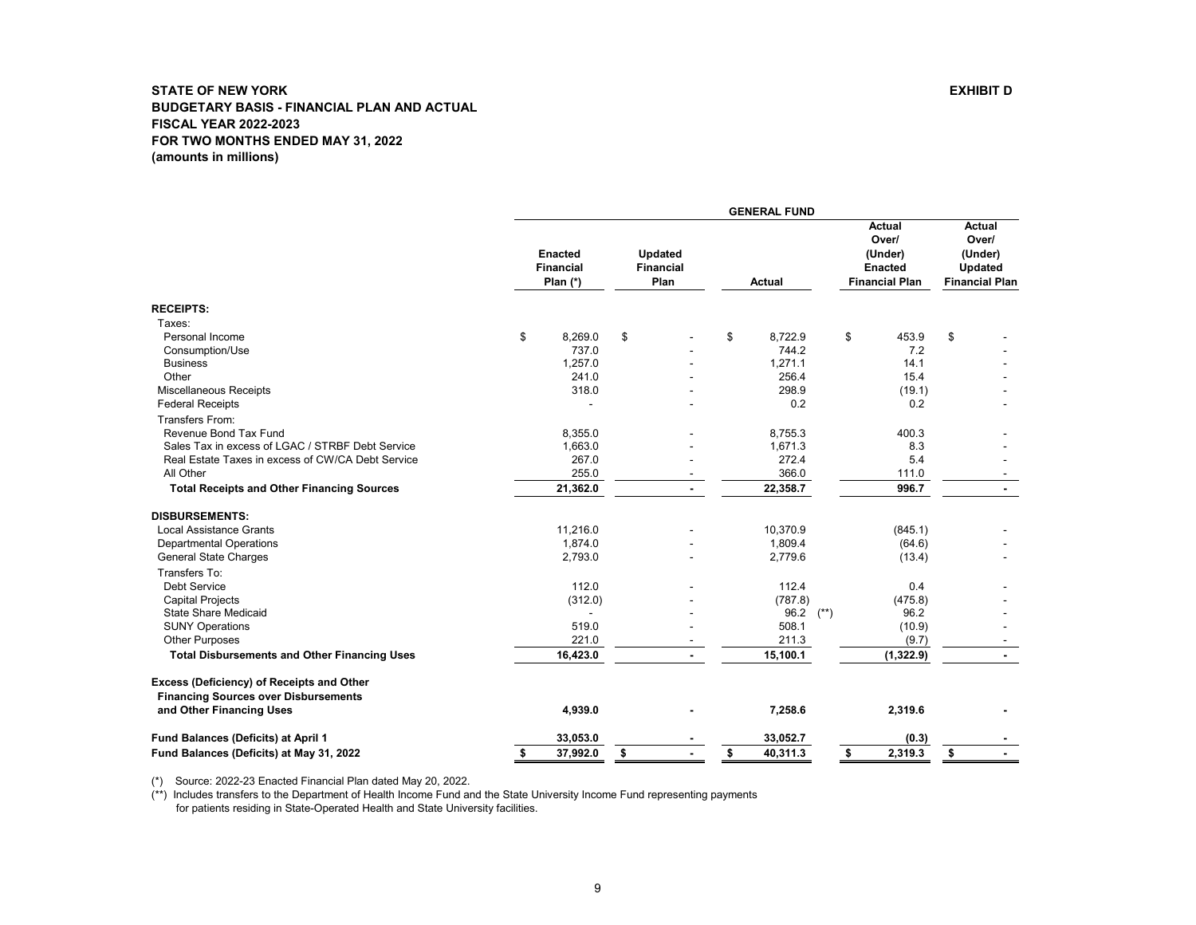**STATE OF NEW YORK** **EXHIBIT D**

**BUDGETARY BASIS - FINANCIAL PLAN AND ACTUAL**
**FISCAL YEAR 2022-2023**
**FOR TWO MONTHS ENDED MAY 31, 2022**
**(amounts in millions)**

| | GENERAL FUND | | | | |
|---|---|---|---|---|---|
| | Enacted Financial Plan (*) | Updated Financial Plan | Actual | Actual Over/ (Under) Enacted Financial Plan | Actual Over/ (Under) Updated Financial Plan |
| **RECEIPTS:** | | | | | |
| Taxes: | | | | | |
| Personal Income | $ 8,269.0 | $ - | $ 8,722.9 | $ 453.9 | $ - |
| Consumption/Use | 737.0 | - | 744.2 | 7.2 | - |
| Business | 1,257.0 | - | 1,271.1 | 14.1 | - |
| Other | 241.0 | - | 256.4 | 15.4 | - |
| Miscellaneous Receipts | 318.0 | - | 298.9 | (19.1) | - |
| Federal Receipts | - | - | 0.2 | 0.2 | - |
| Transfers From: | | | | | |
| Revenue Bond Tax Fund | 8,355.0 | - | 8,755.3 | 400.3 | - |
| Sales Tax in excess of LGAC / STRBF Debt Service | 1,663.0 | - | 1,671.3 | 8.3 | - |
| Real Estate Taxes in excess of CW/CA Debt Service | 267.0 | - | 272.4 | 5.4 | - |
| All Other | 255.0 | - | 366.0 | 111.0 | - |
| **Total Receipts and Other Financing Sources** | **21,362.0** | **-** | **22,358.7** | **996.7** | **-** |
| **DISBURSEMENTS:** | | | | | |
| Local Assistance Grants | 11,216.0 | - | 10,370.9 | (845.1) | - |
| Departmental Operations | 1,874.0 | - | 1,809.4 | (64.6) | - |
| General State Charges | 2,793.0 | - | 2,779.6 | (13.4) | - |
| Transfers To: | | | | | |
| Debt Service | 112.0 | - | 112.4 | 0.4 | - |
| Capital Projects | (312.0) | - | (787.8) | (475.8) | - |
| State Share Medicaid | - | - | 96.2 (**) | 96.2 | - |
| SUNY Operations | 519.0 | - | 508.1 | (10.9) | - |
| Other Purposes | 221.0 | - | 211.3 | (9.7) | - |
| **Total Disbursements and Other Financing Uses** | **16,423.0** | **-** | **15,100.1** | **(1,322.9)** | **-** |
| **Excess (Deficiency) of Receipts and Other Financing Sources over Disbursements and Other Financing Uses** | **4,939.0** | **-** | **7,258.6** | **2,319.6** | **-** |
| **Fund Balances (Deficits) at April 1** | **33,053.0** | **-** | **33,052.7** | **(0.3)** | **-** |
| **Fund Balances (Deficits) at May 31, 2022** | **$ 37,992.0** | **$ -** | **$ 40,311.3** | **$ 2,319.3** | **$ -** |

(*) Source: 2022-23 Enacted Financial Plan dated May 20, 2022.

(**) Includes transfers to the Department of Health Income Fund and the State University Income Fund representing payments for patients residing in State-Operated Health and State University facilities.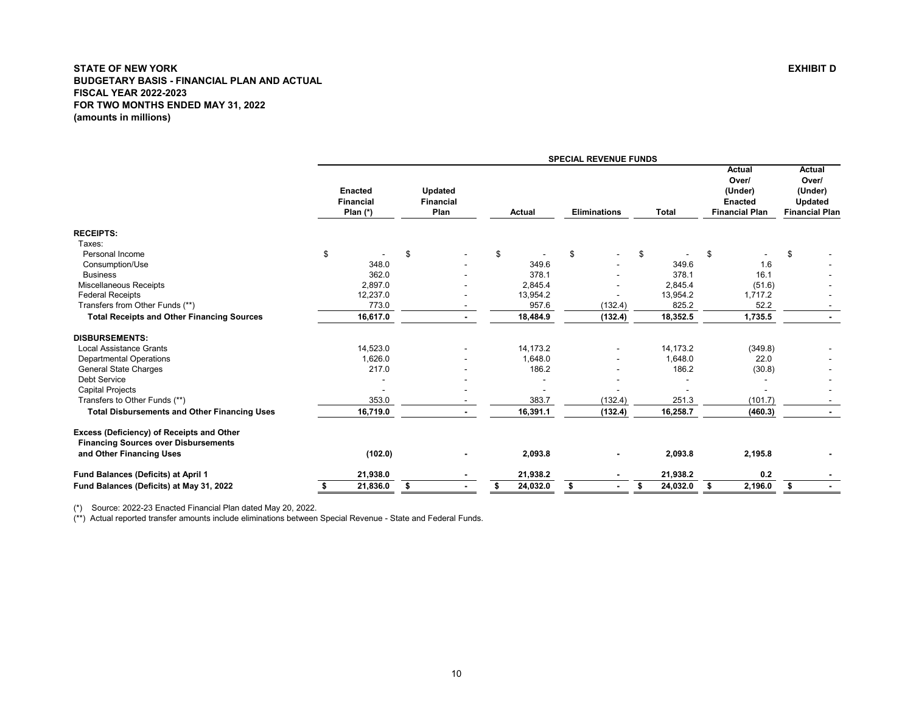**STATE OF NEW YORK**
**BUDGETARY BASIS - FINANCIAL PLAN AND ACTUAL**
**FISCAL YEAR 2022-2023**
**FOR TWO MONTHS ENDED MAY 31, 2022**
**(amounts in millions)**

**EXHIBIT D**

| | SPECIAL REVENUE FUNDS | | | | | | |
|---|---|---|---|---|---|---|---|
| | **Enacted Financial Plan (*)** | **Updated Financial Plan** | **Actual** | **Eliminations** | **Total** | **Actual Over/ (Under) Enacted Financial Plan** | **Actual Over/ (Under) Updated Financial Plan** |
| **RECEIPTS:** | | | | | | | |
| Taxes: | | | | | | | |
| Personal Income | $ - | $ - | $ - | $ - | $ - | $ - | $ - |
| Consumption/Use | 348.0 | - | 349.6 | - | 349.6 | 1.6 | - |
| Business | 362.0 | - | 378.1 | - | 378.1 | 16.1 | - |
| Miscellaneous Receipts | 2,897.0 | - | 2,845.4 | - | 2,845.4 | (51.6) | - |
| Federal Receipts | 12,237.0 | - | 13,954.2 | - | 13,954.2 | 1,717.2 | - |
| Transfers from Other Funds (**) | 773.0 | - | 957.6 | (132.4) | 825.2 | 52.2 | - |
| **Total Receipts and Other Financing Sources** | **16,617.0** | **-** | **18,484.9** | **(132.4)** | **18,352.5** | **1,735.5** | **-** |
| **DISBURSEMENTS:** | | | | | | | |
| Local Assistance Grants | 14,523.0 | - | 14,173.2 | - | 14,173.2 | (349.8) | - |
| Departmental Operations | 1,626.0 | - | 1,648.0 | - | 1,648.0 | 22.0 | - |
| General State Charges | 217.0 | - | 186.2 | - | 186.2 | (30.8) | - |
| Debt Service | - | - | - | - | - | - | - |
| Capital Projects | - | - | - | - | - | - | - |
| Transfers to Other Funds (**) | 353.0 | - | 383.7 | (132.4) | 251.3 | (101.7) | - |
| **Total Disbursements and Other Financing Uses** | **16,719.0** | **-** | **16,391.1** | **(132.4)** | **16,258.7** | **(460.3)** | **-** |
| **Excess (Deficiency) of Receipts and Other Financing Sources over Disbursements and Other Financing Uses** | **(102.0)** | **-** | **2,093.8** | **-** | **2,093.8** | **2,195.8** | **-** |
| **Fund Balances (Deficits) at April 1** | **21,938.0** | **-** | **21,938.2** | **-** | **21,938.2** | **0.2** | **-** |
| **Fund Balances (Deficits) at May 31, 2022** | **$ 21,836.0** | **$ -** | **$ 24,032.0** | **$ -** | **$ 24,032.0** | **$ 2,196.0** | **$ -** |

(*) Source: 2022-23 Enacted Financial Plan dated May 20, 2022.
(**) Actual reported transfer amounts include eliminations between Special Revenue - State and Federal Funds.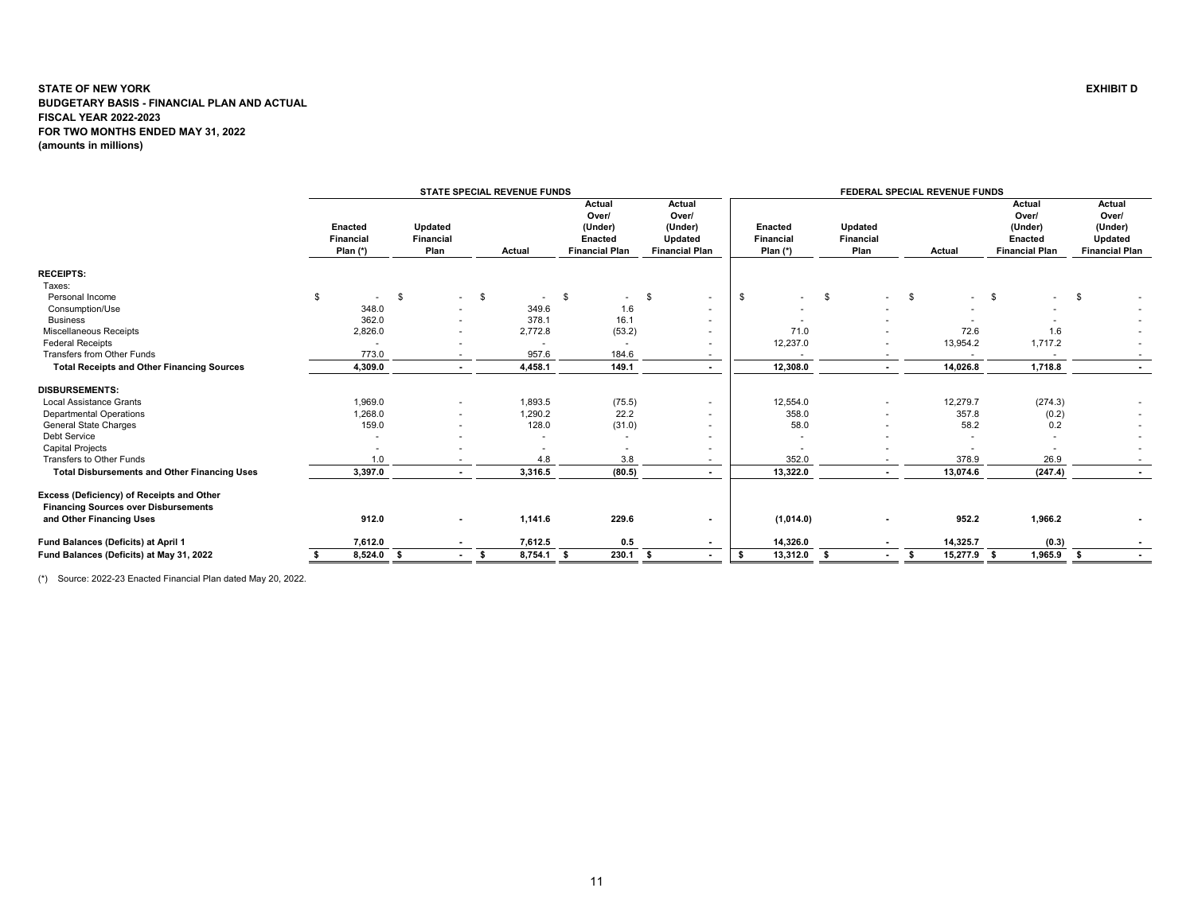**STATE OF NEW YORK**
**BUDGETARY BASIS - FINANCIAL PLAN AND ACTUAL**
**FISCAL YEAR 2022-2023**
**FOR TWO MONTHS ENDED MAY 31, 2022**
**(amounts in millions)**

**EXHIBIT D**

| | STATE SPECIAL REVENUE FUNDS | | | | | FEDERAL SPECIAL REVENUE FUNDS | | | | |
|---|---|---|---|---|---|---|---|---|---|---|
| | Enacted Financial Plan (*) | Updated Financial Plan | Actual | Actual Over/ (Under) Enacted Financial Plan | Actual Over/ (Under) Updated Financial Plan | Enacted Financial Plan (*) | Updated Financial Plan | Actual | Actual Over/ (Under) Enacted Financial Plan | Actual Over/ (Under) Updated Financial Plan |
| **RECEIPTS:** | | | | | | | | | | |
| Taxes: | | | | | | | | | | |
| Personal Income | $ - | $ - | $ - | $ - | $ - | $ - | $ - | $ - | $ - | $ - |
| Consumption/Use | 348.0 | - | 349.6 | 1.6 | - | - | - | - | - | - |
| Business | 362.0 | - | 378.1 | 16.1 | - | - | - | - | - | - |
| Miscellaneous Receipts | 2,826.0 | - | 2,772.8 | (53.2) | - | 71.0 | - | 72.6 | 1.6 | - |
| Federal Receipts | - | - | - | - | - | 12,237.0 | - | 13,954.2 | 1,717.2 | - |
| Transfers from Other Funds | 773.0 | - | 957.6 | 184.6 | - | - | - | - | - | - |
| **Total Receipts and Other Financing Sources** | **4,309.0** | **-** | **4,458.1** | **149.1** | **-** | **12,308.0** | **-** | **14,026.8** | **1,718.8** | **-** |
| **DISBURSEMENTS:** | | | | | | | | | | |
| Local Assistance Grants | 1,969.0 | - | 1,893.5 | (75.5) | - | 12,554.0 | - | 12,279.7 | (274.3) | - |
| Departmental Operations | 1,268.0 | - | 1,290.2 | 22.2 | - | 358.0 | - | 357.8 | (0.2) | - |
| General State Charges | 159.0 | - | 128.0 | (31.0) | - | 58.0 | - | 58.2 | 0.2 | - |
| Debt Service | - | - | - | - | - | - | - | - | - | - |
| Capital Projects | - | - | - | - | - | - | - | - | - | - |
| Transfers to Other Funds | 1.0 | - | 4.8 | 3.8 | - | 352.0 | - | 378.9 | 26.9 | - |
| **Total Disbursements and Other Financing Uses** | **3,397.0** | **-** | **3,316.5** | **(80.5)** | **-** | **13,322.0** | **-** | **13,074.6** | **(247.4)** | **-** |
| **Excess (Deficiency) of Receipts and Other Financing Sources over Disbursements and Other Financing Uses** | **912.0** | **-** | **1,141.6** | **229.6** | **-** | **(1,014.0)** | **-** | **952.2** | **1,966.2** | **-** |
| **Fund Balances (Deficits) at April 1** | **7,612.0** | **-** | **7,612.5** | **0.5** | **-** | **14,326.0** | **-** | **14,325.7** | **(0.3)** | **-** |
| **Fund Balances (Deficits) at May 31, 2022** | **$ 8,524.0** | **$ -** | **$ 8,754.1** | **$ 230.1** | **$ -** | **$ 13,312.0** | **$ -** | **$ 15,277.9** | **$ 1,965.9** | **$ -** |

(*) Source: 2022-23 Enacted Financial Plan dated May 20, 2022.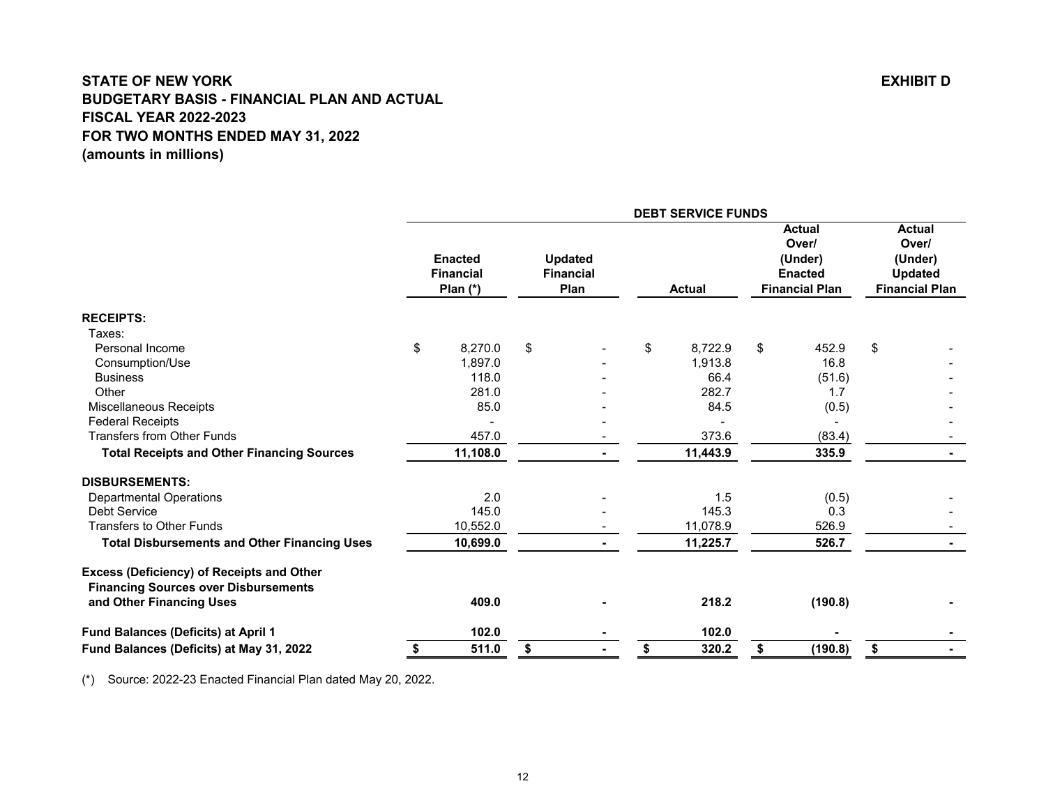**STATE OF NEW YORK** **EXHIBIT D**
**BUDGETARY BASIS - FINANCIAL PLAN AND ACTUAL**
**FISCAL YEAR 2022-2023**
**FOR TWO MONTHS ENDED MAY 31, 2022**
**(amounts in millions)**

| | DEBT SERVICE FUNDS | | | | |
|---|---|---|---|---|---|
| | Enacted Financial Plan (*) | Updated Financial Plan | Actual | Actual Over/ (Under) Enacted Financial Plan | Actual Over/ (Under) Updated Financial Plan |
| **RECEIPTS:** | | | | | |
| Taxes: | | | | | |
| Personal Income | $ 8,270.0 | $ - | $ 8,722.9 | $ 452.9 | $ - |
| Consumption/Use | 1,897.0 | - | 1,913.8 | 16.8 | - |
| Business | 118.0 | - | 66.4 | (51.6) | - |
| Other | 281.0 | - | 282.7 | 1.7 | - |
| Miscellaneous Receipts | 85.0 | - | 84.5 | (0.5) | - |
| Federal Receipts | - | - | - | - | - |
| Transfers from Other Funds | 457.0 | - | 373.6 | (83.4) | - |
| **Total Receipts and Other Financing Sources** | **11,108.0** | **-** | **11,443.9** | **335.9** | **-** |
| **DISBURSEMENTS:** | | | | | |
| Departmental Operations | 2.0 | - | 1.5 | (0.5) | - |
| Debt Service | 145.0 | - | 145.3 | 0.3 | - |
| Transfers to Other Funds | 10,552.0 | - | 11,078.9 | 526.9 | - |
| **Total Disbursements and Other Financing Uses** | **10,699.0** | **-** | **11,225.7** | **526.7** | **-** |
| **Excess (Deficiency) of Receipts and Other Financing Sources over Disbursements and Other Financing Uses** | **409.0** | **-** | **218.2** | **(190.8)** | **-** |
| **Fund Balances (Deficits) at April 1** | **102.0** | **-** | **102.0** | **-** | **-** |
| **Fund Balances (Deficits) at May 31, 2022** | **$ 511.0** | **$ -** | **$ 320.2** | **$ (190.8)** | **$ -** |

(*) Source: 2022-23 Enacted Financial Plan dated May 20, 2022.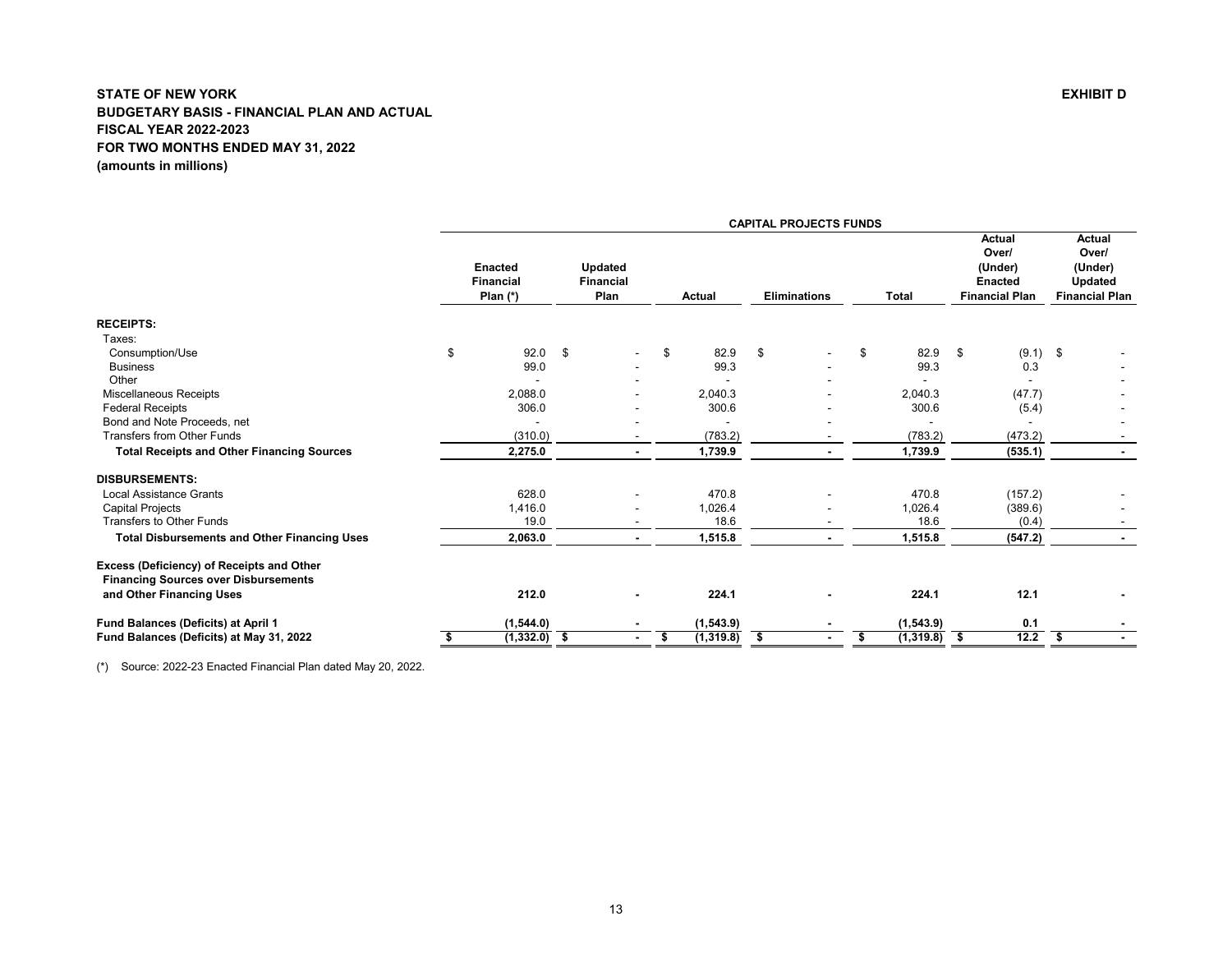**STATE OF NEW YORK**
**BUDGETARY BASIS - FINANCIAL PLAN AND ACTUAL**
**FISCAL YEAR 2022-2023**
**FOR TWO MONTHS ENDED MAY 31, 2022**
**(amounts in millions)**

**EXHIBIT D**

| | CAPITAL PROJECTS FUNDS | | | | | | |
|---|---|---|---|---|---|---|---|
| | Enacted Financial Plan (*) | Updated Financial Plan | Actual | Eliminations | Total | Actual Over/ (Under) Enacted Financial Plan | Actual Over/ (Under) Updated Financial Plan |
| **RECEIPTS:** | | | | | | | |
| Taxes: | | | | | | | |
| Consumption/Use | $ 92.0 | $ - | $ 82.9 | $ - | $ 82.9 | $ (9.1) | $ - |
| Business | 99.0 | - | 99.3 | - | 99.3 | 0.3 | - |
| Other | - | - | - | - | - | - | - |
| Miscellaneous Receipts | 2,088.0 | - | 2,040.3 | - | 2,040.3 | (47.7) | - |
| Federal Receipts | 306.0 | - | 300.6 | - | 300.6 | (5.4) | - |
| Bond and Note Proceeds, net | - | - | - | - | - | - | - |
| Transfers from Other Funds | (310.0) | - | (783.2) | - | (783.2) | (473.2) | - |
| **Total Receipts and Other Financing Sources** | **2,275.0** | **-** | **1,739.9** | **-** | **1,739.9** | **(535.1)** | **-** |
| **DISBURSEMENTS:** | | | | | | | |
| Local Assistance Grants | 628.0 | - | 470.8 | - | 470.8 | (157.2) | - |
| Capital Projects | 1,416.0 | - | 1,026.4 | - | 1,026.4 | (389.6) | - |
| Transfers to Other Funds | 19.0 | - | 18.6 | - | 18.6 | (0.4) | - |
| **Total Disbursements and Other Financing Uses** | **2,063.0** | **-** | **1,515.8** | **-** | **1,515.8** | **(547.2)** | **-** |
| **Excess (Deficiency) of Receipts and Other Financing Sources over Disbursements and Other Financing Uses** | **212.0** | **-** | **224.1** | **-** | **224.1** | **12.1** | **-** |
| **Fund Balances (Deficits) at April 1** | **(1,544.0)** | **-** | **(1,543.9)** | **-** | **(1,543.9)** | **0.1** | **-** |
| **Fund Balances (Deficits) at May 31, 2022** | **$ (1,332.0)** | **$ -** | **$ (1,319.8)** | **$ -** | **$ (1,319.8)** | **$ 12.2** | **$ -** |

(*) Source: 2022-23 Enacted Financial Plan dated May 20, 2022.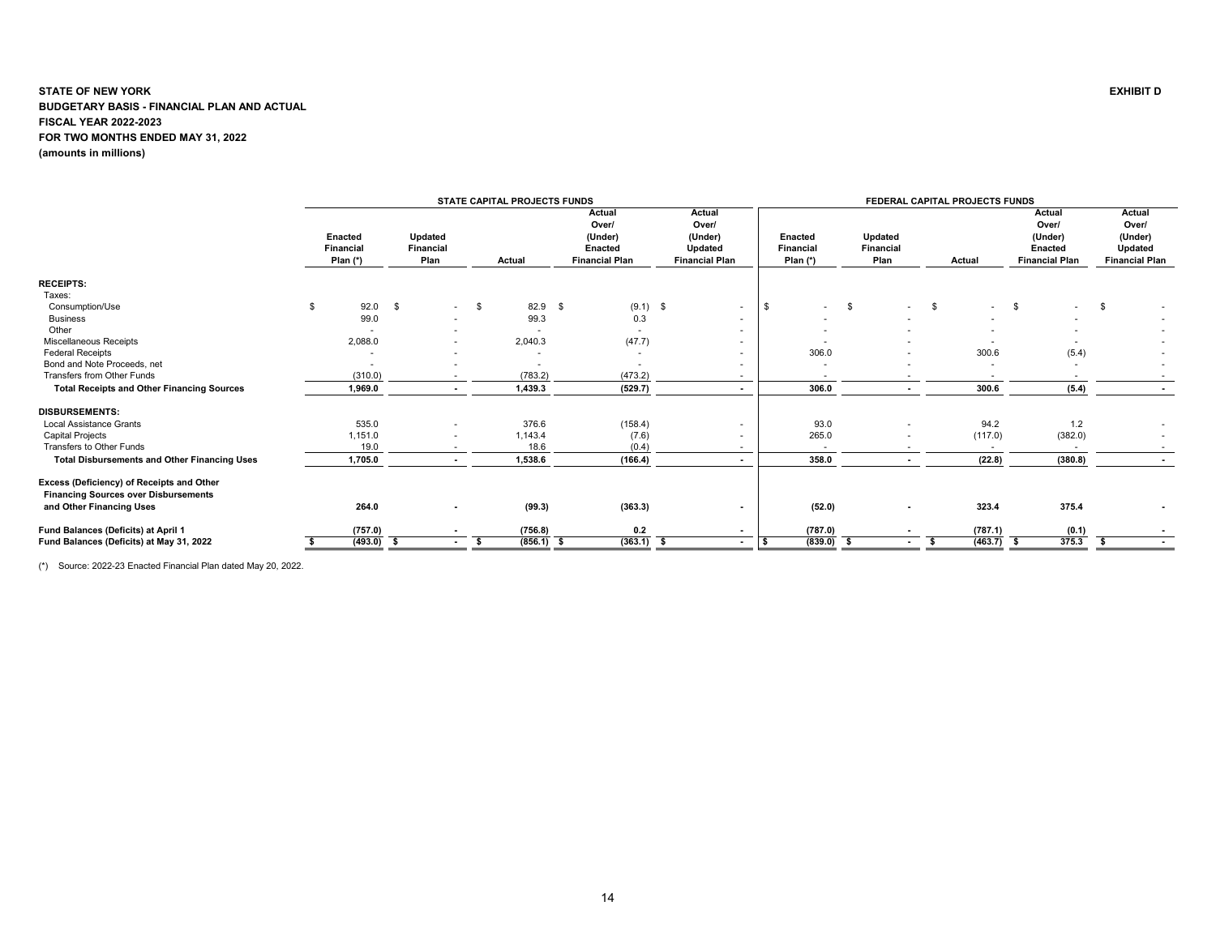**STATE OF NEW YORK**

**EXHIBIT D**

**BUDGETARY BASIS - FINANCIAL PLAN AND ACTUAL**
**FISCAL YEAR 2022-2023**
**FOR TWO MONTHS ENDED MAY 31, 2022**
**(amounts in millions)**

| | STATE CAPITAL PROJECTS FUNDS | | | | | FEDERAL CAPITAL PROJECTS FUNDS | | | | |
|---|---|---|---|---|---|---|---|---|---|---|
| | Enacted Financial Plan (*) | Updated Financial Plan | Actual | Actual Over/ (Under) Enacted Financial Plan | Actual Over/ (Under) Updated Financial Plan | Enacted Financial Plan (*) | Updated Financial Plan | Actual | Actual Over/ (Under) Enacted Financial Plan | Actual Over/ (Under) Updated Financial Plan |
| **RECEIPTS:** | | | | | | | | | | |
| Taxes: | | | | | | | | | | |
| Consumption/Use | $ 92.0 | $ - | $ 82.9 | $ (9.1) | $ - | $ - | $ - | $ - | $ - | $ - |
| Business | 99.0 | - | 99.3 | 0.3 | - | - | - | - | - | - |
| Other | - | - | - | - | - | - | - | - | - | - |
| Miscellaneous Receipts | 2,088.0 | - | 2,040.3 | (47.7) | - | - | - | - | - | - |
| Federal Receipts | - | - | - | - | - | 306.0 | - | 300.6 | (5.4) | - |
| Bond and Note Proceeds, net | - | - | - | - | - | - | - | - | - | - |
| Transfers from Other Funds | (310.0) | - | (783.2) | (473.2) | - | - | - | - | - | - |
| **Total Receipts and Other Financing Sources** | **1,969.0** | **-** | **1,439.3** | **(529.7)** | **-** | **306.0** | **-** | **300.6** | **(5.4)** | **-** |
| **DISBURSEMENTS:** | | | | | | | | | | |
| Local Assistance Grants | 535.0 | - | 376.6 | (158.4) | - | 93.0 | - | 94.2 | 1.2 | - |
| Capital Projects | 1,151.0 | - | 1,143.4 | (7.6) | - | 265.0 | - | (117.0) | (382.0) | - |
| Transfers to Other Funds | 19.0 | - | 18.6 | (0.4) | - | - | - | - | - | - |
| **Total Disbursements and Other Financing Uses** | **1,705.0** | **-** | **1,538.6** | **(166.4)** | **-** | **358.0** | **-** | **(22.8)** | **(380.8)** | **-** |
| **Excess (Deficiency) of Receipts and Other Financing Sources over Disbursements and Other Financing Uses** | **264.0** | **-** | **(99.3)** | **(363.3)** | **-** | **(52.0)** | **-** | **323.4** | **375.4** | **-** |
| **Fund Balances (Deficits) at April 1** | **(757.0)** | **-** | **(756.8)** | **0.2** | **-** | **(787.0)** | **-** | **(787.1)** | **(0.1)** | **-** |
| **Fund Balances (Deficits) at May 31, 2022** | **$ (493.0)** | **$ -** | **$ (856.1)** | **$ (363.1)** | **$ -** | **$ (839.0)** | **$ -** | **$ (463.7)** | **$ 375.3** | **$ -** |

(*) Source: 2022-23 Enacted Financial Plan dated May 20, 2022.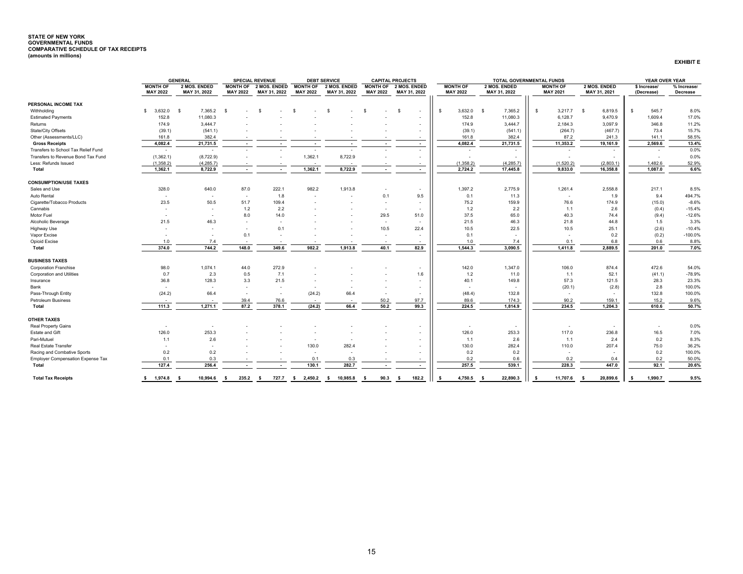**STATE OF NEW YORK**
**GOVERNMENTAL FUNDS**
**COMPARATIVE SCHEDULE OF TAX RECEIPTS**
**(amounts in millions)**

**EXHIBIT E**

| | GENERAL | | SPECIAL REVENUE | | DEBT SERVICE | | CAPITAL PROJECTS | | TOTAL GOVERNMENTAL FUNDS | | | | YEAR OVER YEAR | |
|---|---|---|---|---|---|---|---|---|---|---|---|---|---|---|
| | MONTH OF MAY 2022 | 2 MOS. ENDED MAY 31, 2022 | MONTH OF MAY 2022 | 2 MOS. ENDED MAY 31, 2022 | MONTH OF MAY 2022 | 2 MOS. ENDED MAY 31, 2022 | MONTH OF MAY 2022 | 2 MOS. ENDED MAY 31, 2022 | MONTH OF MAY 2022 | 2 MOS. ENDED MAY 31, 2022 | MONTH OF MAY 2021 | 2 MOS. ENDED MAY 31, 2021 | $ Increase/ (Decrease) | % Increase/ Decrease |
| **PERSONAL INCOME TAX** | | | | | | | | | | | | | | |
| Withholding | $ 3,632.0 | $ 7,365.2 | $ - | $ - | $ - | $ - | $ - | $ - | $ 3,632.0 | $ 7,365.2 | $ 3,217.7 | $ 6,819.5 | $ 545.7 | 8.0% |
| Estimated Payments | 152.8 | 11,080.3 | - | - | - | - | - | - | 152.8 | 11,080.3 | 6,128.7 | 9,470.9 | 1,609.4 | 17.0% |
| Returns | 174.9 | 3,444.7 | - | - | - | - | - | - | 174.9 | 3,444.7 | 2,184.3 | 3,097.9 | 346.8 | 11.2% |
| State/City Offsets | (39.1) | (541.1) | - | - | - | - | - | - | (39.1) | (541.1) | (264.7) | (467.7) | 73.4 | 15.7% |
| Other (Assessments/LLC) | 161.8 | 382.4 | - | - | - | - | - | - | 161.8 | 382.4 | 87.2 | 241.3 | 141.1 | 58.5% |
| **Gross Receipts** | **4,082.4** | **21,731.5** | **-** | **-** | **-** | **-** | **-** | **-** | **4,082.4** | **21,731.5** | **11,353.2** | **19,161.9** | **2,569.6** | **13.4%** |
| Transfers to School Tax Relief Fund | - | - | - | - | - | - | - | - | - | - | - | - | - | 0.0% |
| Transfers to Revenue Bond Tax Fund | (1,362.1) | (8,722.9) | - | - | 1,362.1 | 8,722.9 | - | - | - | - | - | - | - | 0.0% |
| Less: Refunds Issued | (1,358.2) | (4,285.7) | - | - | - | - | - | - | (1,358.2) | (4,285.7) | (1,520.2) | (2,803.1) | 1,482.6 | 52.9% |
| **Total** | **1,362.1** | **8,722.9** | **-** | **-** | **1,362.1** | **8,722.9** | **-** | **-** | **2,724.2** | **17,445.8** | **9,833.0** | **16,358.8** | **1,087.0** | **6.6%** |
| **CONSUMPTION/USE TAXES** | | | | | | | | | | | | | | |
| Sales and Use | 328.0 | 640.0 | 87.0 | 222.1 | 982.2 | 1,913.8 | - | - | 1,397.2 | 2,775.9 | 1,261.4 | 2,558.8 | 217.1 | 8.5% |
| Auto Rental | - | - | - | 1.8 | - | - | 0.1 | 9.5 | 0.1 | 11.3 | - | 1.9 | 9.4 | 494.7% |
| Cigarette/Tobacco Products | 23.5 | 50.5 | 51.7 | 109.4 | - | - | - | - | 75.2 | 159.9 | 76.6 | 174.9 | (15.0) | -8.6% |
| Cannabis | - | - | 1.2 | 2.2 | - | - | - | - | 1.2 | 2.2 | 1.1 | 2.6 | (0.4) | -15.4% |
| Motor Fuel | - | - | 8.0 | 14.0 | - | - | 29.5 | 51.0 | 37.5 | 65.0 | 40.3 | 74.4 | (9.4) | -12.6% |
| Alcoholic Beverage | 21.5 | 46.3 | - | - | - | - | - | - | 21.5 | 46.3 | 21.8 | 44.8 | 1.5 | 3.3% |
| Highway Use | - | - | - | 0.1 | - | - | 10.5 | 22.4 | 10.5 | 22.5 | 10.5 | 25.1 | (2.6) | -10.4% |
| Vapor Excise | - | - | 0.1 | - | - | - | - | - | 0.1 | - | - | 0.2 | (0.2) | -100.0% |
| Opioid Excise | 1.0 | 7.4 | - | - | - | - | - | - | 1.0 | 7.4 | 0.1 | 6.8 | 0.6 | 8.8% |
| **Total** | **374.0** | **744.2** | **148.0** | **349.6** | **982.2** | **1,913.8** | **40.1** | **82.9** | **1,544.3** | **3,090.5** | **1,411.8** | **2,889.5** | **201.0** | **7.0%** |
| **BUSINESS TAXES** | | | | | | | | | | | | | | |
| Corporation Franchise | 98.0 | 1,074.1 | 44.0 | 272.9 | - | - | - | - | 142.0 | 1,347.0 | 106.0 | 874.4 | 472.6 | 54.0% |
| Corporation and Utilities | 0.7 | 2.3 | 0.5 | 7.1 | - | - | - | 1.6 | 1.2 | 11.0 | 1.1 | 52.1 | (41.1) | -78.9% |
| Insurance | 36.8 | 128.3 | 3.3 | 21.5 | - | - | - | - | 40.1 | 149.8 | 57.3 | 121.5 | 28.3 | 23.3% |
| Bank | - | - | - | - | - | - | - | - | - | - | (20.1) | (2.8) | 2.8 | 100.0% |
| Pass-Through Entity | (24.2) | 66.4 | - | - | (24.2) | 66.4 | - | - | (48.4) | 132.8 | - | - | 132.8 | 100.0% |
| Petroleum Business | - | - | 39.4 | 76.6 | - | - | 50.2 | 97.7 | 89.6 | 174.3 | 90.2 | 159.1 | 15.2 | 9.6% |
| **Total** | **111.3** | **1,271.1** | **87.2** | **378.1** | **(24.2)** | **66.4** | **50.2** | **99.3** | **224.5** | **1,814.9** | **234.5** | **1,204.3** | **610.6** | **50.7%** |
| **OTHER TAXES** | | | | | | | | | | | | | | |
| Real Property Gains | - | - | - | - | - | - | - | - | - | - | - | - | - | 0.0% |
| Estate and Gift | 126.0 | 253.3 | - | - | - | - | - | - | 126.0 | 253.3 | 117.0 | 236.8 | 16.5 | 7.0% |
| Pari-Mutuel | 1.1 | 2.6 | - | - | - | - | - | - | 1.1 | 2.6 | 1.1 | 2.4 | 0.2 | 8.3% |
| Real Estate Transfer | - | - | - | - | 130.0 | 282.4 | - | - | 130.0 | 282.4 | 110.0 | 207.4 | 75.0 | 36.2% |
| Racing and Combative Sports | 0.2 | 0.2 | - | - | - | - | - | - | 0.2 | 0.2 | - | - | 0.2 | 100.0% |
| Employer Compensation Expense Tax | 0.1 | 0.3 | - | - | 0.1 | 0.3 | - | - | 0.2 | 0.6 | 0.2 | 0.4 | 0.2 | 50.0% |
| **Total** | **127.4** | **256.4** | **-** | **-** | **130.1** | **282.7** | **-** | **-** | **257.5** | **539.1** | **228.3** | **447.0** | **92.1** | **20.6%** |
| **Total Tax Receipts** | **$ 1,974.8** | **$ 10,994.6** | **$ 235.2** | **$ 727.7** | **$ 2,450.2** | **$ 10,985.8** | **$ 90.3** | **$ 182.2** | **$ 4,750.5** | **$ 22,890.3** | **$ 11,707.6** | **$ 20,899.6** | **$ 1,990.7** | **9.5%** |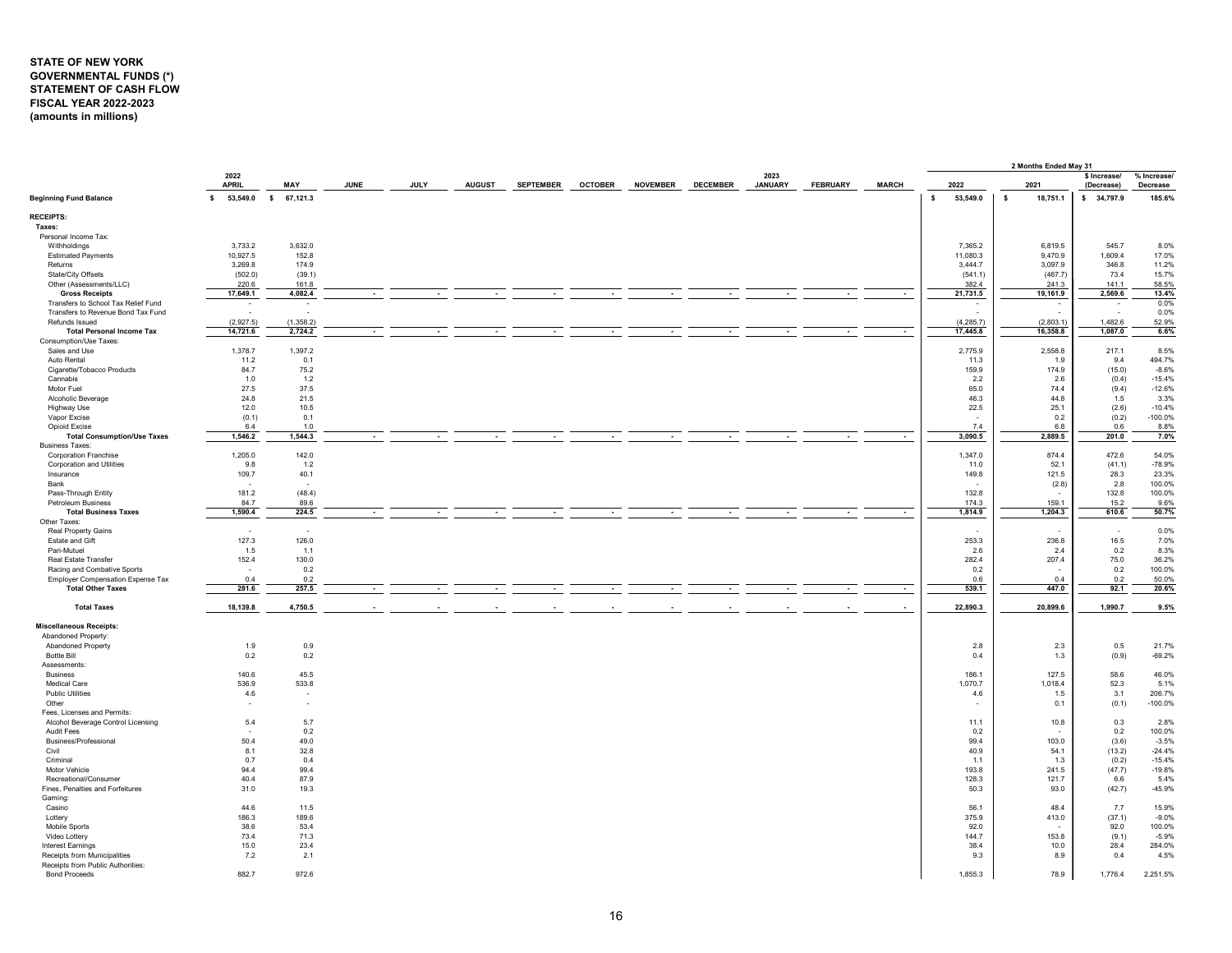**STATE OF NEW YORK**
**GOVERNMENTAL FUNDS (*)**
**STATEMENT OF CASH FLOW**
**FISCAL YEAR 2022-2023**
**(amounts in millions)**

| | 2022 APRIL | MAY | JUNE | JULY | AUGUST | SEPTEMBER | OCTOBER | NOVEMBER | DECEMBER | 2023 JANUARY | FEBRUARY | MARCH | 2 Months Ended May 31 2022 | 2021 | $ Increase/ (Decrease) | % Increase/ Decrease |
|---|---|---|---|---|---|---|---|---|---|---|---|---|---|---|---|---|
| **Beginning Fund Balance** | $ 53,549.0 | $ 67,121.3 | | | | | | | | | | | $ 53,549.0 | $ 18,751.1 | $ 34,797.9 | 185.6% |
| **RECEIPTS:** | | | | | | | | | | | | | | | | |
| **Taxes:** | | | | | | | | | | | | | | | | |
| Personal Income Tax: | | | | | | | | | | | | | | | | |
| Withholdings | 3,733.2 | 3,632.0 | | | | | | | | | | | 7,365.2 | 6,819.5 | 545.7 | 8.0% |
| Estimated Payments | 10,927.5 | 152.8 | | | | | | | | | | | 11,080.3 | 9,470.9 | 1,609.4 | 17.0% |
| Returns | 3,269.8 | 174.9 | | | | | | | | | | | 3,444.7 | 3,097.9 | 346.8 | 11.2% |
| State/City Offsets | (502.0) | (39.1) | | | | | | | | | | | (541.1) | (467.7) | 73.4 | 15.7% |
| Other (Assessments/LLC) | 220.6 | 161.8 | | | | | | | | | | | 382.4 | 241.3 | 141.1 | 58.5% |
| **Gross Receipts** | 17,649.1 | 4,082.4 | - | - | - | - | - | - | - | - | - | - | 21,731.5 | 19,161.9 | 2,569.6 | 13.4% |
| Transfers to School Tax Relief Fund | - | - | | | | | | | | | | | - | - | - | 0.0% |
| Transfers to Revenue Bond Tax Fund | - | - | | | | | | | | | | | - | - | - | 0.0% |
| Refunds Issued | (2,927.5) | (1,358.2) | | | | | | | | | | | (4,285.7) | (2,803.1) | 1,482.6 | 52.9% |
| **Total Personal Income Tax** | 14,721.6 | 2,724.2 | - | - | - | - | - | - | - | - | - | - | 17,445.8 | 16,358.8 | 1,087.0 | 6.6% |
| Consumption/Use Taxes: | | | | | | | | | | | | | | | | |
| Sales and Use | 1,378.7 | 1,397.2 | | | | | | | | | | | 2,775.9 | 2,558.8 | 217.1 | 8.5% |
| Auto Rental | 11.2 | 0.1 | | | | | | | | | | | 11.3 | 1.9 | 9.4 | 494.7% |
| Cigarette/Tobacco Products | 84.7 | 75.2 | | | | | | | | | | | 159.9 | 174.9 | (15.0) | -8.6% |
| Cannabis | 1.0 | 1.2 | | | | | | | | | | | 2.2 | 2.6 | (0.4) | -15.4% |
| Motor Fuel | 27.5 | 37.5 | | | | | | | | | | | 65.0 | 74.4 | (9.4) | -12.6% |
| Alcoholic Beverage | 24.8 | 21.5 | | | | | | | | | | | 46.3 | 44.8 | 1.5 | 3.3% |
| Highway Use | 12.0 | 10.5 | | | | | | | | | | | 22.5 | 25.1 | (2.6) | -10.4% |
| Vapor Excise | (0.1) | 0.1 | | | | | | | | | | | - | 0.2 | (0.2) | -100.0% |
| Opioid Excise | 6.4 | 1.0 | | | | | | | | | | | 7.4 | 6.8 | 0.6 | 8.8% |
| **Total Consumption/Use Taxes** | 1,546.2 | 1,544.3 | - | - | - | - | - | - | - | - | - | - | 3,090.5 | 2,889.5 | 201.0 | 7.0% |
| Business Taxes: | | | | | | | | | | | | | | | | |
| Corporation Franchise | 1,205.0 | 142.0 | | | | | | | | | | | 1,347.0 | 874.4 | 472.6 | 54.0% |
| Corporation and Utilities | 9.8 | 1.2 | | | | | | | | | | | 11.0 | 52.1 | (41.1) | -78.9% |
| Insurance | 109.7 | 40.1 | | | | | | | | | | | 149.8 | 121.5 | 28.3 | 23.3% |
| Bank | - | - | | | | | | | | | | | - | (2.8) | 2.8 | 100.0% |
| Pass-Through Entity | 181.2 | (48.4) | | | | | | | | | | | 132.8 | - | 132.8 | 100.0% |
| Petroleum Business | 84.7 | 89.6 | | | | | | | | | | | 174.3 | 159.1 | 15.2 | 9.6% |
| **Total Business Taxes** | 1,590.4 | 224.5 | - | - | - | - | - | - | - | - | - | - | 1,814.9 | 1,204.3 | 610.6 | 50.7% |
| Other Taxes: | | | | | | | | | | | | | | | | |
| Real Property Gains | - | - | | | | | | | | | | | - | - | - | 0.0% |
| Estate and Gift | 127.3 | 126.0 | | | | | | | | | | | 253.3 | 236.8 | 16.5 | 7.0% |
| Pari-Mutuel | 1.5 | 1.1 | | | | | | | | | | | 2.6 | 2.4 | 0.2 | 8.3% |
| Real Estate Transfer | 152.4 | 130.0 | | | | | | | | | | | 282.4 | 207.4 | 75.0 | 36.2% |
| Racing and Combative Sports | - | 0.2 | | | | | | | | | | | 0.2 | - | 0.2 | 100.0% |
| Employer Compensation Expense Tax | 0.4 | 0.2 | | | | | | | | | | | 0.6 | 0.4 | 0.2 | 50.0% |
| **Total Other Taxes** | 281.6 | 257.5 | - | - | - | - | - | - | - | - | - | - | 539.1 | 447.0 | 92.1 | 20.6% |
| **Total Taxes** | 18,139.8 | 4,750.5 | - | - | - | - | - | - | - | - | - | - | 22,890.3 | 20,899.6 | 1,990.7 | 9.5% |
| **Miscellaneous Receipts:** | | | | | | | | | | | | | | | | |
| Abandoned Property: | | | | | | | | | | | | | | | | |
| Abandoned Property | 1.9 | 0.9 | | | | | | | | | | | 2.8 | 2.3 | 0.5 | 21.7% |
| Bottle Bill | 0.2 | 0.2 | | | | | | | | | | | 0.4 | 1.3 | (0.9) | -69.2% |
| Assessments: | | | | | | | | | | | | | | | | |
| Business | 140.6 | 45.5 | | | | | | | | | | | 186.1 | 127.5 | 58.6 | 46.0% |
| Medical Care | 536.9 | 533.8 | | | | | | | | | | | 1,070.7 | 1,018.4 | 52.3 | 5.1% |
| Public Utilities | 4.6 | - | | | | | | | | | | | 4.6 | 1.5 | 3.1 | 206.7% |
| Other | - | - | | | | | | | | | | | - | 0.1 | (0.1) | -100.0% |
| Fees, Licenses and Permits: | | | | | | | | | | | | | | | | |
| Alcohol Beverage Control Licensing | 5.4 | 5.7 | | | | | | | | | | | 11.1 | 10.8 | 0.3 | 2.8% |
| Audit Fees | - | 0.2 | | | | | | | | | | | 0.2 | - | 0.2 | 100.0% |
| Business/Professional | 50.4 | 49.0 | | | | | | | | | | | 99.4 | 103.0 | (3.6) | -3.5% |
| Civil | 8.1 | 32.8 | | | | | | | | | | | 40.9 | 54.1 | (13.2) | -24.4% |
| Criminal | 0.7 | 0.4 | | | | | | | | | | | 1.1 | 1.3 | (0.2) | -15.4% |
| Motor Vehicle | 94.4 | 99.4 | | | | | | | | | | | 193.8 | 241.5 | (47.7) | -19.8% |
| Recreational/Consumer | 40.4 | 87.9 | | | | | | | | | | | 128.3 | 121.7 | 6.6 | 5.4% |
| Fines, Penalties and Forfeitures | 31.0 | 19.3 | | | | | | | | | | | 50.3 | 93.0 | (42.7) | -45.9% |
| Gaming: | | | | | | | | | | | | | | | | |
| Casino | 44.6 | 11.5 | | | | | | | | | | | 56.1 | 48.4 | 7.7 | 15.9% |
| Lottery | 186.3 | 189.6 | | | | | | | | | | | 375.9 | 413.0 | (37.1) | -9.0% |
| Mobile Sports | 38.6 | 53.4 | | | | | | | | | | | 92.0 | - | 92.0 | 100.0% |
| Video Lottery | 73.4 | 71.3 | | | | | | | | | | | 144.7 | 153.8 | (9.1) | -5.9% |
| Interest Earnings | 15.0 | 23.4 | | | | | | | | | | | 38.4 | 10.0 | 28.4 | 284.0% |
| Receipts from Municipalities | 7.2 | 2.1 | | | | | | | | | | | 9.3 | 8.9 | 0.4 | 4.5% |
| Receipts from Public Authorities: | | | | | | | | | | | | | | | | |
| Bond Proceeds | 882.7 | 972.6 | | | | | | | | | | | 1,855.3 | 78.9 | 1,776.4 | 2,251.5% |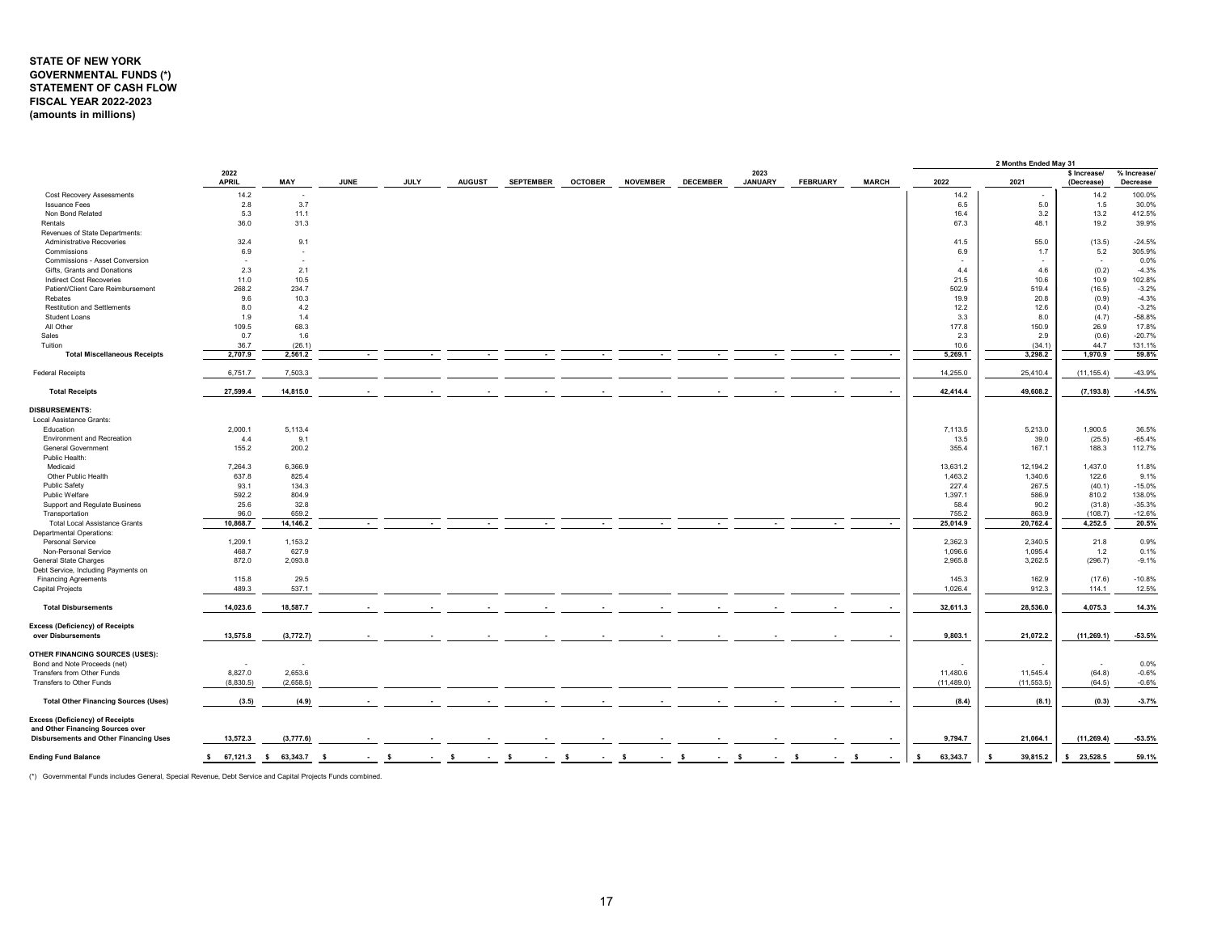**STATE OF NEW YORK**
**GOVERNMENTAL FUNDS (*)**
**STATEMENT OF CASH FLOW**
**FISCAL YEAR 2022-2023**
**(amounts in millions)**

| | 2022 APRIL | MAY | JUNE | JULY | AUGUST | SEPTEMBER | OCTOBER | NOVEMBER | DECEMBER | 2023 JANUARY | FEBRUARY | MARCH | 2 Months Ended May 31 2022 | 2021 | $ Increase/ (Decrease) | % Increase/ Decrease |
|---|---|---|---|---|---|---|---|---|---|---|---|---|---|---|---|---|
| Cost Recovery Assessments | 14.2 | - | | | | | | | | | | | 14.2 | - | 14.2 | 100.0% |
| Issuance Fees | 2.8 | 3.7 | | | | | | | | | | | 6.5 | 5.0 | 1.5 | 30.0% |
| Non Bond Related | 5.3 | 11.1 | | | | | | | | | | | 16.4 | 3.2 | 13.2 | 412.5% |
| Rentals | 36.0 | 31.3 | | | | | | | | | | | 67.3 | 48.1 | 19.2 | 39.9% |
| Revenues of State Departments: | | | | | | | | | | | | | | | | |
| Administrative Recoveries | 32.4 | 9.1 | | | | | | | | | | | 41.5 | 55.0 | (13.5) | -24.5% |
| Commissions | 6.9 | - | | | | | | | | | | | 6.9 | 1.7 | 5.2 | 305.9% |
| Commissions - Asset Conversion | - | - | | | | | | | | | | | - | - | - | 0.0% |
| Gifts, Grants and Donations | 2.3 | 2.1 | | | | | | | | | | | 4.4 | 4.6 | (0.2) | -4.3% |
| Indirect Cost Recoveries | 11.0 | 10.5 | | | | | | | | | | | 21.5 | 10.6 | 10.9 | 102.8% |
| Patient/Client Care Reimbursement | 268.2 | 234.7 | | | | | | | | | | | 502.9 | 519.4 | (16.5) | -3.2% |
| Rebates | 9.6 | 10.3 | | | | | | | | | | | 19.9 | 20.8 | (0.9) | -4.3% |
| Restitution and Settlements | 8.0 | 4.2 | | | | | | | | | | | 12.2 | 12.6 | (0.4) | -3.2% |
| Student Loans | 1.9 | 1.4 | | | | | | | | | | | 3.3 | 8.0 | (4.7) | -58.8% |
| All Other | 109.5 | 68.3 | | | | | | | | | | | 177.8 | 150.9 | 26.9 | 17.8% |
| Sales | 0.7 | 1.6 | | | | | | | | | | | 2.3 | 2.9 | (0.6) | -20.7% |
| Tuition | 36.7 | (26.1) | | | | | | | | | | | 10.6 | (34.1) | 44.7 | 131.1% |
| **Total Miscellaneous Receipts** | **2,707.9** | **2,561.2** | **-** | **-** | **-** | **-** | **-** | **-** | **-** | **-** | **-** | **-** | **5,269.1** | **3,298.2** | **1,970.9** | **59.8%** |
| Federal Receipts | 6,751.7 | 7,503.3 | | | | | | | | | | | 14,255.0 | 25,410.4 | (11,155.4) | -43.9% |
| **Total Receipts** | **27,599.4** | **14,815.0** | **-** | **-** | **-** | **-** | **-** | **-** | **-** | **-** | **-** | **-** | **42,414.4** | **49,608.2** | **(7,193.8)** | **-14.5%** |
| **DISBURSEMENTS:** | | | | | | | | | | | | | | | | |
| Local Assistance Grants: | | | | | | | | | | | | | | | | |
| Education | 2,000.1 | 5,113.4 | | | | | | | | | | | 7,113.5 | 5,213.0 | 1,900.5 | 36.5% |
| Environment and Recreation | 4.4 | 9.1 | | | | | | | | | | | 13.5 | 39.0 | (25.5) | -65.4% |
| General Government | 155.2 | 200.2 | | | | | | | | | | | 355.4 | 167.1 | 188.3 | 112.7% |
| Public Health: | | | | | | | | | | | | | | | | |
| Medicaid | 7,264.3 | 6,366.9 | | | | | | | | | | | 13,631.2 | 12,194.2 | 1,437.0 | 11.8% |
| Other Public Health | 637.8 | 825.4 | | | | | | | | | | | 1,463.2 | 1,340.6 | 122.6 | 9.1% |
| Public Safety | 93.1 | 134.3 | | | | | | | | | | | 227.4 | 267.5 | (40.1) | -15.0% |
| Public Welfare | 592.2 | 804.9 | | | | | | | | | | | 1,397.1 | 586.9 | 810.2 | 138.0% |
| Support and Regulate Business | 25.6 | 32.8 | | | | | | | | | | | 58.4 | 90.2 | (31.8) | -35.3% |
| Transportation | 96.0 | 659.2 | | | | | | | | | | | 755.2 | 863.9 | (108.7) | -12.6% |
| Total Local Assistance Grants | 10,868.7 | 14,146.2 | - | - | - | - | - | - | - | - | - | - | 25,014.9 | 20,762.4 | 4,252.5 | 20.5% |
| Departmental Operations: | | | | | | | | | | | | | | | | |
| Personal Service | 1,209.1 | 1,153.2 | | | | | | | | | | | 2,362.3 | 2,340.5 | 21.8 | 0.9% |
| Non-Personal Service | 468.7 | 627.9 | | | | | | | | | | | 1,096.6 | 1,095.4 | 1.2 | 0.1% |
| General State Charges | 872.0 | 2,093.8 | | | | | | | | | | | 2,965.8 | 3,262.5 | (296.7) | -9.1% |
| Debt Service, Including Payments on Financing Agreements | 115.8 | 29.5 | | | | | | | | | | | 145.3 | 162.9 | (17.6) | -10.8% |
| Capital Projects | 489.3 | 537.1 | | | | | | | | | | | 1,026.4 | 912.3 | 114.1 | 12.5% |
| **Total Disbursements** | **14,023.6** | **18,587.7** | **-** | **-** | **-** | **-** | **-** | **-** | **-** | **-** | **-** | **-** | **32,611.3** | **28,536.0** | **4,075.3** | **14.3%** |
| **Excess (Deficiency) of Receipts over Disbursements** | **13,575.8** | **(3,772.7)** | **-** | **-** | **-** | **-** | **-** | **-** | **-** | **-** | **-** | **-** | **9,803.1** | **21,072.2** | **(11,269.1)** | **-53.5%** |
| **OTHER FINANCING SOURCES (USES):** | | | | | | | | | | | | | | | | |
| Bond and Note Proceeds (net) | - | - | | | | | | | | | | | - | - | - | 0.0% |
| Transfers from Other Funds | 8,827.0 | 2,653.6 | | | | | | | | | | | 11,480.6 | 11,545.4 | (64.8) | -0.6% |
| Transfers to Other Funds | (8,830.5) | (2,658.5) | | | | | | | | | | | (11,489.0) | (11,553.5) | (64.5) | -0.6% |
| **Total Other Financing Sources (Uses)** | **(3.5)** | **(4.9)** | **-** | **-** | **-** | **-** | **-** | **-** | **-** | **-** | **-** | **-** | **(8.4)** | **(8.1)** | **(0.3)** | **-3.7%** |
| **Excess (Deficiency) of Receipts and Other Financing Sources over Disbursements and Other Financing Uses** | **13,572.3** | **(3,777.6)** | **-** | **-** | **-** | **-** | **-** | **-** | **-** | **-** | **-** | **-** | **9,794.7** | **21,064.1** | **(11,269.4)** | **-53.5%** |
| **Ending Fund Balance** | **$ 67,121.3** | **$ 63,343.7** | **$ -** | **$ -** | **$ -** | **$ -** | **$ -** | **$ -** | **$ -** | **$ -** | **$ -** | **$ -** | **$ 63,343.7** | **$ 39,815.2** | **$ 23,528.5** | **59.1%** |

(*) Governmental Funds includes General, Special Revenue, Debt Service and Capital Projects Funds combined.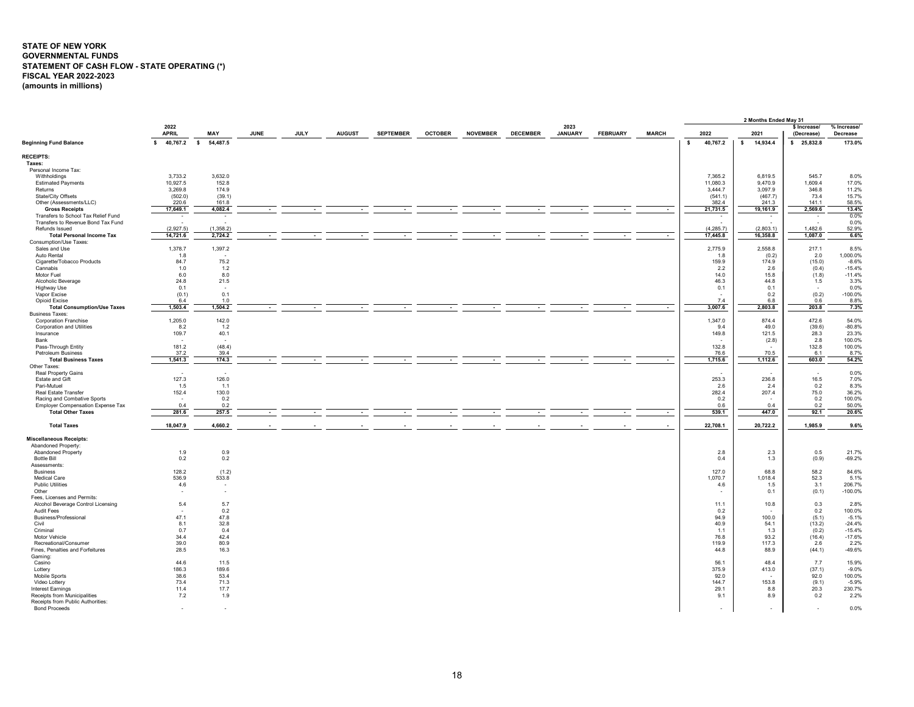**STATE OF NEW YORK**
**GOVERNMENTAL FUNDS**
**STATEMENT OF CASH FLOW - STATE OPERATING (*)**
**FISCAL YEAR 2022-2023**
**(amounts in millions)**

| | 2022 APRIL | MAY | JUNE | JULY | AUGUST | SEPTEMBER | OCTOBER | NOVEMBER | DECEMBER | 2023 JANUARY | FEBRUARY | MARCH | 2 Months Ended May 31 2022 | 2021 | $ Increase/ (Decrease) | % Increase/ Decrease |
|---|---|---|---|---|---|---|---|---|---|---|---|---|---|---|---|---|
| **Beginning Fund Balance** | $ 40,767.2 | $ 54,487.5 | | | | | | | | | | | $ 40,767.2 | $ 14,934.4 | $ 25,832.8 | 173.0% |
| **RECEIPTS:** | | | | | | | | | | | | | | | | |
| **Taxes:** | | | | | | | | | | | | | | | | |
| Personal Income Tax: | | | | | | | | | | | | | | | | |
| Withholdings | 3,733.2 | 3,632.0 | | | | | | | | | | | 7,365.2 | 6,819.5 | 545.7 | 8.0% |
| Estimated Payments | 10,927.5 | 152.8 | | | | | | | | | | | 11,080.3 | 9,470.9 | 1,609.4 | 17.0% |
| Returns | 3,269.8 | 174.9 | | | | | | | | | | | 3,444.7 | 3,097.9 | 346.8 | 11.2% |
| State/City Offsets | (502.0) | (39.1) | | | | | | | | | | | (541.1) | (467.7) | 73.4 | 15.7% |
| Other (Assessments/LLC) | 220.6 | 161.8 | | | | | | | | | | | 382.4 | 241.3 | 141.1 | 58.5% |
| **Gross Receipts** | 17,649.1 | 4,082.4 | - | - | - | - | - | - | - | - | - | - | 21,731.5 | 19,161.9 | 2,569.6 | 13.4% |
| Transfers to School Tax Relief Fund | - | - | | | | | | | | | | | - | - | - | 0.0% |
| Transfers to Revenue Bond Tax Fund | - | - | | | | | | | | | | | - | - | - | 0.0% |
| Refunds Issued | (2,927.5) | (1,358.2) | | | | | | | | | | | (4,285.7) | (2,803.1) | 1,482.6 | 52.9% |
| **Total Personal Income Tax** | 14,721.6 | 2,724.2 | - | - | - | - | - | - | - | - | - | - | 17,445.8 | 16,358.8 | 1,087.0 | 6.6% |
| Consumption/Use Taxes: | | | | | | | | | | | | | | | | |
| Sales and Use | 1,378.7 | 1,397.2 | | | | | | | | | | | 2,775.9 | 2,558.8 | 217.1 | 8.5% |
| Auto Rental | 1.8 | - | | | | | | | | | | | 1.8 | (0.2) | 2.0 | 1,000.0% |
| Cigarette/Tobacco Products | 84.7 | 75.2 | | | | | | | | | | | 159.9 | 174.9 | (15.0) | -8.6% |
| Cannabis | 1.0 | 1.2 | | | | | | | | | | | 2.2 | 2.6 | (0.4) | -15.4% |
| Motor Fuel | 6.0 | 8.0 | | | | | | | | | | | 14.0 | 15.8 | (1.8) | -11.4% |
| Alcoholic Beverage | 24.8 | 21.5 | | | | | | | | | | | 46.3 | 44.8 | 1.5 | 3.3% |
| Highway Use | 0.1 | - | | | | | | | | | | | 0.1 | 0.1 | - | 0.0% |
| Vapor Excise | (0.1) | 0.1 | | | | | | | | | | | - | 0.2 | (0.2) | -100.0% |
| Opioid Excise | 6.4 | 1.0 | | | | | | | | | | | 7.4 | 6.8 | 0.6 | 8.8% |
| **Total Consumption/Use Taxes** | 1,503.4 | 1,504.2 | - | - | - | - | - | - | - | - | - | - | 3,007.6 | 2,803.8 | 203.8 | 7.3% |
| Business Taxes: | | | | | | | | | | | | | | | | |
| Corporation Franchise | 1,205.0 | 142.0 | | | | | | | | | | | 1,347.0 | 874.4 | 472.6 | 54.0% |
| Corporation and Utilities | 8.2 | 1.2 | | | | | | | | | | | 9.4 | 49.0 | (39.6) | -80.8% |
| Insurance | 109.7 | 40.1 | | | | | | | | | | | 149.8 | 121.5 | 28.3 | 23.3% |
| Bank | - | - | | | | | | | | | | | - | (2.8) | 2.8 | 100.0% |
| Pass-Through Entity | 181.2 | (48.4) | | | | | | | | | | | 132.8 | - | 132.8 | 100.0% |
| Petroleum Business | 37.2 | 39.4 | | | | | | | | | | | 76.6 | 70.5 | 6.1 | 8.7% |
| **Total Business Taxes** | 1,541.3 | 174.3 | - | - | - | - | - | - | - | - | - | - | 1,715.6 | 1,112.6 | 603.0 | 54.2% |
| Other Taxes: | | | | | | | | | | | | | | | | |
| Real Property Gains | - | - | | | | | | | | | | | - | - | - | 0.0% |
| Estate and Gift | 127.3 | 126.0 | | | | | | | | | | | 253.3 | 236.8 | 16.5 | 7.0% |
| Pari-Mutuel | 1.5 | 1.1 | | | | | | | | | | | 2.6 | 2.4 | 0.2 | 8.3% |
| Real Estate Transfer | 152.4 | 130.0 | | | | | | | | | | | 282.4 | 207.4 | 75.0 | 36.2% |
| Racing and Combative Sports | - | 0.2 | | | | | | | | | | | 0.2 | - | 0.2 | 100.0% |
| Employer Compensation Expense Tax | 0.4 | 0.2 | | | | | | | | | | | 0.6 | 0.4 | 0.2 | 50.0% |
| **Total Other Taxes** | 281.6 | 257.5 | - | - | - | - | - | - | - | - | - | - | 539.1 | 447.0 | 92.1 | 20.6% |
| **Total Taxes** | 18,047.9 | 4,660.2 | - | - | - | - | - | - | - | - | - | - | 22,708.1 | 20,722.2 | 1,985.9 | 9.6% |
| **Miscellaneous Receipts:** | | | | | | | | | | | | | | | | |
| Abandoned Property: | | | | | | | | | | | | | | | | |
| Abandoned Property | 1.9 | 0.9 | | | | | | | | | | | 2.8 | 2.3 | 0.5 | 21.7% |
| Bottle Bill | 0.2 | 0.2 | | | | | | | | | | | 0.4 | 1.3 | (0.9) | -69.2% |
| Assessments: | | | | | | | | | | | | | | | | |
| Business | 128.2 | (1.2) | | | | | | | | | | | 127.0 | 68.8 | 58.2 | 84.6% |
| Medical Care | 536.9 | 533.8 | | | | | | | | | | | 1,070.7 | 1,018.4 | 52.3 | 5.1% |
| Public Utilities | 4.6 | - | | | | | | | | | | | 4.6 | 1.5 | 3.1 | 206.7% |
| Other | - | - | | | | | | | | | | | - | 0.1 | (0.1) | -100.0% |
| Fees, Licenses and Permits: | | | | | | | | | | | | | | | | |
| Alcohol Beverage Control Licensing | 5.4 | 5.7 | | | | | | | | | | | 11.1 | 10.8 | 0.3 | 2.8% |
| Audit Fees | - | 0.2 | | | | | | | | | | | 0.2 | - | 0.2 | 100.0% |
| Business/Professional | 47.1 | 47.8 | | | | | | | | | | | 94.9 | 100.0 | (5.1) | -5.1% |
| Civil | 8.1 | 32.8 | | | | | | | | | | | 40.9 | 54.1 | (13.2) | -24.4% |
| Criminal | 0.7 | 0.4 | | | | | | | | | | | 1.1 | 1.3 | (0.2) | -15.4% |
| Motor Vehicle | 34.4 | 42.4 | | | | | | | | | | | 76.8 | 93.2 | (16.4) | -17.6% |
| Recreational/Consumer | 39.0 | 80.9 | | | | | | | | | | | 119.9 | 117.3 | 2.6 | 2.2% |
| Fines, Penalties and Forfeitures | 28.5 | 16.3 | | | | | | | | | | | 44.8 | 88.9 | (44.1) | -49.6% |
| Gaming: | | | | | | | | | | | | | | | | |
| Casino | 44.6 | 11.5 | | | | | | | | | | | 56.1 | 48.4 | 7.7 | 15.9% |
| Lottery | 186.3 | 189.6 | | | | | | | | | | | 375.9 | 413.0 | (37.1) | -9.0% |
| Mobile Sports | 38.6 | 53.4 | | | | | | | | | | | 92.0 | - | 92.0 | 100.0% |
| Video Lottery | 73.4 | 71.3 | | | | | | | | | | | 144.7 | 153.8 | (9.1) | -5.9% |
| Interest Earnings | 11.4 | 17.7 | | | | | | | | | | | 29.1 | 8.8 | 20.3 | 230.7% |
| Receipts from Municipalities | 7.2 | 1.9 | | | | | | | | | | | 9.1 | 8.9 | 0.2 | 2.2% |
| Receipts from Public Authorities: | | | | | | | | | | | | | | | | |
| Bond Proceeds | - | - | | | | | | | | | | | - | - | - | 0.0% |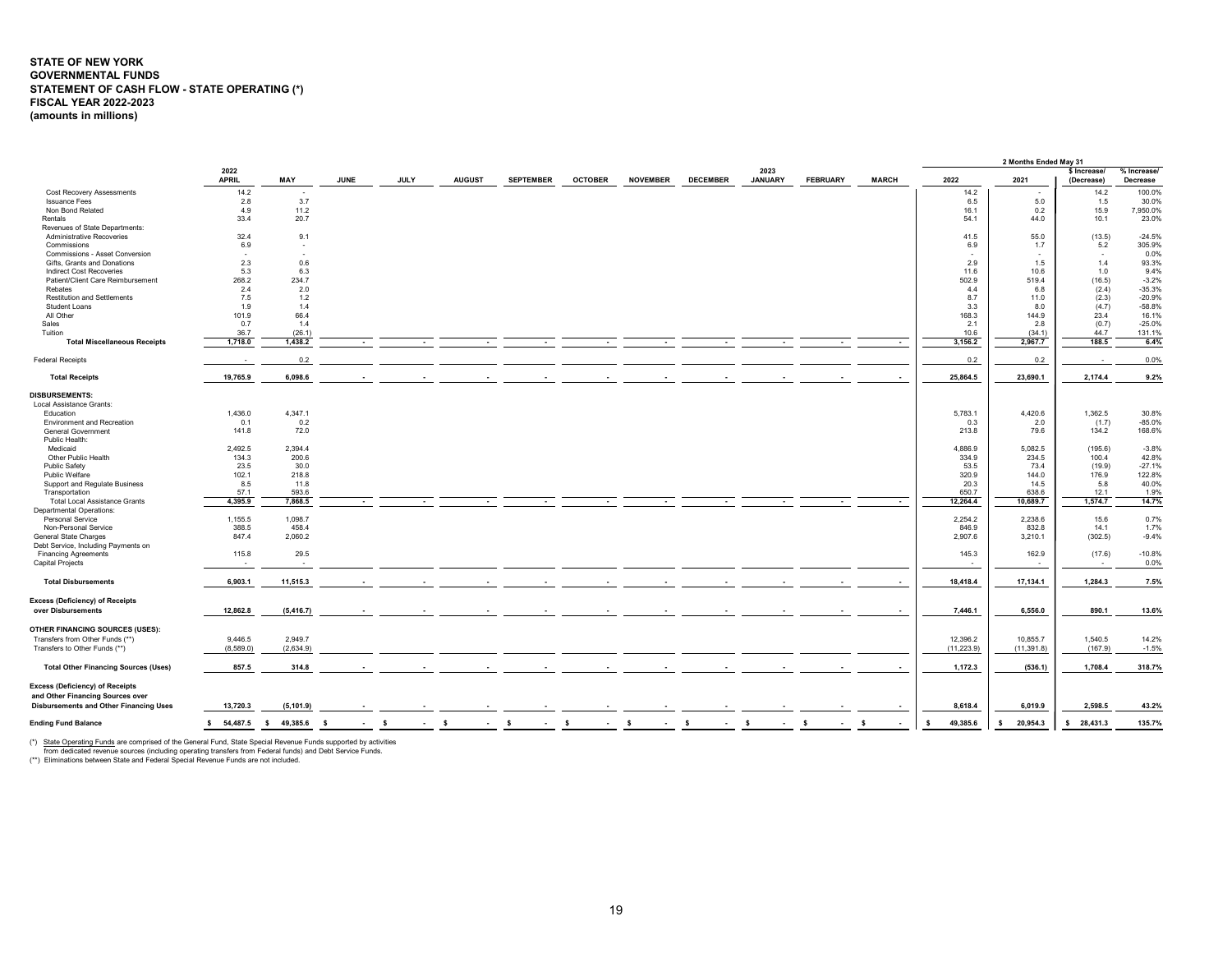**STATE OF NEW YORK**
**GOVERNMENTAL FUNDS**
**STATEMENT OF CASH FLOW - STATE OPERATING (*)**
**FISCAL YEAR 2022-2023**
**(amounts in millions)**

| | 2022 APRIL | MAY | JUNE | JULY | AUGUST | SEPTEMBER | OCTOBER | NOVEMBER | DECEMBER | 2023 JANUARY | FEBRUARY | MARCH | 2 Months Ended May 31 2022 | 2021 | $ Increase/ (Decrease) | % Increase/ Decrease |
|---|---|---|---|---|---|---|---|---|---|---|---|---|---|---|---|---|
| Cost Recovery Assessments | 14.2 | - | | | | | | | | | | | 14.2 | - | 14.2 | 100.0% |
| Issuance Fees | 2.8 | 3.7 | | | | | | | | | | | 6.5 | 5.0 | 1.5 | 30.0% |
| Non Bond Related | 4.9 | 11.2 | | | | | | | | | | | 16.1 | 0.2 | 15.9 | 7,950.0% |
| Rentals | 33.4 | 20.7 | | | | | | | | | | | 54.1 | 44.0 | 10.1 | 23.0% |
| Revenues of State Departments: | | | | | | | | | | | | | | | | |
| Administrative Recoveries | 32.4 | 9.1 | | | | | | | | | | | 41.5 | 55.0 | (13.5) | -24.5% |
| Commissions | 6.9 | - | | | | | | | | | | | 6.9 | 1.7 | 5.2 | 305.9% |
| Commissions - Asset Conversion | - | - | | | | | | | | | | | - | - | - | 0.0% |
| Gifts, Grants and Donations | 2.3 | 0.6 | | | | | | | | | | | 2.9 | 1.5 | 1.4 | 93.3% |
| Indirect Cost Recoveries | 5.3 | 6.3 | | | | | | | | | | | 11.6 | 10.6 | 1.0 | 9.4% |
| Patient/Client Care Reimbursement | 268.2 | 234.7 | | | | | | | | | | | 502.9 | 519.4 | (16.5) | -3.2% |
| Rebates | 2.4 | 2.0 | | | | | | | | | | | 4.4 | 6.8 | (2.4) | -35.3% |
| Restitution and Settlements | 7.5 | 1.2 | | | | | | | | | | | 8.7 | 11.0 | (2.3) | -20.9% |
| Student Loans | 1.9 | 1.4 | | | | | | | | | | | 3.3 | 8.0 | (4.7) | -58.8% |
| All Other | 101.9 | 66.4 | | | | | | | | | | | 168.3 | 144.9 | 23.4 | 16.1% |
| Sales | 0.7 | 1.4 | | | | | | | | | | | 2.1 | 2.8 | (0.7) | -25.0% |
| Tuition | 36.7 | (26.1) | | | | | | | | | | | 10.6 | (34.1) | 44.7 | 131.1% |
| **Total Miscellaneous Receipts** | **1,718.0** | **1,438.2** | **-** | **-** | **-** | **-** | **-** | **-** | **-** | **-** | **-** | **-** | **3,156.2** | **2,967.7** | **188.5** | **6.4%** |
| Federal Receipts | - | 0.2 | | | | | | | | | | | 0.2 | 0.2 | - | 0.0% |
| **Total Receipts** | **19,765.9** | **6,098.6** | **-** | **-** | **-** | **-** | **-** | **-** | **-** | **-** | **-** | **-** | **25,864.5** | **23,690.1** | **2,174.4** | **9.2%** |
| **DISBURSEMENTS:** | | | | | | | | | | | | | | | | |
| Local Assistance Grants: | | | | | | | | | | | | | | | | |
| Education | 1,436.0 | 4,347.1 | | | | | | | | | | | 5,783.1 | 4,420.6 | 1,362.5 | 30.8% |
| Environment and Recreation | 0.1 | 0.2 | | | | | | | | | | | 0.3 | 2.0 | (1.7) | -85.0% |
| General Government | 141.8 | 72.0 | | | | | | | | | | | 213.8 | 79.6 | 134.2 | 168.6% |
| Public Health: | | | | | | | | | | | | | | | | |
| Medicaid | 2,492.5 | 2,394.4 | | | | | | | | | | | 4,886.9 | 5,082.5 | (195.6) | -3.8% |
| Other Public Health | 134.3 | 200.6 | | | | | | | | | | | 334.9 | 234.5 | 100.4 | 42.8% |
| Public Safety | 23.5 | 30.0 | | | | | | | | | | | 53.5 | 73.4 | (19.9) | -27.1% |
| Public Welfare | 102.1 | 218.8 | | | | | | | | | | | 320.9 | 144.0 | 176.9 | 122.8% |
| Support and Regulate Business | 8.5 | 11.8 | | | | | | | | | | | 20.3 | 14.5 | 5.8 | 40.0% |
| Transportation | 57.1 | 593.6 | | | | | | | | | | | 650.7 | 638.6 | 12.1 | 1.9% |
| Total Local Assistance Grants | 4,395.9 | 7,868.5 | - | - | - | - | - | - | - | - | - | - | 12,264.4 | 10,689.7 | 1,574.7 | 14.7% |
| Departmental Operations: | | | | | | | | | | | | | | | | |
| Personal Service | 1,155.5 | 1,098.7 | | | | | | | | | | | 2,254.2 | 2,238.6 | 15.6 | 0.7% |
| Non-Personal Service | 388.5 | 458.4 | | | | | | | | | | | 846.9 | 832.8 | 14.1 | 1.7% |
| General State Charges | 847.4 | 2,060.2 | | | | | | | | | | | 2,907.6 | 3,210.1 | (302.5) | -9.4% |
| Debt Service, Including Payments on Financing Agreements | 115.8 | 29.5 | | | | | | | | | | | 145.3 | 162.9 | (17.6) | -10.8% |
| Capital Projects | - | - | | | | | | | | | | | - | - | - | 0.0% |
| **Total Disbursements** | **6,903.1** | **11,515.3** | **-** | **-** | **-** | **-** | **-** | **-** | **-** | **-** | **-** | **-** | **18,418.4** | **17,134.1** | **1,284.3** | **7.5%** |
| **Excess (Deficiency) of Receipts over Disbursements** | **12,862.8** | **(5,416.7)** | **-** | **-** | **-** | **-** | **-** | **-** | **-** | **-** | **-** | **-** | **7,446.1** | **6,556.0** | **890.1** | **13.6%** |
| **OTHER FINANCING SOURCES (USES):** | | | | | | | | | | | | | | | | |
| Transfers from Other Funds (**) | 9,446.5 | 2,949.7 | | | | | | | | | | | 12,396.2 | 10,855.7 | 1,540.5 | 14.2% |
| Transfers to Other Funds (**) | (8,589.0) | (2,634.9) | | | | | | | | | | | (11,223.9) | (11,391.8) | (167.9) | -1.5% |
| **Total Other Financing Sources (Uses)** | **857.5** | **314.8** | **-** | **-** | **-** | **-** | **-** | **-** | **-** | **-** | **-** | **-** | **1,172.3** | **(536.1)** | **1,708.4** | **318.7%** |
| **Excess (Deficiency) of Receipts and Other Financing Sources over Disbursements and Other Financing Uses** | **13,720.3** | **(5,101.9)** | **-** | **-** | **-** | **-** | **-** | **-** | **-** | **-** | **-** | **-** | **8,618.4** | **6,019.9** | **2,598.5** | **43.2%** |
| **Ending Fund Balance** | **$ 54,487.5** | **$ 49,385.6** | **$ -** | **$ -** | **$ -** | **$ -** | **$ -** | **$ -** | **$ -** | **$ -** | **$ -** | **$ -** | **$ 49,385.6** | **$ 20,954.3** | **$ 28,431.3** | **135.7%** |

(*) State Operating Funds are comprised of the General Fund, State Special Revenue Funds supported by activities from dedicated revenue sources (including operating transfers from Federal funds) and Debt Service Funds.
(**) Eliminations between State and Federal Special Revenue Funds are not included.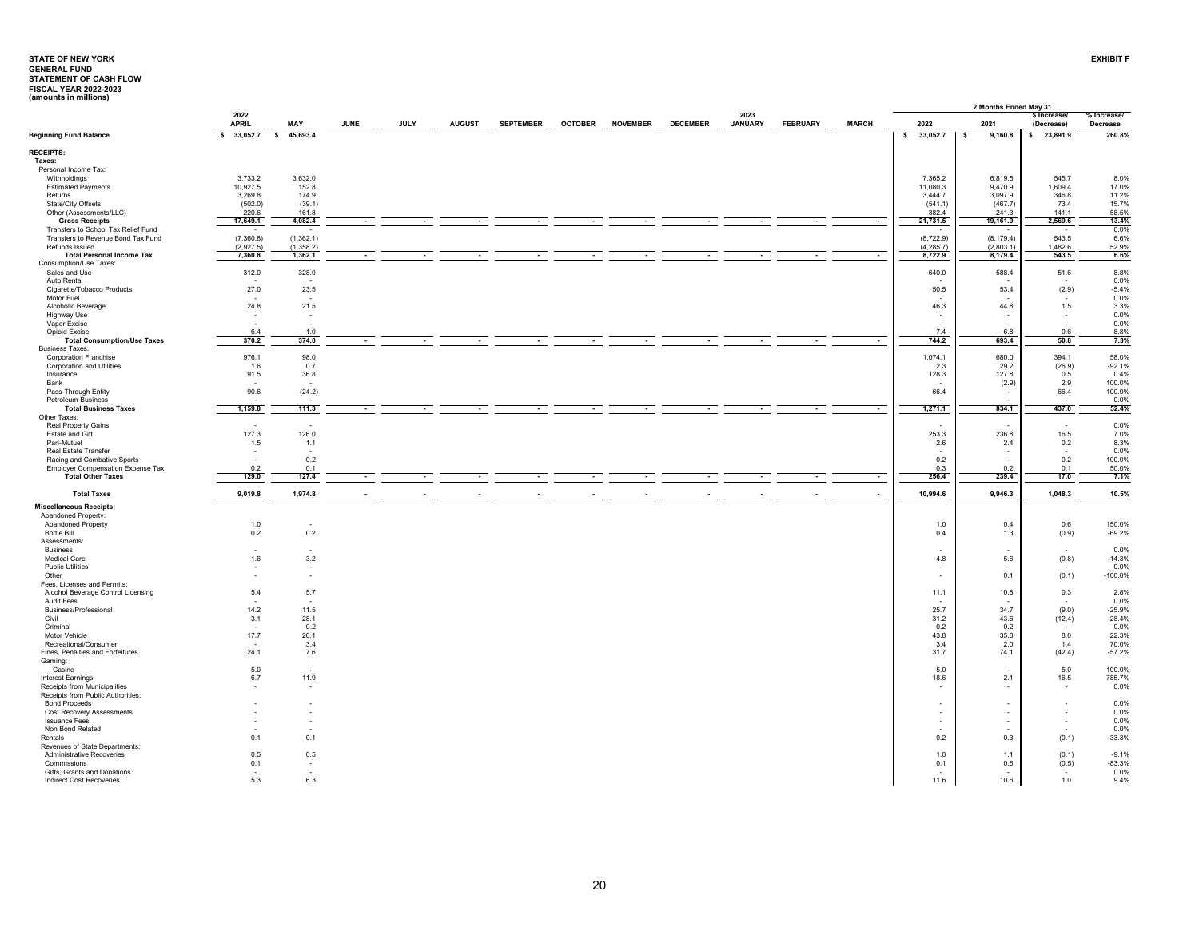**STATE OF NEW YORK**
**GENERAL FUND**
**STATEMENT OF CASH FLOW**
**FISCAL YEAR 2022-2023**
**(amounts in millions)**

**EXHIBIT F**

| | 2022 APRIL | MAY | JUNE | JULY | AUGUST | SEPTEMBER | OCTOBER | NOVEMBER | DECEMBER | 2023 JANUARY | FEBRUARY | MARCH | 2 Months Ended May 31 2022 | 2021 | $ Increase/ (Decrease) | % Increase/ Decrease |
|---|---|---|---|---|---|---|---|---|---|---|---|---|---|---|---|---|
| **Beginning Fund Balance** | $ 33,052.7 | $ 45,693.4 | | | | | | | | | | | $ 33,052.7 | $ 9,160.8 | $ 23,891.9 | 260.8% |
| **RECEIPTS:** | | | | | | | | | | | | | | | | |
| **Taxes:** | | | | | | | | | | | | | | | | |
| Personal Income Tax: | | | | | | | | | | | | | | | | |
| Withholdings | 3,733.2 | 3,632.0 | | | | | | | | | | | 7,365.2 | 6,819.5 | 545.7 | 8.0% |
| Estimated Payments | 10,927.5 | 152.8 | | | | | | | | | | | 11,080.3 | 9,470.9 | 1,609.4 | 17.0% |
| Returns | 3,269.8 | 174.9 | | | | | | | | | | | 3,444.7 | 3,097.9 | 346.8 | 11.2% |
| State/City Offsets | (502.0) | (39.1) | | | | | | | | | | | (541.1) | (467.7) | 73.4 | 15.7% |
| Other (Assessments/LLC) | 220.6 | 161.8 | | | | | | | | | | | 382.4 | 241.3 | 141.1 | 58.5% |
| **Gross Receipts** | 17,649.1 | 4,082.4 | - | - | - | - | - | - | - | - | - | - | 21,731.5 | 19,161.9 | 2,569.6 | 13.4% |
| Transfers to School Tax Relief Fund | - | - | | | | | | | | | | | - | - | - | 0.0% |
| Transfers to Revenue Bond Tax Fund | (7,360.8) | (1,362.1) | | | | | | | | | | | (8,722.9) | (8,179.4) | 543.5 | 6.6% |
| Refunds Issued | (2,927.5) | (1,358.2) | | | | | | | | | | | (4,285.7) | (2,803.1) | 1,482.6 | 52.9% |
| **Total Personal Income Tax** | 7,360.8 | 1,362.1 | - | - | - | - | - | - | - | - | - | - | 8,722.9 | 8,179.4 | 543.5 | 6.6% |
| Consumption/Use Taxes: | | | | | | | | | | | | | | | | |
| Sales and Use | 312.0 | 328.0 | | | | | | | | | | | 640.0 | 588.4 | 51.6 | 8.8% |
| Auto Rental | - | - | | | | | | | | | | | - | - | - | 0.0% |
| Cigarette/Tobacco Products | 27.0 | 23.5 | | | | | | | | | | | 50.5 | 53.4 | (2.9) | -5.4% |
| Motor Fuel | - | - | | | | | | | | | | | - | - | - | 0.0% |
| Alcoholic Beverage | 24.8 | 21.5 | | | | | | | | | | | 46.3 | 44.8 | 1.5 | 3.3% |
| Highway Use | - | - | | | | | | | | | | | - | - | - | 0.0% |
| Vapor Excise | - | - | | | | | | | | | | | - | - | - | 0.0% |
| Opioid Excise | 6.4 | 1.0 | | | | | | | | | | | 7.4 | 6.8 | 0.6 | 8.8% |
| **Total Consumption/Use Taxes** | 370.2 | 374.0 | - | - | - | - | - | - | - | - | - | - | 744.2 | 693.4 | 50.8 | 7.3% |
| Business Taxes: | | | | | | | | | | | | | | | | |
| Corporation Franchise | 976.1 | 98.0 | | | | | | | | | | | 1,074.1 | 680.0 | 394.1 | 58.0% |
| Corporation and Utilities | 1.6 | 0.7 | | | | | | | | | | | 2.3 | 29.2 | (26.9) | -92.1% |
| Insurance | 91.5 | 36.8 | | | | | | | | | | | 128.3 | 127.8 | 0.5 | 0.4% |
| Bank | - | - | | | | | | | | | | | - | (2.9) | 2.9 | 100.0% |
| Pass-Through Entity | 90.6 | (24.2) | | | | | | | | | | | 66.4 | - | 66.4 | 100.0% |
| Petroleum Business | - | - | | | | | | | | | | | - | - | - | 0.0% |
| **Total Business Taxes** | 1,159.8 | 111.3 | - | - | - | - | - | - | - | - | - | - | 1,271.1 | 834.1 | 437.0 | 52.4% |
| Other Taxes: | | | | | | | | | | | | | | | | |
| Real Property Gains | - | - | | | | | | | | | | | - | - | - | 0.0% |
| Estate and Gift | 127.3 | 126.0 | | | | | | | | | | | 253.3 | 236.8 | 16.5 | 7.0% |
| Pari-Mutuel | 1.5 | 1.1 | | | | | | | | | | | 2.6 | 2.4 | 0.2 | 8.3% |
| Real Estate Transfer | - | - | | | | | | | | | | | - | - | - | 0.0% |
| Racing and Combative Sports | - | 0.2 | | | | | | | | | | | 0.2 | - | 0.2 | 100.0% |
| Employer Compensation Expense Tax | 0.2 | 0.1 | | | | | | | | | | | 0.3 | 0.2 | 0.1 | 50.0% |
| **Total Other Taxes** | 129.0 | 127.4 | - | - | - | - | - | - | - | - | - | - | 256.4 | 239.4 | 17.0 | 7.1% |
| **Total Taxes** | 9,019.8 | 1,974.8 | - | - | - | - | - | - | - | - | - | - | 10,994.6 | 9,946.3 | 1,048.3 | 10.5% |
| **Miscellaneous Receipts:** | | | | | | | | | | | | | | | | |
| Abandoned Property: | | | | | | | | | | | | | | | | |
| Abandoned Property | 1.0 | - | | | | | | | | | | | 1.0 | 0.4 | 0.6 | 150.0% |
| Bottle Bill | 0.2 | 0.2 | | | | | | | | | | | 0.4 | 1.3 | (0.9) | -69.2% |
| Assessments: | | | | | | | | | | | | | | | | |
| Business | - | - | | | | | | | | | | | - | - | - | 0.0% |
| Medical Care | 1.6 | 3.2 | | | | | | | | | | | 4.8 | 5.6 | (0.8) | -14.3% |
| Public Utilities | - | - | | | | | | | | | | | - | - | - | 0.0% |
| Other | - | - | | | | | | | | | | | - | 0.1 | (0.1) | -100.0% |
| Fees, Licenses and Permits: | | | | | | | | | | | | | | | | |
| Alcohol Beverage Control Licensing | 5.4 | 5.7 | | | | | | | | | | | 11.1 | 10.8 | 0.3 | 2.8% |
| Audit Fees | - | - | | | | | | | | | | | - | - | - | 0.0% |
| Business/Professional | 14.2 | 11.5 | | | | | | | | | | | 25.7 | 34.7 | (9.0) | -25.9% |
| Civil | 3.1 | 28.1 | | | | | | | | | | | 31.2 | 43.6 | (12.4) | -28.4% |
| Criminal | - | 0.2 | | | | | | | | | | | 0.2 | 0.2 | - | 0.0% |
| Motor Vehicle | 17.7 | 26.1 | | | | | | | | | | | 43.8 | 35.8 | 8.0 | 22.3% |
| Recreational/Consumer | - | 3.4 | | | | | | | | | | | 3.4 | 2.0 | 1.4 | 70.0% |
| Fines, Penalties and Forfeitures | 24.1 | 7.6 | | | | | | | | | | | 31.7 | 74.1 | (42.4) | -57.2% |
| Gaming: | | | | | | | | | | | | | | | | |
| Casino | 5.0 | - | | | | | | | | | | | 5.0 | - | 5.0 | 100.0% |
| Interest Earnings | 6.7 | 11.9 | | | | | | | | | | | 18.6 | 2.1 | 16.5 | 785.7% |
| Receipts from Municipalities | - | - | | | | | | | | | | | - | - | - | 0.0% |
| Receipts from Public Authorities: | | | | | | | | | | | | | | | | |
| Bond Proceeds | - | - | | | | | | | | | | | - | - | - | 0.0% |
| Cost Recovery Assessments | - | - | | | | | | | | | | | - | - | - | 0.0% |
| Issuance Fees | - | - | | | | | | | | | | | - | - | - | 0.0% |
| Non Bond Related | - | - | | | | | | | | | | | - | - | - | 0.0% |
| Rentals | 0.1 | 0.1 | | | | | | | | | | | 0.2 | 0.3 | (0.1) | -33.3% |
| Revenues of State Departments: | | | | | | | | | | | | | | | | |
| Administrative Recoveries | 0.5 | 0.5 | | | | | | | | | | | 1.0 | 1.1 | (0.1) | -9.1% |
| Commissions | 0.1 | - | | | | | | | | | | | 0.1 | 0.6 | (0.5) | -83.3% |
| Gifts, Grants and Donations | - | - | | | | | | | | | | | - | - | - | 0.0% |
| Indirect Cost Recoveries | 5.3 | 6.3 | | | | | | | | | | | 11.6 | 10.6 | 1.0 | 9.4% |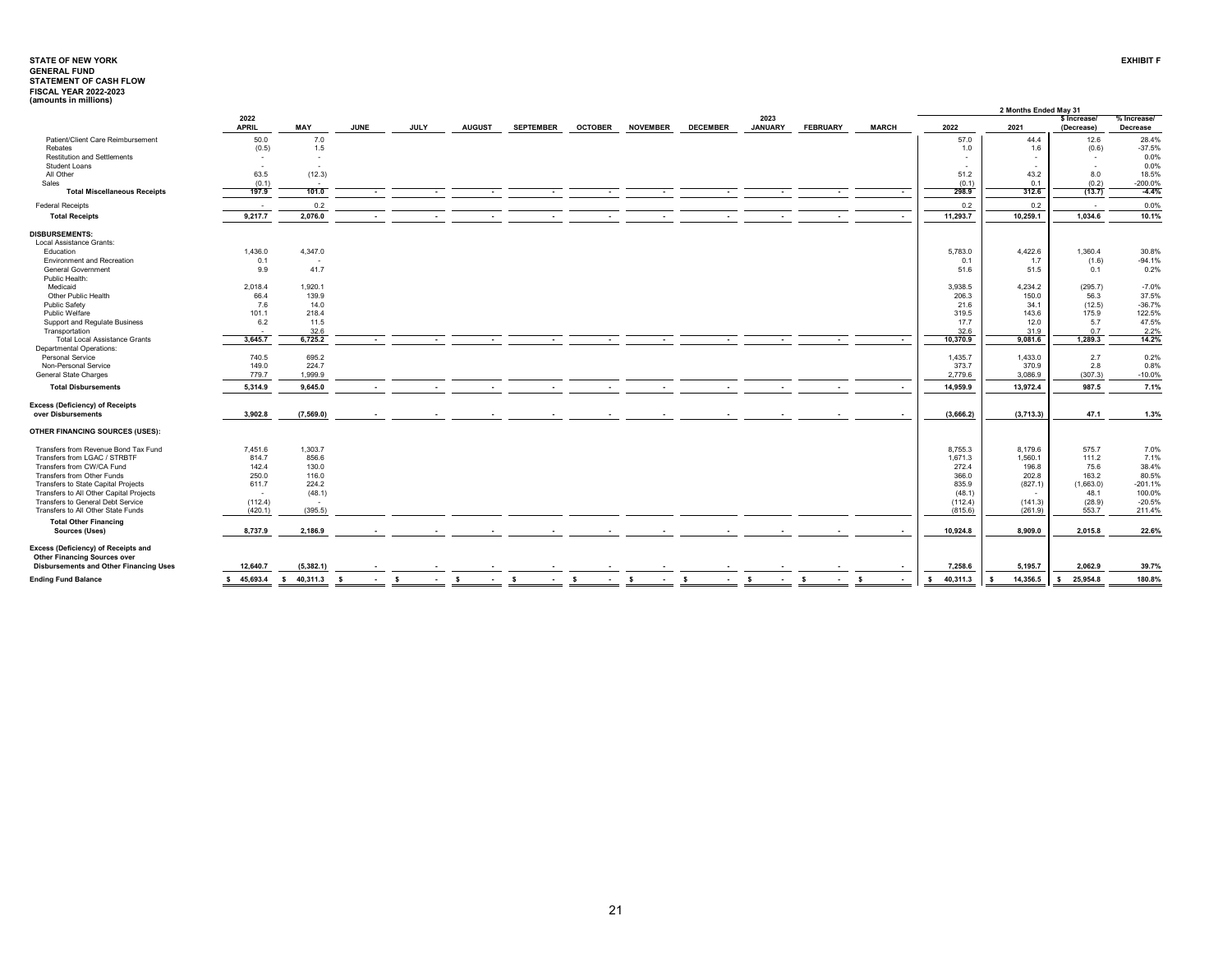**STATE OF NEW YORK**
**GENERAL FUND**
**STATEMENT OF CASH FLOW**
**FISCAL YEAR 2022-2023**
**(amounts in millions)**

**EXHIBIT F**

| | 2022 APRIL | MAY | JUNE | JULY | AUGUST | SEPTEMBER | OCTOBER | NOVEMBER | DECEMBER | 2023 JANUARY | FEBRUARY | MARCH | 2 Months Ended May 31 2022 | 2021 | $ Increase/ (Decrease) | % Increase/ Decrease |
|---|---|---|---|---|---|---|---|---|---|---|---|---|---|---|---|---|
| Patient/Client Care Reimbursement | 50.0 | 7.0 | | | | | | | | | | | 57.0 | 44.4 | 12.6 | 28.4% |
| Rebates | (0.5) | 1.5 | | | | | | | | | | | 1.0 | 1.6 | (0.6) | -37.5% |
| Restitution and Settlements | - | - | | | | | | | | | | | - | - | - | 0.0% |
| Student Loans | - | - | | | | | | | | | | | - | - | - | 0.0% |
| All Other | 63.5 | (12.3) | | | | | | | | | | | 51.2 | 43.2 | 8.0 | 18.5% |
| Sales | (0.1) | - | | | | | | | | | | | (0.1) | 0.1 | (0.2) | -200.0% |
| **Total Miscellaneous Receipts** | 197.9 | 101.0 | - | - | - | - | - | - | - | - | - | - | 298.9 | 312.6 | (13.7) | -4.4% |
| Federal Receipts | - | 0.2 | | | | | | | | | | | 0.2 | 0.2 | - | 0.0% |
| **Total Receipts** | 9,217.7 | 2,076.0 | - | - | - | - | - | - | - | - | - | - | 11,293.7 | 10,259.1 | 1,034.6 | 10.1% |
| **DISBURSEMENTS:** | | | | | | | | | | | | | | | | |
| Local Assistance Grants: | | | | | | | | | | | | | | | | |
| Education | 1,436.0 | 4,347.0 | | | | | | | | | | | 5,783.0 | 4,422.6 | 1,360.4 | 30.8% |
| Environment and Recreation | 0.1 | - | | | | | | | | | | | 0.1 | 1.7 | (1.6) | -94.1% |
| General Government | 9.9 | 41.7 | | | | | | | | | | | 51.6 | 51.5 | 0.1 | 0.2% |
| Public Health: | | | | | | | | | | | | | | | | |
| Medicaid | 2,018.4 | 1,920.1 | | | | | | | | | | | 3,938.5 | 4,234.2 | (295.7) | -7.0% |
| Other Public Health | 66.4 | 139.9 | | | | | | | | | | | 206.3 | 150.0 | 56.3 | 37.5% |
| Public Safety | 7.6 | 14.0 | | | | | | | | | | | 21.6 | 34.1 | (12.5) | -36.7% |
| Public Welfare | 101.1 | 218.4 | | | | | | | | | | | 319.5 | 143.6 | 175.9 | 122.5% |
| Support and Regulate Business | 6.2 | 11.5 | | | | | | | | | | | 17.7 | 12.0 | 5.7 | 47.5% |
| Transportation | - | 32.6 | | | | | | | | | | | 32.6 | 31.9 | 0.7 | 2.2% |
| Total Local Assistance Grants | 3,645.7 | 6,725.2 | - | - | - | - | - | - | - | - | - | - | 10,370.9 | 9,081.6 | 1,289.3 | 14.2% |
| Departmental Operations: | | | | | | | | | | | | | | | | |
| Personal Service | 740.5 | 695.2 | | | | | | | | | | | 1,435.7 | 1,433.0 | 2.7 | 0.2% |
| Non-Personal Service | 149.0 | 224.7 | | | | | | | | | | | 373.7 | 370.9 | 2.8 | 0.8% |
| General State Charges | 779.7 | 1,999.9 | | | | | | | | | | | 2,779.6 | 3,086.9 | (307.3) | -10.0% |
| **Total Disbursements** | 5,314.9 | 9,645.0 | - | - | - | - | - | - | - | - | - | - | 14,959.9 | 13,972.4 | 987.5 | 7.1% |
| **Excess (Deficiency) of Receipts over Disbursements** | 3,902.8 | (7,569.0) | - | - | - | - | - | - | - | - | - | - | (3,666.2) | (3,713.3) | 47.1 | 1.3% |
| **OTHER FINANCING SOURCES (USES):** | | | | | | | | | | | | | | | | |
| Transfers from Revenue Bond Tax Fund | 7,451.6 | 1,303.7 | | | | | | | | | | | 8,755.3 | 8,179.6 | 575.7 | 7.0% |
| Transfers from LGAC / STRBTF | 814.7 | 856.6 | | | | | | | | | | | 1,671.3 | 1,560.1 | 111.2 | 7.1% |
| Transfers from CW/CA Fund | 142.4 | 130.0 | | | | | | | | | | | 272.4 | 196.8 | 75.6 | 38.4% |
| Transfers from Other Funds | 250.0 | 116.0 | | | | | | | | | | | 366.0 | 202.8 | 163.2 | 80.5% |
| Transfers to State Capital Projects | 611.7 | 224.2 | | | | | | | | | | | 835.9 | (827.1) | (1,663.0) | -201.1% |
| Transfers to All Other Capital Projects | - | (48.1) | | | | | | | | | | | (48.1) | - | 48.1 | 100.0% |
| Transfers to General Debt Service | (112.4) | - | | | | | | | | | | | (112.4) | (141.3) | (28.9) | -20.5% |
| Transfers to All Other State Funds | (420.1) | (395.5) | | | | | | | | | | | (815.6) | (261.9) | 553.7 | 211.4% |
| **Total Other Financing Sources (Uses)** | 8,737.9 | 2,186.9 | - | - | - | - | - | - | - | - | - | - | 10,924.8 | 8,909.0 | 2,015.8 | 22.6% |
| **Excess (Deficiency) of Receipts and Other Financing Sources over Disbursements and Other Financing Uses** | 12,640.7 | (5,382.1) | - | - | - | - | - | - | - | - | - | - | 7,258.6 | 5,195.7 | 2,062.9 | 39.7% |
| **Ending Fund Balance** | $ 45,693.4 | $ 40,311.3 | $ - | $ - | $ - | $ - | $ - | $ - | $ - | $ - | $ - | $ - | $ 40,311.3 | $ 14,356.5 | $ 25,954.8 | 180.8% |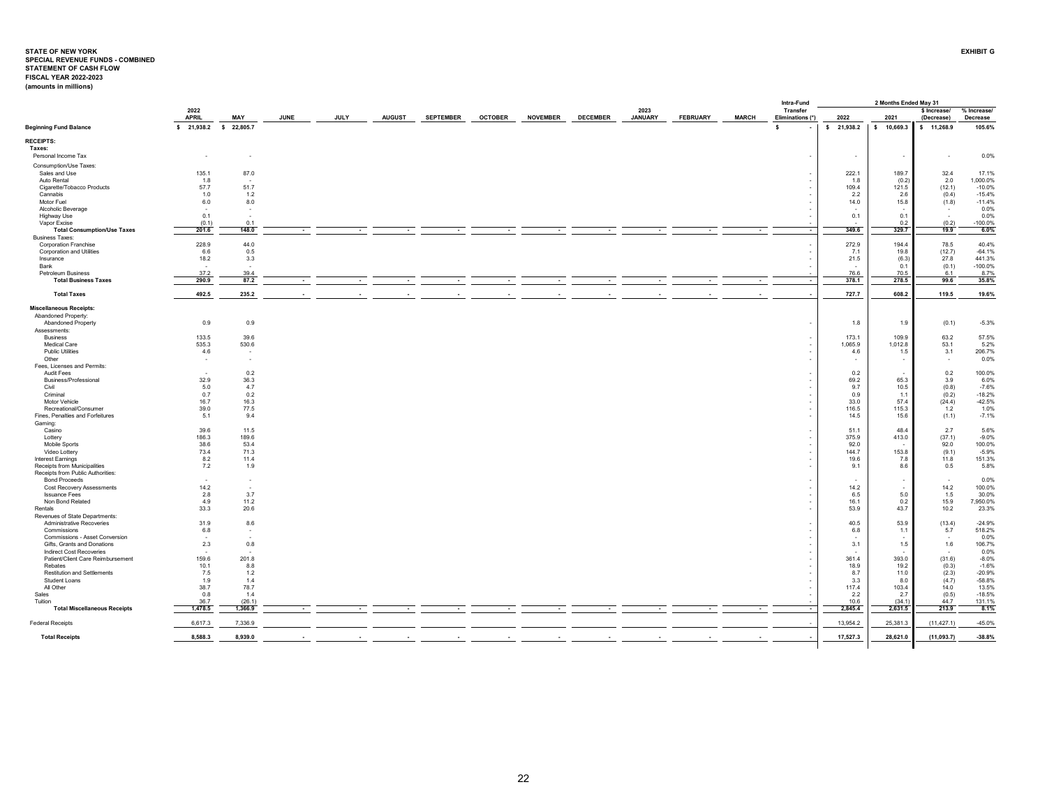**STATE OF NEW YORK**
**SPECIAL REVENUE FUNDS - COMBINED**
**STATEMENT OF CASH FLOW**
**FISCAL YEAR 2022-2023**
**(amounts in millions)**

**EXHIBIT G**

| | 2022 APRIL | MAY | JUNE | JULY | AUGUST | SEPTEMBER | OCTOBER | NOVEMBER | DECEMBER | 2023 JANUARY | FEBRUARY | MARCH | Intra-Fund Transfer Eliminations (*) | 2 Months Ended May 31 2022 | 2021 | $ Increase/ (Decrease) | % Increase/ Decrease |
|---|---|---|---|---|---|---|---|---|---|---|---|---|---|---|---|---|---|
| **Beginning Fund Balance** | $ 21,938.2 | $ 22,805.7 | | | | | | | | | | | $ - | $ 21,938.2 | $ 10,669.3 | $ 11,268.9 | 105.6% |
| **RECEIPTS:** | | | | | | | | | | | | | | | | | |
| **Taxes:** | | | | | | | | | | | | | | | | | |
| Personal Income Tax | - | - | | | | | | | | | | | - | - | - | - | 0.0% |
| Consumption/Use Taxes: | | | | | | | | | | | | | | | | | |
| Sales and Use | 135.1 | 87.0 | | | | | | | | | | | - | 222.1 | 189.7 | 32.4 | 17.1% |
| Auto Rental | 1.8 | - | | | | | | | | | | | - | 1.8 | (0.2) | 2.0 | 1,000.0% |
| Cigarette/Tobacco Products | 57.7 | 51.7 | | | | | | | | | | | - | 109.4 | 121.5 | (12.1) | -10.0% |
| Cannabis | 1.0 | 1.2 | | | | | | | | | | | - | 2.2 | 2.6 | (0.4) | -15.4% |
| Motor Fuel | 6.0 | 8.0 | | | | | | | | | | | - | 14.0 | 15.8 | (1.8) | -11.4% |
| Alcoholic Beverage | - | - | | | | | | | | | | | - | - | - | - | 0.0% |
| Highway Use | 0.1 | - | | | | | | | | | | | - | 0.1 | 0.1 | - | 0.0% |
| Vapor Excise | (0.1) | 0.1 | | | | | | | | | | | - | - | 0.2 | (0.2) | -100.0% |
| **Total Consumption/Use Taxes** | **201.6** | **148.0** | **-** | **-** | **-** | **-** | **-** | **-** | **-** | **-** | **-** | **-** | **-** | **349.6** | **329.7** | **19.9** | **6.0%** |
| Business Taxes: | | | | | | | | | | | | | | | | | |
| Corporation Franchise | 228.9 | 44.0 | | | | | | | | | | | - | 272.9 | 194.4 | 78.5 | 40.4% |
| Corporation and Utilities | 6.6 | 0.5 | | | | | | | | | | | - | 7.1 | 19.8 | (12.7) | -64.1% |
| Insurance | 18.2 | 3.3 | | | | | | | | | | | - | 21.5 | (6.3) | 27.8 | 441.3% |
| Bank | - | - | | | | | | | | | | | - | - | 0.1 | (0.1) | -100.0% |
| Petroleum Business | 37.2 | 39.4 | | | | | | | | | | | - | 76.6 | 70.5 | 6.1 | 8.7% |
| **Total Business Taxes** | **290.9** | **87.2** | **-** | **-** | **-** | **-** | **-** | **-** | **-** | **-** | **-** | **-** | **-** | **378.1** | **278.5** | **99.6** | **35.8%** |
| **Total Taxes** | **492.5** | **235.2** | **-** | **-** | **-** | **-** | **-** | **-** | **-** | **-** | **-** | **-** | **-** | **727.7** | **608.2** | **119.5** | **19.6%** |
| **Miscellaneous Receipts:** | | | | | | | | | | | | | | | | | |
| Abandoned Property: | | | | | | | | | | | | | | | | | |
| Abandoned Property | 0.9 | 0.9 | | | | | | | | | | | - | 1.8 | 1.9 | (0.1) | -5.3% |
| Assessments: | | | | | | | | | | | | | | | | | |
| Business | 133.5 | 39.6 | | | | | | | | | | | - | 173.1 | 109.9 | 63.2 | 57.5% |
| Medical Care | 535.3 | 530.6 | | | | | | | | | | | - | 1,065.9 | 1,012.8 | 53.1 | 5.2% |
| Public Utilities | 4.6 | - | | | | | | | | | | | - | 4.6 | 1.5 | 3.1 | 206.7% |
| Other | - | - | | | | | | | | | | | - | - | - | - | 0.0% |
| Fees, Licenses and Permits: | | | | | | | | | | | | | | | | | |
| Audit Fees | - | 0.2 | | | | | | | | | | | - | 0.2 | - | 0.2 | 100.0% |
| Business/Professional | 32.9 | 36.3 | | | | | | | | | | | - | 69.2 | 65.3 | 3.9 | 6.0% |
| Civil | 5.0 | 4.7 | | | | | | | | | | | - | 9.7 | 10.5 | (0.8) | -7.6% |
| Criminal | 0.7 | 0.2 | | | | | | | | | | | - | 0.9 | 1.1 | (0.2) | -18.2% |
| Motor Vehicle | 16.7 | 16.3 | | | | | | | | | | | - | 33.0 | 57.4 | (24.4) | -42.5% |
| Recreational/Consumer | 39.0 | 77.5 | | | | | | | | | | | - | 116.5 | 115.3 | 1.2 | 1.0% |
| Fines, Penalties and Forfeitures | 5.1 | 9.4 | | | | | | | | | | | - | 14.5 | 15.6 | (1.1) | -7.1% |
| Gaming: | | | | | | | | | | | | | | | | | |
| Casino | 39.6 | 11.5 | | | | | | | | | | | - | 51.1 | 48.4 | 2.7 | 5.6% |
| Lottery | 186.3 | 189.6 | | | | | | | | | | | - | 375.9 | 413.0 | (37.1) | -9.0% |
| Mobile Sports | 38.6 | 53.4 | | | | | | | | | | | - | 92.0 | - | 92.0 | 100.0% |
| Video Lottery | 73.4 | 71.3 | | | | | | | | | | | - | 144.7 | 153.8 | (9.1) | -5.9% |
| Interest Earnings | 8.2 | 11.4 | | | | | | | | | | | - | 19.6 | 7.8 | 11.8 | 151.3% |
| Receipts from Municipalities | 7.2 | 1.9 | | | | | | | | | | | - | 9.1 | 8.6 | 0.5 | 5.8% |
| Receipts from Public Authorities: | | | | | | | | | | | | | | | | | |
| Bond Proceeds | - | - | | | | | | | | | | | - | - | - | - | 0.0% |
| Cost Recovery Assessments | 14.2 | - | | | | | | | | | | | - | 14.2 | - | 14.2 | 100.0% |
| Issuance Fees | 2.8 | 3.7 | | | | | | | | | | | - | 6.5 | 5.0 | 1.5 | 30.0% |
| Non Bond Related | 4.9 | 11.2 | | | | | | | | | | | - | 16.1 | 0.2 | 15.9 | 7,950.0% |
| Rentals | 33.3 | 20.6 | | | | | | | | | | | - | 53.9 | 43.7 | 10.2 | 23.3% |
| Revenues of State Departments: | | | | | | | | | | | | | | | | | |
| Administrative Recoveries | 31.9 | 8.6 | | | | | | | | | | | - | 40.5 | 53.9 | (13.4) | -24.9% |
| Commissions | 6.8 | - | | | | | | | | | | | - | 6.8 | 1.1 | 5.7 | 518.2% |
| Commissions - Asset Conversion | - | - | | | | | | | | | | | - | - | - | - | 0.0% |
| Gifts, Grants and Donations | 2.3 | 0.8 | | | | | | | | | | | - | 3.1 | 1.5 | 1.6 | 106.7% |
| Indirect Cost Recoveries | - | - | | | | | | | | | | | - | - | - | - | 0.0% |
| Patient/Client Care Reimbursement | 159.6 | 201.8 | | | | | | | | | | | - | 361.4 | 393.0 | (31.6) | -8.0% |
| Rebates | 10.1 | 8.8 | | | | | | | | | | | - | 18.9 | 19.2 | (0.3) | -1.6% |
| Restitution and Settlements | 7.5 | 1.2 | | | | | | | | | | | - | 8.7 | 11.0 | (2.3) | -20.9% |
| Student Loans | 1.9 | 1.4 | | | | | | | | | | | - | 3.3 | 8.0 | (4.7) | -58.8% |
| All Other | 38.7 | 78.7 | | | | | | | | | | | - | 117.4 | 103.4 | 14.0 | 13.5% |
| Sales | 0.8 | 1.4 | | | | | | | | | | | - | 2.2 | 2.7 | (0.5) | -18.5% |
| Tuition | 36.7 | (26.1) | | | | | | | | | | | - | 10.6 | (34.1) | 44.7 | 131.1% |
| **Total Miscellaneous Receipts** | **1,478.5** | **1,366.9** | **-** | **-** | **-** | **-** | **-** | **-** | **-** | **-** | **-** | **-** | **-** | **2,845.4** | **2,631.5** | **213.9** | **8.1%** |
| Federal Receipts | 6,617.3 | 7,336.9 | | | | | | | | | | | - | 13,954.2 | 25,381.3 | (11,427.1) | -45.0% |
| **Total Receipts** | **8,588.3** | **8,939.0** | **-** | **-** | **-** | **-** | **-** | **-** | **-** | **-** | **-** | **-** | **-** | **17,527.3** | **28,621.0** | **(11,093.7)** | **-38.8%** |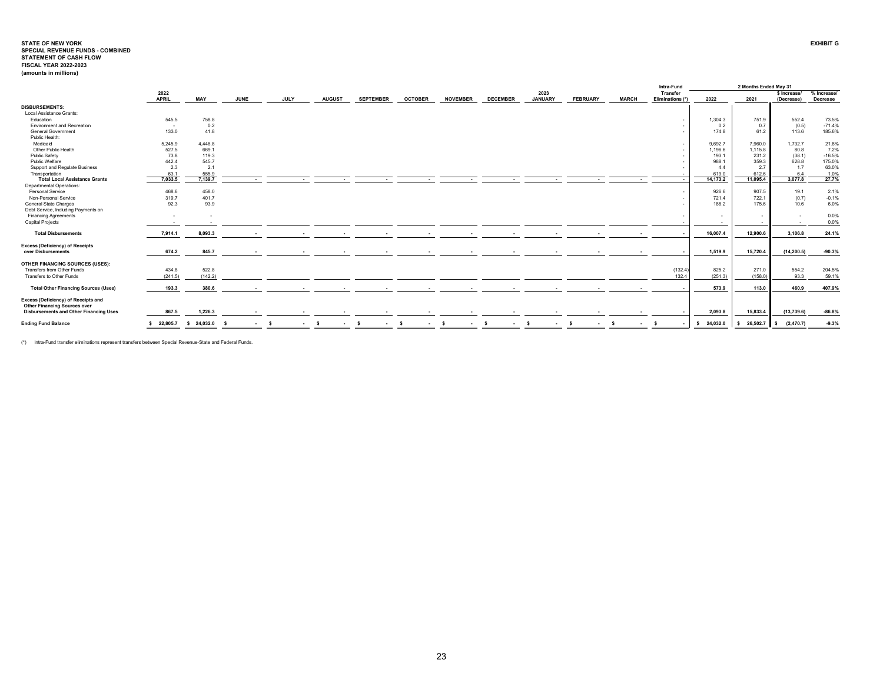**STATE OF NEW YORK**
**SPECIAL REVENUE FUNDS - COMBINED**
**STATEMENT OF CASH FLOW**
**FISCAL YEAR 2022-2023**
**(amounts in millions)**

**EXHIBIT G**

| | 2022 APRIL | MAY | JUNE | JULY | AUGUST | SEPTEMBER | OCTOBER | NOVEMBER | DECEMBER | 2023 JANUARY | FEBRUARY | MARCH | Intra-Fund Transfer Eliminations (*) | 2 Months Ended May 31 2022 | 2021 | $ Increase/ (Decrease) | % Increase/ Decrease |
|---|---|---|---|---|---|---|---|---|---|---|---|---|---|---|---|---|---|
| **DISBURSEMENTS:** | | | | | | | | | | | | | | | | | |
| Local Assistance Grants: | | | | | | | | | | | | | | | | | |
| Education | 545.5 | 758.8 | | | | | | | | | | | - | 1,304.3 | 751.9 | 552.4 | 73.5% |
| Environment and Recreation | - | 0.2 | | | | | | | | | | | - | 0.2 | 0.7 | (0.5) | -71.4% |
| General Government | 133.0 | 41.8 | | | | | | | | | | | - | 174.8 | 61.2 | 113.6 | 185.6% |
| Public Health: | | | | | | | | | | | | | | | | | |
| Medicaid | 5,245.9 | 4,446.8 | | | | | | | | | | | - | 9,692.7 | 7,960.0 | 1,732.7 | 21.8% |
| Other Public Health | 527.5 | 669.1 | | | | | | | | | | | - | 1,196.6 | 1,115.8 | 80.8 | 7.2% |
| Public Safety | 73.8 | 119.3 | | | | | | | | | | | - | 193.1 | 231.2 | (38.1) | -16.5% |
| Public Welfare | 442.4 | 545.7 | | | | | | | | | | | - | 988.1 | 359.3 | 628.8 | 175.0% |
| Support and Regulate Business | 2.3 | 2.1 | | | | | | | | | | | - | 4.4 | 2.7 | 1.7 | 63.0% |
| Transportation | 63.1 | 555.9 | | | | | | | | | | | - | 619.0 | 612.6 | 6.4 | 1.0% |
| **Total Local Assistance Grants** | **7,033.5** | **7,139.7** | **-** | **-** | **-** | **-** | **-** | **-** | **-** | **-** | **-** | **-** | **-** | **14,173.2** | **11,095.4** | **3,077.8** | **27.7%** |
| Departmental Operations: | | | | | | | | | | | | | | | | | |
| Personal Service | 468.6 | 458.0 | | | | | | | | | | | - | 926.6 | 907.5 | 19.1 | 2.1% |
| Non-Personal Service | 319.7 | 401.7 | | | | | | | | | | | - | 721.4 | 722.1 | (0.7) | -0.1% |
| General State Charges | 92.3 | 93.9 | | | | | | | | | | | - | 186.2 | 175.6 | 10.6 | 6.0% |
| Debt Service, Including Payments on Financing Agreements | - | - | | | | | | | | | | | - | - | - | - | 0.0% |
| Capital Projects | - | - | | | | | | | | | | | - | - | - | - | 0.0% |
| **Total Disbursements** | **7,914.1** | **8,093.3** | **-** | **-** | **-** | **-** | **-** | **-** | **-** | **-** | **-** | **-** | **-** | **16,007.4** | **12,900.6** | **3,106.8** | **24.1%** |
| **Excess (Deficiency) of Receipts over Disbursements** | **674.2** | **845.7** | **-** | **-** | **-** | **-** | **-** | **-** | **-** | **-** | **-** | **-** | **-** | **1,519.9** | **15,720.4** | **(14,200.5)** | **-90.3%** |
| **OTHER FINANCING SOURCES (USES):** | | | | | | | | | | | | | | | | | |
| Transfers from Other Funds | 434.8 | 522.8 | | | | | | | | | | | (132.4) | 825.2 | 271.0 | 554.2 | 204.5% |
| Transfers to Other Funds | (241.5) | (142.2) | | | | | | | | | | | 132.4 | (251.3) | (158.0) | 93.3 | 59.1% |
| **Total Other Financing Sources (Uses)** | **193.3** | **380.6** | **-** | **-** | **-** | **-** | **-** | **-** | **-** | **-** | **-** | **-** | **-** | **573.9** | **113.0** | **460.9** | **407.9%** |
| **Excess (Deficiency) of Receipts and Other Financing Sources over Disbursements and Other Financing Uses** | **867.5** | **1,226.3** | **-** | **-** | **-** | **-** | **-** | **-** | **-** | **-** | **-** | **-** | **-** | **2,093.8** | **15,833.4** | **(13,739.6)** | **-86.8%** |
| **Ending Fund Balance** | **$ 22,805.7** | **$ 24,032.0** | **$ -** | **$ -** | **$ -** | **$ -** | **$ -** | **$ -** | **$ -** | **$ -** | **$ -** | **$ -** | **$ -** | **$ 24,032.0** | **$ 26,502.7** | **$ (2,470.7)** | **-9.3%** |

(*) Intra-Fund transfer eliminations represent transfers between Special Revenue-State and Federal Funds.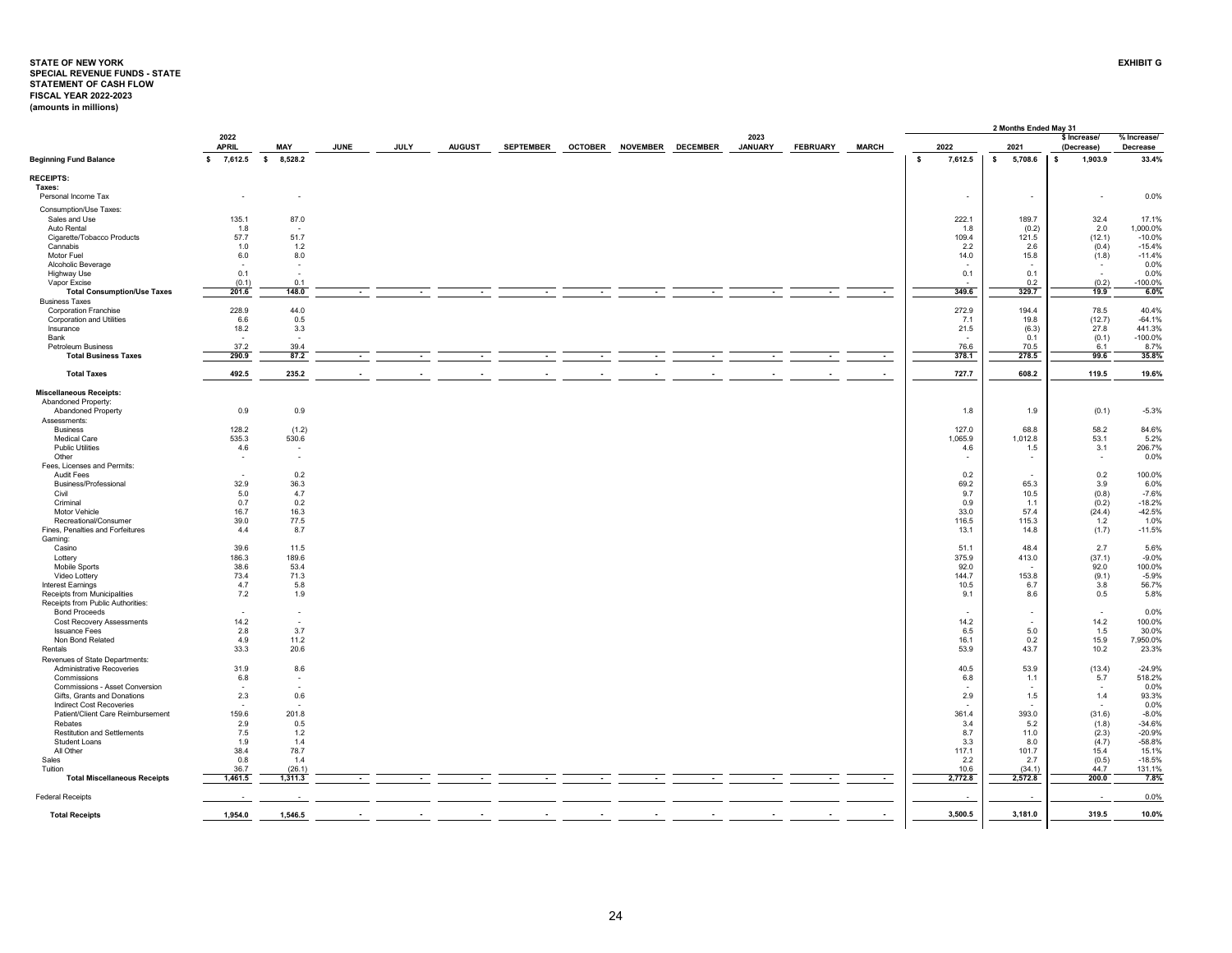**STATE OF NEW YORK**
**SPECIAL REVENUE FUNDS - STATE**
**STATEMENT OF CASH FLOW**
**FISCAL YEAR 2022-2023**
**(amounts in millions)**

**EXHIBIT G**

| | 2022 APRIL | MAY | JUNE | JULY | AUGUST | SEPTEMBER | OCTOBER | NOVEMBER | DECEMBER | 2023 JANUARY | FEBRUARY | MARCH | 2 Months Ended May 31 2022 | 2021 | $ Increase/ (Decrease) | % Increase/ Decrease |
|---|---|---|---|---|---|---|---|---|---|---|---|---|---|---|---|---|
| **Beginning Fund Balance** | $ 7,612.5 | $ 8,528.2 | | | | | | | | | | | $ 7,612.5 | $ 5,708.6 | $ 1,903.9 | 33.4% |
| **RECEIPTS:** | | | | | | | | | | | | | | | | |
| **Taxes:** | | | | | | | | | | | | | | | | |
| Personal Income Tax | - | - | | | | | | | | | | | - | - | - | 0.0% |
| Consumption/Use Taxes: | | | | | | | | | | | | | | | | |
| Sales and Use | 135.1 | 87.0 | | | | | | | | | | | 222.1 | 189.7 | 32.4 | 17.1% |
| Auto Rental | 1.8 | - | | | | | | | | | | | 1.8 | (0.2) | 2.0 | 1,000.0% |
| Cigarette/Tobacco Products | 57.7 | 51.7 | | | | | | | | | | | 109.4 | 121.5 | (12.1) | -10.0% |
| Cannabis | 1.0 | 1.2 | | | | | | | | | | | 2.2 | 2.6 | (0.4) | -15.4% |
| Motor Fuel | 6.0 | 8.0 | | | | | | | | | | | 14.0 | 15.8 | (1.8) | -11.4% |
| Alcoholic Beverage | - | - | | | | | | | | | | | - | - | - | 0.0% |
| Highway Use | 0.1 | - | | | | | | | | | | | 0.1 | 0.1 | - | 0.0% |
| Vapor Excise | (0.1) | 0.1 | | | | | | | | | | | - | 0.2 | (0.2) | -100.0% |
| **Total Consumption/Use Taxes** | 201.6 | 148.0 | - | - | - | - | - | - | - | - | - | - | 349.6 | 329.7 | 19.9 | 6.0% |
| Business Taxes | | | | | | | | | | | | | | | | |
| Corporation Franchise | 228.9 | 44.0 | | | | | | | | | | | 272.9 | 194.4 | 78.5 | 40.4% |
| Corporation and Utilities | 6.6 | 0.5 | | | | | | | | | | | 7.1 | 19.8 | (12.7) | -64.1% |
| Insurance | 18.2 | 3.3 | | | | | | | | | | | 21.5 | (6.3) | 27.8 | 441.3% |
| Bank | - | - | | | | | | | | | | | - | 0.1 | (0.1) | -100.0% |
| Petroleum Business | 37.2 | 39.4 | | | | | | | | | | | 76.6 | 70.5 | 6.1 | 8.7% |
| **Total Business Taxes** | 290.9 | 87.2 | - | - | - | - | - | - | - | - | - | - | 378.1 | 278.5 | 99.6 | 35.8% |
| **Total Taxes** | 492.5 | 235.2 | - | - | - | - | - | - | - | - | - | - | 727.7 | 608.2 | 119.5 | 19.6% |
| **Miscellaneous Receipts:** | | | | | | | | | | | | | | | | |
| Abandoned Property: | | | | | | | | | | | | | | | | |
| Abandoned Property | 0.9 | 0.9 | | | | | | | | | | | 1.8 | 1.9 | (0.1) | -5.3% |
| Assessments: | | | | | | | | | | | | | | | | |
| Business | 128.2 | (1.2) | | | | | | | | | | | 127.0 | 68.8 | 58.2 | 84.6% |
| Medical Care | 535.3 | 530.6 | | | | | | | | | | | 1,065.9 | 1,012.8 | 53.1 | 5.2% |
| Public Utilities | 4.6 | - | | | | | | | | | | | 4.6 | 1.5 | 3.1 | 206.7% |
| Other | - | - | | | | | | | | | | | - | - | - | 0.0% |
| Fees, Licenses and Permits: | | | | | | | | | | | | | | | | |
| Audit Fees | - | 0.2 | | | | | | | | | | | 0.2 | - | 0.2 | 100.0% |
| Business/Professional | 32.9 | 36.3 | | | | | | | | | | | 69.2 | 65.3 | 3.9 | 6.0% |
| Civil | 5.0 | 4.7 | | | | | | | | | | | 9.7 | 10.5 | (0.8) | -7.6% |
| Criminal | 0.7 | 0.2 | | | | | | | | | | | 0.9 | 1.1 | (0.2) | -18.2% |
| Motor Vehicle | 16.7 | 16.3 | | | | | | | | | | | 33.0 | 57.4 | (24.4) | -42.5% |
| Recreational/Consumer | 39.0 | 77.5 | | | | | | | | | | | 116.5 | 115.3 | 1.2 | 1.0% |
| Fines, Penalties and Forfeitures | 4.4 | 8.7 | | | | | | | | | | | 13.1 | 14.8 | (1.7) | -11.5% |
| Gaming: | | | | | | | | | | | | | | | | |
| Casino | 39.6 | 11.5 | | | | | | | | | | | 51.1 | 48.4 | 2.7 | 5.6% |
| Lottery | 186.3 | 189.6 | | | | | | | | | | | 375.9 | 413.0 | (37.1) | -9.0% |
| Mobile Sports | 38.6 | 53.4 | | | | | | | | | | | 92.0 | - | 92.0 | 100.0% |
| Video Lottery | 73.4 | 71.3 | | | | | | | | | | | 144.7 | 153.8 | (9.1) | -5.9% |
| Interest Earnings | 4.7 | 5.8 | | | | | | | | | | | 10.5 | 6.7 | 3.8 | 56.7% |
| Receipts from Municipalities | 7.2 | 1.9 | | | | | | | | | | | 9.1 | 8.6 | 0.5 | 5.8% |
| Receipts from Public Authorities: | | | | | | | | | | | | | | | | |
| Bond Proceeds | - | - | | | | | | | | | | | - | - | - | 0.0% |
| Cost Recovery Assessments | 14.2 | - | | | | | | | | | | | 14.2 | - | 14.2 | 100.0% |
| Issuance Fees | 2.8 | 3.7 | | | | | | | | | | | 6.5 | 5.0 | 1.5 | 30.0% |
| Non Bond Related | 4.9 | 11.2 | | | | | | | | | | | 16.1 | 0.2 | 15.9 | 7,950.0% |
| Rentals | 33.3 | 20.6 | | | | | | | | | | | 53.9 | 43.7 | 10.2 | 23.3% |
| Revenues of State Departments: | | | | | | | | | | | | | | | | |
| Administrative Recoveries | 31.9 | 8.6 | | | | | | | | | | | 40.5 | 53.9 | (13.4) | -24.9% |
| Commissions | 6.8 | - | | | | | | | | | | | 6.8 | 1.1 | 5.7 | 518.2% |
| Commissions - Asset Conversion | - | - | | | | | | | | | | | - | - | - | 0.0% |
| Gifts, Grants and Donations | 2.3 | 0.6 | | | | | | | | | | | 2.9 | 1.5 | 1.4 | 93.3% |
| Indirect Cost Recoveries | - | - | | | | | | | | | | | - | - | - | 0.0% |
| Patient/Client Care Reimbursement | 159.6 | 201.8 | | | | | | | | | | | 361.4 | 393.0 | (31.6) | -8.0% |
| Rebates | 2.9 | 0.5 | | | | | | | | | | | 3.4 | 5.2 | (1.8) | -34.6% |
| Restitution and Settlements | 7.5 | 1.2 | | | | | | | | | | | 8.7 | 11.0 | (2.3) | -20.9% |
| Student Loans | 1.9 | 1.4 | | | | | | | | | | | 3.3 | 8.0 | (4.7) | -58.8% |
| All Other | 38.4 | 78.7 | | | | | | | | | | | 117.1 | 101.7 | 15.4 | 15.1% |
| Sales | 0.8 | 1.4 | | | | | | | | | | | 2.2 | 2.7 | (0.5) | -18.5% |
| Tuition | 36.7 | (26.1) | | | | | | | | | | | 10.6 | (34.1) | 44.7 | 131.1% |
| **Total Miscellaneous Receipts** | 1,461.5 | 1,311.3 | - | - | - | - | - | - | - | - | - | - | 2,772.8 | 2,572.8 | 200.0 | 7.8% |
| Federal Receipts | - | - | | | | | | | | | | | - | - | - | 0.0% |
| **Total Receipts** | 1,954.0 | 1,546.5 | - | - | - | - | - | - | - | - | - | - | 3,500.5 | 3,181.0 | 319.5 | 10.0% |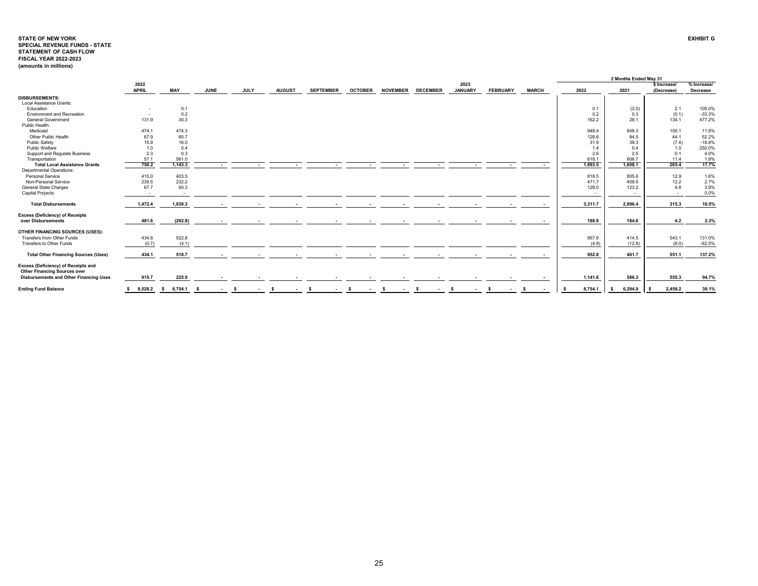**STATE OF NEW YORK**
**SPECIAL REVENUE FUNDS - STATE**
**STATEMENT OF CASH FLOW**
**FISCAL YEAR 2022-2023**
**(amounts in millions)**

**EXHIBIT G**

| | 2022 APRIL | MAY | JUNE | JULY | AUGUST | SEPTEMBER | OCTOBER | NOVEMBER | DECEMBER | 2023 JANUARY | FEBRUARY | MARCH | 2 Months Ended May 31 2022 | 2021 | $ Increase/ (Decrease) | % Increase/ Decrease |
|---|---|---|---|---|---|---|---|---|---|---|---|---|---|---|---|---|
| **DISBURSEMENTS:** | | | | | | | | | | | | | | | | |
| Local Assistance Grants: | | | | | | | | | | | | | | | | |
| Education | - | 0.1 | | | | | | | | | | | 0.1 | (2.0) | 2.1 | 105.0% |
| Environment and Recreation | - | 0.2 | | | | | | | | | | | 0.2 | 0.3 | (0.1) | -33.3% |
| General Government | 131.9 | 30.3 | | | | | | | | | | | 162.2 | 28.1 | 134.1 | 477.2% |
| Public Health: | | | | | | | | | | | | | | | | |
| Medicaid | 474.1 | 474.3 | | | | | | | | | | | 948.4 | 848.3 | 100.1 | 11.8% |
| Other Public Health | 67.9 | 60.7 | | | | | | | | | | | 128.6 | 84.5 | 44.1 | 52.2% |
| Public Safety | 15.9 | 16.0 | | | | | | | | | | | 31.9 | 39.3 | (7.4) | -18.8% |
| Public Welfare | 1.0 | 0.4 | | | | | | | | | | | 1.4 | 0.4 | 1.0 | 250.0% |
| Support and Regulate Business | 2.3 | 0.3 | | | | | | | | | | | 2.6 | 2.5 | 0.1 | 4.0% |
| Transportation | 57.1 | 561.0 | | | | | | | | | | | 618.1 | 606.7 | 11.4 | 1.9% |
| **Total Local Assistance Grants** | 750.2 | 1,143.3 | - | - | - | - | - | - | - | - | - | - | 1,893.5 | 1,608.1 | 285.4 | 17.7% |
| Departmental Operations: | | | | | | | | | | | | | | | | |
| Personal Service | 415.0 | 403.5 | | | | | | | | | | | 818.5 | 805.6 | 12.9 | 1.6% |
| Non-Personal Service | 239.5 | 232.2 | | | | | | | | | | | 471.7 | 459.5 | 12.2 | 2.7% |
| General State Charges | 67.7 | 60.3 | | | | | | | | | | | 128.0 | 123.2 | 4.8 | 3.9% |
| Capital Projects | - | - | | | | | | | | | | | - | - | - | 0.0% |
| **Total Disbursements** | 1,472.4 | 1,839.3 | - | - | - | - | - | - | - | - | - | - | 3,311.7 | 2,996.4 | 315.3 | 10.5% |
| **Excess (Deficiency) of Receipts over Disbursements** | 481.6 | (292.8) | - | - | - | - | - | - | - | - | - | - | 188.8 | 184.6 | 4.2 | 2.3% |
| **OTHER FINANCING SOURCES (USES):** | | | | | | | | | | | | | | | | |
| Transfers from Other Funds | 434.8 | 522.8 | | | | | | | | | | | 957.6 | 414.5 | 543.1 | 131.0% |
| Transfers to Other Funds | (0.7) | (4.1) | | | | | | | | | | | (4.8) | (12.8) | (8.0) | -62.5% |
| **Total Other Financing Sources (Uses)** | 434.1 | 518.7 | - | - | - | - | - | - | - | - | - | - | 952.8 | 401.7 | 551.1 | 137.2% |
| **Excess (Deficiency) of Receipts and Other Financing Sources over Disbursements and Other Financing Uses** | 915.7 | 225.9 | - | - | - | - | - | - | - | - | - | - | 1,141.6 | 586.3 | 555.3 | 94.7% |
| **Ending Fund Balance** | $ 8,528.2 | $ 8,754.1 | $ - | $ - | $ - | $ - | $ - | $ - | $ - | $ - | $ - | $ - | $ 8,754.1 | $ 6,294.9 | $ 2,459.2 | 39.1% |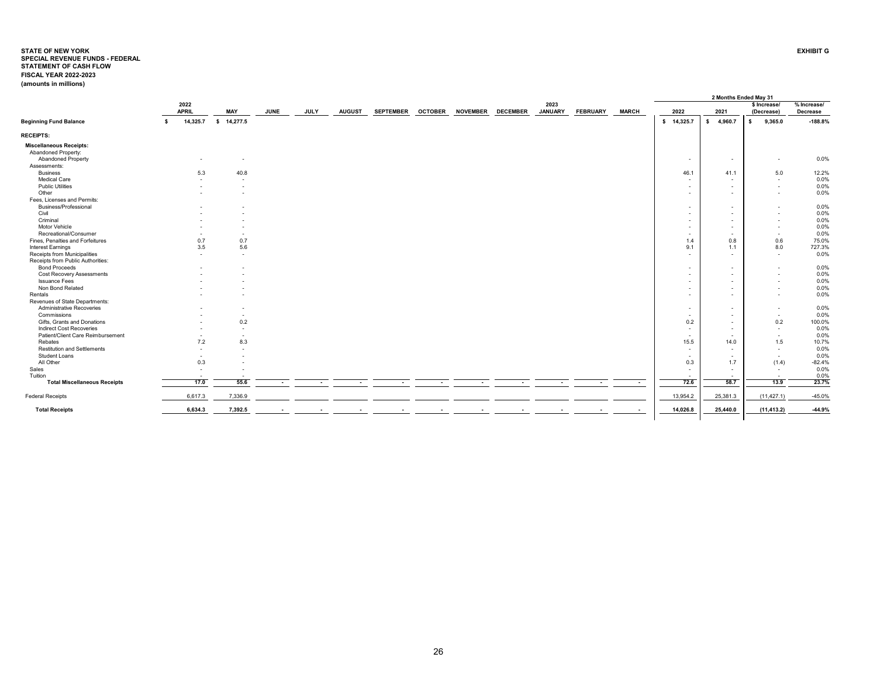**STATE OF NEW YORK**
**SPECIAL REVENUE FUNDS - FEDERAL**
**STATEMENT OF CASH FLOW**
**FISCAL YEAR 2022-2023**
**(amounts in millions)**

**EXHIBIT G**

| | 2022 APRIL | MAY | JUNE | JULY | AUGUST | SEPTEMBER | OCTOBER | NOVEMBER | DECEMBER | 2023 JANUARY | FEBRUARY | MARCH | 2 Months Ended May 31 2022 | 2021 | $ Increase/ (Decrease) | % Increase/ Decrease |
|---|---|---|---|---|---|---|---|---|---|---|---|---|---|---|---|---|
| **Beginning Fund Balance** | $ 14,325.7 | $ 14,277.5 | | | | | | | | | | | $ 14,325.7 | $ 4,960.7 | $ 9,365.0 | -188.8% |
| **RECEIPTS:** | | | | | | | | | | | | | | | | |
| **Miscellaneous Receipts:** | | | | | | | | | | | | | | | | |
| Abandoned Property: | | | | | | | | | | | | | | | | |
| Abandoned Property | - | - | | | | | | | | | | | - | - | - | 0.0% |
| Assessments: | | | | | | | | | | | | | | | | |
| Business | 5.3 | 40.8 | | | | | | | | | | | 46.1 | 41.1 | 5.0 | 12.2% |
| Medical Care | - | - | | | | | | | | | | | - | - | - | 0.0% |
| Public Utilities | - | - | | | | | | | | | | | - | - | - | 0.0% |
| Other | - | - | | | | | | | | | | | - | - | - | 0.0% |
| Fees, Licenses and Permits: | | | | | | | | | | | | | | | | |
| Business/Professional | - | - | | | | | | | | | | | - | - | - | 0.0% |
| Civil | - | - | | | | | | | | | | | - | - | - | 0.0% |
| Criminal | - | - | | | | | | | | | | | - | - | - | 0.0% |
| Motor Vehicle | - | - | | | | | | | | | | | - | - | - | 0.0% |
| Recreational/Consumer | - | - | | | | | | | | | | | - | - | - | 0.0% |
| Fines, Penalties and Forfeitures | 0.7 | 0.7 | | | | | | | | | | | 1.4 | 0.8 | 0.6 | 75.0% |
| Interest Earnings | 3.5 | 5.6 | | | | | | | | | | | 9.1 | 1.1 | 8.0 | 727.3% |
| Receipts from Municipalities | - | - | | | | | | | | | | | - | - | - | 0.0% |
| Receipts from Public Authorities: | | | | | | | | | | | | | | | | |
| Bond Proceeds | - | - | | | | | | | | | | | - | - | - | 0.0% |
| Cost Recovery Assessments | - | - | | | | | | | | | | | - | - | - | 0.0% |
| Issuance Fees | - | - | | | | | | | | | | | - | - | - | 0.0% |
| Non Bond Related | - | - | | | | | | | | | | | - | - | - | 0.0% |
| Rentals | - | - | | | | | | | | | | | - | - | - | 0.0% |
| Revenues of State Departments: | | | | | | | | | | | | | | | | |
| Administrative Recoveries | - | - | | | | | | | | | | | - | - | - | 0.0% |
| Commissions | - | - | | | | | | | | | | | - | - | - | 0.0% |
| Gifts, Grants and Donations | - | 0.2 | | | | | | | | | | | 0.2 | - | 0.2 | 100.0% |
| Indirect Cost Recoveries | - | - | | | | | | | | | | | - | - | - | 0.0% |
| Patient/Client Care Reimbursement | - | - | | | | | | | | | | | - | - | - | 0.0% |
| Rebates | 7.2 | 8.3 | | | | | | | | | | | 15.5 | 14.0 | 1.5 | 10.7% |
| Restitution and Settlements | - | - | | | | | | | | | | | - | - | - | 0.0% |
| Student Loans | - | - | | | | | | | | | | | - | - | - | 0.0% |
| All Other | 0.3 | - | | | | | | | | | | | 0.3 | 1.7 | (1.4) | -82.4% |
| Sales | - | - | | | | | | | | | | | - | - | - | 0.0% |
| Tuition | - | - | | | | | | | | | | | - | - | - | 0.0% |
| **Total Miscellaneous Receipts** | **17.0** | **55.6** | **-** | **-** | **-** | **-** | **-** | **-** | **-** | **-** | **-** | **-** | **72.6** | **58.7** | **13.9** | **23.7%** |
| Federal Receipts | 6,617.3 | 7,336.9 | | | | | | | | | | | 13,954.2 | 25,381.3 | (11,427.1) | -45.0% |
| **Total Receipts** | **6,634.3** | **7,392.5** | **-** | **-** | **-** | **-** | **-** | **-** | **-** | **-** | **-** | **-** | **14,026.8** | **25,440.0** | **(11,413.2)** | **-44.9%** |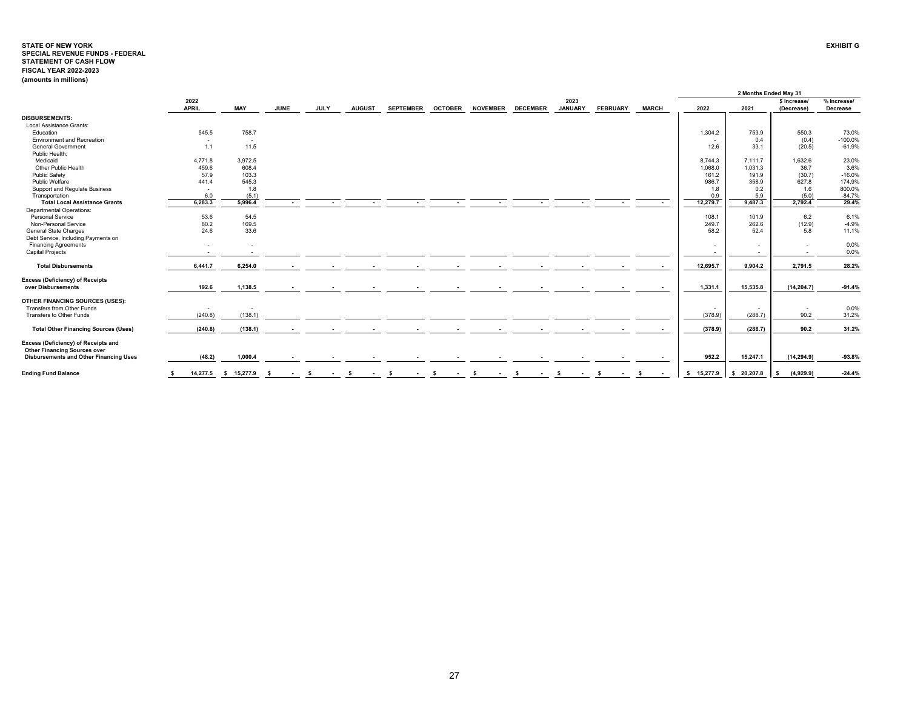**STATE OF NEW YORK**
**SPECIAL REVENUE FUNDS - FEDERAL**
**STATEMENT OF CASH FLOW**
**FISCAL YEAR 2022-2023**
**(amounts in millions)**

**EXHIBIT G**

| | 2022 APRIL | MAY | JUNE | JULY | AUGUST | SEPTEMBER | OCTOBER | NOVEMBER | DECEMBER | 2023 JANUARY | FEBRUARY | MARCH | 2 Months Ended May 31 2022 | 2021 | $ Increase/ (Decrease) | % Increase/ Decrease |
|---|---|---|---|---|---|---|---|---|---|---|---|---|---|---|---|---|
| **DISBURSEMENTS:** | | | | | | | | | | | | | | | | |
| Local Assistance Grants: | | | | | | | | | | | | | | | | |
| Education | 545.5 | 758.7 | | | | | | | | | | | 1,304.2 | 753.9 | 550.3 | 73.0% |
| Environment and Recreation | - | - | | | | | | | | | | | - | 0.4 | (0.4) | -100.0% |
| General Government | 1.1 | 11.5 | | | | | | | | | | | 12.6 | 33.1 | (20.5) | -61.9% |
| Public Health: | | | | | | | | | | | | | | | | |
| Medicaid | 4,771.8 | 3,972.5 | | | | | | | | | | | 8,744.3 | 7,111.7 | 1,632.6 | 23.0% |
| Other Public Health | 459.6 | 608.4 | | | | | | | | | | | 1,068.0 | 1,031.3 | 36.7 | 3.6% |
| Public Safety | 57.9 | 103.3 | | | | | | | | | | | 161.2 | 191.9 | (30.7) | -16.0% |
| Public Welfare | 441.4 | 545.3 | | | | | | | | | | | 986.7 | 358.9 | 627.8 | 174.9% |
| Support and Regulate Business | - | 1.8 | | | | | | | | | | | 1.8 | 0.2 | 1.6 | 800.0% |
| Transportation | 6.0 | (5.1) | | | | | | | | | | | 0.9 | 5.9 | (5.0) | -84.7% |
| **Total Local Assistance Grants** | **6,283.3** | **5,996.4** | **-** | **-** | **-** | **-** | **-** | **-** | **-** | **-** | **-** | **-** | **12,279.7** | **9,487.3** | **2,792.4** | **29.4%** |
| Departmental Operations: | | | | | | | | | | | | | | | | |
| Personal Service | 53.6 | 54.5 | | | | | | | | | | | 108.1 | 101.9 | 6.2 | 6.1% |
| Non-Personal Service | 80.2 | 169.5 | | | | | | | | | | | 249.7 | 262.6 | (12.9) | -4.9% |
| General State Charges | 24.6 | 33.6 | | | | | | | | | | | 58.2 | 52.4 | 5.8 | 11.1% |
| Debt Service, Including Payments on Financing Agreements | - | - | | | | | | | | | | | - | - | - | 0.0% |
| Capital Projects | - | - | | | | | | | | | | | - | - | - | 0.0% |
| **Total Disbursements** | **6,441.7** | **6,254.0** | **-** | **-** | **-** | **-** | **-** | **-** | **-** | **-** | **-** | **-** | **12,695.7** | **9,904.2** | **2,791.5** | **28.2%** |
| **Excess (Deficiency) of Receipts over Disbursements** | **192.6** | **1,138.5** | **-** | **-** | **-** | **-** | **-** | **-** | **-** | **-** | **-** | **-** | **1,331.1** | **15,535.8** | **(14,204.7)** | **-91.4%** |
| **OTHER FINANCING SOURCES (USES):** | | | | | | | | | | | | | | | | |
| Transfers from Other Funds | - | - | | | | | | | | | | | - | - | - | 0.0% |
| Transfers to Other Funds | (240.8) | (138.1) | | | | | | | | | | | (378.9) | (288.7) | 90.2 | 31.2% |
| **Total Other Financing Sources (Uses)** | **(240.8)** | **(138.1)** | **-** | **-** | **-** | **-** | **-** | **-** | **-** | **-** | **-** | **-** | **(378.9)** | **(288.7)** | **90.2** | **31.2%** |
| **Excess (Deficiency) of Receipts and Other Financing Sources over Disbursements and Other Financing Uses** | **(48.2)** | **1,000.4** | **-** | **-** | **-** | **-** | **-** | **-** | **-** | **-** | **-** | **-** | **952.2** | **15,247.1** | **(14,294.9)** | **-93.8%** |
| **Ending Fund Balance** | **$ 14,277.5** | **$ 15,277.9** | **$ -** | **$ -** | **$ -** | **$ -** | **$ -** | **$ -** | **$ -** | **$ -** | **$ -** | **$ -** | **$ 15,277.9** | **$ 20,207.8** | **$ (4,929.9)** | **-24.4%** |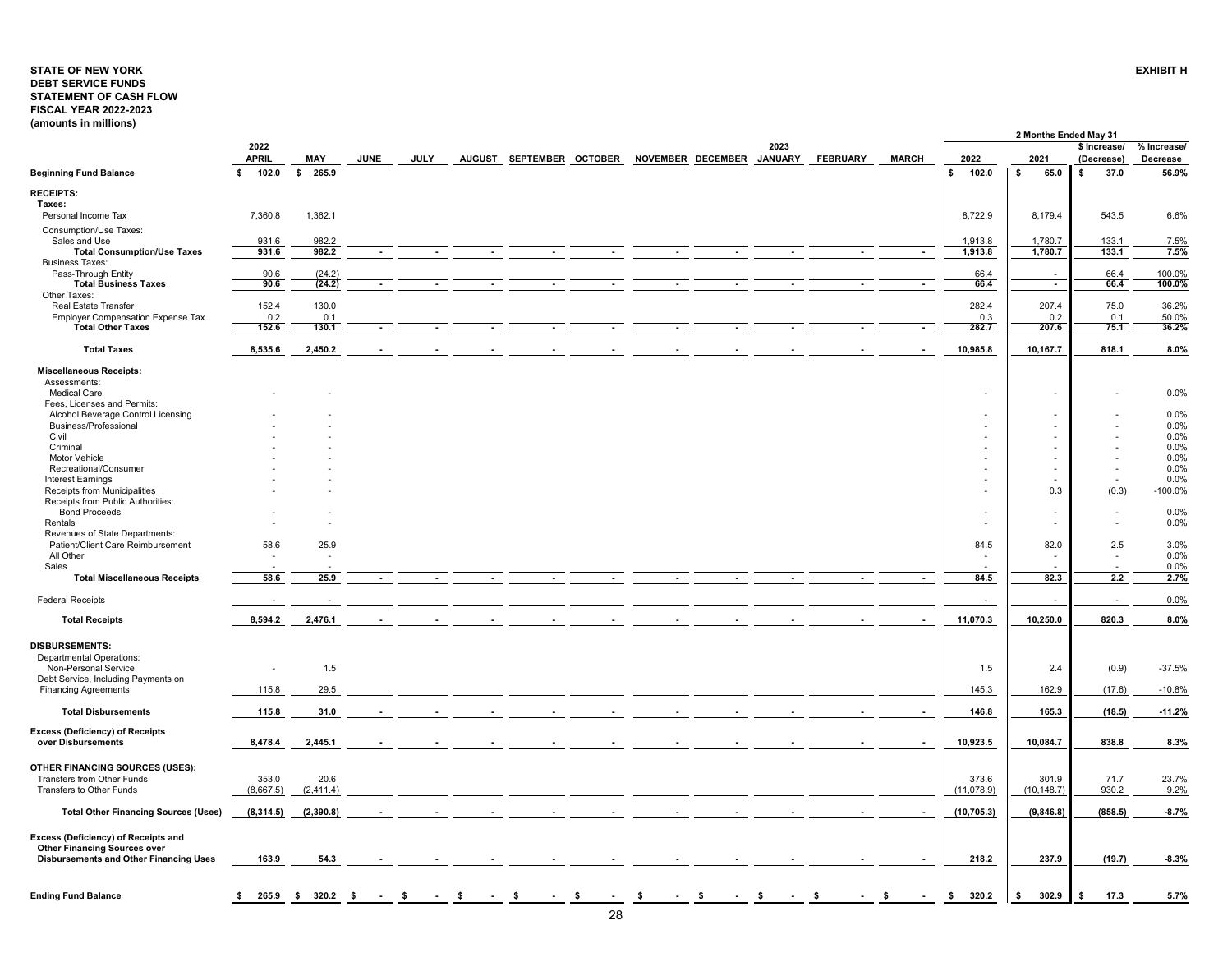**STATE OF NEW YORK**
**DEBT SERVICE FUNDS**
**STATEMENT OF CASH FLOW**
**FISCAL YEAR 2022-2023**
**(amounts in millions)**

**EXHIBIT H**

| | 2022 APRIL | MAY | JUNE | JULY | AUGUST | SEPTEMBER | OCTOBER | NOVEMBER | DECEMBER | 2023 JANUARY | FEBRUARY | MARCH | 2 Months Ended May 31 2022 | 2021 | $ Increase/ (Decrease) | % Increase/ Decrease |
|---|---|---|---|---|---|---|---|---|---|---|---|---|---|---|---|---|
| **Beginning Fund Balance** | $ 102.0 | $ 265.9 | | | | | | | | | | | $ 102.0 | $ 65.0 | $ 37.0 | 56.9% |
| **RECEIPTS:** | | | | | | | | | | | | | | | | |
| Taxes: | | | | | | | | | | | | | | | | |
| Personal Income Tax | 7,360.8 | 1,362.1 | | | | | | | | | | | 8,722.9 | 8,179.4 | 543.5 | 6.6% |
| Consumption/Use Taxes: | | | | | | | | | | | | | | | | |
| Sales and Use | 931.6 | 982.2 | | | | | | | | | | | 1,913.8 | 1,780.7 | 133.1 | 7.5% |
| **Total Consumption/Use Taxes** | 931.6 | 982.2 | - | - | - | - | - | - | - | - | - | - | 1,913.8 | 1,780.7 | 133.1 | 7.5% |
| Business Taxes: | | | | | | | | | | | | | | | | |
| Pass-Through Entity | 90.6 | (24.2) | | | | | | | | | | | 66.4 | - | 66.4 | 100.0% |
| **Total Business Taxes** | 90.6 | (24.2) | - | - | - | - | - | - | - | - | - | - | 66.4 | - | 66.4 | 100.0% |
| Other Taxes: | | | | | | | | | | | | | | | | |
| Real Estate Transfer | 152.4 | 130.0 | | | | | | | | | | | 282.4 | 207.4 | 75.0 | 36.2% |
| Employer Compensation Expense Tax | 0.2 | 0.1 | | | | | | | | | | | 0.3 | 0.2 | 0.1 | 50.0% |
| **Total Other Taxes** | 152.6 | 130.1 | - | - | - | - | - | - | - | - | - | - | 282.7 | 207.6 | 75.1 | 36.2% |
| **Total Taxes** | 8,535.6 | 2,450.2 | - | - | - | - | - | - | - | - | - | - | 10,985.8 | 10,167.7 | 818.1 | 8.0% |
| **Miscellaneous Receipts:** | | | | | | | | | | | | | | | | |
| Assessments: | | | | | | | | | | | | | | | | |
| Medical Care | - | - | | | | | | | | | | | - | - | - | 0.0% |
| Fees, Licenses and Permits: | | | | | | | | | | | | | | | | |
| Alcohol Beverage Control Licensing | - | - | | | | | | | | | | | - | - | - | 0.0% |
| Business/Professional | - | - | | | | | | | | | | | - | - | - | 0.0% |
| Civil | - | - | | | | | | | | | | | - | - | - | 0.0% |
| Criminal | - | - | | | | | | | | | | | - | - | - | 0.0% |
| Motor Vehicle | - | - | | | | | | | | | | | - | - | - | 0.0% |
| Recreational/Consumer | - | - | | | | | | | | | | | - | - | - | 0.0% |
| Interest Earnings | - | - | | | | | | | | | | | - | - | - | 0.0% |
| Receipts from Municipalities | - | - | | | | | | | | | | | - | 0.3 | (0.3) | -100.0% |
| Receipts from Public Authorities: | | | | | | | | | | | | | | | | |
| Bond Proceeds | - | - | | | | | | | | | | | - | - | - | 0.0% |
| Rentals | - | - | | | | | | | | | | | - | - | - | 0.0% |
| Revenues of State Departments: | | | | | | | | | | | | | | | | |
| Patient/Client Care Reimbursement | 58.6 | 25.9 | | | | | | | | | | | 84.5 | 82.0 | 2.5 | 3.0% |
| All Other | - | - | | | | | | | | | | | - | - | - | 0.0% |
| Sales | - | - | | | | | | | | | | | - | - | - | 0.0% |
| **Total Miscellaneous Receipts** | 58.6 | 25.9 | - | - | - | - | - | - | - | - | - | - | 84.5 | 82.3 | 2.2 | 2.7% |
| Federal Receipts | - | - | | | | | | | | | | | - | - | - | 0.0% |
| **Total Receipts** | 8,594.2 | 2,476.1 | - | - | - | - | - | - | - | - | - | - | 11,070.3 | 10,250.0 | 820.3 | 8.0% |
| **DISBURSEMENTS:** | | | | | | | | | | | | | | | | |
| Departmental Operations: | | | | | | | | | | | | | | | | |
| Non-Personal Service | - | 1.5 | | | | | | | | | | | 1.5 | 2.4 | (0.9) | -37.5% |
| Debt Service, Including Payments on Financing Agreements | 115.8 | 29.5 | | | | | | | | | | | 145.3 | 162.9 | (17.6) | -10.8% |
| **Total Disbursements** | 115.8 | 31.0 | - | - | - | - | - | - | - | - | - | - | 146.8 | 165.3 | (18.5) | -11.2% |
| **Excess (Deficiency) of Receipts over Disbursements** | 8,478.4 | 2,445.1 | - | - | - | - | - | - | - | - | - | - | 10,923.5 | 10,084.7 | 838.8 | 8.3% |
| **OTHER FINANCING SOURCES (USES):** | | | | | | | | | | | | | | | | |
| Transfers from Other Funds | 353.0 | 20.6 | | | | | | | | | | | 373.6 | 301.9 | 71.7 | 23.7% |
| Transfers to Other Funds | (8,667.5) | (2,411.4) | | | | | | | | | | | (11,078.9) | (10,148.7) | 930.2 | 9.2% |
| **Total Other Financing Sources (Uses)** | (8,314.5) | (2,390.8) | - | - | - | - | - | - | - | - | - | - | (10,705.3) | (9,846.8) | (858.5) | -8.7% |
| **Excess (Deficiency) of Receipts and Other Financing Sources over Disbursements and Other Financing Uses** | 163.9 | 54.3 | - | - | - | - | - | - | - | - | - | - | 218.2 | 237.9 | (19.7) | -8.3% |
| **Ending Fund Balance** | $ 265.9 | $ 320.2 | $ - | $ - | $ - | $ - | $ - | $ - | $ - | $ - | $ - | $ - | $ 320.2 | $ 302.9 | $ 17.3 | 5.7% |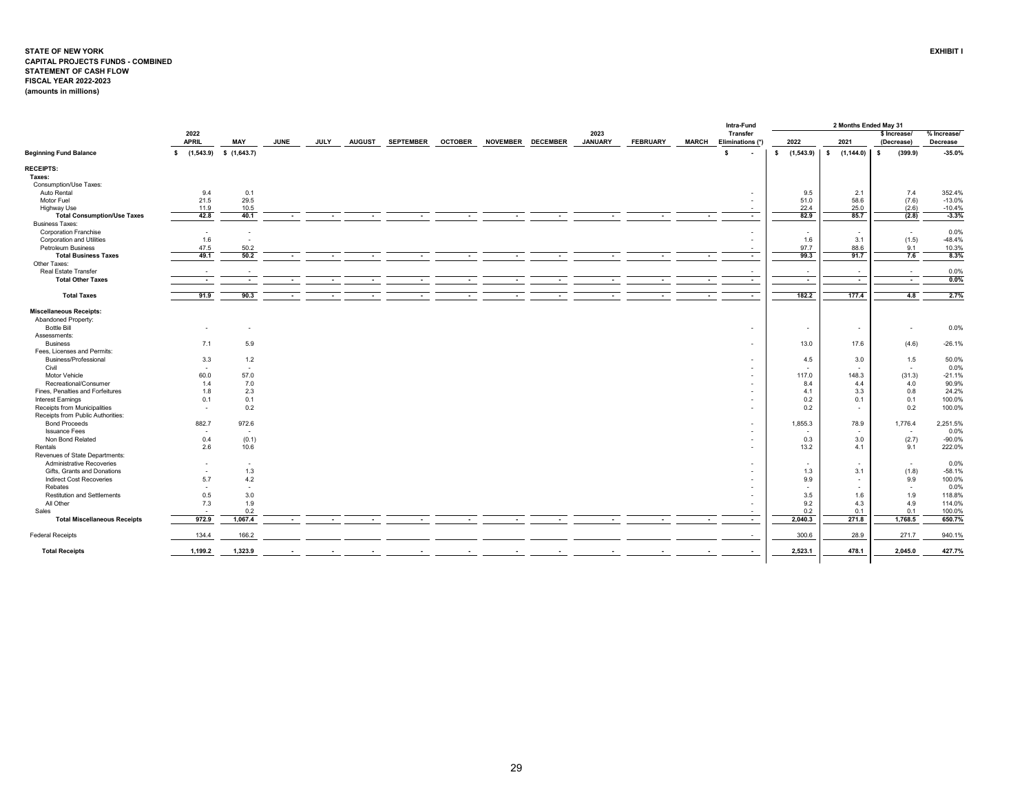**STATE OF NEW YORK**
**CAPITAL PROJECTS FUNDS - COMBINED**
**STATEMENT OF CASH FLOW**
**FISCAL YEAR 2022-2023**
**(amounts in millions)**

**EXHIBIT I**

| | 2022 APRIL | MAY | JUNE | JULY | AUGUST | SEPTEMBER | OCTOBER | NOVEMBER | DECEMBER | 2023 JANUARY | FEBRUARY | MARCH | Intra-Fund Transfer Eliminations (*) | 2 Months Ended May 31 2022 | 2021 | $ Increase/ (Decrease) | % Increase/ Decrease |
|---|---|---|---|---|---|---|---|---|---|---|---|---|---|---|---|---|---|
| **Beginning Fund Balance** | $ (1,543.9) | $ (1,643.7) | | | | | | | | | | | $ - | $ (1,543.9) | $ (1,144.0) | $ (399.9) | -35.0% |
| **RECEIPTS:** | | | | | | | | | | | | | | | | | |
| **Taxes:** | | | | | | | | | | | | | | | | | |
| Consumption/Use Taxes: | | | | | | | | | | | | | | | | | |
| Auto Rental | 9.4 | 0.1 | | | | | | | | | | | - | 9.5 | 2.1 | 7.4 | 352.4% |
| Motor Fuel | 21.5 | 29.5 | | | | | | | | | | | - | 51.0 | 58.6 | (7.6) | -13.0% |
| Highway Use | 11.9 | 10.5 | | | | | | | | | | | - | 22.4 | 25.0 | (2.6) | -10.4% |
| **Total Consumption/Use Taxes** | 42.8 | 40.1 | - | - | - | - | - | - | - | - | - | - | - | 82.9 | 85.7 | (2.8) | -3.3% |
| Business Taxes: | | | | | | | | | | | | | | | | | |
| Corporation Franchise | - | - | | | | | | | | | | | - | - | - | - | 0.0% |
| Corporation and Utilities | 1.6 | - | | | | | | | | | | | - | 1.6 | 3.1 | (1.5) | -48.4% |
| Petroleum Business | 47.5 | 50.2 | | | | | | | | | | | - | 97.7 | 88.6 | 9.1 | 10.3% |
| **Total Business Taxes** | 49.1 | 50.2 | - | - | - | - | - | - | - | - | - | - | - | 99.3 | 91.7 | 7.6 | 8.3% |
| Other Taxes: | | | | | | | | | | | | | | | | | |
| Real Estate Transfer | - | - | | | | | | | | | | | - | - | - | - | 0.0% |
| **Total Other Taxes** | - | - | - | - | - | - | - | - | - | - | - | - | - | - | - | - | 0.0% |
| **Total Taxes** | 91.9 | 90.3 | - | - | - | - | - | - | - | - | - | - | - | 182.2 | 177.4 | 4.8 | 2.7% |
| **Miscellaneous Receipts:** | | | | | | | | | | | | | | | | | |
| Abandoned Property: | | | | | | | | | | | | | | | | | |
| Bottle Bill | - | - | | | | | | | | | | | - | - | - | - | 0.0% |
| Assessments: | | | | | | | | | | | | | | | | | |
| Business | 7.1 | 5.9 | | | | | | | | | | | - | 13.0 | 17.6 | (4.6) | -26.1% |
| Fees, Licenses and Permits: | | | | | | | | | | | | | | | | | |
| Business/Professional | 3.3 | 1.2 | | | | | | | | | | | - | 4.5 | 3.0 | 1.5 | 50.0% |
| Civil | - | - | | | | | | | | | | | - | - | - | - | 0.0% |
| Motor Vehicle | 60.0 | 57.0 | | | | | | | | | | | - | 117.0 | 148.3 | (31.3) | -21.1% |
| Recreational/Consumer | 1.4 | 7.0 | | | | | | | | | | | - | 8.4 | 4.4 | 4.0 | 90.9% |
| Fines, Penalties and Forfeitures | 1.8 | 2.3 | | | | | | | | | | | - | 4.1 | 3.3 | 0.8 | 24.2% |
| Interest Earnings | 0.1 | 0.1 | | | | | | | | | | | - | 0.2 | 0.1 | 0.1 | 100.0% |
| Receipts from Municipalities | - | 0.2 | | | | | | | | | | | - | 0.2 | - | 0.2 | 100.0% |
| Receipts from Public Authorities: | | | | | | | | | | | | | | | | | |
| Bond Proceeds | 882.7 | 972.6 | | | | | | | | | | | - | 1,855.3 | 78.9 | 1,776.4 | 2,251.5% |
| Issuance Fees | - | - | | | | | | | | | | | - | - | - | - | 0.0% |
| Non Bond Related | 0.4 | (0.1) | | | | | | | | | | | - | 0.3 | 3.0 | (2.7) | -90.0% |
| Rentals | 2.6 | 10.6 | | | | | | | | | | | - | 13.2 | 4.1 | 9.1 | 222.0% |
| Revenues of State Departments: | | | | | | | | | | | | | | | | | |
| Administrative Recoveries | - | - | | | | | | | | | | | - | - | - | - | 0.0% |
| Gifts, Grants and Donations | - | 1.3 | | | | | | | | | | | - | 1.3 | 3.1 | (1.8) | -58.1% |
| Indirect Cost Recoveries | 5.7 | 4.2 | | | | | | | | | | | - | 9.9 | - | 9.9 | 100.0% |
| Rebates | - | - | | | | | | | | | | | - | - | - | - | 0.0% |
| Restitution and Settlements | 0.5 | 3.0 | | | | | | | | | | | - | 3.5 | 1.6 | 1.9 | 118.8% |
| All Other | 7.3 | 1.9 | | | | | | | | | | | - | 9.2 | 4.3 | 4.9 | 114.0% |
| Sales | - | 0.2 | | | | | | | | | | | - | 0.2 | 0.1 | 0.1 | 100.0% |
| **Total Miscellaneous Receipts** | 972.9 | 1,067.4 | - | - | - | - | - | - | - | - | - | - | - | 2,040.3 | 271.8 | 1,768.5 | 650.7% |
| Federal Receipts | 134.4 | 166.2 | | | | | | | | | | | - | 300.6 | 28.9 | 271.7 | 940.1% |
| **Total Receipts** | 1,199.2 | 1,323.9 | - | - | - | - | - | - | - | - | - | - | - | 2,523.1 | 478.1 | 2,045.0 | 427.7% |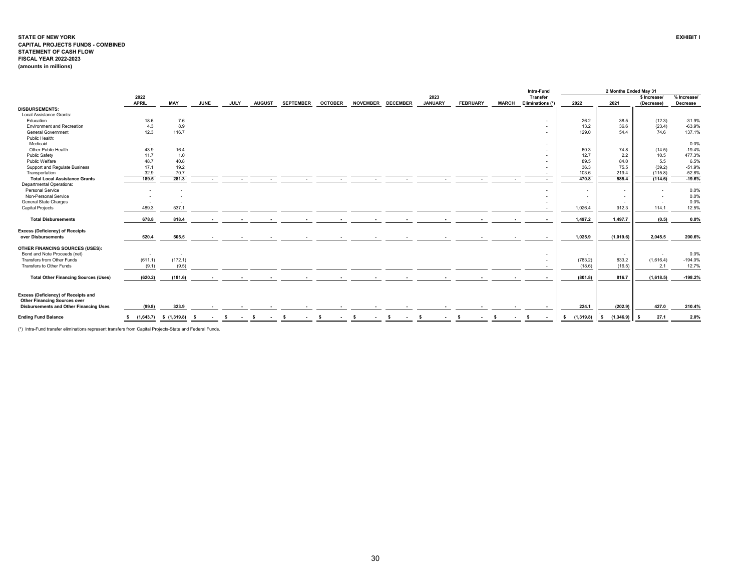**STATE OF NEW YORK**
**CAPITAL PROJECTS FUNDS - COMBINED**
**STATEMENT OF CASH FLOW**
**FISCAL YEAR 2022-2023**
**(amounts in millions)**

**EXHIBIT I**

| | 2022 APRIL | MAY | JUNE | JULY | AUGUST | SEPTEMBER | OCTOBER | NOVEMBER | DECEMBER | 2023 JANUARY | FEBRUARY | MARCH | Intra-Fund Transfer Eliminations (*) | 2 Months Ended May 31 2022 | 2021 | $ Increase/ (Decrease) | % Increase/ Decrease |
|---|---|---|---|---|---|---|---|---|---|---|---|---|---|---|---|---|---|
| **DISBURSEMENTS:** | | | | | | | | | | | | | | | | | |
| Local Assistance Grants: | | | | | | | | | | | | | | | | | |
| Education | 18.6 | 7.6 | | | | | | | | | | | - | 26.2 | 38.5 | (12.3) | -31.9% |
| Environment and Recreation | 4.3 | 8.9 | | | | | | | | | | | - | 13.2 | 36.6 | (23.4) | -63.9% |
| General Government | 12.3 | 116.7 | | | | | | | | | | | - | 129.0 | 54.4 | 74.6 | 137.1% |
| Public Health: | | | | | | | | | | | | | | | | | |
| Medicaid | - | - | | | | | | | | | | | - | - | - | - | 0.0% |
| Other Public Health | 43.9 | 16.4 | | | | | | | | | | | - | 60.3 | 74.8 | (14.5) | -19.4% |
| Public Safety | 11.7 | 1.0 | | | | | | | | | | | - | 12.7 | 2.2 | 10.5 | 477.3% |
| Public Welfare | 48.7 | 40.8 | | | | | | | | | | | - | 89.5 | 84.0 | 5.5 | 6.5% |
| Support and Regulate Business | 17.1 | 19.2 | | | | | | | | | | | - | 36.3 | 75.5 | (39.2) | -51.9% |
| Transportation | 32.9 | 70.7 | | | | | | | | | | | - | 103.6 | 219.4 | (115.8) | -52.8% |
| **Total Local Assistance Grants** | **189.5** | **281.3** | **-** | **-** | **-** | **-** | **-** | **-** | **-** | **-** | **-** | **-** | **-** | **470.8** | **585.4** | **(114.6)** | **-19.6%** |
| Departmental Operations: | | | | | | | | | | | | | | | | | |
| Personal Service | - | - | | | | | | | | | | | - | - | - | - | 0.0% |
| Non-Personal Service | - | - | | | | | | | | | | | - | - | - | - | 0.0% |
| General State Charges | - | - | | | | | | | | | | | - | - | - | - | 0.0% |
| Capital Projects | 489.3 | 537.1 | | | | | | | | | | | - | 1,026.4 | 912.3 | 114.1 | 12.5% |
| **Total Disbursements** | **678.8** | **818.4** | **-** | **-** | **-** | **-** | **-** | **-** | **-** | **-** | **-** | **-** | **-** | **1,497.2** | **1,497.7** | **(0.5)** | **0.0%** |
| **Excess (Deficiency) of Receipts over Disbursements** | **520.4** | **505.5** | **-** | **-** | **-** | **-** | **-** | **-** | **-** | **-** | **-** | **-** | **-** | **1,025.9** | **(1,019.6)** | **2,045.5** | **200.6%** |
| **OTHER FINANCING SOURCES (USES):** | | | | | | | | | | | | | | | | | |
| Bond and Note Proceeds (net) | - | - | | | | | | | | | | | - | - | - | - | 0.0% |
| Transfers from Other Funds | (611.1) | (172.1) | | | | | | | | | | | - | (783.2) | 833.2 | (1,616.4) | -194.0% |
| Transfers to Other Funds | (9.1) | (9.5) | | | | | | | | | | | - | (18.6) | (16.5) | 2.1 | 12.7% |
| **Total Other Financing Sources (Uses)** | **(620.2)** | **(181.6)** | **-** | **-** | **-** | **-** | **-** | **-** | **-** | **-** | **-** | **-** | **-** | **(801.8)** | **816.7** | **(1,618.5)** | **-198.2%** |
| **Excess (Deficiency) of Receipts and Other Financing Sources over Disbursements and Other Financing Uses** | **(99.8)** | **323.9** | **-** | **-** | **-** | **-** | **-** | **-** | **-** | **-** | **-** | **-** | **-** | **224.1** | **(202.9)** | **427.0** | **210.4%** |
| **Ending Fund Balance** | **$ (1,643.7)** | **$ (1,319.8)** | **$ -** | **$ -** | **$ -** | **$ -** | **$ -** | **$ -** | **$ -** | **$ -** | **$ -** | **$ -** | **$ -** | **$ (1,319.8)** | **$ (1,346.9)** | **$ 27.1** | **2.0%** |

(*) Intra-Fund transfer eliminations represent transfers from Capital Projects-State and Federal Funds.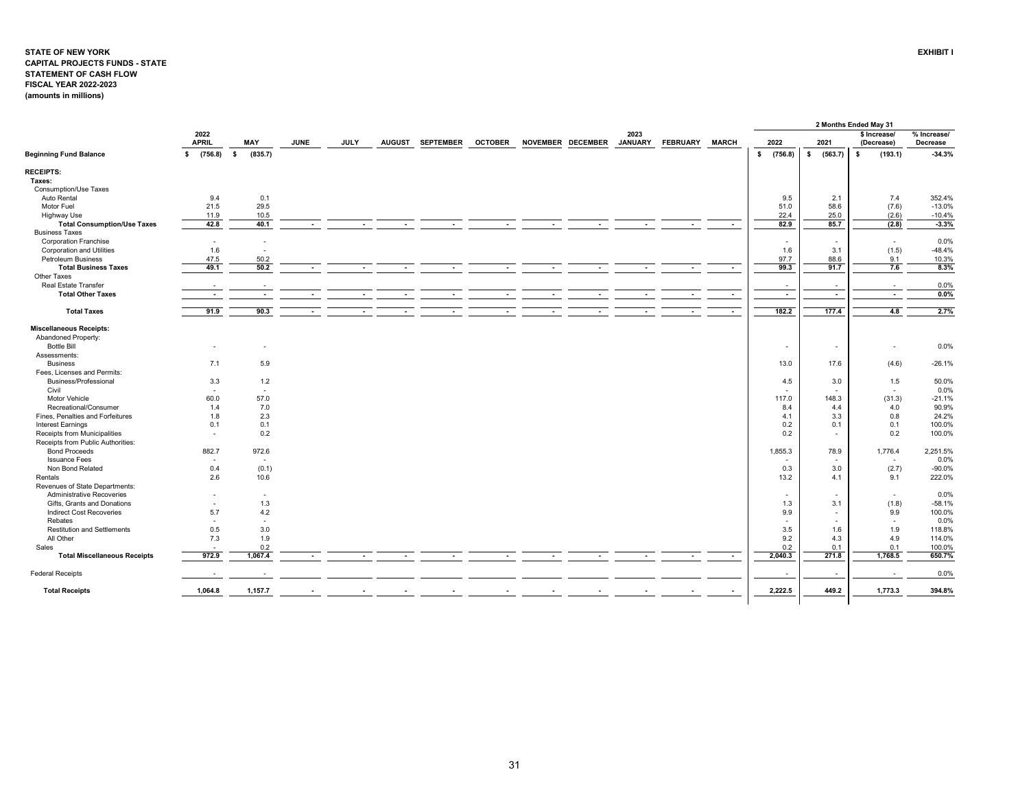**STATE OF NEW YORK**
**CAPITAL PROJECTS FUNDS - STATE**
**STATEMENT OF CASH FLOW**
**FISCAL YEAR 2022-2023**
**(amounts in millions)**

**EXHIBIT I**

| | 2022 APRIL | MAY | JUNE | JULY | AUGUST | SEPTEMBER | OCTOBER | NOVEMBER | DECEMBER | 2023 JANUARY | FEBRUARY | MARCH | 2 Months Ended May 31 2022 | 2021 | $ Increase/ (Decrease) | % Increase/ Decrease |
|---|---|---|---|---|---|---|---|---|---|---|---|---|---|---|---|---|
| **Beginning Fund Balance** | $ (756.8) | $ (835.7) | | | | | | | | | | | $ (756.8) | $ (563.7) | $ (193.1) | -34.3% |
| **RECEIPTS:** | | | | | | | | | | | | | | | | |
| **Taxes:** | | | | | | | | | | | | | | | | |
| Consumption/Use Taxes | | | | | | | | | | | | | | | | |
| Auto Rental | 9.4 | 0.1 | | | | | | | | | | | 9.5 | 2.1 | 7.4 | 352.4% |
| Motor Fuel | 21.5 | 29.5 | | | | | | | | | | | 51.0 | 58.6 | (7.6) | -13.0% |
| Highway Use | 11.9 | 10.5 | | | | | | | | | | | 22.4 | 25.0 | (2.6) | -10.4% |
| **Total Consumption/Use Taxes** | 42.8 | 40.1 | - | - | - | - | - | - | - | - | - | - | 82.9 | 85.7 | (2.8) | -3.3% |
| Business Taxes | | | | | | | | | | | | | | | | |
| Corporation Franchise | - | - | | | | | | | | | | | - | - | - | 0.0% |
| Corporation and Utilities | 1.6 | - | | | | | | | | | | | 1.6 | 3.1 | (1.5) | -48.4% |
| Petroleum Business | 47.5 | 50.2 | | | | | | | | | | | 97.7 | 88.6 | 9.1 | 10.3% |
| **Total Business Taxes** | 49.1 | 50.2 | - | - | - | - | - | - | - | - | - | - | 99.3 | 91.7 | 7.6 | 8.3% |
| Other Taxes | | | | | | | | | | | | | | | | |
| Real Estate Transfer | - | - | | | | | | | | | | | - | - | - | 0.0% |
| **Total Other Taxes** | - | - | - | - | - | - | - | - | - | - | - | - | - | - | - | 0.0% |
| **Total Taxes** | 91.9 | 90.3 | - | - | - | - | - | - | - | - | - | - | 182.2 | 177.4 | 4.8 | 2.7% |
| **Miscellaneous Receipts:** | | | | | | | | | | | | | | | | |
| Abandoned Property: | | | | | | | | | | | | | | | | |
| Bottle Bill | - | - | | | | | | | | | | | - | - | - | 0.0% |
| Assessments: | | | | | | | | | | | | | | | | |
| Business | 7.1 | 5.9 | | | | | | | | | | | 13.0 | 17.6 | (4.6) | -26.1% |
| Fees, Licenses and Permits: | | | | | | | | | | | | | | | | |
| Business/Professional | 3.3 | 1.2 | | | | | | | | | | | 4.5 | 3.0 | 1.5 | 50.0% |
| Civil | - | - | | | | | | | | | | | - | - | - | 0.0% |
| Motor Vehicle | 60.0 | 57.0 | | | | | | | | | | | 117.0 | 148.3 | (31.3) | -21.1% |
| Recreational/Consumer | 1.4 | 7.0 | | | | | | | | | | | 8.4 | 4.4 | 4.0 | 90.9% |
| Fines, Penalties and Forfeitures | 1.8 | 2.3 | | | | | | | | | | | 4.1 | 3.3 | 0.8 | 24.2% |
| Interest Earnings | 0.1 | 0.1 | | | | | | | | | | | 0.2 | 0.1 | 0.1 | 100.0% |
| Receipts from Municipalities | - | 0.2 | | | | | | | | | | | 0.2 | - | 0.2 | 100.0% |
| Receipts from Public Authorities: | | | | | | | | | | | | | | | | |
| Bond Proceeds | 882.7 | 972.6 | | | | | | | | | | | 1,855.3 | 78.9 | 1,776.4 | 2,251.5% |
| Issuance Fees | - | - | | | | | | | | | | | - | - | - | 0.0% |
| Non Bond Related | 0.4 | (0.1) | | | | | | | | | | | 0.3 | 3.0 | (2.7) | -90.0% |
| Rentals | 2.6 | 10.6 | | | | | | | | | | | 13.2 | 4.1 | 9.1 | 222.0% |
| Revenues of State Departments: | | | | | | | | | | | | | | | | |
| Administrative Recoveries | - | - | | | | | | | | | | | - | - | - | 0.0% |
| Gifts, Grants and Donations | - | 1.3 | | | | | | | | | | | 1.3 | 3.1 | (1.8) | -58.1% |
| Indirect Cost Recoveries | 5.7 | 4.2 | | | | | | | | | | | 9.9 | - | 9.9 | 100.0% |
| Rebates | - | - | | | | | | | | | | | - | - | - | 0.0% |
| Restitution and Settlements | 0.5 | 3.0 | | | | | | | | | | | 3.5 | 1.6 | 1.9 | 118.8% |
| All Other | 7.3 | 1.9 | | | | | | | | | | | 9.2 | 4.3 | 4.9 | 114.0% |
| Sales | - | 0.2 | | | | | | | | | | | 0.2 | 0.1 | 0.1 | 100.0% |
| **Total Miscellaneous Receipts** | 972.9 | 1,067.4 | - | - | - | - | - | - | - | - | - | - | 2,040.3 | 271.8 | 1,768.5 | 650.7% |
| Federal Receipts | - | - | | | | | | | | | | | - | - | - | 0.0% |
| **Total Receipts** | 1,064.8 | 1,157.7 | - | - | - | - | - | - | - | - | - | - | 2,222.5 | 449.2 | 1,773.3 | 394.8% |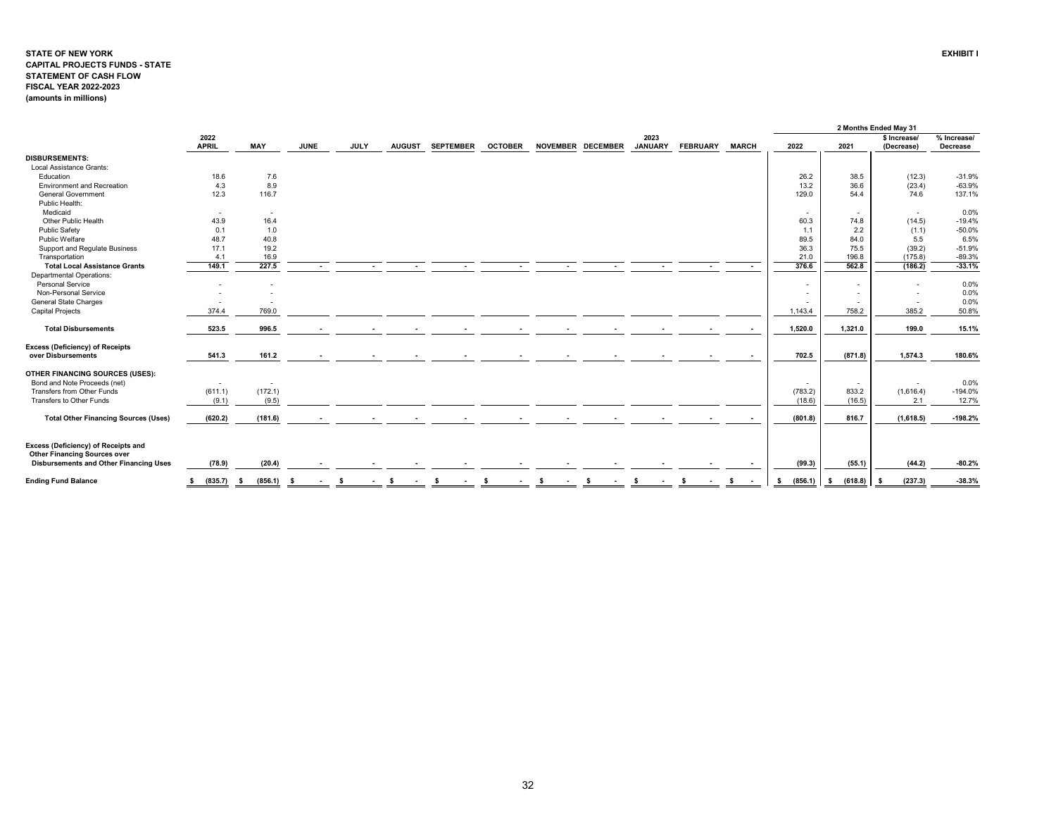**STATE OF NEW YORK**
**CAPITAL PROJECTS FUNDS - STATE**
**STATEMENT OF CASH FLOW**
**FISCAL YEAR 2022-2023**
**(amounts in millions)**

**EXHIBIT I**

| | 2022 APRIL | MAY | JUNE | JULY | AUGUST | SEPTEMBER | OCTOBER | NOVEMBER | DECEMBER | 2023 JANUARY | FEBRUARY | MARCH | 2 Months Ended May 31 2022 | 2021 | $ Increase/ (Decrease) | % Increase/ Decrease |
|---|---|---|---|---|---|---|---|---|---|---|---|---|---|---|---|---|
| **DISBURSEMENTS:** | | | | | | | | | | | | | | | | |
| Local Assistance Grants: | | | | | | | | | | | | | | | | |
| Education | 18.6 | 7.6 | | | | | | | | | | | 26.2 | 38.5 | (12.3) | -31.9% |
| Environment and Recreation | 4.3 | 8.9 | | | | | | | | | | | 13.2 | 36.6 | (23.4) | -63.9% |
| General Government | 12.3 | 116.7 | | | | | | | | | | | 129.0 | 54.4 | 74.6 | 137.1% |
| Public Health: | | | | | | | | | | | | | | | | |
| Medicaid | - | - | | | | | | | | | | | - | - | - | 0.0% |
| Other Public Health | 43.9 | 16.4 | | | | | | | | | | | 60.3 | 74.8 | (14.5) | -19.4% |
| Public Safety | 0.1 | 1.0 | | | | | | | | | | | 1.1 | 2.2 | (1.1) | -50.0% |
| Public Welfare | 48.7 | 40.8 | | | | | | | | | | | 89.5 | 84.0 | 5.5 | 6.5% |
| Support and Regulate Business | 17.1 | 19.2 | | | | | | | | | | | 36.3 | 75.5 | (39.2) | -51.9% |
| Transportation | 4.1 | 16.9 | | | | | | | | | | | 21.0 | 196.8 | (175.8) | -89.3% |
| **Total Local Assistance Grants** | **149.1** | **227.5** | **-** | **-** | **-** | **-** | **-** | **-** | **-** | **-** | **-** | **-** | **376.6** | **562.8** | **(186.2)** | **-33.1%** |
| Departmental Operations: | | | | | | | | | | | | | | | | |
| Personal Service | - | - | | | | | | | | | | | - | - | - | 0.0% |
| Non-Personal Service | - | - | | | | | | | | | | | - | - | - | 0.0% |
| General State Charges | - | - | | | | | | | | | | | - | - | - | 0.0% |
| Capital Projects | 374.4 | 769.0 | | | | | | | | | | | 1,143.4 | 758.2 | 385.2 | 50.8% |
| **Total Disbursements** | **523.5** | **996.5** | **-** | **-** | **-** | **-** | **-** | **-** | **-** | **-** | **-** | **-** | **1,520.0** | **1,321.0** | **199.0** | **15.1%** |
| **Excess (Deficiency) of Receipts over Disbursements** | **541.3** | **161.2** | **-** | **-** | **-** | **-** | **-** | **-** | **-** | **-** | **-** | **-** | **702.5** | **(871.8)** | **1,574.3** | **180.6%** |
| **OTHER FINANCING SOURCES (USES):** | | | | | | | | | | | | | | | | |
| Bond and Note Proceeds (net) | - | - | | | | | | | | | | | - | - | - | 0.0% |
| Transfers from Other Funds | (611.1) | (172.1) | | | | | | | | | | | (783.2) | 833.2 | (1,616.4) | -194.0% |
| Transfers to Other Funds | (9.1) | (9.5) | | | | | | | | | | | (18.6) | (16.5) | 2.1 | 12.7% |
| **Total Other Financing Sources (Uses)** | **(620.2)** | **(181.6)** | **-** | **-** | **-** | **-** | **-** | **-** | **-** | **-** | **-** | **-** | **(801.8)** | **816.7** | **(1,618.5)** | **-198.2%** |
| **Excess (Deficiency) of Receipts and Other Financing Sources over Disbursements and Other Financing Uses** | **(78.9)** | **(20.4)** | **-** | **-** | **-** | **-** | **-** | **-** | **-** | **-** | **-** | **-** | **(99.3)** | **(55.1)** | **(44.2)** | **-80.2%** |
| **Ending Fund Balance** | **$ (835.7)** | **$ (856.1)** | **$ -** | **$ -** | **$ -** | **$ -** | **$ -** | **$ -** | **$ -** | **$ -** | **$ -** | **$ -** | **$ (856.1)** | **$ (618.8)** | **$ (237.3)** | **-38.3%** |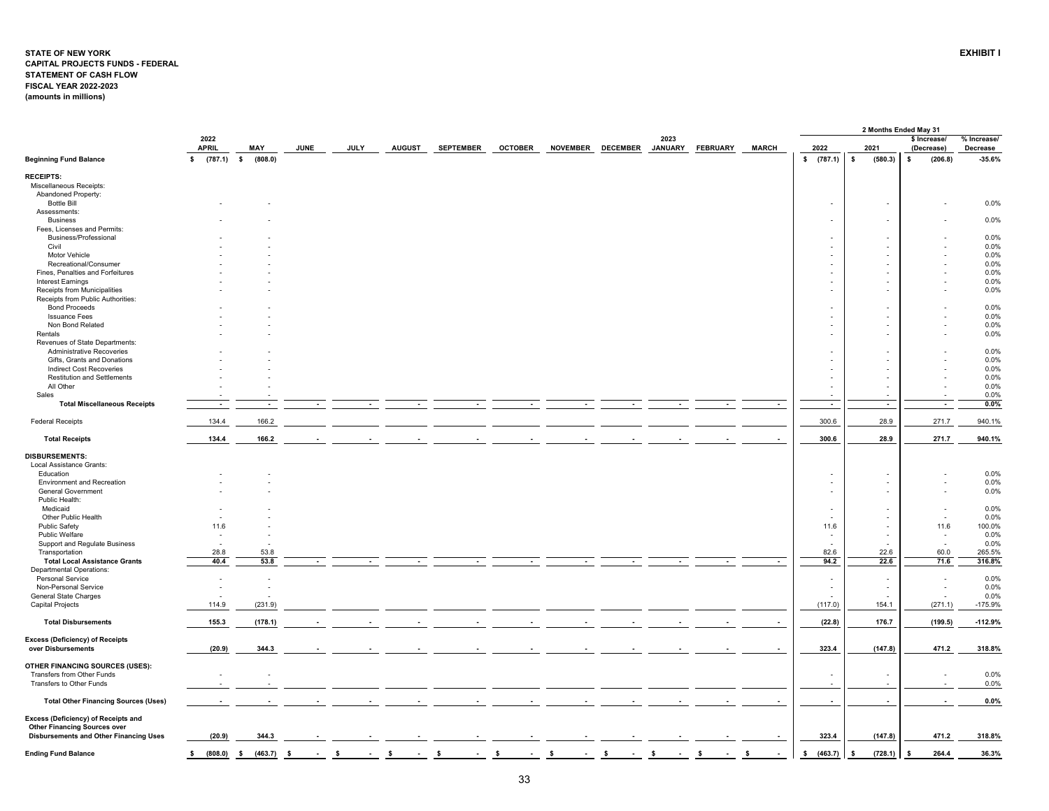**STATE OF NEW YORK**
**CAPITAL PROJECTS FUNDS - FEDERAL**
**STATEMENT OF CASH FLOW**
**FISCAL YEAR 2022-2023**
**(amounts in millions)**

**EXHIBIT I**

| | 2022 APRIL | MAY | JUNE | JULY | AUGUST | SEPTEMBER | OCTOBER | NOVEMBER | DECEMBER | 2023 JANUARY | FEBRUARY | MARCH | 2 Months Ended May 31 2022 | 2021 | $ Increase/ (Decrease) | % Increase/ Decrease |
|---|---|---|---|---|---|---|---|---|---|---|---|---|---|---|---|---|
| **Beginning Fund Balance** | $ (787.1) | $ (808.0) | | | | | | | | | | | $ (787.1) | $ (580.3) | $ (206.8) | -35.6% |
| **RECEIPTS:** | | | | | | | | | | | | | | | | |
| Miscellaneous Receipts: | | | | | | | | | | | | | | | | |
| Abandoned Property: | | | | | | | | | | | | | | | | |
| Bottle Bill | - | - | | | | | | | | | | | - | - | - | 0.0% |
| Assessments: | | | | | | | | | | | | | | | | |
| Business | - | - | | | | | | | | | | | - | - | - | 0.0% |
| Fees, Licenses and Permits: | | | | | | | | | | | | | | | | |
| Business/Professional | - | - | | | | | | | | | | | - | - | - | 0.0% |
| Civil | - | - | | | | | | | | | | | - | - | - | 0.0% |
| Motor Vehicle | - | - | | | | | | | | | | | - | - | - | 0.0% |
| Recreational/Consumer | - | - | | | | | | | | | | | - | - | - | 0.0% |
| Fines, Penalties and Forfeitures | - | - | | | | | | | | | | | - | - | - | 0.0% |
| Interest Earnings | - | - | | | | | | | | | | | - | - | - | 0.0% |
| Receipts from Municipalities | - | - | | | | | | | | | | | - | - | - | 0.0% |
| Receipts from Public Authorities: | | | | | | | | | | | | | | | | |
| Bond Proceeds | - | - | | | | | | | | | | | - | - | - | 0.0% |
| Issuance Fees | - | - | | | | | | | | | | | - | - | - | 0.0% |
| Non Bond Related | - | - | | | | | | | | | | | - | - | - | 0.0% |
| Rentals | - | - | | | | | | | | | | | - | - | - | 0.0% |
| Revenues of State Departments: | | | | | | | | | | | | | | | | |
| Administrative Recoveries | - | - | | | | | | | | | | | - | - | - | 0.0% |
| Gifts, Grants and Donations | - | - | | | | | | | | | | | - | - | - | 0.0% |
| Indirect Cost Recoveries | - | - | | | | | | | | | | | - | - | - | 0.0% |
| Restitution and Settlements | - | - | | | | | | | | | | | - | - | - | 0.0% |
| All Other | - | - | | | | | | | | | | | - | - | - | 0.0% |
| Sales | - | - | | | | | | | | | | | - | - | - | 0.0% |
| **Total Miscellaneous Receipts** | - | - | - | - | - | - | - | - | - | - | - | - | - | - | - | 0.0% |
| Federal Receipts | 134.4 | 166.2 | | | | | | | | | | | 300.6 | 28.9 | 271.7 | 940.1% |
| **Total Receipts** | 134.4 | 166.2 | - | - | - | - | - | - | - | - | - | - | 300.6 | 28.9 | 271.7 | 940.1% |
| **DISBURSEMENTS:** | | | | | | | | | | | | | | | | |
| Local Assistance Grants: | | | | | | | | | | | | | | | | |
| Education | - | - | | | | | | | | | | | - | - | - | 0.0% |
| Environment and Recreation | - | - | | | | | | | | | | | - | - | - | 0.0% |
| General Government | - | - | | | | | | | | | | | - | - | - | 0.0% |
| Public Health: | | | | | | | | | | | | | | | | |
| Medicaid | - | - | | | | | | | | | | | - | - | - | 0.0% |
| Other Public Health | - | - | | | | | | | | | | | - | - | - | 0.0% |
| Public Safety | 11.6 | - | | | | | | | | | | | 11.6 | - | 11.6 | 100.0% |
| Public Welfare | - | - | | | | | | | | | | | - | - | - | 0.0% |
| Support and Regulate Business | - | - | | | | | | | | | | | - | - | - | 0.0% |
| Transportation | 28.8 | 53.8 | | | | | | | | | | | 82.6 | 22.6 | 60.0 | 265.5% |
| **Total Local Assistance Grants** | 40.4 | 53.8 | - | - | - | - | - | - | - | - | - | - | 94.2 | 22.6 | 71.6 | 316.8% |
| Departmental Operations: | | | | | | | | | | | | | | | | |
| Personal Service | - | - | | | | | | | | | | | - | - | - | 0.0% |
| Non-Personal Service | - | - | | | | | | | | | | | - | - | - | 0.0% |
| General State Charges | - | - | | | | | | | | | | | - | - | - | 0.0% |
| Capital Projects | 114.9 | (231.9) | | | | | | | | | | | (117.0) | 154.1 | (271.1) | -175.9% |
| **Total Disbursements** | 155.3 | (178.1) | - | - | - | - | - | - | - | - | - | - | (22.8) | 176.7 | (199.5) | -112.9% |
| **Excess (Deficiency) of Receipts over Disbursements** | (20.9) | 344.3 | - | - | - | - | - | - | - | - | - | - | 323.4 | (147.8) | 471.2 | 318.8% |
| **OTHER FINANCING SOURCES (USES):** | | | | | | | | | | | | | | | | |
| Transfers from Other Funds | - | - | | | | | | | | | | | - | - | - | 0.0% |
| Transfers to Other Funds | - | - | | | | | | | | | | | - | - | - | 0.0% |
| **Total Other Financing Sources (Uses)** | - | - | - | - | - | - | - | - | - | - | - | - | - | - | - | 0.0% |
| **Excess (Deficiency) of Receipts and Other Financing Sources over Disbursements and Other Financing Uses** | (20.9) | 344.3 | - | - | - | - | - | - | - | - | - | - | 323.4 | (147.8) | 471.2 | 318.8% |
| **Ending Fund Balance** | $ (808.0) | $ (463.7) | $ - | $ - | $ - | $ - | $ - | $ - | $ - | $ - | $ - | $ - | $ (463.7) | $ (728.1) | $ 264.4 | 36.3% |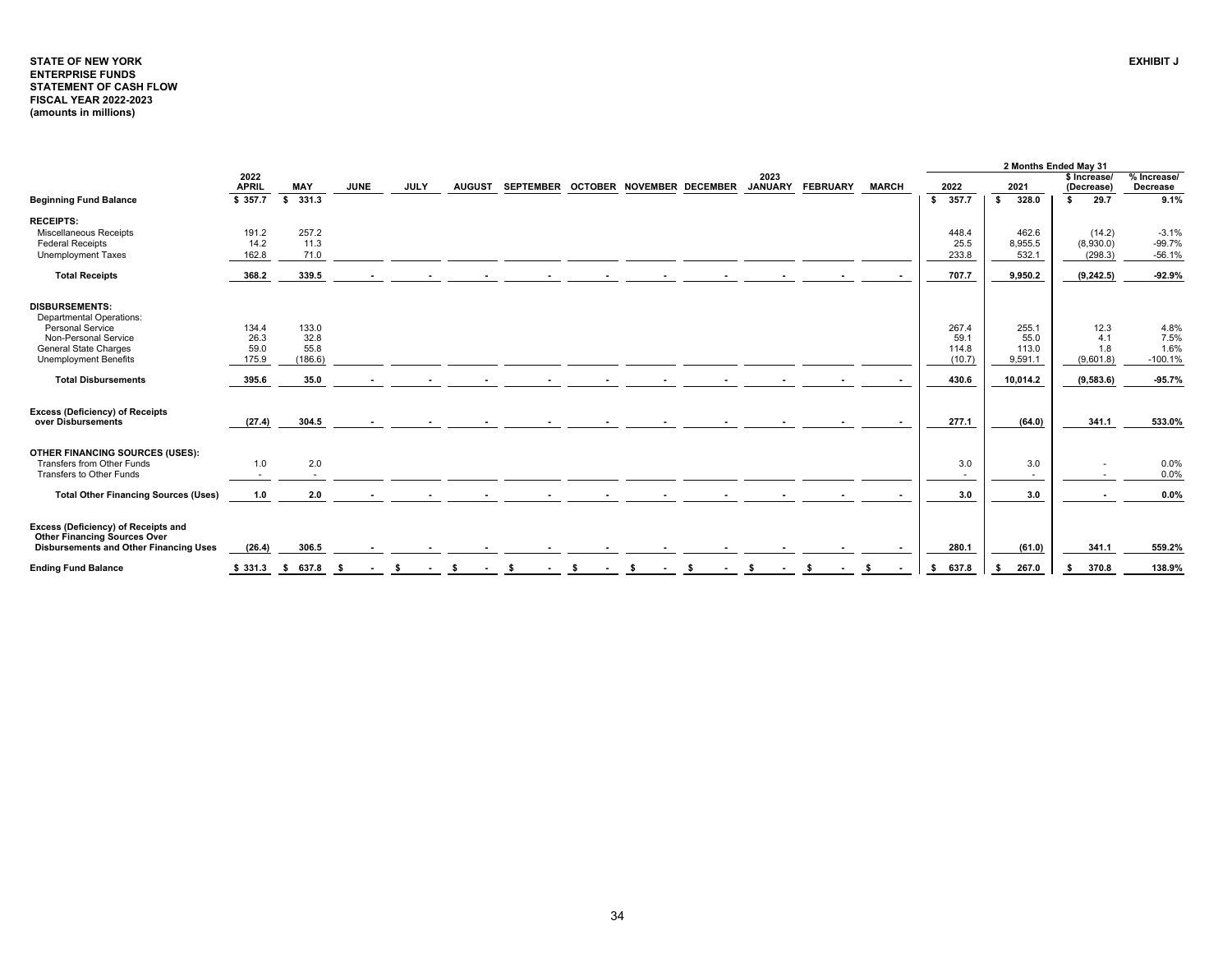**STATE OF NEW YORK**
**ENTERPRISE FUNDS**
**STATEMENT OF CASH FLOW**
**FISCAL YEAR 2022-2023**
**(amounts in millions)**

**EXHIBIT J**

| | 2022 APRIL | MAY | JUNE | JULY | AUGUST | SEPTEMBER | OCTOBER | NOVEMBER | DECEMBER | 2023 JANUARY | FEBRUARY | MARCH | 2 Months Ended May 31 2022 | 2021 | $ Increase/ (Decrease) | % Increase/ Decrease |
|---|---|---|---|---|---|---|---|---|---|---|---|---|---|---|---|---|
| **Beginning Fund Balance** | $ 357.7 | $ 331.3 | | | | | | | | | | | $ 357.7 | $ 328.0 | $ 29.7 | 9.1% |
| **RECEIPTS:** | | | | | | | | | | | | | | | | |
| Miscellaneous Receipts | 191.2 | 257.2 | | | | | | | | | | | 448.4 | 462.6 | (14.2) | -3.1% |
| Federal Receipts | 14.2 | 11.3 | | | | | | | | | | | 25.5 | 8,955.5 | (8,930.0) | -99.7% |
| Unemployment Taxes | 162.8 | 71.0 | | | | | | | | | | | 233.8 | 532.1 | (298.3) | -56.1% |
| **Total Receipts** | 368.2 | 339.5 | - | - | - | - | - | - | - | - | - | - | 707.7 | 9,950.2 | (9,242.5) | -92.9% |
| **DISBURSEMENTS:** | | | | | | | | | | | | | | | | |
| Departmental Operations: | | | | | | | | | | | | | | | | |
| Personal Service | 134.4 | 133.0 | | | | | | | | | | | 267.4 | 255.1 | 12.3 | 4.8% |
| Non-Personal Service | 26.3 | 32.8 | | | | | | | | | | | 59.1 | 55.0 | 4.1 | 7.5% |
| General State Charges | 59.0 | 55.8 | | | | | | | | | | | 114.8 | 113.0 | 1.8 | 1.6% |
| Unemployment Benefits | 175.9 | (186.6) | | | | | | | | | | | (10.7) | 9,591.1 | (9,601.8) | -100.1% |
| **Total Disbursements** | 395.6 | 35.0 | - | - | - | - | - | - | - | - | - | - | 430.6 | 10,014.2 | (9,583.6) | -95.7% |
| **Excess (Deficiency) of Receipts over Disbursements** | (27.4) | 304.5 | - | - | - | - | - | - | - | - | - | - | 277.1 | (64.0) | 341.1 | 533.0% |
| **OTHER FINANCING SOURCES (USES):** | | | | | | | | | | | | | | | | |
| Transfers from Other Funds | 1.0 | 2.0 | | | | | | | | | | | 3.0 | 3.0 | - | 0.0% |
| Transfers to Other Funds | - | - | | | | | | | | | | | - | - | - | 0.0% |
| **Total Other Financing Sources (Uses)** | 1.0 | 2.0 | - | - | - | - | - | - | - | - | - | - | 3.0 | 3.0 | - | 0.0% |
| **Excess (Deficiency) of Receipts and Other Financing Sources Over Disbursements and Other Financing Uses** | (26.4) | 306.5 | - | - | - | - | - | - | - | - | - | - | 280.1 | (61.0) | 341.1 | 559.2% |
| **Ending Fund Balance** | $ 331.3 | $ 637.8 | $ - | $ - | $ - | $ - | $ - | $ - | $ - | $ - | $ - | $ - | $ 637.8 | $ 267.0 | $ 370.8 | 138.9% |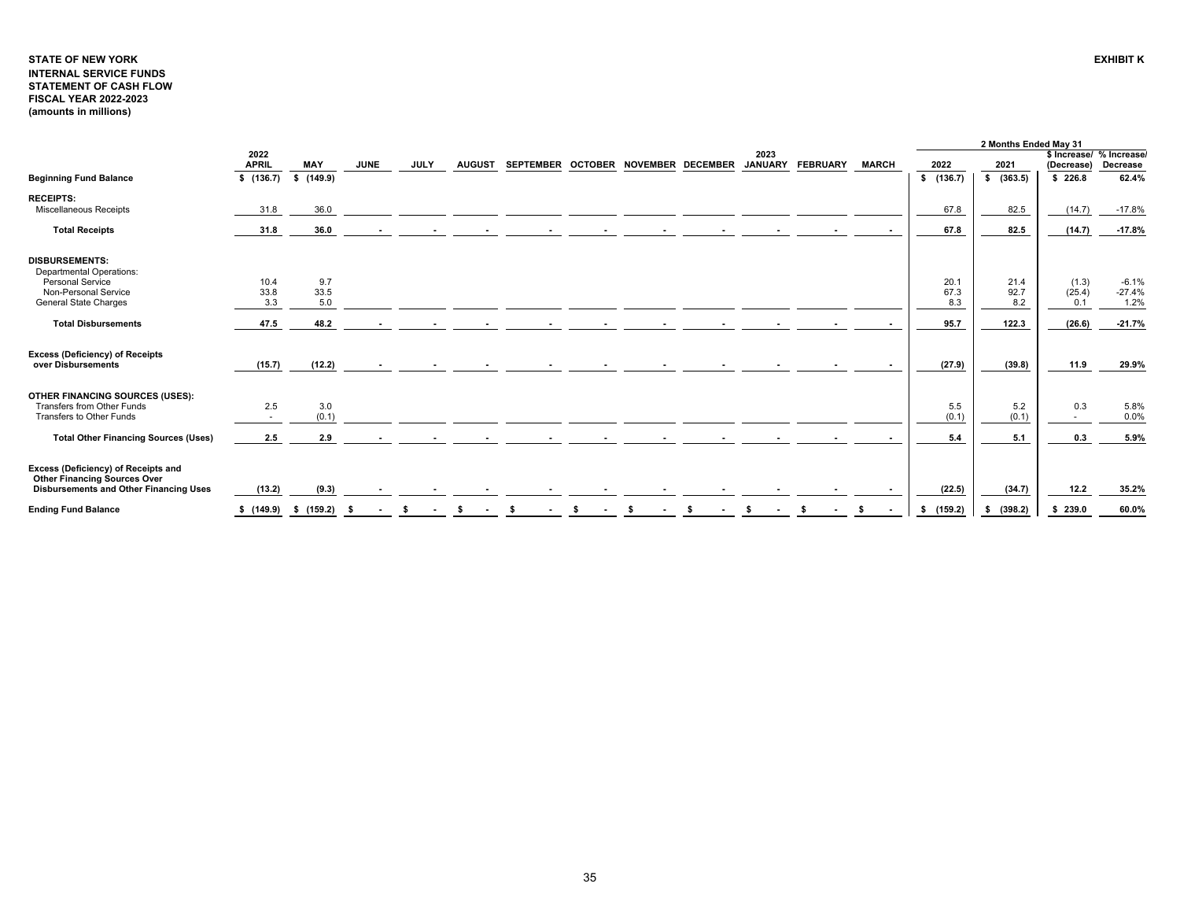**STATE OF NEW YORK**
**INTERNAL SERVICE FUNDS**
**STATEMENT OF CASH FLOW**
**FISCAL YEAR 2022-2023**
**(amounts in millions)**

**EXHIBIT K**

| | 2022 APRIL | MAY | JUNE | JULY | AUGUST | SEPTEMBER | OCTOBER | NOVEMBER | DECEMBER | 2023 JANUARY | FEBRUARY | MARCH | 2 Months Ended May 31 2022 | 2021 | $ Increase/ (Decrease) | % Increase/ Decrease |
|---|---|---|---|---|---|---|---|---|---|---|---|---|---|---|---|---|
| **Beginning Fund Balance** | $ (136.7) | $ (149.9) | | | | | | | | | | | $ (136.7) | $ (363.5) | $ 226.8 | 62.4% |
| **RECEIPTS:** | | | | | | | | | | | | | | | | |
| Miscellaneous Receipts | 31.8 | 36.0 | | | | | | | | | | | 67.8 | 82.5 | (14.7) | -17.8% |
| **Total Receipts** | **31.8** | **36.0** | **-** | **-** | **-** | **-** | **-** | **-** | **-** | **-** | **-** | **-** | **67.8** | **82.5** | **(14.7)** | **-17.8%** |
| **DISBURSEMENTS:** | | | | | | | | | | | | | | | | |
| Departmental Operations: | | | | | | | | | | | | | | | | |
| Personal Service | 10.4 | 9.7 | | | | | | | | | | | 20.1 | 21.4 | (1.3) | -6.1% |
| Non-Personal Service | 33.8 | 33.5 | | | | | | | | | | | 67.3 | 92.7 | (25.4) | -27.4% |
| General State Charges | 3.3 | 5.0 | | | | | | | | | | | 8.3 | 8.2 | 0.1 | 1.2% |
| **Total Disbursements** | **47.5** | **48.2** | **-** | **-** | **-** | **-** | **-** | **-** | **-** | **-** | **-** | **-** | **95.7** | **122.3** | **(26.6)** | **-21.7%** |
| **Excess (Deficiency) of Receipts over Disbursements** | **(15.7)** | **(12.2)** | **-** | **-** | **-** | **-** | **-** | **-** | **-** | **-** | **-** | **-** | **(27.9)** | **(39.8)** | **11.9** | **29.9%** |
| **OTHER FINANCING SOURCES (USES):** | | | | | | | | | | | | | | | | |
| Transfers from Other Funds | 2.5 | 3.0 | | | | | | | | | | | 5.5 | 5.2 | 0.3 | 5.8% |
| Transfers to Other Funds | - | (0.1) | | | | | | | | | | | (0.1) | (0.1) | - | 0.0% |
| **Total Other Financing Sources (Uses)** | **2.5** | **2.9** | **-** | **-** | **-** | **-** | **-** | **-** | **-** | **-** | **-** | **-** | **5.4** | **5.1** | **0.3** | **5.9%** |
| **Excess (Deficiency) of Receipts and Other Financing Sources Over Disbursements and Other Financing Uses** | **(13.2)** | **(9.3)** | **-** | **-** | **-** | **-** | **-** | **-** | **-** | **-** | **-** | **-** | **(22.5)** | **(34.7)** | **12.2** | **35.2%** |
| **Ending Fund Balance** | **$ (149.9)** | **$ (159.2)** | **$ -** | **$ -** | **$ -** | **$ -** | **$ -** | **$ -** | **$ -** | **$ -** | **$ -** | **$ -** | **$ (159.2)** | **$ (398.2)** | **$ 239.0** | **60.0%** |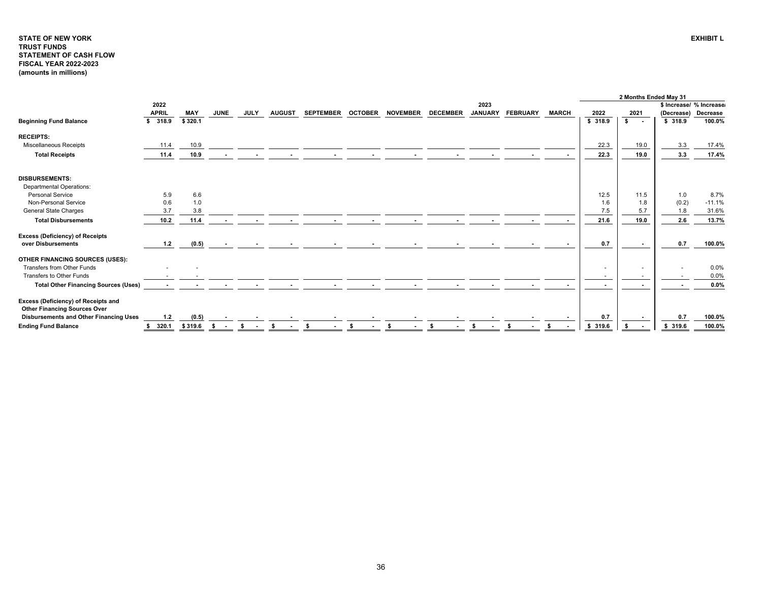**STATE OF NEW YORK**
**TRUST FUNDS**
**STATEMENT OF CASH FLOW**
**FISCAL YEAR 2022-2023**
**(amounts in millions)**

**EXHIBIT L**

| | 2022 APRIL | MAY | JUNE | JULY | AUGUST | SEPTEMBER | OCTOBER | NOVEMBER | DECEMBER | 2023 JANUARY | FEBRUARY | MARCH | 2 Months Ended May 31 2022 | 2021 | $ Increase/ (Decrease) | % Increase/ Decrease |
|---|---|---|---|---|---|---|---|---|---|---|---|---|---|---|---|---|
| **Beginning Fund Balance** | $ 318.9 | $ 320.1 | | | | | | | | | | | $ 318.9 | $ - | $ 318.9 | 100.0% |
| **RECEIPTS:** | | | | | | | | | | | | | | | | |
| Miscellaneous Receipts | 11.4 | 10.9 | | | | | | | | | | | 22.3 | 19.0 | 3.3 | 17.4% |
| **Total Receipts** | 11.4 | 10.9 | - | - | - | - | - | - | - | - | - | - | 22.3 | 19.0 | 3.3 | 17.4% |
| **DISBURSEMENTS:** | | | | | | | | | | | | | | | | |
| Departmental Operations: | | | | | | | | | | | | | | | | |
| Personal Service | 5.9 | 6.6 | | | | | | | | | | | 12.5 | 11.5 | 1.0 | 8.7% |
| Non-Personal Service | 0.6 | 1.0 | | | | | | | | | | | 1.6 | 1.8 | (0.2) | -11.1% |
| General State Charges | 3.7 | 3.8 | | | | | | | | | | | 7.5 | 5.7 | 1.8 | 31.6% |
| **Total Disbursements** | 10.2 | 11.4 | - | - | - | - | - | - | - | - | - | - | 21.6 | 19.0 | 2.6 | 13.7% |
| **Excess (Deficiency) of Receipts over Disbursements** | 1.2 | (0.5) | - | - | - | - | - | - | - | - | - | - | 0.7 | - | 0.7 | 100.0% |
| **OTHER FINANCING SOURCES (USES):** | | | | | | | | | | | | | | | | |
| Transfers from Other Funds | - | - | | | | | | | | | | | - | - | - | 0.0% |
| Transfers to Other Funds | - | - | | | | | | | | | | | - | - | - | 0.0% |
| **Total Other Financing Sources (Uses)** | - | - | - | - | - | - | - | - | - | - | - | - | - | - | - | 0.0% |
| **Excess (Deficiency) of Receipts and Other Financing Sources Over Disbursements and Other Financing Uses** | 1.2 | (0.5) | - | - | - | - | - | - | - | - | - | - | 0.7 | - | 0.7 | 100.0% |
| **Ending Fund Balance** | $ 320.1 | $ 319.6 | $ - | $ - | $ - | $ - | $ - | $ - | $ - | $ - | $ - | $ - | $ 319.6 | $ - | $ 319.6 | 100.0% |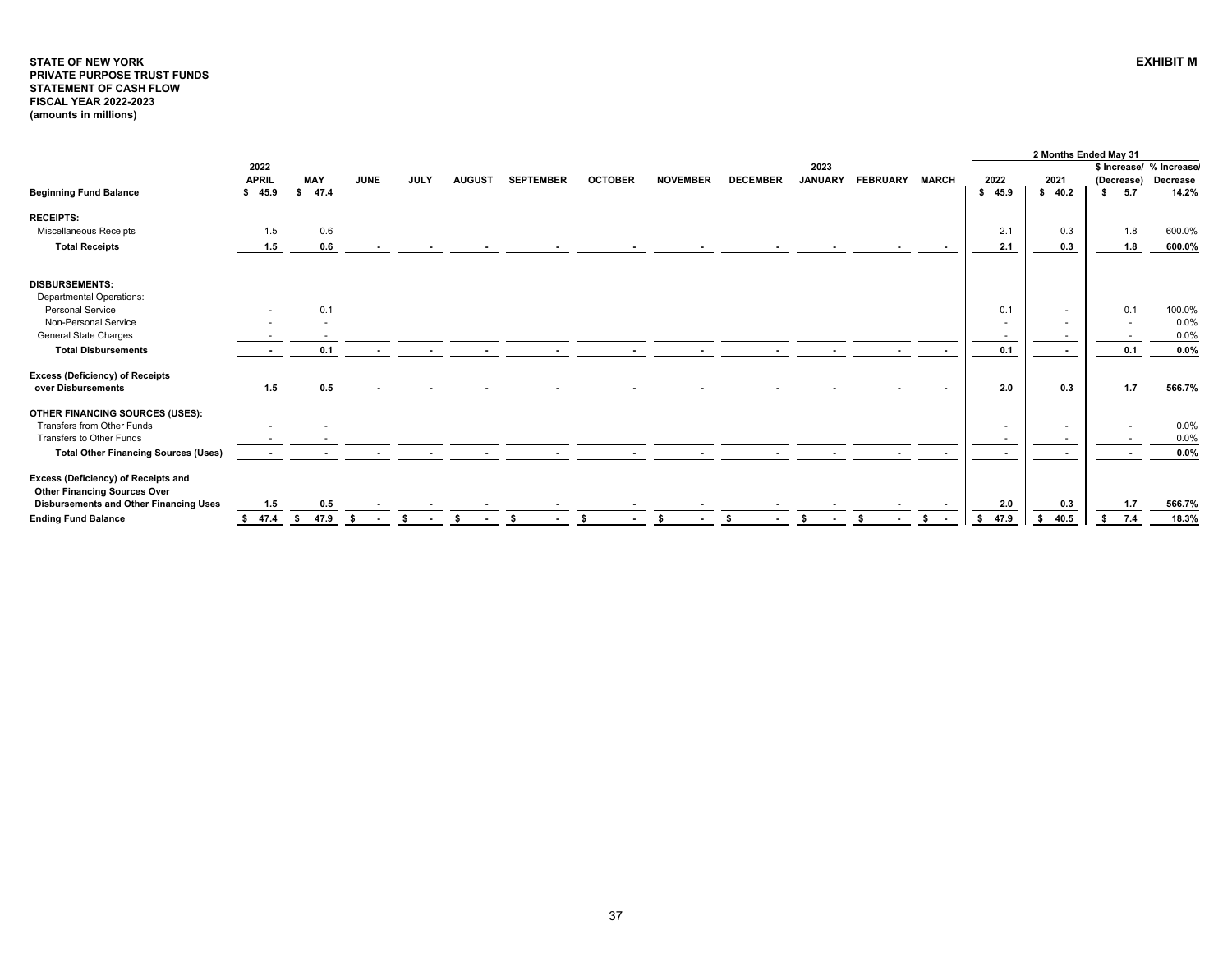**STATE OF NEW YORK**
**PRIVATE PURPOSE TRUST FUNDS**
**STATEMENT OF CASH FLOW**
**FISCAL YEAR 2022-2023**
**(amounts in millions)**

**EXHIBIT M**

| | 2022 APRIL | MAY | JUNE | JULY | AUGUST | SEPTEMBER | OCTOBER | NOVEMBER | DECEMBER | 2023 JANUARY | FEBRUARY | MARCH | 2 Months Ended May 31 2022 | 2021 | $ Increase/ (Decrease) | % Increase/ Decrease |
|---|---|---|---|---|---|---|---|---|---|---|---|---|---|---|---|---|
| **Beginning Fund Balance** | $ 45.9 | $ 47.4 | | | | | | | | | | | $ 45.9 | $ 40.2 | $ 5.7 | 14.2% |
| **RECEIPTS:** | | | | | | | | | | | | | | | | |
| Miscellaneous Receipts | 1.5 | 0.6 | | | | | | | | | | | 2.1 | 0.3 | 1.8 | 600.0% |
| **Total Receipts** | 1.5 | 0.6 | - | - | - | - | - | - | - | - | - | - | 2.1 | 0.3 | 1.8 | 600.0% |
| **DISBURSEMENTS:** | | | | | | | | | | | | | | | | |
| Departmental Operations: | | | | | | | | | | | | | | | | |
| Personal Service | - | 0.1 | | | | | | | | | | | 0.1 | - | 0.1 | 100.0% |
| Non-Personal Service | - | - | | | | | | | | | | | - | - | - | 0.0% |
| General State Charges | - | - | | | | | | | | | | | - | - | - | 0.0% |
| **Total Disbursements** | - | 0.1 | - | - | - | - | - | - | - | - | - | - | 0.1 | - | 0.1 | 0.0% |
| **Excess (Deficiency) of Receipts over Disbursements** | 1.5 | 0.5 | - | - | - | - | - | - | - | - | - | - | 2.0 | 0.3 | 1.7 | 566.7% |
| **OTHER FINANCING SOURCES (USES):** | | | | | | | | | | | | | | | | |
| Transfers from Other Funds | - | - | | | | | | | | | | | - | - | - | 0.0% |
| Transfers to Other Funds | - | - | | | | | | | | | | | - | - | - | 0.0% |
| **Total Other Financing Sources (Uses)** | - | - | - | - | - | - | - | - | - | - | - | - | - | - | - | 0.0% |
| **Excess (Deficiency) of Receipts and Other Financing Sources Over Disbursements and Other Financing Uses** | 1.5 | 0.5 | - | - | - | - | - | - | - | - | - | - | 2.0 | 0.3 | 1.7 | 566.7% |
| **Ending Fund Balance** | $ 47.4 | $ 47.9 | $ - | $ - | $ - | $ - | $ - | $ - | $ - | $ - | $ - | $ - | $ 47.9 | $ 40.5 | $ 7.4 | 18.3% |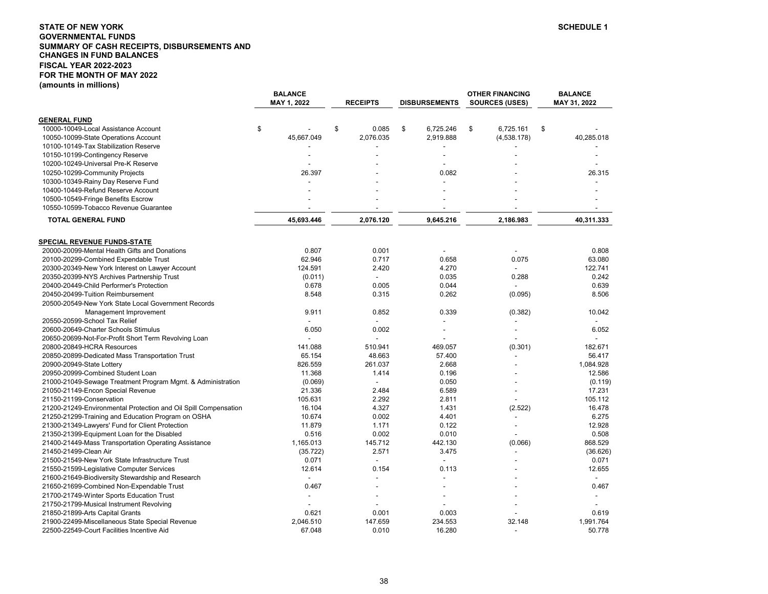**STATE OF NEW YORK**
**GOVERNMENTAL FUNDS**
**SUMMARY OF CASH RECEIPTS, DISBURSEMENTS AND CHANGES IN FUND BALANCES**
**FISCAL YEAR 2022-2023**
**FOR THE MONTH OF MAY 2022**
**(amounts in millions)**

**SCHEDULE 1**

| | BALANCE MAY 1, 2022 | RECEIPTS | DISBURSEMENTS | OTHER FINANCING SOURCES (USES) | BALANCE MAY 31, 2022 |
|---|---|---|---|---|---|
| **GENERAL FUND** | | | | | |
| 10000-10049-Local Assistance Account | $ - | $ 0.085 | $ 6,725.246 | $ 6,725.161 | $ - |
| 10050-10099-State Operations Account | 45,667.049 | 2,076.035 | 2,919.888 | (4,538.178) | 40,285.018 |
| 10100-10149-Tax Stabilization Reserve | - | - | - | - | - |
| 10150-10199-Contingency Reserve | - | - | - | - | - |
| 10200-10249-Universal Pre-K Reserve | - | - | - | - | - |
| 10250-10299-Community Projects | 26.397 | - | 0.082 | - | 26.315 |
| 10300-10349-Rainy Day Reserve Fund | - | - | - | - | - |
| 10400-10449-Refund Reserve Account | - | - | - | - | - |
| 10500-10549-Fringe Benefits Escrow | - | - | - | - | - |
| 10550-10599-Tobacco Revenue Guarantee | - | - | - | - | - |
| **TOTAL GENERAL FUND** | **45,693.446** | **2,076.120** | **9,645.216** | **2,186.983** | **40,311.333** |
| **SPECIAL REVENUE FUNDS-STATE** | | | | | |
| 20000-20099-Mental Health Gifts and Donations | 0.807 | 0.001 | - | - | 0.808 |
| 20100-20299-Combined Expendable Trust | 62.946 | 0.717 | 0.658 | 0.075 | 63.080 |
| 20300-20349-New York Interest on Lawyer Account | 124.591 | 2.420 | 4.270 | - | 122.741 |
| 20350-20399-NYS Archives Partnership Trust | (0.011) | - | 0.035 | 0.288 | 0.242 |
| 20400-20449-Child Performer's Protection | 0.678 | 0.005 | 0.044 | - | 0.639 |
| 20450-20499-Tuition Reimbursement | 8.548 | 0.315 | 0.262 | (0.095) | 8.506 |
| 20500-20549-New York State Local Government Records Management Improvement | 9.911 | 0.852 | 0.339 | (0.382) | 10.042 |
| 20550-20599-School Tax Relief | - | - | - | - | - |
| 20600-20649-Charter Schools Stimulus | 6.050 | 0.002 | - | - | 6.052 |
| 20650-20699-Not-For-Profit Short Term Revolving Loan | - | - | - | - | - |
| 20800-20849-HCRA Resources | 141.088 | 510.941 | 469.057 | (0.301) | 182.671 |
| 20850-20899-Dedicated Mass Transportation Trust | 65.154 | 48.663 | 57.400 | - | 56.417 |
| 20900-20949-State Lottery | 826.559 | 261.037 | 2.668 | - | 1,084.928 |
| 20950-20999-Combined Student Loan | 11.368 | 1.414 | 0.196 | - | 12.586 |
| 21000-21049-Sewage Treatment Program Mgmt. & Administration | (0.069) | - | 0.050 | - | (0.119) |
| 21050-21149-Encon Special Revenue | 21.336 | 2.484 | 6.589 | - | 17.231 |
| 21150-21199-Conservation | 105.631 | 2.292 | 2.811 | - | 105.112 |
| 21200-21249-Environmental Protection and Oil Spill Compensation | 16.104 | 4.327 | 1.431 | (2.522) | 16.478 |
| 21250-21299-Training and Education Program on OSHA | 10.674 | 0.002 | 4.401 | - | 6.275 |
| 21300-21349-Lawyers' Fund for Client Protection | 11.879 | 1.171 | 0.122 | - | 12.928 |
| 21350-21399-Equipment Loan for the Disabled | 0.516 | 0.002 | 0.010 | - | 0.508 |
| 21400-21449-Mass Transportation Operating Assistance | 1,165.013 | 145.712 | 442.130 | (0.066) | 868.529 |
| 21450-21499-Clean Air | (35.722) | 2.571 | 3.475 | - | (36.626) |
| 21500-21549-New York State Infrastructure Trust | 0.071 | - | - | - | 0.071 |
| 21550-21599-Legislative Computer Services | 12.614 | 0.154 | 0.113 | - | 12.655 |
| 21600-21649-Biodiversity Stewardship and Research | - | - | - | - | - |
| 21650-21699-Combined Non-Expendable Trust | 0.467 | - | - | - | 0.467 |
| 21700-21749-Winter Sports Education Trust | - | - | - | - | - |
| 21750-21799-Musical Instrument Revolving | - | - | - | - | - |
| 21850-21899-Arts Capital Grants | 0.621 | 0.001 | 0.003 | - | 0.619 |
| 21900-22499-Miscellaneous State Special Revenue | 2,046.510 | 147.659 | 234.553 | 32.148 | 1,991.764 |
| 22500-22549-Court Facilities Incentive Aid | 67.048 | 0.010 | 16.280 | - | 50.778 |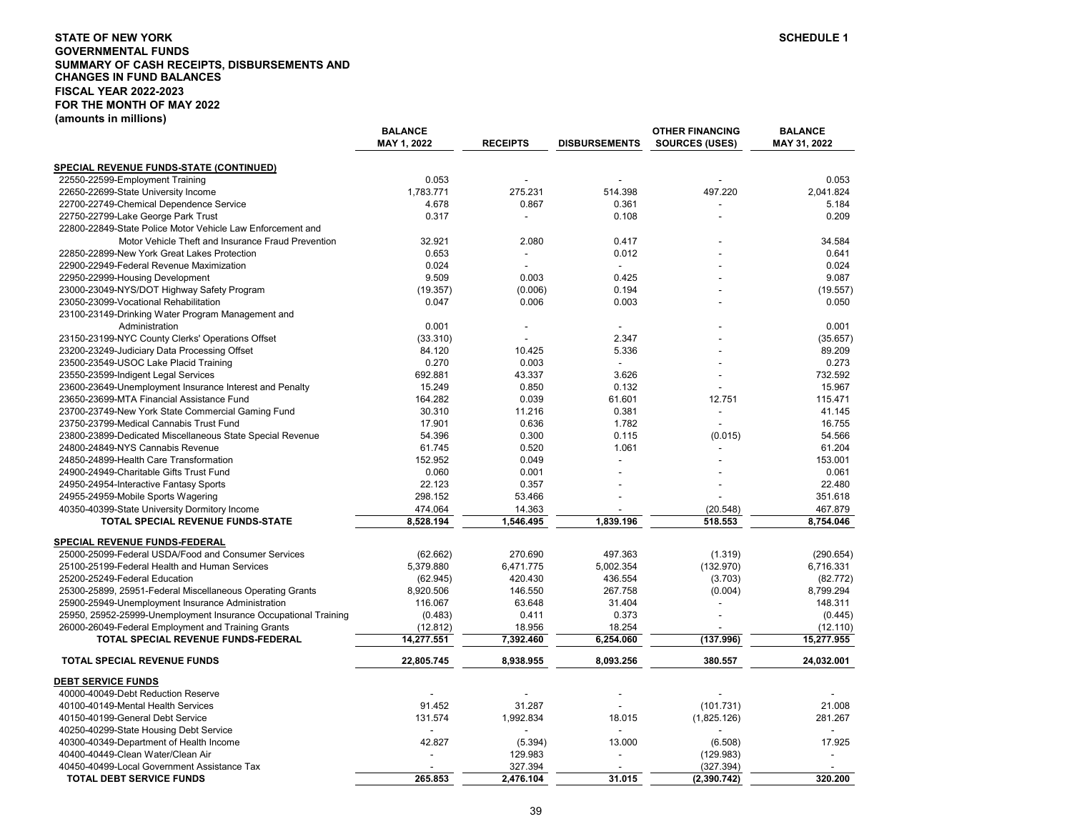**STATE OF NEW YORK**
**GOVERNMENTAL FUNDS**
**SUMMARY OF CASH RECEIPTS, DISBURSEMENTS AND CHANGES IN FUND BALANCES**
**FISCAL YEAR 2022-2023**
**FOR THE MONTH OF MAY 2022**
**(amounts in millions)**

**SCHEDULE 1**

| | BALANCE MAY 1, 2022 | RECEIPTS | DISBURSEMENTS | OTHER FINANCING SOURCES (USES) | BALANCE MAY 31, 2022 |
|---|---|---|---|---|---|
| **SPECIAL REVENUE FUNDS-STATE (CONTINUED)** | | | | | |
| 22550-22599-Employment Training | 0.053 | - | - | - | 0.053 |
| 22650-22699-State University Income | 1,783.771 | 275.231 | 514.398 | 497.220 | 2,041.824 |
| 22700-22749-Chemical Dependence Service | 4.678 | 0.867 | 0.361 | - | 5.184 |
| 22750-22799-Lake George Park Trust | 0.317 | - | 0.108 | - | 0.209 |
| 22800-22849-State Police Motor Vehicle Law Enforcement and Motor Vehicle Theft and Insurance Fraud Prevention | 32.921 | 2.080 | 0.417 | - | 34.584 |
| 22850-22899-New York Great Lakes Protection | 0.653 | - | 0.012 | - | 0.641 |
| 22900-22949-Federal Revenue Maximization | 0.024 | - | - | - | 0.024 |
| 22950-22999-Housing Development | 9.509 | 0.003 | 0.425 | - | 9.087 |
| 23000-23049-NYS/DOT Highway Safety Program | (19.357) | (0.006) | 0.194 | - | (19.557) |
| 23050-23099-Vocational Rehabilitation | 0.047 | 0.006 | 0.003 | - | 0.050 |
| 23100-23149-Drinking Water Program Management and Administration | 0.001 | - | - | - | 0.001 |
| 23150-23199-NYC County Clerks' Operations Offset | (33.310) | - | 2.347 | - | (35.657) |
| 23200-23249-Judiciary Data Processing Offset | 84.120 | 10.425 | 5.336 | - | 89.209 |
| 23500-23549-USOC Lake Placid Training | 0.270 | 0.003 | - | - | 0.273 |
| 23550-23599-Indigent Legal Services | 692.881 | 43.337 | 3.626 | - | 732.592 |
| 23600-23649-Unemployment Insurance Interest and Penalty | 15.249 | 0.850 | 0.132 | - | 15.967 |
| 23650-23699-MTA Financial Assistance Fund | 164.282 | 0.039 | 61.601 | 12.751 | 115.471 |
| 23700-23749-New York State Commercial Gaming Fund | 30.310 | 11.216 | 0.381 | - | 41.145 |
| 23750-23799-Medical Cannabis Trust Fund | 17.901 | 0.636 | 1.782 | - | 16.755 |
| 23800-23899-Dedicated Miscellaneous State Special Revenue | 54.396 | 0.300 | 0.115 | (0.015) | 54.566 |
| 24800-24849-NYS Cannabis Revenue | 61.745 | 0.520 | 1.061 | - | 61.204 |
| 24850-24899-Health Care Transformation | 152.952 | 0.049 | - | - | 153.001 |
| 24900-24949-Charitable Gifts Trust Fund | 0.060 | 0.001 | - | - | 0.061 |
| 24950-24954-Interactive Fantasy Sports | 22.123 | 0.357 | - | - | 22.480 |
| 24955-24959-Mobile Sports Wagering | 298.152 | 53.466 | - | - | 351.618 |
| 40350-40399-State University Dormitory Income | 474.064 | 14.363 | - | (20.548) | 467.879 |
| **TOTAL SPECIAL REVENUE FUNDS-STATE** | **8,528.194** | **1,546.495** | **1,839.196** | **518.553** | **8,754.046** |
| **SPECIAL REVENUE FUNDS-FEDERAL** | | | | | |
| 25000-25099-Federal USDA/Food and Consumer Services | (62.662) | 270.690 | 497.363 | (1.319) | (290.654) |
| 25100-25199-Federal Health and Human Services | 5,379.880 | 6,471.775 | 5,002.354 | (132.970) | 6,716.331 |
| 25200-25249-Federal Education | (62.945) | 420.430 | 436.554 | (3.703) | (82.772) |
| 25300-25899, 25951-Federal Miscellaneous Operating Grants | 8,920.506 | 146.550 | 267.758 | (0.004) | 8,799.294 |
| 25900-25949-Unemployment Insurance Administration | 116.067 | 63.648 | 31.404 | - | 148.311 |
| 25950, 25952-25999-Unemployment Insurance Occupational Training | (0.483) | 0.411 | 0.373 | - | (0.445) |
| 26000-26049-Federal Employment and Training Grants | (12.812) | 18.956 | 18.254 | - | (12.110) |
| **TOTAL SPECIAL REVENUE FUNDS-FEDERAL** | **14,277.551** | **7,392.460** | **6,254.060** | **(137.996)** | **15,277.955** |
| **TOTAL SPECIAL REVENUE FUNDS** | **22,805.745** | **8,938.955** | **8,093.256** | **380.557** | **24,032.001** |
| **DEBT SERVICE FUNDS** | | | | | |
| 40000-40049-Debt Reduction Reserve | - | - | - | - | - |
| 40100-40149-Mental Health Services | 91.452 | 31.287 | - | (101.731) | 21.008 |
| 40150-40199-General Debt Service | 131.574 | 1,992.834 | 18.015 | (1,825.126) | 281.267 |
| 40250-40299-State Housing Debt Service | - | - | - | - | - |
| 40300-40349-Department of Health Income | 42.827 | (5.394) | 13.000 | (6.508) | 17.925 |
| 40400-40449-Clean Water/Clean Air | - | 129.983 | - | (129.983) | - |
| 40450-40499-Local Government Assistance Tax | - | 327.394 | - | (327.394) | - |
| **TOTAL DEBT SERVICE FUNDS** | **265.853** | **2,476.104** | **31.015** | **(2,390.742)** | **320.200** |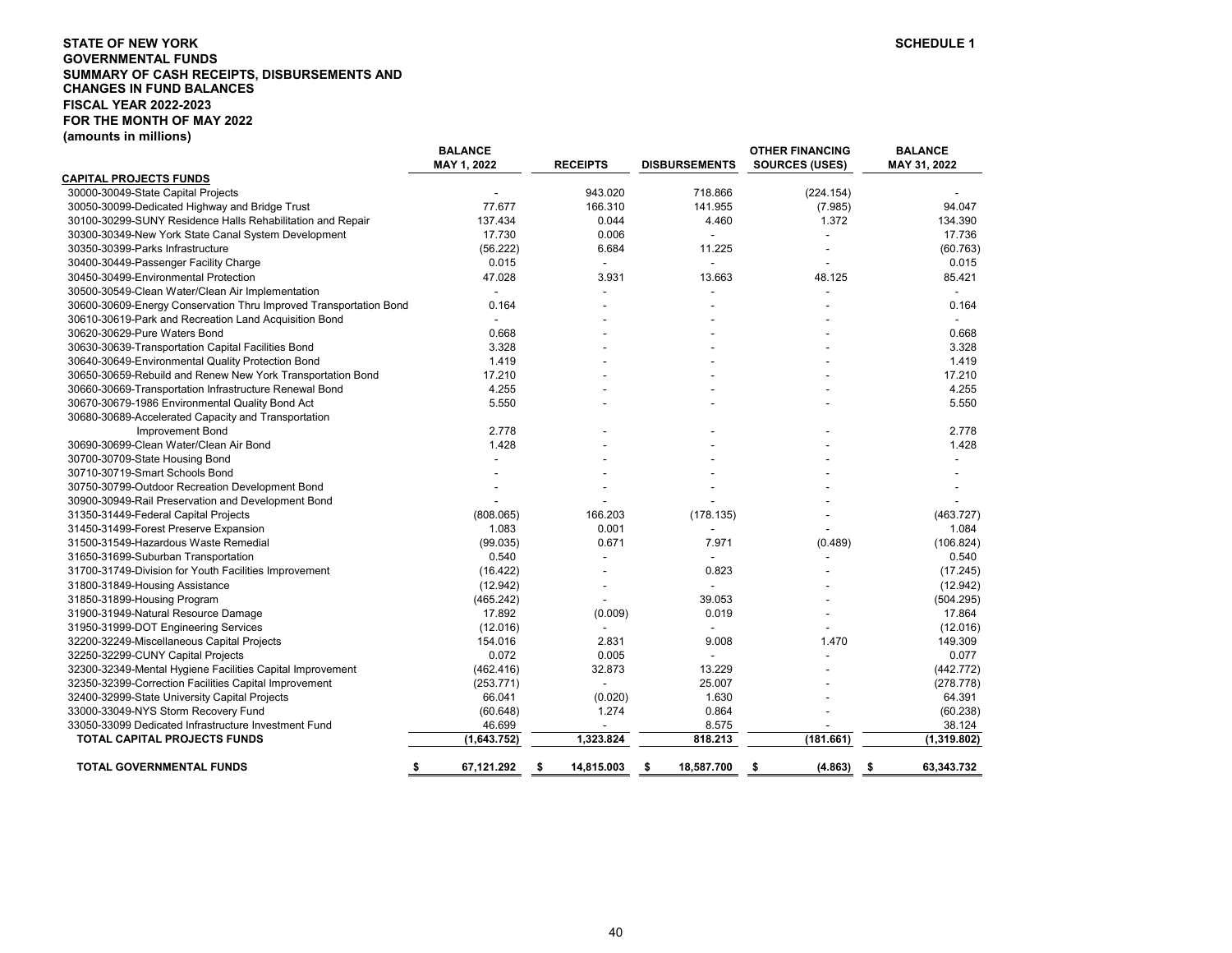**STATE OF NEW YORK**
**GOVERNMENTAL FUNDS**
**SUMMARY OF CASH RECEIPTS, DISBURSEMENTS AND CHANGES IN FUND BALANCES**
**FISCAL YEAR 2022-2023**
**FOR THE MONTH OF MAY 2022**
**(amounts in millions)**

**SCHEDULE 1**

| | BALANCE MAY 1, 2022 | RECEIPTS | DISBURSEMENTS | OTHER FINANCING SOURCES (USES) | BALANCE MAY 31, 2022 |
|---|---|---|---|---|---|
| **CAPITAL PROJECTS FUNDS** | | | | | |
| 30000-30049-State Capital Projects | - | 943.020 | 718.866 | (224.154) | - |
| 30050-30099-Dedicated Highway and Bridge Trust | 77.677 | 166.310 | 141.955 | (7.985) | 94.047 |
| 30100-30299-SUNY Residence Halls Rehabilitation and Repair | 137.434 | 0.044 | 4.460 | 1.372 | 134.390 |
| 30300-30349-New York State Canal System Development | 17.730 | 0.006 | - | - | 17.736 |
| 30350-30399-Parks Infrastructure | (56.222) | 6.684 | 11.225 | - | (60.763) |
| 30400-30449-Passenger Facility Charge | 0.015 | - | - | - | 0.015 |
| 30450-30499-Environmental Protection | 47.028 | 3.931 | 13.663 | 48.125 | 85.421 |
| 30500-30549-Clean Water/Clean Air Implementation | - | - | - | - | - |
| 30600-30609-Energy Conservation Thru Improved Transportation Bond | 0.164 | - | - | - | 0.164 |
| 30610-30619-Park and Recreation Land Acquisition Bond | - | - | - | - | - |
| 30620-30629-Pure Waters Bond | 0.668 | - | - | - | 0.668 |
| 30630-30639-Transportation Capital Facilities Bond | 3.328 | - | - | - | 3.328 |
| 30640-30649-Environmental Quality Protection Bond | 1.419 | - | - | - | 1.419 |
| 30650-30659-Rebuild and Renew New York Transportation Bond | 17.210 | - | - | - | 17.210 |
| 30660-30669-Transportation Infrastructure Renewal Bond | 4.255 | - | - | - | 4.255 |
| 30670-30679-1986 Environmental Quality Bond Act | 5.550 | - | - | - | 5.550 |
| 30680-30689-Accelerated Capacity and Transportation Improvement Bond | 2.778 | - | - | - | 2.778 |
| 30690-30699-Clean Water/Clean Air Bond | 1.428 | - | - | - | 1.428 |
| 30700-30709-State Housing Bond | - | - | - | - | - |
| 30710-30719-Smart Schools Bond | - | - | - | - | - |
| 30750-30799-Outdoor Recreation Development Bond | - | - | - | - | - |
| 30900-30949-Rail Preservation and Development Bond | - | - | - | - | - |
| 31350-31449-Federal Capital Projects | (808.065) | 166.203 | (178.135) | - | (463.727) |
| 31450-31499-Forest Preserve Expansion | 1.083 | 0.001 | - | - | 1.084 |
| 31500-31549-Hazardous Waste Remedial | (99.035) | 0.671 | 7.971 | (0.489) | (106.824) |
| 31650-31699-Suburban Transportation | 0.540 | - | - | - | 0.540 |
| 31700-31749-Division for Youth Facilities Improvement | (16.422) | - | 0.823 | - | (17.245) |
| 31800-31849-Housing Assistance | (12.942) | - | - | - | (12.942) |
| 31850-31899-Housing Program | (465.242) | - | 39.053 | - | (504.295) |
| 31900-31949-Natural Resource Damage | 17.892 | (0.009) | 0.019 | - | 17.864 |
| 31950-31999-DOT Engineering Services | (12.016) | - | - | - | (12.016) |
| 32200-32249-Miscellaneous Capital Projects | 154.016 | 2.831 | 9.008 | 1.470 | 149.309 |
| 32250-32299-CUNY Capital Projects | 0.072 | 0.005 | - | - | 0.077 |
| 32300-32349-Mental Hygiene Facilities Capital Improvement | (462.416) | 32.873 | 13.229 | - | (442.772) |
| 32350-32399-Correction Facilities Capital Improvement | (253.771) | - | 25.007 | - | (278.778) |
| 32400-32999-State University Capital Projects | 66.041 | (0.020) | 1.630 | - | 64.391 |
| 33000-33049-NYS Storm Recovery Fund | (60.648) | 1.274 | 0.864 | - | (60.238) |
| 33050-33099 Dedicated Infrastructure Investment Fund | 46.699 | - | 8.575 | - | 38.124 |
| **TOTAL CAPITAL PROJECTS FUNDS** | **(1,643.752)** | **1,323.824** | **818.213** | **(181.661)** | **(1,319.802)** |
| **TOTAL GOVERNMENTAL FUNDS** | **$ 67,121.292** | **$ 14,815.003** | **$ 18,587.700** | **$ (4.863)** | **$ 63,343.732** |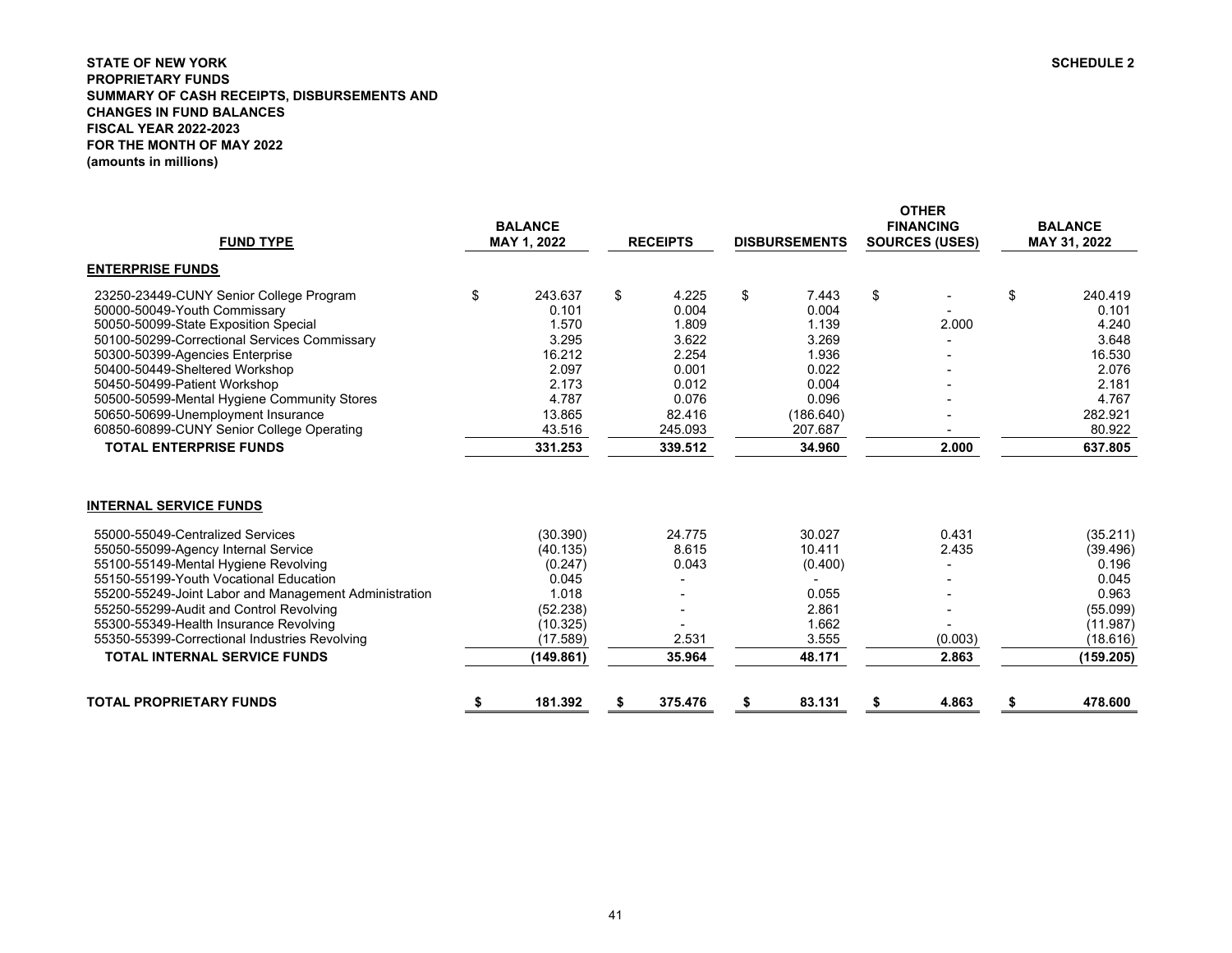**STATE OF NEW YORK**
**PROPRIETARY FUNDS**
**SUMMARY OF CASH RECEIPTS, DISBURSEMENTS AND CHANGES IN FUND BALANCES**
**FISCAL YEAR 2022-2023**
**FOR THE MONTH OF MAY 2022**
**(amounts in millions)**

**SCHEDULE 2**

| FUND TYPE | BALANCE MAY 1, 2022 | RECEIPTS | DISBURSEMENTS | OTHER FINANCING SOURCES (USES) | BALANCE MAY 31, 2022 |
|---|---|---|---|---|---|
| **ENTERPRISE FUNDS** | | | | | |
| 23250-23449-CUNY Senior College Program | $ 243.637 | $ 4.225 | $ 7.443 | $ - | $ 240.419 |
| 50000-50049-Youth Commissary | 0.101 | 0.004 | 0.004 | - | 0.101 |
| 50050-50099-State Exposition Special | 1.570 | 1.809 | 1.139 | 2.000 | 4.240 |
| 50100-50299-Correctional Services Commissary | 3.295 | 3.622 | 3.269 | - | 3.648 |
| 50300-50399-Agencies Enterprise | 16.212 | 2.254 | 1.936 | - | 16.530 |
| 50400-50449-Sheltered Workshop | 2.097 | 0.001 | 0.022 | - | 2.076 |
| 50450-50499-Patient Workshop | 2.173 | 0.012 | 0.004 | - | 2.181 |
| 50500-50599-Mental Hygiene Community Stores | 4.787 | 0.076 | 0.096 | - | 4.767 |
| 50650-50699-Unemployment Insurance | 13.865 | 82.416 | (186.640) | - | 282.921 |
| 60850-60899-CUNY Senior College Operating | 43.516 | 245.093 | 207.687 | - | 80.922 |
| **TOTAL ENTERPRISE FUNDS** | **331.253** | **339.512** | **34.960** | **2.000** | **637.805** |
| **INTERNAL SERVICE FUNDS** | | | | | |
| 55000-55049-Centralized Services | (30.390) | 24.775 | 30.027 | 0.431 | (35.211) |
| 55050-55099-Agency Internal Service | (40.135) | 8.615 | 10.411 | 2.435 | (39.496) |
| 55100-55149-Mental Hygiene Revolving | (0.247) | 0.043 | (0.400) | - | 0.196 |
| 55150-55199-Youth Vocational Education | 0.045 | - | - | - | 0.045 |
| 55200-55249-Joint Labor and Management Administration | 1.018 | - | 0.055 | - | 0.963 |
| 55250-55299-Audit and Control Revolving | (52.238) | - | 2.861 | - | (55.099) |
| 55300-55349-Health Insurance Revolving | (10.325) | - | 1.662 | - | (11.987) |
| 55350-55399-Correctional Industries Revolving | (17.589) | 2.531 | 3.555 | (0.003) | (18.616) |
| **TOTAL INTERNAL SERVICE FUNDS** | **(149.861)** | **35.964** | **48.171** | **2.863** | **(159.205)** |
| **TOTAL PROPRIETARY FUNDS** | **$ 181.392** | **$ 375.476** | **$ 83.131** | **$ 4.863** | **$ 478.600** |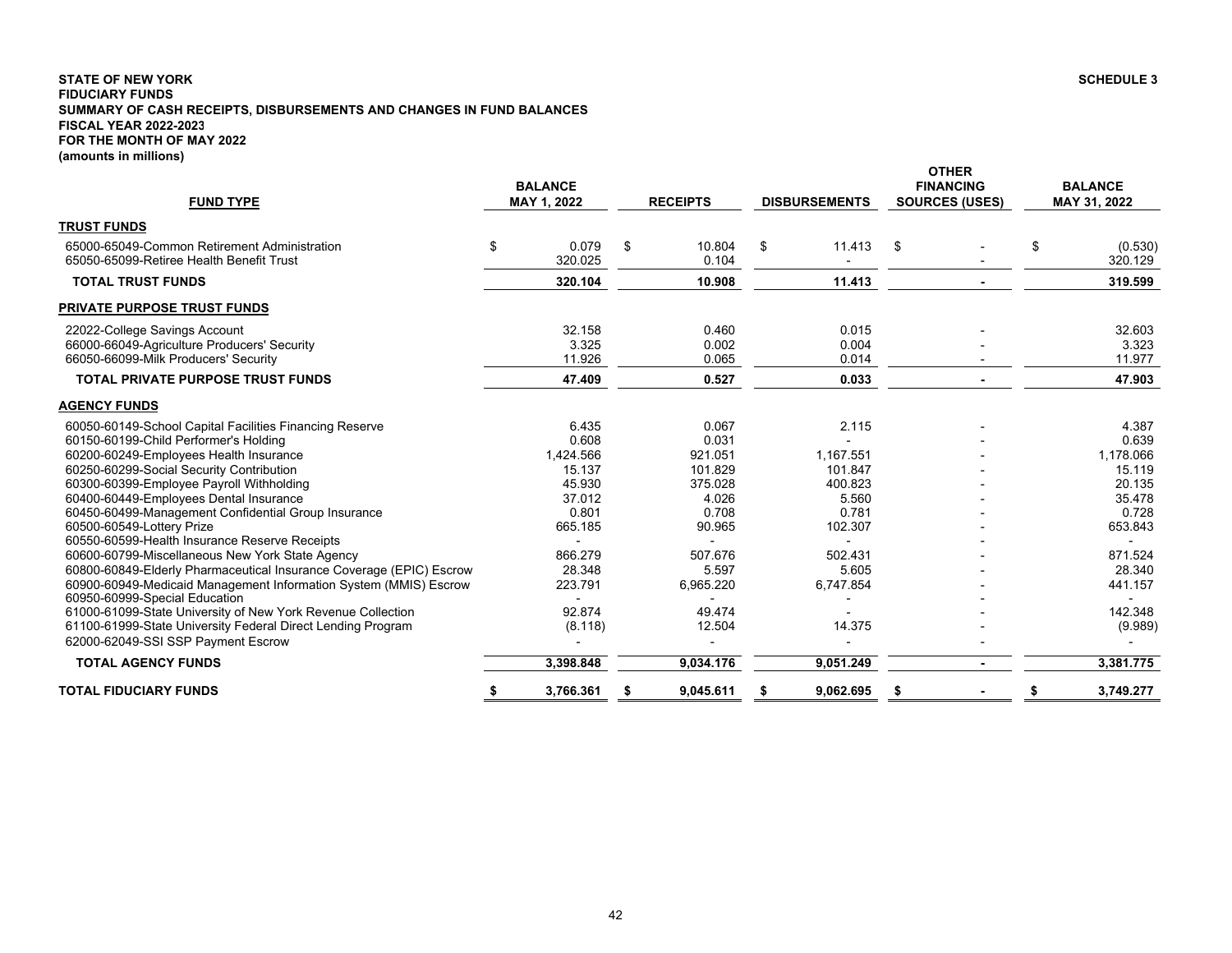**STATE OF NEW YORK**
**FIDUCIARY FUNDS**
**SUMMARY OF CASH RECEIPTS, DISBURSEMENTS AND CHANGES IN FUND BALANCES**
**FISCAL YEAR 2022-2023**
**FOR THE MONTH OF MAY 2022**
**(amounts in millions)**

**SCHEDULE 3**

| FUND TYPE | BALANCE MAY 1, 2022 | RECEIPTS | DISBURSEMENTS | OTHER FINANCING SOURCES (USES) | BALANCE MAY 31, 2022 |
|---|---|---|---|---|---|
| **TRUST FUNDS** | | | | | |
| 65000-65049-Common Retirement Administration | $ 0.079 | $ 10.804 | $ 11.413 | $ - | $ (0.530) |
| 65050-65099-Retiree Health Benefit Trust | 320.025 | 0.104 | - | - | 320.129 |
| **TOTAL TRUST FUNDS** | **320.104** | **10.908** | **11.413** | **-** | **319.599** |
| **PRIVATE PURPOSE TRUST FUNDS** | | | | | |
| 22022-College Savings Account | 32.158 | 0.460 | 0.015 | - | 32.603 |
| 66000-66049-Agriculture Producers' Security | 3.325 | 0.002 | 0.004 | - | 3.323 |
| 66050-66099-Milk Producers' Security | 11.926 | 0.065 | 0.014 | - | 11.977 |
| **TOTAL PRIVATE PURPOSE TRUST FUNDS** | **47.409** | **0.527** | **0.033** | **-** | **47.903** |
| **AGENCY FUNDS** | | | | | |
| 60050-60149-School Capital Facilities Financing Reserve | 6.435 | 0.067 | 2.115 | - | 4.387 |
| 60150-60199-Child Performer's Holding | 0.608 | 0.031 | - | - | 0.639 |
| 60200-60249-Employees Health Insurance | 1,424.566 | 921.051 | 1,167.551 | - | 1,178.066 |
| 60250-60299-Social Security Contribution | 15.137 | 101.829 | 101.847 | - | 15.119 |
| 60300-60399-Employee Payroll Withholding | 45.930 | 375.028 | 400.823 | - | 20.135 |
| 60400-60449-Employees Dental Insurance | 37.012 | 4.026 | 5.560 | - | 35.478 |
| 60450-60499-Management Confidential Group Insurance | 0.801 | 0.708 | 0.781 | - | 0.728 |
| 60500-60549-Lottery Prize | 665.185 | 90.965 | 102.307 | - | 653.843 |
| 60550-60599-Health Insurance Reserve Receipts | - | - | - | - | - |
| 60600-60799-Miscellaneous New York State Agency | 866.279 | 507.676 | 502.431 | - | 871.524 |
| 60800-60849-Elderly Pharmaceutical Insurance Coverage (EPIC) Escrow | 28.348 | 5.597 | 5.605 | - | 28.340 |
| 60900-60949-Medicaid Management Information System (MMIS) Escrow | 223.791 | 6,965.220 | 6,747.854 | - | 441.157 |
| 60950-60999-Special Education | - | - | - | - | - |
| 61000-61099-State University of New York Revenue Collection | 92.874 | 49.474 | - | - | 142.348 |
| 61100-61999-State University Federal Direct Lending Program | (8.118) | 12.504 | 14.375 | - | (9.989) |
| 62000-62049-SSI SSP Payment Escrow | - | - | - | - | - |
| **TOTAL AGENCY FUNDS** | **3,398.848** | **9,034.176** | **9,051.249** | **-** | **3,381.775** |
| **TOTAL FIDUCIARY FUNDS** | **$ 3,766.361** | **$ 9,045.611** | **$ 9,062.695** | **$ -** | **$ 3,749.277** |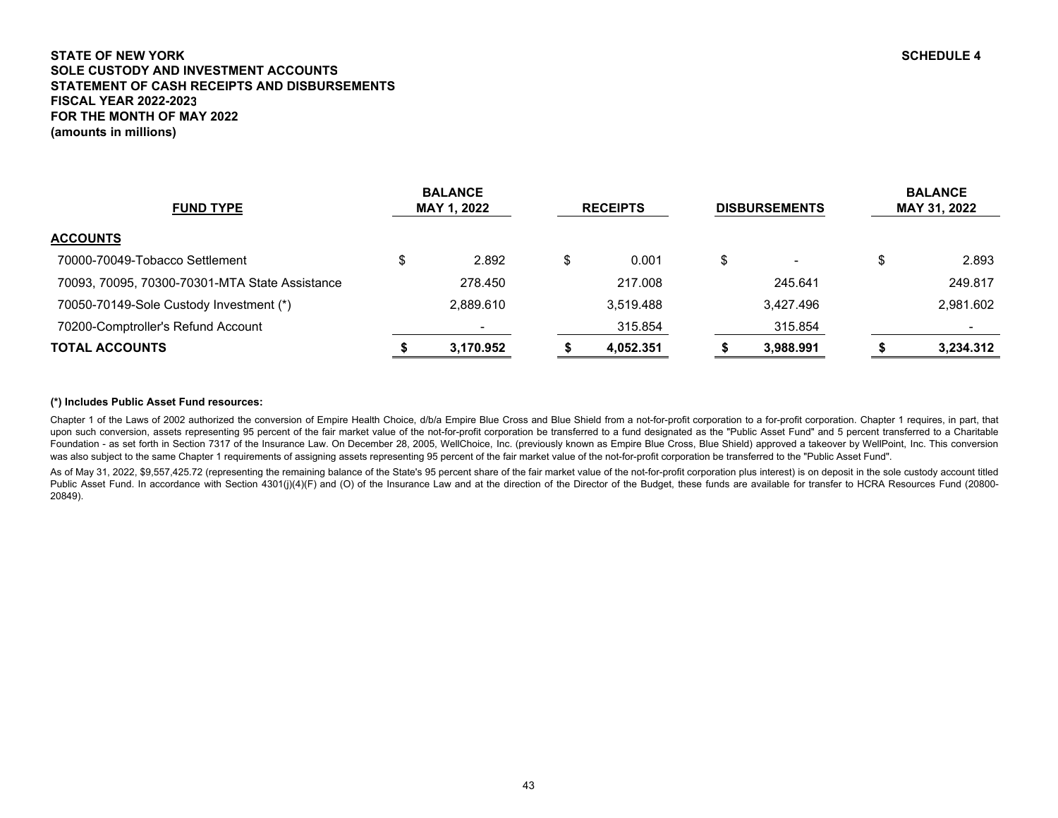**STATE OF NEW YORK**
**SOLE CUSTODY AND INVESTMENT ACCOUNTS**
**STATEMENT OF CASH RECEIPTS AND DISBURSEMENTS**
**FISCAL YEAR 2022-2023**
**FOR THE MONTH OF MAY 2022**
**(amounts in millions)**

**SCHEDULE 4**

| FUND TYPE | BALANCE MAY 1, 2022 | RECEIPTS | DISBURSEMENTS | BALANCE MAY 31, 2022 |
|---|---|---|---|---|
| **ACCOUNTS** | | | | |
| 70000-70049-Tobacco Settlement | $ 2.892 | $ 0.001 | $ - | $ 2.893 |
| 70093, 70095, 70300-70301-MTA State Assistance | 278.450 | 217.008 | 245.641 | 249.817 |
| 70050-70149-Sole Custody Investment (*) | 2,889.610 | 3,519.488 | 3,427.496 | 2,981.602 |
| 70200-Comptroller's Refund Account | - | 315.854 | 315.854 | - |
| **TOTAL ACCOUNTS** | **$ 3,170.952** | **$ 4,052.351** | **$ 3,988.991** | **$ 3,234.312** |

**(*) Includes Public Asset Fund resources:**

Chapter 1 of the Laws of 2002 authorized the conversion of Empire Health Choice, d/b/a Empire Blue Cross and Blue Shield from a not-for-profit corporation to a for-profit corporation. Chapter 1 requires, in part, that upon such conversion, assets representing 95 percent of the fair market value of the not-for-profit corporation be transferred to a fund designated as the "Public Asset Fund" and 5 percent transferred to a Charitable Foundation - as set forth in Section 7317 of the Insurance Law. On December 28, 2005, WellChoice, Inc. (previously known as Empire Blue Cross, Blue Shield) approved a takeover by WellPoint, Inc. This conversion was also subject to the same Chapter 1 requirements of assigning assets representing 95 percent of the fair market value of the not-for-profit corporation be transferred to the "Public Asset Fund".

As of May 31, 2022, $9,557,425.72 (representing the remaining balance of the State's 95 percent share of the fair market value of the not-for-profit corporation plus interest) is on deposit in the sole custody account titled Public Asset Fund. In accordance with Section 4301(j)(4)(F) and (O) of the Insurance Law and at the direction of the Director of the Budget, these funds are available for transfer to HCRA Resources Fund (20800-20849).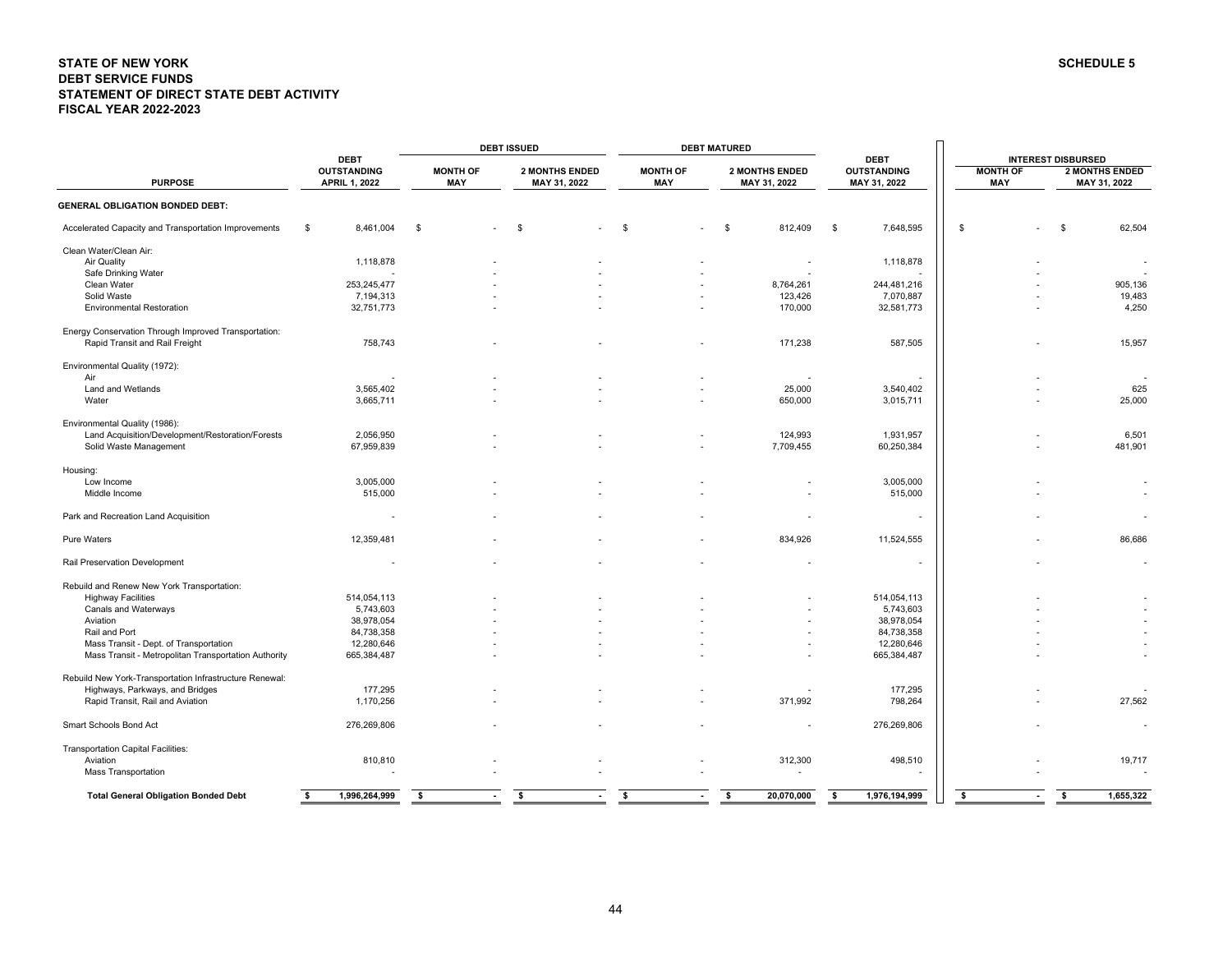**STATE OF NEW YORK**
**DEBT SERVICE FUNDS**
**STATEMENT OF DIRECT STATE DEBT ACTIVITY**
**FISCAL YEAR 2022-2023**

**SCHEDULE 5**

| PURPOSE | DEBT OUTSTANDING APRIL 1, 2022 | DEBT ISSUED MONTH OF MAY | DEBT ISSUED 2 MONTHS ENDED MAY 31, 2022 | DEBT MATURED MONTH OF MAY | DEBT MATURED 2 MONTHS ENDED MAY 31, 2022 | DEBT OUTSTANDING MAY 31, 2022 | INTEREST DISBURSED MONTH OF MAY | INTEREST DISBURSED 2 MONTHS ENDED MAY 31, 2022 |
|---|---|---|---|---|---|---|---|---|
| **GENERAL OBLIGATION BONDED DEBT:** | | | | | | | | |
| Accelerated Capacity and Transportation Improvements | $ 8,461,004 | $ - | $ - | $ - | $ 812,409 | $ 7,648,595 | $ - | $ 62,504 |
| Clean Water/Clean Air: | | | | | | | | |
| Air Quality | 1,118,878 | - | - | - | - | 1,118,878 | - | - |
| Safe Drinking Water | - | - | - | - | - | - | - | - |
| Clean Water | 253,245,477 | - | - | - | 8,764,261 | 244,481,216 | - | 905,136 |
| Solid Waste | 7,194,313 | - | - | - | 123,426 | 7,070,887 | - | 19,483 |
| Environmental Restoration | 32,751,773 | - | - | - | 170,000 | 32,581,773 | - | 4,250 |
| Energy Conservation Through Improved Transportation: | | | | | | | | |
| Rapid Transit and Rail Freight | 758,743 | - | - | - | 171,238 | 587,505 | - | 15,957 |
| Environmental Quality (1972): | | | | | | | | |
| Air | - | - | - | - | - | - | - | - |
| Land and Wetlands | 3,565,402 | - | - | - | 25,000 | 3,540,402 | - | 625 |
| Water | 3,665,711 | - | - | - | 650,000 | 3,015,711 | - | 25,000 |
| Environmental Quality (1986): | | | | | | | | |
| Land Acquisition/Development/Restoration/Forests | 2,056,950 | - | - | - | 124,993 | 1,931,957 | - | 6,501 |
| Solid Waste Management | 67,959,839 | - | - | - | 7,709,455 | 60,250,384 | - | 481,901 |
| Housing: | | | | | | | | |
| Low Income | 3,005,000 | - | - | - | - | 3,005,000 | - | - |
| Middle Income | 515,000 | - | - | - | - | 515,000 | - | - |
| Park and Recreation Land Acquisition | - | - | - | - | - | - | - | - |
| Pure Waters | 12,359,481 | - | - | - | 834,926 | 11,524,555 | - | 86,686 |
| Rail Preservation Development | - | - | - | - | - | - | - | - |
| Rebuild and Renew New York Transportation: | | | | | | | | |
| Highway Facilities | 514,054,113 | - | - | - | - | 514,054,113 | - | - |
| Canals and Waterways | 5,743,603 | - | - | - | - | 5,743,603 | - | - |
| Aviation | 38,978,054 | - | - | - | - | 38,978,054 | - | - |
| Rail and Port | 84,738,358 | - | - | - | - | 84,738,358 | - | - |
| Mass Transit - Dept. of Transportation | 12,280,646 | - | - | - | - | 12,280,646 | - | - |
| Mass Transit - Metropolitan Transportation Authority | 665,384,487 | - | - | - | - | 665,384,487 | - | - |
| Rebuild New York-Transportation Infrastructure Renewal: | | | | | | | | |
| Highways, Parkways, and Bridges | 177,295 | - | - | - | - | 177,295 | - | - |
| Rapid Transit, Rail and Aviation | 1,170,256 | - | - | - | 371,992 | 798,264 | - | 27,562 |
| Smart Schools Bond Act | 276,269,806 | - | - | - | - | 276,269,806 | - | - |
| Transportation Capital Facilities: | | | | | | | | |
| Aviation | 810,810 | - | - | - | 312,300 | 498,510 | - | 19,717 |
| Mass Transportation | - | - | - | - | - | - | - | - |
| **Total General Obligation Bonded Debt** | **$ 1,996,264,999** | **$ -** | **$ -** | **$ -** | **$ 20,070,000** | **$ 1,976,194,999** | **$ -** | **$ 1,655,322** |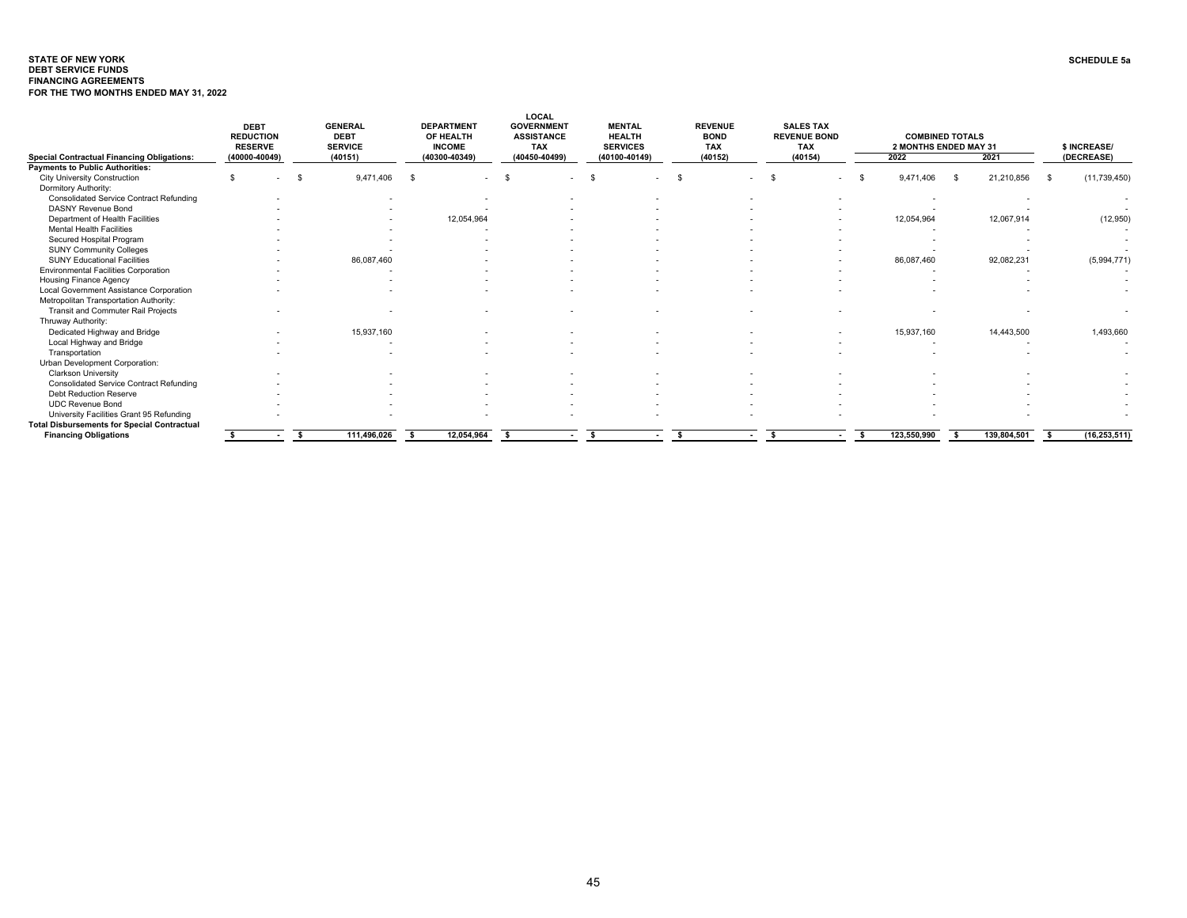**STATE OF NEW YORK**
**DEBT SERVICE FUNDS**
**FINANCING AGREEMENTS**
**FOR THE TWO MONTHS ENDED MAY 31, 2022**

**SCHEDULE 5a**

| Special Contractual Financing Obligations: | DEBT REDUCTION RESERVE (40000-40049) | GENERAL DEBT SERVICE (40151) | DEPARTMENT OF HEALTH INCOME (40300-40349) | LOCAL GOVERNMENT ASSISTANCE TAX (40450-40499) | MENTAL HEALTH SERVICES (40100-40149) | REVENUE BOND TAX (40152) | SALES TAX REVENUE BOND TAX (40154) | COMBINED TOTALS 2 MONTHS ENDED MAY 31 2022 | 2021 | $ INCREASE/ (DECREASE) |
|---|---|---|---|---|---|---|---|---|---|---|
| **Payments to Public Authorities:** | | | | | | | | | | |
| City University Construction | $ - | $ 9,471,406 | $ - | $ - | $ - | $ - | $ - | $ 9,471,406 | $ 21,210,856 | $ (11,739,450) |
| Dormitory Authority: | | | | | | | | | | |
| Consolidated Service Contract Refunding | - | - | - | - | - | - | - | - | - | - |
| DASNY Revenue Bond | - | - | - | - | - | - | - | - | - | - |
| Department of Health Facilities | - | - | 12,054,964 | - | - | - | - | 12,054,964 | 12,067,914 | (12,950) |
| Mental Health Facilities | - | - | - | - | - | - | - | - | - | - |
| Secured Hospital Program | - | - | - | - | - | - | - | - | - | - |
| SUNY Community Colleges | - | - | - | - | - | - | - | - | - | - |
| SUNY Educational Facilities | - | 86,087,460 | - | - | - | - | - | 86,087,460 | 92,082,231 | (5,994,771) |
| Environmental Facilities Corporation | - | - | - | - | - | - | - | - | - | - |
| Housing Finance Agency | - | - | - | - | - | - | - | - | - | - |
| Local Government Assistance Corporation | - | - | - | - | - | - | - | - | - | - |
| Metropolitan Transportation Authority: | | | | | | | | | | |
| Transit and Commuter Rail Projects | - | - | - | - | - | - | - | - | - | - |
| Thruway Authority: | | | | | | | | | | |
| Dedicated Highway and Bridge | - | 15,937,160 | - | - | - | - | - | 15,937,160 | 14,443,500 | 1,493,660 |
| Local Highway and Bridge | - | - | - | - | - | - | - | - | - | - |
| Transportation | - | - | - | - | - | - | - | - | - | - |
| Urban Development Corporation: | | | | | | | | | | |
| Clarkson University | - | - | - | - | - | - | - | - | - | - |
| Consolidated Service Contract Refunding | - | - | - | - | - | - | - | - | - | - |
| Debt Reduction Reserve | - | - | - | - | - | - | - | - | - | - |
| UDC Revenue Bond | - | - | - | - | - | - | - | - | - | - |
| University Facilities Grant 95 Refunding | - | - | - | - | - | - | - | - | - | - |
| **Total Disbursements for Special Contractual Financing Obligations** | **$ -** | **$ 111,496,026** | **$ 12,054,964** | **$ -** | **$ -** | **$ -** | **$ -** | **$ 123,550,990** | **$ 139,804,501** | **$ (16,253,511)** |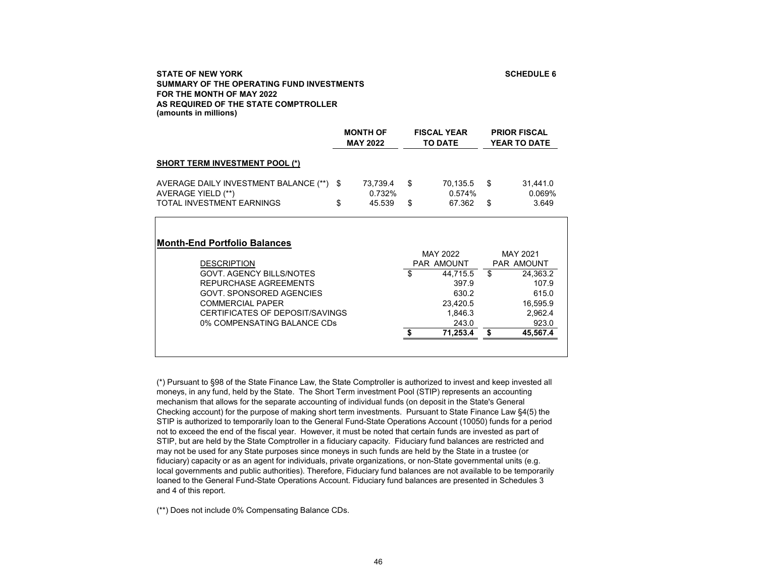**STATE OF NEW YORK**
**SUMMARY OF THE OPERATING FUND INVESTMENTS**
**FOR THE MONTH OF MAY 2022**
**AS REQUIRED OF THE STATE COMPTROLLER**
**(amounts in millions)**

**SCHEDULE 6**

| | MONTH OF MAY 2022 | FISCAL YEAR TO DATE | PRIOR FISCAL YEAR TO DATE |
|---|---|---|---|
| **SHORT TERM INVESTMENT POOL (*)** | | | |
| AVERAGE DAILY INVESTMENT BALANCE (**) | $ 73,739.4 | $ 70,135.5 | $ 31,441.0 |
| AVERAGE YIELD (**) | 0.732% | 0.574% | 0.069% |
| TOTAL INVESTMENT EARNINGS | $ 45.539 | $ 67.362 | $ 3.649 |

## Month-End Portfolio Balances

| DESCRIPTION | MAY 2022 PAR AMOUNT | MAY 2021 PAR AMOUNT |
|---|---|---|
| GOVT. AGENCY BILLS/NOTES | $ 44,715.5 | $ 24,363.2 |
| REPURCHASE AGREEMENTS | 397.9 | 107.9 |
| GOVT. SPONSORED AGENCIES | 630.2 | 615.0 |
| COMMERCIAL PAPER | 23,420.5 | 16,595.9 |
| CERTIFICATES OF DEPOSIT/SAVINGS | 1,846.3 | 2,962.4 |
| 0% COMPENSATING BALANCE CDs | 243.0 | 923.0 |
| | **$ 71,253.4** | **$ 45,567.4** |

(*) Pursuant to §98 of the State Finance Law, the State Comptroller is authorized to invest and keep invested all moneys, in any fund, held by the State. The Short Term investment Pool (STIP) represents an accounting mechanism that allows for the separate accounting of individual funds (on deposit in the State's General Checking account) for the purpose of making short term investments. Pursuant to State Finance Law §4(5) the STIP is authorized to temporarily loan to the General Fund-State Operations Account (10050) funds for a period not to exceed the end of the fiscal year. However, it must be noted that certain funds are invested as part of STIP, but are held by the State Comptroller in a fiduciary capacity. Fiduciary fund balances are restricted and may not be used for any State purposes since moneys in such funds are held by the State in a trustee (or fiduciary) capacity or as an agent for individuals, private organizations, or non-State governmental units (e.g. local governments and public authorities). Therefore, Fiduciary fund balances are not available to be temporarily loaned to the General Fund-State Operations Account. Fiduciary fund balances are presented in Schedules 3 and 4 of this report.

(**) Does not include 0% Compensating Balance CDs.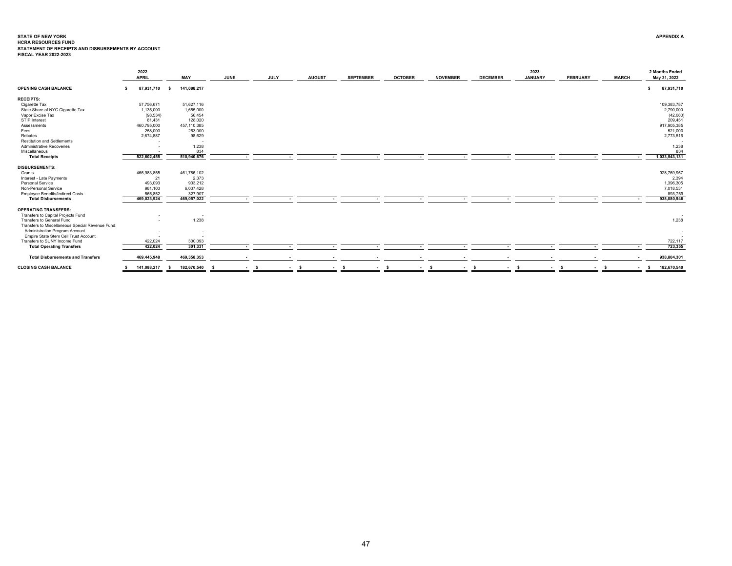**STATE OF NEW YORK**
**HCRA RESOURCES FUND**
**STATEMENT OF RECEIPTS AND DISBURSEMENTS BY ACCOUNT**
**FISCAL YEAR 2022-2023**

**APPENDIX A**

| | 2022 APRIL | MAY | JUNE | JULY | AUGUST | SEPTEMBER | OCTOBER | NOVEMBER | DECEMBER | 2023 JANUARY | FEBRUARY | MARCH | 2 Months Ended May 31, 2022 |
|---|---|---|---|---|---|---|---|---|---|---|---|---|---|
| **OPENING CASH BALANCE** | $ 87,931,710 | $ 141,088,217 | | | | | | | | | | | $ 87,931,710 |
| **RECEIPTS:** | | | | | | | | | | | | | |
| Cigarette Tax | 57,756,671 | 51,627,116 | | | | | | | | | | | 109,383,787 |
| State Share of NYC Cigarette Tax | 1,135,000 | 1,655,000 | | | | | | | | | | | 2,790,000 |
| Vapor Excise Tax | (98,534) | 56,454 | | | | | | | | | | | (42,080) |
| STIP Interest | 81,431 | 128,020 | | | | | | | | | | | 209,451 |
| Assessments | 460,795,000 | 457,110,385 | | | | | | | | | | | 917,905,385 |
| Fees | 258,000 | 263,000 | | | | | | | | | | | 521,000 |
| Rebates | 2,674,887 | 98,629 | | | | | | | | | | | 2,773,516 |
| Restitution and Settlements | - | - | | | | | | | | | | | - |
| Administrative Recoveries | - | 1,238 | | | | | | | | | | | 1,238 |
| Miscellaneous | - | 834 | | | | | | | | | | | 834 |
| **Total Receipts** | 522,602,455 | 510,940,676 | - | - | - | - | - | - | - | - | - | - | 1,033,543,131 |
| **DISBURSEMENTS:** | | | | | | | | | | | | | |
| Grants | 466,983,855 | 461,786,102 | | | | | | | | | | | 928,769,957 |
| Interest - Late Payments | 21 | 2,373 | | | | | | | | | | | 2,394 |
| Personal Service | 493,093 | 903,212 | | | | | | | | | | | 1,396,305 |
| Non-Personal Service | 981,103 | 6,037,428 | | | | | | | | | | | 7,018,531 |
| Employee Benefits/Indirect Costs | 565,852 | 327,907 | | | | | | | | | | | 893,759 |
| **Total Disbursements** | 469,023,924 | 469,057,022 | - | - | - | - | - | - | - | - | - | - | 938,080,946 |
| **OPERATING TRANSFERS:** | | | | | | | | | | | | | |
| Transfers to Capital Projects Fund | - | - | | | | | | | | | | | - |
| Transfers to General Fund | - | 1,238 | | | | | | | | | | | 1,238 |
| Transfers to Miscellaneous Special Revenue Fund: | | | | | | | | | | | | | |
| Administration Program Account | - | - | | | | | | | | | | | - |
| Empire State Stem Cell Trust Account | - | - | | | | | | | | | | | - |
| Transfers to SUNY Income Fund | 422,024 | 300,093 | | | | | | | | | | | 722,117 |
| **Total Operating Transfers** | 422,024 | 301,331 | - | - | - | - | - | - | - | - | - | - | 723,355 |
| **Total Disbursements and Transfers** | 469,445,948 | 469,358,353 | - | - | - | - | - | - | - | - | - | - | 938,804,301 |
| **CLOSING CASH BALANCE** | $ 141,088,217 | $ 182,670,540 | $ - | $ - | $ - | $ - | $ - | $ - | $ - | $ - | $ - | $ - | $ 182,670,540 |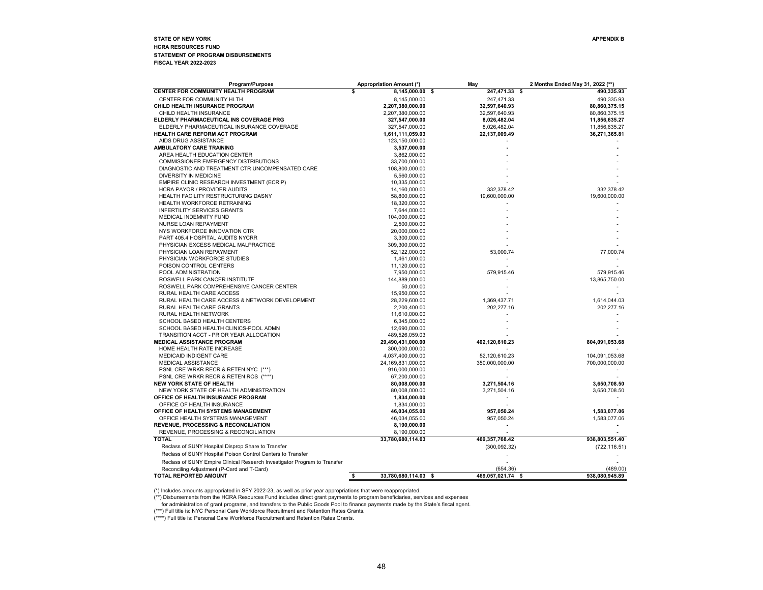**STATE OF NEW YORK**
**HCRA RESOURCES FUND**
**STATEMENT OF PROGRAM DISBURSEMENTS**
**FISCAL YEAR 2022-2023**

**APPENDIX B**

| Program/Purpose | Appropriation Amount (*) | May | 2 Months Ended May 31, 2022 (**) |
|---|---|---|---|
| **CENTER FOR COMMUNITY HEALTH PROGRAM** | **$ 8,145,000.00** | **$ 247,471.33** | **$ 490,335.93** |
| CENTER FOR COMMUNITY HLTH | 8,145,000.00 | 247,471.33 | 490,335.93 |
| **CHILD HEALTH INSURANCE PROGRAM** | **2,207,380,000.00** | **32,597,640.93** | **80,860,375.15** |
| CHILD HEALTH INSURANCE | 2,207,380,000.00 | 32,597,640.93 | 80,860,375.15 |
| **ELDERLY PHARMACEUTICAL INS COVERAGE PRG** | **327,547,000.00** | **8,026,482.04** | **11,856,635.27** |
| ELDERLY PHARMACEUTICAL INSURANCE COVERAGE | 327,547,000.00 | 8,026,482.04 | 11,856,635.27 |
| **HEALTH CARE REFORM ACT PROGRAM** | **1,611,111,059.03** | **22,137,009.49** | **36,271,365.81** |
| AIDS DRUG ASSISTANCE | 123,150,000.00 | - | - |
| **AMBULATORY CARE TRAINING** | **3,537,000.00** | **-** | **-** |
| AREA HEALTH EDUCATION CENTER | 3,862,000.00 | - | - |
| COMMISSIONER EMERGENCY DISTRIBUTIONS | 33,700,000.00 | - | - |
| DIAGNOSTIC AND TREATMENT CTR UNCOMPENSATED CARE | 108,800,000.00 | - | - |
| DIVERSITY IN MEDICINE | 5,560,000.00 | - | - |
| EMPIRE CLINIC RESEARCH INVESTMENT (ECRIP) | 10,335,000.00 | - | - |
| HCRA PAYOR / PROVIDER AUDITS | 14,160,000.00 | 332,378.42 | 332,378.42 |
| HEALTH FACILITY RESTRUCTURING DASNY | 58,800,000.00 | 19,600,000.00 | 19,600,000.00 |
| HEALTH WORKFORCE RETRAINING | 18,320,000.00 | - | - |
| INFERTILITY SERVICES GRANTS | 7,644,000.00 | - | - |
| MEDICAL INDEMNITY FUND | 104,000,000.00 | - | - |
| NURSE LOAN REPAYMENT | 2,500,000.00 | - | - |
| NYS WORKFORCE INNOVATION CTR | 20,000,000.00 | - | - |
| PART 405.4 HOSPITAL AUDITS NYCRR | 3,300,000.00 | - | - |
| PHYSICIAN EXCESS MEDICAL MALPRACTICE | 309,300,000.00 | - | - |
| PHYSICIAN LOAN REPAYMENT | 52,122,000.00 | 53,000.74 | 77,000.74 |
| PHYSICIAN WORKFORCE STUDIES | 1,461,000.00 | - | - |
| POISON CONTROL CENTERS | 11,120,000.00 | - | - |
| POOL ADMINISTRATION | 7,950,000.00 | 579,915.46 | 579,915.46 |
| ROSWELL PARK CANCER INSTITUTE | 144,889,000.00 | - | 13,865,750.00 |
| ROSWELL PARK COMPREHENSIVE CANCER CENTER | 50,000.00 | - | - |
| RURAL HEALTH CARE ACCESS | 15,950,000.00 | - | - |
| RURAL HEALTH CARE ACCESS & NETWORK DEVELOPMENT | 28,229,600.00 | 1,369,437.71 | 1,614,044.03 |
| RURAL HEALTH CARE GRANTS | 2,200,400.00 | 202,277.16 | 202,277.16 |
| RURAL HEALTH NETWORK | 11,610,000.00 | - | - |
| SCHOOL BASED HEALTH CENTERS | 6,345,000.00 | - | - |
| SCHOOL BASED HEALTH CLINICS-POOL ADMN | 12,690,000.00 | - | - |
| TRANSITION ACCT - PRIOR YEAR ALLOCATION | 489,526,059.03 | - | - |
| **MEDICAL ASSISTANCE PROGRAM** | **29,490,431,000.00** | **402,120,610.23** | **804,091,053.68** |
| HOME HEALTH RATE INCREASE | 300,000,000.00 | - | - |
| MEDICAID INDIGENT CARE | 4,037,400,000.00 | 52,120,610.23 | 104,091,053.68 |
| MEDICAL ASSISTANCE | 24,169,831,000.00 | 350,000,000.00 | 700,000,000.00 |
| PSNL CRE WRKR RECR & RETEN NYC (***) | 916,000,000.00 | - | - |
| PSNL CRE WRKR RECR & RETEN ROS (****) | 67,200,000.00 | - | - |
| **NEW YORK STATE OF HEALTH** | **80,008,000.00** | **3,271,504.16** | **3,650,708.50** |
| NEW YORK STATE OF HEALTH ADMINISTRATION | 80,008,000.00 | 3,271,504.16 | 3,650,708.50 |
| **OFFICE OF HEALTH INSURANCE PROGRAM** | **1,834,000.00** | **-** | **-** |
| OFFICE OF HEALTH INSURANCE | 1,834,000.00 | - | - |
| **OFFICE OF HEALTH SYSTEMS MANAGEMENT** | **46,034,055.00** | **957,050.24** | **1,583,077.06** |
| OFFICE HEALTH SYSTEMS MANAGEMENT | 46,034,055.00 | 957,050.24 | 1,583,077.06 |
| **REVENUE, PROCESSING & RECONCILIATION** | **8,190,000.00** | **-** | **-** |
| REVENUE, PROCESSING & RECONCILIATION | 8,190,000.00 | - | - |
| **TOTAL** | **33,780,680,114.03** | **469,357,768.42** | **938,803,551.40** |
| Reclass of SUNY Hospital Disprop Share to Transfer | | (300,092.32) | (722,116.51) |
| Reclass of SUNY Hospital Poison Control Centers to Transfer | | - | - |
| Reclass of SUNY Empire Clinical Research Investigator Program to Transfer | | - | - |
| Reconciling Adjustment (P-Card and T-Card) | | (654.36) | (489.00) |
| **TOTAL REPORTED AMOUNT** | **$ 33,780,680,114.03** | **$ 469,057,021.74** | **$ 938,080,945.89** |

(*) Includes amounts appropriated in SFY 2022-23, as well as prior year appropriations that were reappropriated.

(**) Disbursements from the HCRA Resources Fund includes direct grant payments to program beneficiaries, services and expenses for administration of grant programs, and transfers to the Public Goods Pool to finance payments made by the State's fiscal agent.

(***) Full title is: NYC Personal Care Workforce Recruitment and Retention Rates Grants.

(****) Full title is: Personal Care Workforce Recruitment and Retention Rates Grants.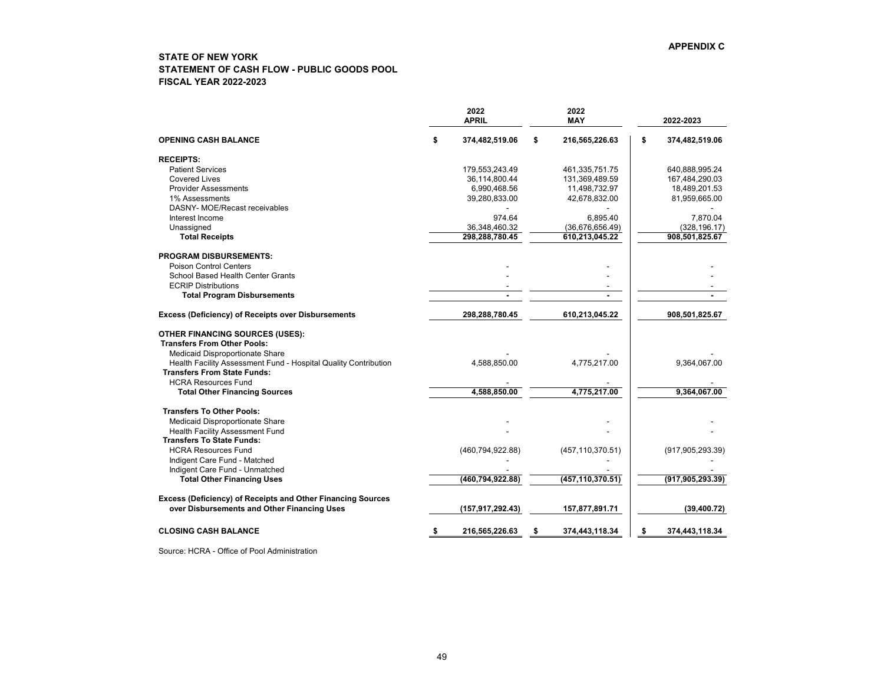**APPENDIX C**

**STATE OF NEW YORK**
**STATEMENT OF CASH FLOW - PUBLIC GOODS POOL**
**FISCAL YEAR 2022-2023**

| | 2022 APRIL | 2022 MAY | 2022-2023 |
|---|---|---|---|
| **OPENING CASH BALANCE** | $ 374,482,519.06 | $ 216,565,226.63 | $ 374,482,519.06 |
| **RECEIPTS:** | | | |
| Patient Services | 179,553,243.49 | 461,335,751.75 | 640,888,995.24 |
| Covered Lives | 36,114,800.44 | 131,369,489.59 | 167,484,290.03 |
| Provider Assessments | 6,990,468.56 | 11,498,732.97 | 18,489,201.53 |
| 1% Assessments | 39,280,833.00 | 42,678,832.00 | 81,959,665.00 |
| DASNY- MOE/Recast receivables | - | - | - |
| Interest Income | 974.64 | 6,895.40 | 7,870.04 |
| Unassigned | 36,348,460.32 | (36,676,656.49) | (328,196.17) |
| **Total Receipts** | 298,288,780.45 | 610,213,045.22 | 908,501,825.67 |
| **PROGRAM DISBURSEMENTS:** | | | |
| Poison Control Centers | - | - | - |
| School Based Health Center Grants | - | - | - |
| ECRIP Distributions | - | - | - |
| **Total Program Disbursements** | - | - | - |
| **Excess (Deficiency) of Receipts over Disbursements** | 298,288,780.45 | 610,213,045.22 | 908,501,825.67 |
| **OTHER FINANCING SOURCES (USES):** | | | |
| **Transfers From Other Pools:** | | | |
| Medicaid Disproportionate Share | - | - | - |
| Health Facility Assessment Fund - Hospital Quality Contribution | 4,588,850.00 | 4,775,217.00 | 9,364,067.00 |
| **Transfers From State Funds:** | | | |
| HCRA Resources Fund | - | - | - |
| **Total Other Financing Sources** | 4,588,850.00 | 4,775,217.00 | 9,364,067.00 |
| **Transfers To Other Pools:** | | | |
| Medicaid Disproportionate Share | - | - | - |
| Health Facility Assessment Fund | - | - | - |
| **Transfers To State Funds:** | | | |
| HCRA Resources Fund | (460,794,922.88) | (457,110,370.51) | (917,905,293.39) |
| Indigent Care Fund - Matched | - | - | - |
| Indigent Care Fund - Unmatched | - | - | - |
| **Total Other Financing Uses** | (460,794,922.88) | (457,110,370.51) | (917,905,293.39) |
| **Excess (Deficiency) of Receipts and Other Financing Sources over Disbursements and Other Financing Uses** | (157,917,292.43) | 157,877,891.71 | (39,400.72) |
| **CLOSING CASH BALANCE** | $ 216,565,226.63 | $ 374,443,118.34 | $ 374,443,118.34 |

Source: HCRA - Office of Pool Administration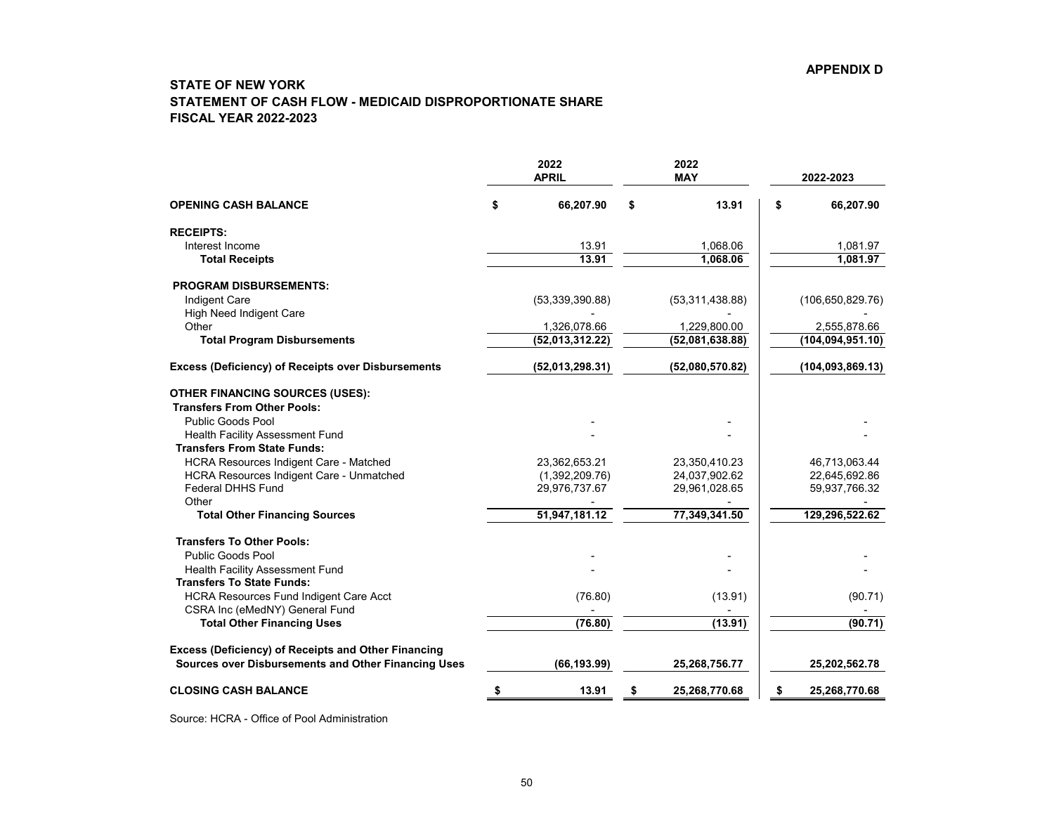**APPENDIX D**

## STATE OF NEW YORK
## STATEMENT OF CASH FLOW - MEDICAID DISPROPORTIONATE SHARE
## FISCAL YEAR 2022-2023

| | 2022 APRIL | 2022 MAY | 2022-2023 |
|---|---|---|---|
| **OPENING CASH BALANCE** | **$ 66,207.90** | **$ 13.91** | **$ 66,207.90** |
| **RECEIPTS:** | | | |
| Interest Income | 13.91 | 1,068.06 | 1,081.97 |
| **Total Receipts** | **13.91** | **1,068.06** | **1,081.97** |
| **PROGRAM DISBURSEMENTS:** | | | |
| Indigent Care | (53,339,390.88) | (53,311,438.88) | (106,650,829.76) |
| High Need Indigent Care | - | - | - |
| Other | 1,326,078.66 | 1,229,800.00 | 2,555,878.66 |
| **Total Program Disbursements** | **(52,013,312.22)** | **(52,081,638.88)** | **(104,094,951.10)** |
| **Excess (Deficiency) of Receipts over Disbursements** | **(52,013,298.31)** | **(52,080,570.82)** | **(104,093,869.13)** |
| **OTHER FINANCING SOURCES (USES):** | | | |
| **Transfers From Other Pools:** | | | |
| Public Goods Pool | - | - | - |
| Health Facility Assessment Fund | - | - | - |
| **Transfers From State Funds:** | | | |
| HCRA Resources Indigent Care - Matched | 23,362,653.21 | 23,350,410.23 | 46,713,063.44 |
| HCRA Resources Indigent Care - Unmatched | (1,392,209.76) | 24,037,902.62 | 22,645,692.86 |
| Federal DHHS Fund | 29,976,737.67 | 29,961,028.65 | 59,937,766.32 |
| Other | - | - | - |
| **Total Other Financing Sources** | **51,947,181.12** | **77,349,341.50** | **129,296,522.62** |
| **Transfers To Other Pools:** | | | |
| Public Goods Pool | - | - | - |
| Health Facility Assessment Fund | - | - | - |
| **Transfers To State Funds:** | | | |
| HCRA Resources Fund Indigent Care Acct | (76.80) | (13.91) | (90.71) |
| CSRA Inc (eMedNY) General Fund | - | - | - |
| **Total Other Financing Uses** | **(76.80)** | **(13.91)** | **(90.71)** |
| **Excess (Deficiency) of Receipts and Other Financing Sources over Disbursements and Other Financing Uses** | **(66,193.99)** | **25,268,756.77** | **25,202,562.78** |
| **CLOSING CASH BALANCE** | **$ 13.91** | **$ 25,268,770.68** | **$ 25,268,770.68** |

Source: HCRA - Office of Pool Administration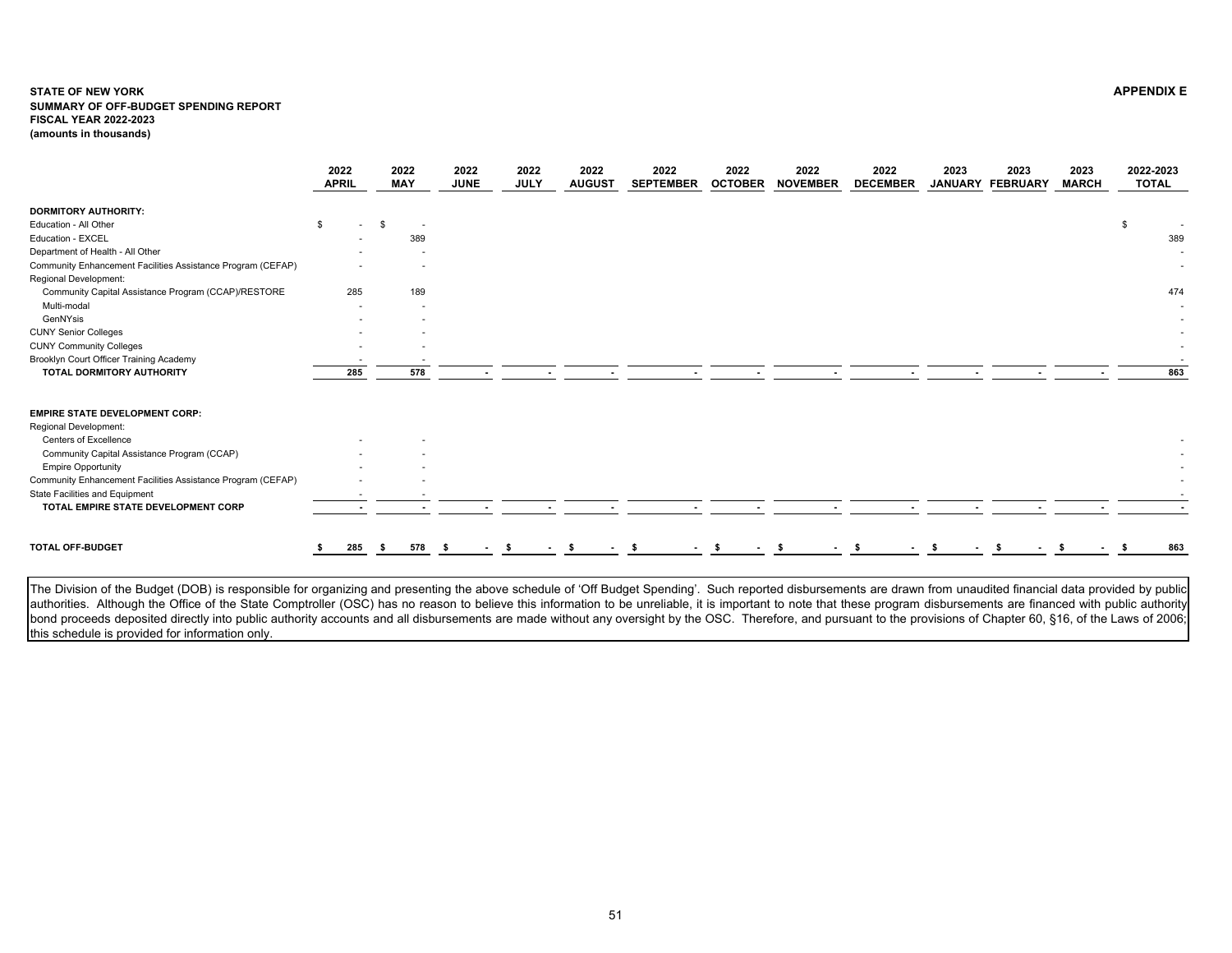**STATE OF NEW YORK**
**SUMMARY OF OFF-BUDGET SPENDING REPORT**
**FISCAL YEAR 2022-2023**
**(amounts in thousands)**

**APPENDIX E**

| | 2022 APRIL | 2022 MAY | 2022 JUNE | 2022 JULY | 2022 AUGUST | 2022 SEPTEMBER | 2022 OCTOBER | 2022 NOVEMBER | 2022 DECEMBER | 2023 JANUARY | 2023 FEBRUARY | 2023 MARCH | 2022-2023 TOTAL |
|---|---|---|---|---|---|---|---|---|---|---|---|---|---|
| **DORMITORY AUTHORITY:** | | | | | | | | | | | | | |
| Education - All Other | $ - | $ - | | | | | | | | | | | $ - |
| Education - EXCEL | - | 389 | | | | | | | | | | | 389 |
| Department of Health - All Other | - | - | | | | | | | | | | | - |
| Community Enhancement Facilities Assistance Program (CEFAP) | - | - | | | | | | | | | | | - |
| Regional Development: | | | | | | | | | | | | | |
| Community Capital Assistance Program (CCAP)/RESTORE | 285 | 189 | | | | | | | | | | | 474 |
| Multi-modal | - | - | | | | | | | | | | | - |
| GenNYsis | - | - | | | | | | | | | | | - |
| CUNY Senior Colleges | - | - | | | | | | | | | | | - |
| CUNY Community Colleges | - | - | | | | | | | | | | | - |
| Brooklyn Court Officer Training Academy | - | - | | | | | | | | | | | - |
| **TOTAL DORMITORY AUTHORITY** | **285** | **578** | **-** | **-** | **-** | **-** | **-** | **-** | **-** | **-** | **-** | **-** | **863** |
| **EMPIRE STATE DEVELOPMENT CORP:** | | | | | | | | | | | | | |
| Regional Development: | | | | | | | | | | | | | |
| Centers of Excellence | - | - | | | | | | | | | | | - |
| Community Capital Assistance Program (CCAP) | - | - | | | | | | | | | | | - |
| Empire Opportunity | - | - | | | | | | | | | | | - |
| Community Enhancement Facilities Assistance Program (CEFAP) | - | - | | | | | | | | | | | - |
| State Facilities and Equipment | - | - | | | | | | | | | | | - |
| **TOTAL EMPIRE STATE DEVELOPMENT CORP** | **-** | **-** | **-** | **-** | **-** | **-** | **-** | **-** | **-** | **-** | **-** | **-** | **-** |
| **TOTAL OFF-BUDGET** | **$ 285** | **$ 578** | **$ -** | **$ -** | **$ -** | **$ -** | **$ -** | **$ -** | **$ -** | **$ -** | **$ -** | **$ -** | **$ 863** |

The Division of the Budget (DOB) is responsible for organizing and presenting the above schedule of 'Off Budget Spending'. Such reported disbursements are drawn from unaudited financial data provided by public authorities. Although the Office of the State Comptroller (OSC) has no reason to believe this information to be unreliable, it is important to note that these program disbursements are financed with public authority bond proceeds deposited directly into public authority accounts and all disbursements are made without any oversight by the OSC. Therefore, and pursuant to the provisions of Chapter 60, §16, of the Laws of 2006; this schedule is provided for information only.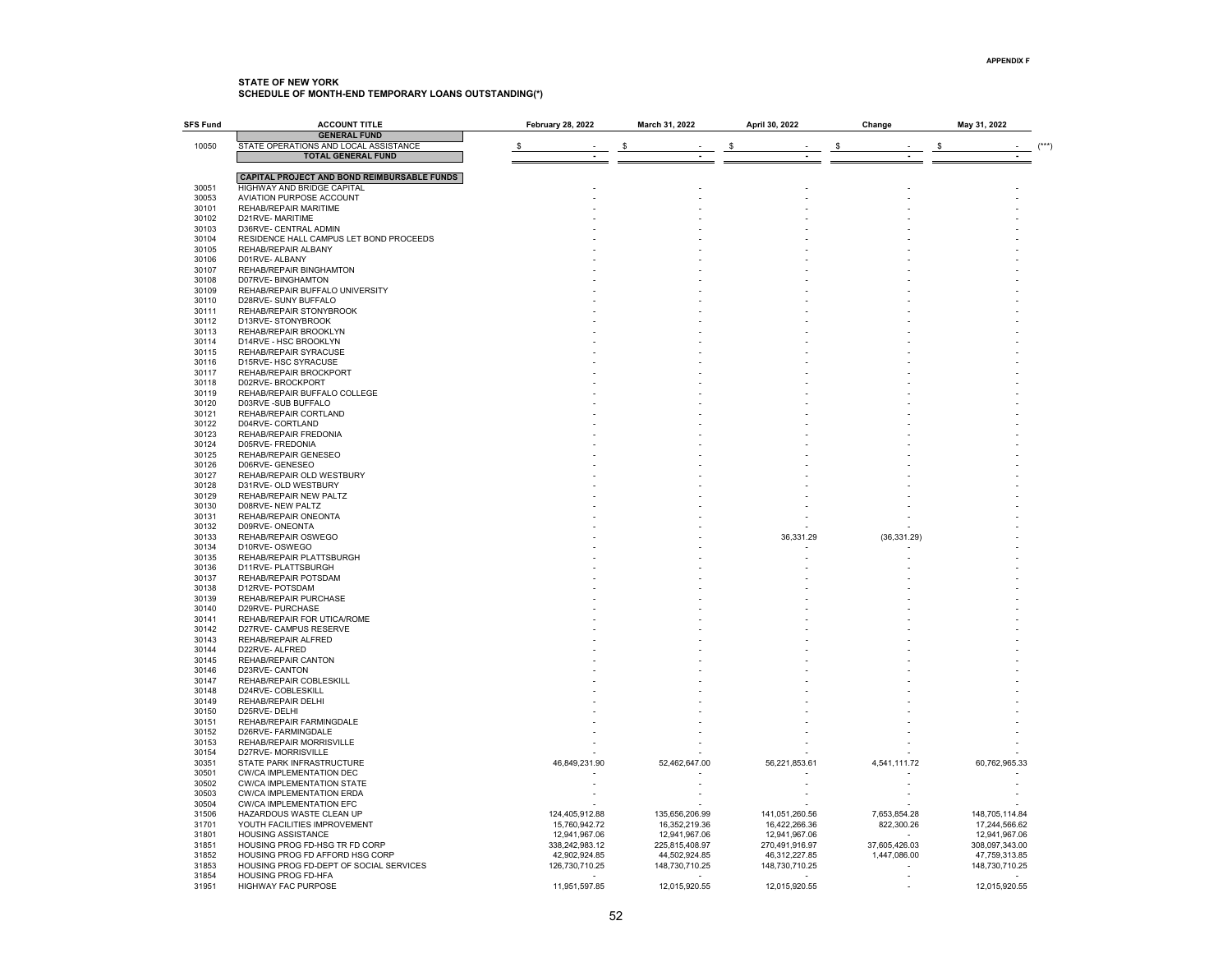APPENDIX F

## STATE OF NEW YORK
## SCHEDULE OF MONTH-END TEMPORARY LOANS OUTSTANDING(*)

| SFS Fund | ACCOUNT TITLE | February 28, 2022 | March 31, 2022 | April 30, 2022 | Change | May 31, 2022 |
|---|---|---|---|---|---|---|
| | **GENERAL FUND** | | | | | |
| 10050 | STATE OPERATIONS AND LOCAL ASSISTANCE | $ - | $ - | $ - | $ - | $ - (***) |
| | **TOTAL GENERAL FUND** | - | - | - | - | - |
| | **CAPITAL PROJECT AND BOND REIMBURSABLE FUNDS** | | | | | |
| 30051 | HIGHWAY AND BRIDGE CAPITAL | - | - | - | - | - |
| 30053 | AVIATION PURPOSE ACCOUNT | - | - | - | - | - |
| 30101 | REHAB/REPAIR MARITIME | - | - | - | - | - |
| 30102 | D21RVE- MARITIME | - | - | - | - | - |
| 30103 | D36RVE- CENTRAL ADMIN | - | - | - | - | - |
| 30104 | RESIDENCE HALL CAMPUS LET BOND PROCEEDS | - | - | - | - | - |
| 30105 | REHAB/REPAIR ALBANY | - | - | - | - | - |
| 30106 | D01RVE- ALBANY | - | - | - | - | - |
| 30107 | REHAB/REPAIR BINGHAMTON | - | - | - | - | - |
| 30108 | D07RVE- BINGHAMTON | - | - | - | - | - |
| 30109 | REHAB/REPAIR BUFFALO UNIVERSITY | - | - | - | - | - |
| 30110 | D28RVE- SUNY BUFFALO | - | - | - | - | - |
| 30111 | REHAB/REPAIR STONYBROOK | - | - | - | - | - |
| 30112 | D13RVE- STONYBROOK | - | - | - | - | - |
| 30113 | REHAB/REPAIR BROOKLYN | - | - | - | - | - |
| 30114 | D14RVE - HSC BROOKLYN | - | - | - | - | - |
| 30115 | REHAB/REPAIR SYRACUSE | - | - | - | - | - |
| 30116 | D15RVE- HSC SYRACUSE | - | - | - | - | - |
| 30117 | REHAB/REPAIR BROCKPORT | - | - | - | - | - |
| 30118 | D02RVE- BROCKPORT | - | - | - | - | - |
| 30119 | REHAB/REPAIR BUFFALO COLLEGE | - | - | - | - | - |
| 30120 | D03RVE -SUB BUFFALO | - | - | - | - | - |
| 30121 | REHAB/REPAIR CORTLAND | - | - | - | - | - |
| 30122 | D04RVE- CORTLAND | - | - | - | - | - |
| 30123 | REHAB/REPAIR FREDONIA | - | - | - | - | - |
| 30124 | D05RVE- FREDONIA | - | - | - | - | - |
| 30125 | REHAB/REPAIR GENESEO | - | - | - | - | - |
| 30126 | D06RVE- GENESEO | - | - | - | - | - |
| 30127 | REHAB/REPAIR OLD WESTBURY | - | - | - | - | - |
| 30128 | D31RVE- OLD WESTBURY | - | - | - | - | - |
| 30129 | REHAB/REPAIR NEW PALTZ | - | - | - | - | - |
| 30130 | D08RVE- NEW PALTZ | - | - | - | - | - |
| 30131 | REHAB/REPAIR ONEONTA | - | - | - | - | - |
| 30132 | D09RVE- ONEONTA | - | - | - | - | - |
| 30133 | REHAB/REPAIR OSWEGO | - | - | 36,331.29 | (36,331.29) | - |
| 30134 | D10RVE- OSWEGO | - | - | - | - | - |
| 30135 | REHAB/REPAIR PLATTSBURGH | - | - | - | - | - |
| 30136 | D11RVE- PLATTSBURGH | - | - | - | - | - |
| 30137 | REHAB/REPAIR POTSDAM | - | - | - | - | - |
| 30138 | D12RVE- POTSDAM | - | - | - | - | - |
| 30139 | REHAB/REPAIR PURCHASE | - | - | - | - | - |
| 30140 | D29RVE- PURCHASE | - | - | - | - | - |
| 30141 | REHAB/REPAIR FOR UTICA/ROME | - | - | - | - | - |
| 30142 | D27RVE- CAMPUS RESERVE | - | - | - | - | - |
| 30143 | REHAB/REPAIR ALFRED | - | - | - | - | - |
| 30144 | D22RVE- ALFRED | - | - | - | - | - |
| 30145 | REHAB/REPAIR CANTON | - | - | - | - | - |
| 30146 | D23RVE- CANTON | - | - | - | - | - |
| 30147 | REHAB/REPAIR COBLESKILL | - | - | - | - | - |
| 30148 | D24RVE- COBLESKILL | - | - | - | - | - |
| 30149 | REHAB/REPAIR DELHI | - | - | - | - | - |
| 30150 | D25RVE- DELHI | - | - | - | - | - |
| 30151 | REHAB/REPAIR FARMINGDALE | - | - | - | - | - |
| 30152 | D26RVE- FARMINGDALE | - | - | - | - | - |
| 30153 | REHAB/REPAIR MORRISVILLE | - | - | - | - | - |
| 30154 | D27RVE- MORRISVILLE | - | - | - | - | - |
| 30351 | STATE PARK INFRASTRUCTURE | 46,849,231.90 | 52,462,647.00 | 56,221,853.61 | 4,541,111.72 | 60,762,965.33 |
| 30501 | CW/CA IMPLEMENTATION DEC | - | - | - | - | - |
| 30502 | CW/CA IMPLEMENTATION STATE | - | - | - | - | - |
| 30503 | CW/CA IMPLEMENTATION ERDA | - | - | - | - | - |
| 30504 | CW/CA IMPLEMENTATION EFC | - | - | - | - | - |
| 31506 | HAZARDOUS WASTE CLEAN UP | 124,405,912.88 | 135,656,206.99 | 141,051,260.56 | 7,653,854.28 | 148,705,114.84 |
| 31701 | YOUTH FACILITIES IMPROVEMENT | 15,760,942.72 | 16,352,219.36 | 16,422,266.36 | 822,300.26 | 17,244,566.62 |
| 31801 | HOUSING ASSISTANCE | 12,941,967.06 | 12,941,967.06 | 12,941,967.06 | - | 12,941,967.06 |
| 31851 | HOUSING PROG FD-HSG TR FD CORP | 338,242,983.12 | 225,815,408.97 | 270,491,916.97 | 37,605,426.03 | 308,097,343.00 |
| 31852 | HOUSING PROG FD AFFORD HSG CORP | 42,902,924.85 | 44,502,924.85 | 46,312,227.85 | 1,447,086.00 | 47,759,313.85 |
| 31853 | HOUSING PROG FD-DEPT OF SOCIAL SERVICES | 126,730,710.25 | 148,730,710.25 | 148,730,710.25 | - | 148,730,710.25 |
| 31854 | HOUSING PROG FD-HFA | - | - | - | - | - |
| 31951 | HIGHWAY FAC PURPOSE | 11,951,597.85 | 12,015,920.55 | 12,015,920.55 | - | 12,015,920.55 |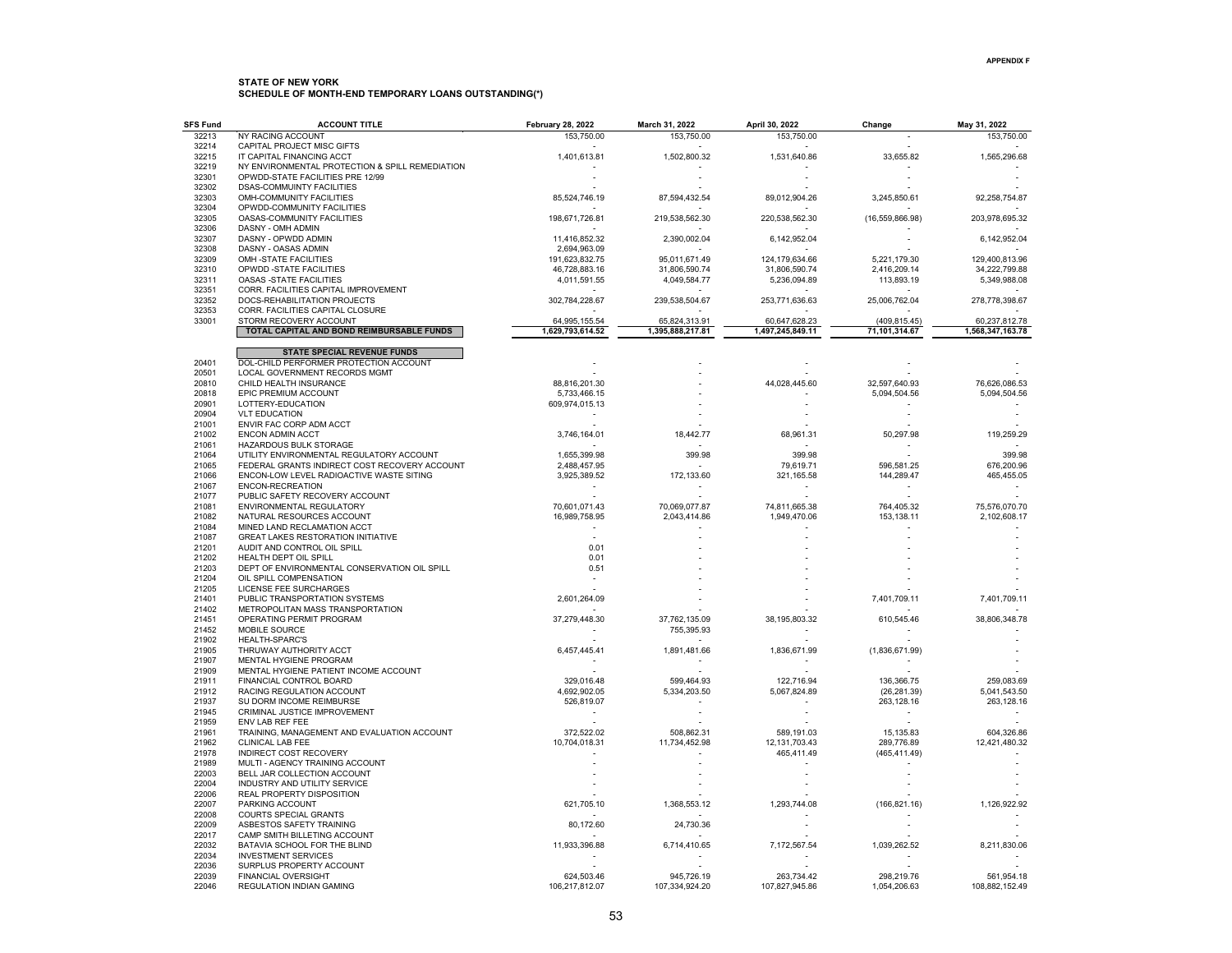**APPENDIX F**

**STATE OF NEW YORK**
**SCHEDULE OF MONTH-END TEMPORARY LOANS OUTSTANDING(*)**

| SFS Fund | ACCOUNT TITLE | February 28, 2022 | March 31, 2022 | April 30, 2022 | Change | May 31, 2022 |
|---|---|---|---|---|---|---|
| 32213 | NY RACING ACCOUNT | 153,750.00 | 153,750.00 | 153,750.00 | - | 153,750.00 |
| 32214 | CAPITAL PROJECT MISC GIFTS | - | - | - | - | - |
| 32215 | IT CAPITAL FINANCING ACCT | 1,401,613.81 | 1,502,800.32 | 1,531,640.86 | 33,655.82 | 1,565,296.68 |
| 32219 | NY ENVIRONMENTAL PROTECTION & SPILL REMEDIATION | - | - | - | - | - |
| 32301 | OPWDD-STATE FACILITIES PRE 12/99 | - | - | - | - | - |
| 32302 | DSAS-COMMUINTY FACILITIES | - | - | - | - | - |
| 32303 | OMH-COMMUNITY FACILITIES | 85,524,746.19 | 87,594,432.54 | 89,012,904.26 | 3,245,850.61 | 92,258,754.87 |
| 32304 | OPWDD-COMMUNITY FACILITIES | - | - | - | - | - |
| 32305 | OASAS-COMMUNITY FACILITIES | 198,671,726.81 | 219,538,562.30 | 220,538,562.30 | (16,559,866.98) | 203,978,695.32 |
| 32306 | DASNY - OMH ADMIN | - | - | - | - | - |
| 32307 | DASNY - OPWDD ADMIN | 11,416,852.32 | 2,390,002.04 | 6,142,952.04 | - | 6,142,952.04 |
| 32308 | DASNY - OASAS ADMIN | 2,694,963.09 | - | - | - | - |
| 32309 | OMH -STATE FACILITIES | 191,623,832.75 | 95,011,671.49 | 124,179,634.66 | 5,221,179.30 | 129,400,813.96 |
| 32310 | OPWDD -STATE FACILITIES | 46,728,883.16 | 31,806,590.74 | 31,806,590.74 | 2,416,209.14 | 34,222,799.88 |
| 32311 | OASAS -STATE FACILITIES | 4,011,591.55 | 4,049,584.77 | 5,236,094.89 | 113,893.19 | 5,349,988.08 |
| 32351 | CORR. FACILITIES CAPITAL IMPROVEMENT | - | - | - | - | - |
| 32352 | DOCS-REHABILITATION PROJECTS | 302,784,228.67 | 239,538,504.67 | 253,771,636.63 | 25,006,762.04 | 278,778,398.67 |
| 32353 | CORR. FACILITIES CAPITAL CLOSURE | - | - | - | - | - |
| 33001 | STORM RECOVERY ACCOUNT | 64,995,155.54 | 65,824,313.91 | 60,647,628.23 | (409,815.45) | 60,237,812.78 |
| | **TOTAL CAPITAL AND BOND REIMBURSABLE FUNDS** | **1,629,793,614.52** | **1,395,888,217.81** | **1,497,245,849.11** | **71,101,314.67** | **1,568,347,163.78** |
| | **STATE SPECIAL REVENUE FUNDS** | | | | | |
| 20401 | DOL-CHILD PERFORMER PROTECTION ACCOUNT | - | - | - | - | - |
| 20501 | LOCAL GOVERNMENT RECORDS MGMT | - | - | - | - | - |
| 20810 | CHILD HEALTH INSURANCE | 88,816,201.30 | - | 44,028,445.60 | 32,597,640.93 | 76,626,086.53 |
| 20818 | EPIC PREMIUM ACCOUNT | 5,733,466.15 | - | - | 5,094,504.56 | 5,094,504.56 |
| 20901 | LOTTERY-EDUCATION | 609,974,015.13 | - | - | - | - |
| 20904 | VLT EDUCATION | - | - | - | - | - |
| 21001 | ENVIR FAC CORP ADM ACCT | - | - | - | - | - |
| 21002 | ENCON ADMIN ACCT | 3,746,164.01 | 18,442.77 | 68,961.31 | 50,297.98 | 119,259.29 |
| 21061 | HAZARDOUS BULK STORAGE | - | - | - | - | - |
| 21064 | UTILITY ENVIRONMENTAL REGULATORY ACCOUNT | 1,655,399.98 | 399.98 | 399.98 | - | 399.98 |
| 21065 | FEDERAL GRANTS INDIRECT COST RECOVERY ACCOUNT | 2,488,457.95 | - | 79,619.71 | 596,581.25 | 676,200.96 |
| 21066 | ENCON-LOW LEVEL RADIOACTIVE WASTE SITING | 3,925,389.52 | 172,133.60 | 321,165.58 | 144,289.47 | 465,455.05 |
| 21067 | ENCON-RECREATION | - | - | - | - | - |
| 21077 | PUBLIC SAFETY RECOVERY ACCOUNT | - | - | - | - | - |
| 21081 | ENVIRONMENTAL REGULATORY | 70,601,071.43 | 70,069,077.87 | 74,811,665.38 | 764,405.32 | 75,576,070.70 |
| 21082 | NATURAL RESOURCES ACCOUNT | 16,989,758.95 | 2,043,414.86 | 1,949,470.06 | 153,138.11 | 2,102,608.17 |
| 21084 | MINED LAND RECLAMATION ACCT | - | - | - | - | - |
| 21087 | GREAT LAKES RESTORATION INITIATIVE | - | - | - | - | - |
| 21201 | AUDIT AND CONTROL OIL SPILL | 0.01 | - | - | - | - |
| 21202 | HEALTH DEPT OIL SPILL | 0.01 | - | - | - | - |
| 21203 | DEPT OF ENVIRONMENTAL CONSERVATION OIL SPILL | 0.51 | - | - | - | - |
| 21204 | OIL SPILL COMPENSATION | - | - | - | - | - |
| 21205 | LICENSE FEE SURCHARGES | - | - | - | - | - |
| 21401 | PUBLIC TRANSPORTATION SYSTEMS | 2,601,264.09 | - | - | 7,401,709.11 | 7,401,709.11 |
| 21402 | METROPOLITAN MASS TRANSPORTATION | - | - | - | - | - |
| 21451 | OPERATING PERMIT PROGRAM | 37,279,448.30 | 37,762,135.09 | 38,195,803.32 | 610,545.46 | 38,806,348.78 |
| 21452 | MOBILE SOURCE | - | 755,395.93 | - | - | - |
| 21902 | HEALTH-SPARC'S | - | - | - | - | - |
| 21905 | THRUWAY AUTHORITY ACCT | 6,457,445.41 | 1,891,481.66 | 1,836,671.99 | (1,836,671.99) | - |
| 21907 | MENTAL HYGIENE PROGRAM | - | - | - | - | - |
| 21909 | MENTAL HYGIENE PATIENT INCOME ACCOUNT | - | - | - | - | - |
| 21911 | FINANCIAL CONTROL BOARD | 329,016.48 | 599,464.93 | 122,716.94 | 136,366.75 | 259,083.69 |
| 21912 | RACING REGULATION ACCOUNT | 4,692,902.05 | 5,334,203.50 | 5,067,824.89 | (26,281.39) | 5,041,543.50 |
| 21937 | SU DORM INCOME REIMBURSE | 526,819.07 | - | - | 263,128.16 | 263,128.16 |
| 21945 | CRIMINAL JUSTICE IMPROVEMENT | - | - | - | - | - |
| 21959 | ENV LAB REF FEE | - | - | - | - | - |
| 21961 | TRAINING, MANAGEMENT AND EVALUATION ACCOUNT | 372,522.02 | 508,862.31 | 589,191.03 | 15,135.83 | 604,326.86 |
| 21962 | CLINICAL LAB FEE | 10,704,018.31 | 11,734,452.98 | 12,131,703.43 | 289,776.89 | 12,421,480.32 |
| 21978 | INDIRECT COST RECOVERY | - | - | 465,411.49 | (465,411.49) | - |
| 21989 | MULTI - AGENCY TRAINING ACCOUNT | - | - | - | - | - |
| 22003 | BELL JAR COLLECTION ACCOUNT | - | - | - | - | - |
| 22004 | INDUSTRY AND UTILITY SERVICE | - | - | - | - | - |
| 22006 | REAL PROPERTY DISPOSITION | - | - | - | - | - |
| 22007 | PARKING ACCOUNT | 621,705.10 | 1,368,553.12 | 1,293,744.08 | (166,821.16) | 1,126,922.92 |
| 22008 | COURTS SPECIAL GRANTS | - | - | - | - | - |
| 22009 | ASBESTOS SAFETY TRAINING | 80,172.60 | 24,730.36 | - | - | - |
| 22017 | CAMP SMITH BILLETING ACCOUNT | - | - | - | - | - |
| 22032 | BATAVIA SCHOOL FOR THE BLIND | 11,933,396.88 | 6,714,410.65 | 7,172,567.54 | 1,039,262.52 | 8,211,830.06 |
| 22034 | INVESTMENT SERVICES | - | - | - | - | - |
| 22036 | SURPLUS PROPERTY ACCOUNT | - | - | - | - | - |
| 22039 | FINANCIAL OVERSIGHT | 624,503.46 | 945,726.19 | 263,734.42 | 298,219.76 | 561,954.18 |
| 22046 | REGULATION INDIAN GAMING | 106,217,812.07 | 107,334,924.20 | 107,827,945.86 | 1,054,206.63 | 108,882,152.49 |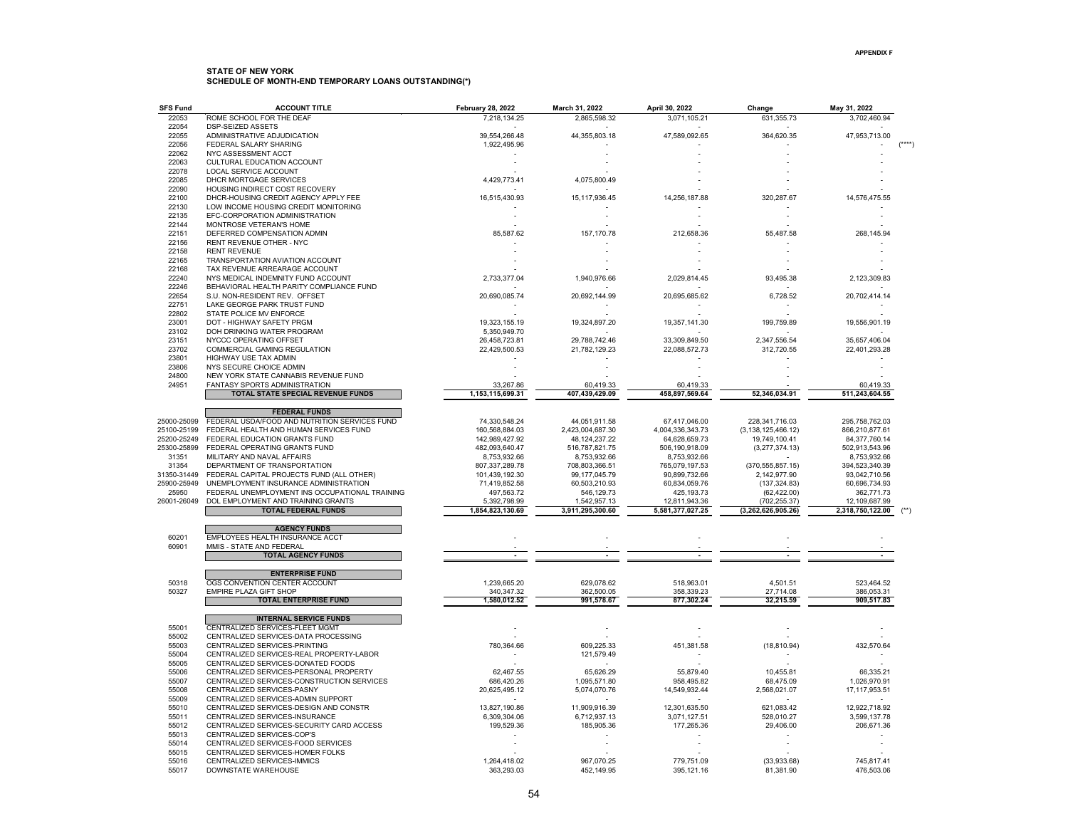APPENDIX F

**STATE OF NEW YORK**
**SCHEDULE OF MONTH-END TEMPORARY LOANS OUTSTANDING(*)**

| SFS Fund | ACCOUNT TITLE | February 28, 2022 | March 31, 2022 | April 30, 2022 | Change | May 31, 2022 | |
|---|---|---|---|---|---|---|---|
| 22053 | ROME SCHOOL FOR THE DEAF | 7,218,134.25 | 2,865,598.32 | 3,071,105.21 | 631,355.73 | 3,702,460.94 | |
| 22054 | DSP-SEIZED ASSETS | - | - | - | - | - | |
| 22055 | ADMINISTRATIVE ADJUDICATION | 39,554,266.48 | 44,355,803.18 | 47,589,092.65 | 364,620.35 | 47,953,713.00 | |
| 22056 | FEDERAL SALARY SHARING | 1,922,495.96 | - | - | - | - | (****) |
| 22062 | NYC ASSESSMENT ACCT | - | - | - | - | - | |
| 22063 | CULTURAL EDUCATION ACCOUNT | - | - | - | - | - | |
| 22078 | LOCAL SERVICE ACCOUNT | - | - | - | - | - | |
| 22085 | DHCR MORTGAGE SERVICES | 4,429,773.41 | 4,075,800.49 | - | - | - | |
| 22090 | HOUSING INDIRECT COST RECOVERY | - | - | - | - | - | |
| 22100 | DHCR-HOUSING CREDIT AGENCY APPLY FEE | 16,515,430.93 | 15,117,936.45 | 14,256,187.88 | 320,287.67 | 14,576,475.55 | |
| 22130 | LOW INCOME HOUSING CREDIT MONITORING | - | - | - | - | - | |
| 22135 | EFC-CORPORATION ADMINISTRATION | - | - | - | - | - | |
| 22144 | MONTROSE VETERAN'S HOME | - | - | - | - | - | |
| 22151 | DEFERRED COMPENSATION ADMIN | 85,587.62 | 157,170.78 | 212,658.36 | 55,487.58 | 268,145.94 | |
| 22156 | RENT REVENUE OTHER - NYC | - | - | - | - | - | |
| 22158 | RENT REVENUE | - | - | - | - | - | |
| 22165 | TRANSPORTATION AVIATION ACCOUNT | - | - | - | - | - | |
| 22168 | TAX REVENUE ARREARAGE ACCOUNT | - | - | - | - | - | |
| 22240 | NYS MEDICAL INDEMNITY FUND ACCOUNT | 2,733,377.04 | 1,940,976.66 | 2,029,814.45 | 93,495.38 | 2,123,309.83 | |
| 22246 | BEHAVIORAL HEALTH PARITY COMPLIANCE FUND | - | - | - | - | - | |
| 22654 | S.U. NON-RESIDENT REV. OFFSET | 20,690,085.74 | 20,692,144.99 | 20,695,685.62 | 6,728.52 | 20,702,414.14 | |
| 22751 | LAKE GEORGE PARK TRUST FUND | - | - | - | - | - | |
| 22802 | STATE POLICE MV ENFORCE | - | - | - | - | - | |
| 23001 | DOT - HIGHWAY SAFETY PRGM | 19,323,155.19 | 19,324,897.20 | 19,357,141.30 | 199,759.89 | 19,556,901.19 | |
| 23102 | DOH DRINKING WATER PROGRAM | 5,350,949.70 | - | - | - | - | |
| 23151 | NYCCC OPERATING OFFSET | 26,458,723.81 | 29,788,742.46 | 33,309,849.50 | 2,347,556.54 | 35,657,406.04 | |
| 23702 | COMMERCIAL GAMING REGULATION | 22,429,500.53 | 21,782,129.23 | 22,088,572.73 | 312,720.55 | 22,401,293.28 | |
| 23801 | HIGHWAY USE TAX ADMIN | - | - | - | - | - | |
| 23806 | NYS SECURE CHOICE ADMIN | - | - | - | - | - | |
| 24800 | NEW YORK STATE CANNABIS REVENUE FUND | - | - | - | - | - | |
| 24951 | FANTASY SPORTS ADMINISTRATION | 33,267.86 | 60,419.33 | 60,419.33 | - | 60,419.33 | |
| | **TOTAL STATE SPECIAL REVENUE FUNDS** | **1,153,115,699.31** | **407,439,429.09** | **458,897,569.64** | **52,346,034.91** | **511,243,604.55** | |
| | **FEDERAL FUNDS** | | | | | | |
| 25000-25099 | FEDERAL USDA/FOOD AND NUTRITION SERVICES FUND | 74,330,548.24 | 44,051,911.58 | 67,417,046.00 | 228,341,716.03 | 295,758,762.03 | |
| 25100-25199 | FEDERAL HEALTH AND HUMAN SERVICES FUND | 160,568,884.03 | 2,423,004,687.30 | 4,004,336,343.73 | (3,138,125,466.12) | 866,210,877.61 | |
| 25200-25249 | FEDERAL EDUCATION GRANTS FUND | 142,989,427.92 | 48,124,237.22 | 64,628,659.73 | 19,749,100.41 | 84,377,760.14 | |
| 25300-25899 | FEDERAL OPERATING GRANTS FUND | 482,093,640.47 | 516,787,821.75 | 506,190,918.09 | (3,277,374.13) | 502,913,543.96 | |
| 31351 | MILITARY AND NAVAL AFFAIRS | 8,753,932.66 | 8,753,932.66 | 8,753,932.66 | - | 8,753,932.66 | |
| 31354 | DEPARTMENT OF TRANSPORTATION | 807,337,289.78 | 708,803,366.51 | 765,079,197.53 | (370,555,857.15) | 394,523,340.39 | |
| 31350-31449 | FEDERAL CAPITAL PROJECTS FUND (ALL OTHER) | 101,439,192.30 | 99,177,045.79 | 90,899,732.66 | 2,142,977.90 | 93,042,710.56 | |
| 25900-25949 | UNEMPLOYMENT INSURANCE ADMINISTRATION | 71,419,852.58 | 60,503,210.93 | 60,834,059.76 | (137,324.83) | 60,696,734.93 | |
| 25950 | FEDERAL UNEMPLOYMENT INS OCCUPATIONAL TRAINING | 497,563.72 | 546,129.73 | 425,193.73 | (62,422.00) | 362,771.73 | |
| 26001-26049 | DOL EMPLOYMENT AND TRAINING GRANTS | 5,392,798.99 | 1,542,957.13 | 12,811,943.36 | (702,255.37) | 12,109,687.99 | |
| | **TOTAL FEDERAL FUNDS** | **1,854,823,130.69** | **3,911,295,300.60** | **5,581,377,027.25** | **(3,262,626,905.26)** | **2,318,750,122.00** | (**) |
| | **AGENCY FUNDS** | | | | | | |
| 60201 | EMPLOYEES HEALTH INSURANCE ACCT | - | - | - | - | - | |
| 60901 | MMIS - STATE AND FEDERAL | - | - | - | - | - | |
| | **TOTAL AGENCY FUNDS** | **-** | **-** | **-** | **-** | **-** | |
| | **ENTERPRISE FUND** | | | | | | |
| 50318 | OGS CONVENTION CENTER ACCOUNT | 1,239,665.20 | 629,078.62 | 518,963.01 | 4,501.51 | 523,464.52 | |
| 50327 | EMPIRE PLAZA GIFT SHOP | 340,347.32 | 362,500.05 | 358,339.23 | 27,714.08 | 386,053.31 | |
| | **TOTAL ENTERPRISE FUND** | **1,580,012.52** | **991,578.67** | **877,302.24** | **32,215.59** | **909,517.83** | |
| | **INTERNAL SERVICE FUNDS** | | | | | | |
| 55001 | CENTRALIZED SERVICES-FLEET MGMT | - | - | - | - | - | |
| 55002 | CENTRALIZED SERVICES-DATA PROCESSING | - | - | - | - | - | |
| 55003 | CENTRALIZED SERVICES-PRINTING | 780,364.66 | 609,225.33 | 451,381.58 | (18,810.94) | 432,570.64 | |
| 55004 | CENTRALIZED SERVICES-REAL PROPERTY-LABOR | - | 121,579.49 | - | - | - | |
| 55005 | CENTRALIZED SERVICES-DONATED FOODS | - | - | - | - | - | |
| 55006 | CENTRALIZED SERVICES-PERSONAL PROPERTY | 62,467.55 | 65,626.29 | 55,879.40 | 10,455.81 | 66,335.21 | |
| 55007 | CENTRALIZED SERVICES-CONSTRUCTION SERVICES | 686,420.26 | 1,095,571.80 | 958,495.82 | 68,475.09 | 1,026,970.91 | |
| 55008 | CENTRALIZED SERVICES-PASNY | 20,625,495.12 | 5,074,070.76 | 14,549,932.44 | 2,568,021.07 | 17,117,953.51 | |
| 55009 | CENTRALIZED SERVICES-ADMIN SUPPORT | - | - | - | - | - | |
| 55010 | CENTRALIZED SERVICES-DESIGN AND CONSTR | 13,827,190.86 | 11,909,916.39 | 12,301,635.50 | 621,083.42 | 12,922,718.92 | |
| 55011 | CENTRALIZED SERVICES-INSURANCE | 6,309,304.06 | 6,712,937.13 | 3,071,127.51 | 528,010.27 | 3,599,137.78 | |
| 55012 | CENTRALIZED SERVICES-SECURITY CARD ACCESS | 199,529.36 | 185,905.36 | 177,265.36 | 29,406.00 | 206,671.36 | |
| 55013 | CENTRALIZED SERVICES-COP'S | - | - | - | - | - | |
| 55014 | CENTRALIZED SERVICES-FOOD SERVICES | - | - | - | - | - | |
| 55015 | CENTRALIZED SERVICES-HOMER FOLKS | - | - | - | - | - | |
| 55016 | CENTRALIZED SERVICES-IMMICS | 1,264,418.02 | 967,070.25 | 779,751.09 | (33,933.68) | 745,817.41 | |
| 55017 | DOWNSTATE WAREHOUSE | 363,293.03 | 452,149.95 | 395,121.16 | 81,381.90 | 476,503.06 | |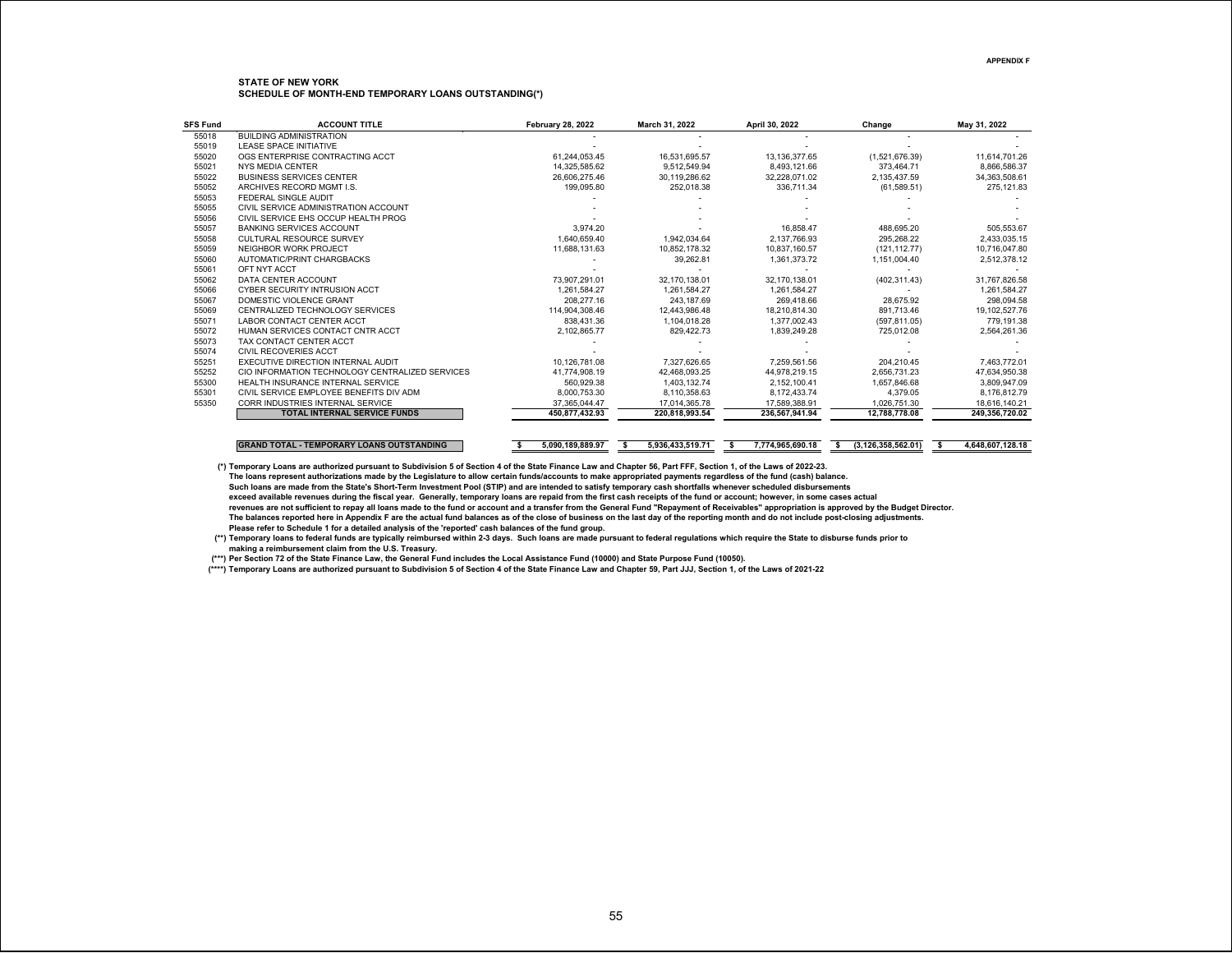APPENDIX F

**STATE OF NEW YORK**
**SCHEDULE OF MONTH-END TEMPORARY LOANS OUTSTANDING(*)**

| SFS Fund | ACCOUNT TITLE | February 28, 2022 | March 31, 2022 | April 30, 2022 | Change | May 31, 2022 |
|---|---|---|---|---|---|---|
| 55018 | BUILDING ADMINISTRATION | - | - | - | - | - |
| 55019 | LEASE SPACE INITIATIVE | - | - | - | - | - |
| 55020 | OGS ENTERPRISE CONTRACTING ACCT | 61,244,053.45 | 16,531,695.57 | 13,136,377.65 | (1,521,676.39) | 11,614,701.26 |
| 55021 | NYS MEDIA CENTER | 14,325,585.62 | 9,512,549.94 | 8,493,121.66 | 373,464.71 | 8,866,586.37 |
| 55022 | BUSINESS SERVICES CENTER | 26,606,275.46 | 30,119,286.62 | 32,228,071.02 | 2,135,437.59 | 34,363,508.61 |
| 55052 | ARCHIVES RECORD MGMT I.S. | 199,095.80 | 252,018.38 | 336,711.34 | (61,589.51) | 275,121.83 |
| 55053 | FEDERAL SINGLE AUDIT | - | - | - | - | - |
| 55055 | CIVIL SERVICE ADMINISTRATION ACCOUNT | - | - | - | - | - |
| 55056 | CIVIL SERVICE EHS OCCUP HEALTH PROG | - | - | - | - | - |
| 55057 | BANKING SERVICES ACCOUNT | 3,974.20 | - | 16,858.47 | 488,695.20 | 505,553.67 |
| 55058 | CULTURAL RESOURCE SURVEY | 1,640,659.40 | 1,942,034.64 | 2,137,766.93 | 295,268.22 | 2,433,035.15 |
| 55059 | NEIGHBOR WORK PROJECT | 11,688,131.63 | 10,852,178.32 | 10,837,160.57 | (121,112.77) | 10,716,047.80 |
| 55060 | AUTOMATIC/PRINT CHARGBACKS | - | 39,262.81 | 1,361,373.72 | 1,151,004.40 | 2,512,378.12 |
| 55061 | OFT NYT ACCT | - | - | - | - | - |
| 55062 | DATA CENTER ACCOUNT | 73,907,291.01 | 32,170,138.01 | 32,170,138.01 | (402,311.43) | 31,767,826.58 |
| 55066 | CYBER SECURITY INTRUSION ACCT | 1,261,584.27 | 1,261,584.27 | 1,261,584.27 | - | 1,261,584.27 |
| 55067 | DOMESTIC VIOLENCE GRANT | 208,277.16 | 243,187.69 | 269,418.66 | 28,675.92 | 298,094.58 |
| 55069 | CENTRALIZED TECHNOLOGY SERVICES | 114,904,308.46 | 12,443,986.48 | 18,210,814.30 | 891,713.46 | 19,102,527.76 |
| 55071 | LABOR CONTACT CENTER ACCT | 838,431.36 | 1,104,018.28 | 1,377,002.43 | (597,811.05) | 779,191.38 |
| 55072 | HUMAN SERVICES CONTACT CNTR ACCT | 2,102,865.77 | 829,422.73 | 1,839,249.28 | 725,012.08 | 2,564,261.36 |
| 55073 | TAX CONTACT CENTER ACCT | - | - | - | - | - |
| 55074 | CIVIL RECOVERIES ACCT | - | - | - | - | - |
| 55251 | EXECUTIVE DIRECTION INTERNAL AUDIT | 10,126,781.08 | 7,327,626.65 | 7,259,561.56 | 204,210.45 | 7,463,772.01 |
| 55252 | CIO INFORMATION TECHNOLOGY CENTRALIZED SERVICES | 41,774,908.19 | 42,468,093.25 | 44,978,219.15 | 2,656,731.23 | 47,634,950.38 |
| 55300 | HEALTH INSURANCE INTERNAL SERVICE | 560,929.38 | 1,403,132.74 | 2,152,100.41 | 1,657,846.68 | 3,809,947.09 |
| 55301 | CIVIL SERVICE EMPLOYEE BENEFITS DIV ADM | 8,000,753.30 | 8,110,358.63 | 8,172,433.74 | 4,379.05 | 8,176,812.79 |
| 55350 | CORR INDUSTRIES INTERNAL SERVICE | 37,365,044.47 | 17,014,365.78 | 17,589,388.91 | 1,026,751.30 | 18,616,140.21 |
| | **TOTAL INTERNAL SERVICE FUNDS** | **450,877,432.93** | **220,818,993.54** | **236,567,941.94** | **12,788,778.08** | **249,356,720.02** |
| | | | | | | |
| | **GRAND TOTAL - TEMPORARY LOANS OUTSTANDING** | **$ 5,090,189,889.97** | **$ 5,936,433,519.71** | **$ 7,774,965,690.18** | **$ (3,126,358,562.01)** | **$ 4,648,607,128.18** |

**(*) Temporary Loans are authorized pursuant to Subdivision 5 of Section 4 of the State Finance Law and Chapter 56, Part FFF, Section 1, of the Laws of 2022-23.**
**The loans represent authorizations made by the Legislature to allow certain funds/accounts to make appropriated payments regardless of the fund (cash) balance.**
**Such loans are made from the State's Short-Term Investment Pool (STIP) and are intended to satisfy temporary cash shortfalls whenever scheduled disbursements exceed available revenues during the fiscal year. Generally, temporary loans are repaid from the first cash receipts of the fund or account; however, in some cases actual revenues are not sufficient to repay all loans made to the fund or account and a transfer from the General Fund "Repayment of Receivables" appropriation is approved by the Budget Director.**
**The balances reported here in Appendix F are the actual fund balances as of the close of business on the last day of the reporting month and do not include post-closing adjustments.**
**Please refer to Schedule 1 for a detailed analysis of the 'reported' cash balances of the fund group.**

**(**) Temporary loans to federal funds are typically reimbursed within 2-3 days. Such loans are made pursuant to federal regulations which require the State to disburse funds prior to making a reimbursement claim from the U.S. Treasury.**

**(***) Per Section 72 of the State Finance Law, the General Fund includes the Local Assistance Fund (10000) and State Purpose Fund (10050).**

**(****) Temporary Loans are authorized pursuant to Subdivision 5 of Section 4 of the State Finance Law and Chapter 59, Part JJJ, Section 1, of the Laws of 2021-22**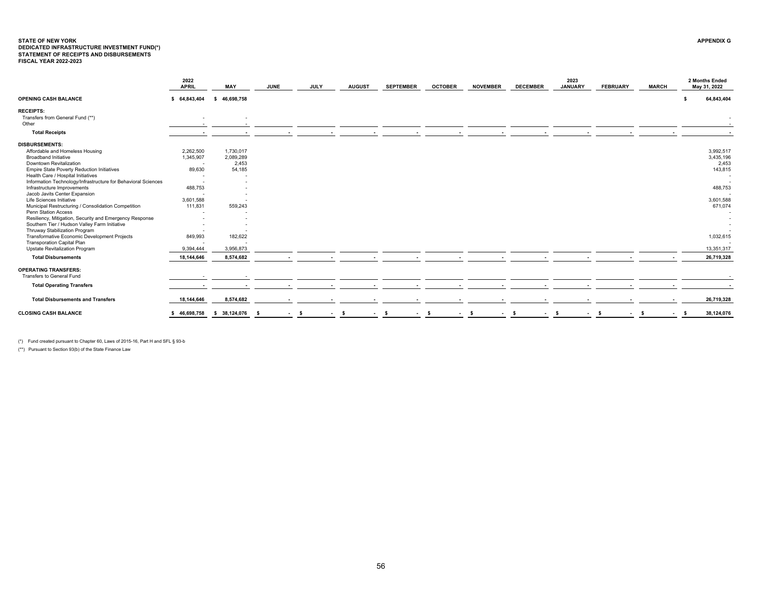**STATE OF NEW YORK**
**DEDICATED INFRASTRUCTURE INVESTMENT FUND(*)**
**STATEMENT OF RECEIPTS AND DISBURSEMENTS**
**FISCAL YEAR 2022-2023**

**APPENDIX G**

| | 2022 APRIL | MAY | JUNE | JULY | AUGUST | SEPTEMBER | OCTOBER | NOVEMBER | DECEMBER | 2023 JANUARY | FEBRUARY | MARCH | 2 Months Ended May 31, 2022 |
|---|---|---|---|---|---|---|---|---|---|---|---|---|---|
| **OPENING CASH BALANCE** | $ 64,843,404 | $ 46,698,758 | | | | | | | | | | | $ 64,843,404 |
| **RECEIPTS:** | | | | | | | | | | | | | |
| Transfers from General Fund (**) | - | - | | | | | | | | | | | - |
| Other | - | - | | | | | | | | | | | - |
| **Total Receipts** | - | - | - | - | - | - | - | - | - | - | - | - | - |
| **DISBURSEMENTS:** | | | | | | | | | | | | | |
| Affordable and Homeless Housing | 2,262,500 | 1,730,017 | | | | | | | | | | | 3,992,517 |
| Broadband Initiative | 1,345,907 | 2,089,289 | | | | | | | | | | | 3,435,196 |
| Downtown Revitalization | - | 2,453 | | | | | | | | | | | 2,453 |
| Empire State Poverty Reduction Initiatives | 89,630 | 54,185 | | | | | | | | | | | 143,815 |
| Health Care / Hospital Initiatives | - | - | | | | | | | | | | | - |
| Information Technology/Infrastructure for Behavioral Sciences | - | - | | | | | | | | | | | - |
| Infrastructure Improvements | 488,753 | - | | | | | | | | | | | 488,753 |
| Jacob Javits Center Expansion | - | - | | | | | | | | | | | - |
| Life Sciences Initiative | 3,601,588 | - | | | | | | | | | | | 3,601,588 |
| Municipal Restructuring / Consolidation Competition | 111,831 | 559,243 | | | | | | | | | | | 671,074 |
| Penn Station Access | - | - | | | | | | | | | | | - |
| Resiliency, Mitigation, Security and Emergency Response | - | - | | | | | | | | | | | - |
| Southern Tier / Hudson Valley Farm Initiative | - | - | | | | | | | | | | | - |
| Thruway Stabilization Program | - | - | | | | | | | | | | | - |
| Transformative Economic Development Projects | 849,993 | 182,622 | | | | | | | | | | | 1,032,615 |
| Transporation Capital Plan | - | - | | | | | | | | | | | - |
| Upstate Revitalization Program | 9,394,444 | 3,956,873 | | | | | | | | | | | 13,351,317 |
| **Total Disbursements** | **18,144,646** | **8,574,682** | - | - | - | - | - | - | - | - | - | - | **26,719,328** |
| **OPERATING TRANSFERS:** | | | | | | | | | | | | | |
| Transfers to General Fund | - | - | | | | | | | | | | | - |
| **Total Operating Transfers** | - | - | - | - | - | - | - | - | - | - | - | - | - |
| **Total Disbursements and Transfers** | **18,144,646** | **8,574,682** | - | - | - | - | - | - | - | - | - | - | **26,719,328** |
| **CLOSING CASH BALANCE** | **$ 46,698,758** | **$ 38,124,076** | **$ -** | **$ -** | **$ -** | **$ -** | **$ -** | **$ -** | **$ -** | **$ -** | **$ -** | **$ -** | **$ 38,124,076** |

(*) Fund created pursuant to Chapter 60, Laws of 2015-16, Part H and SFL § 93-b

(**) Pursuant to Section 93(b) of the State Finance Law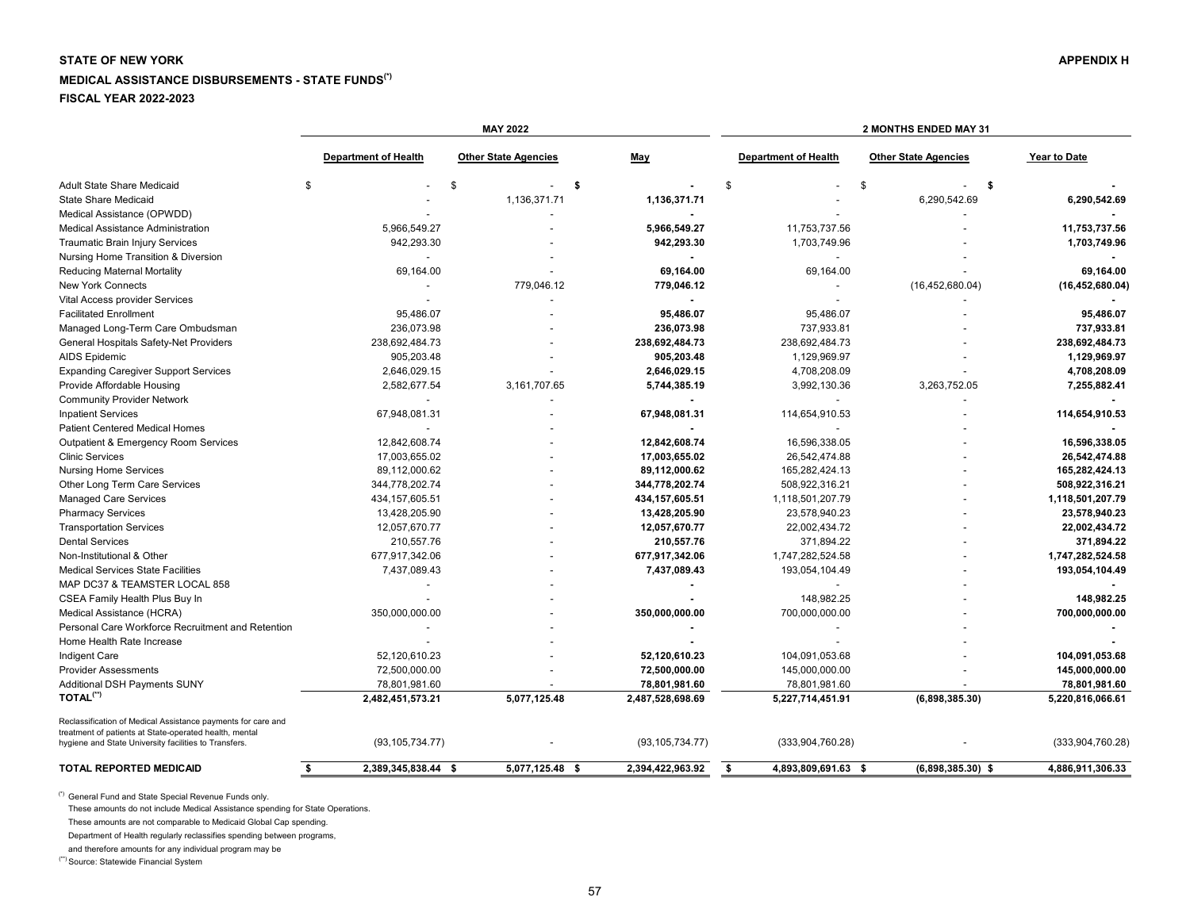**STATE OF NEW YORK**

**APPENDIX H**

**MEDICAL ASSISTANCE DISBURSEMENTS - STATE FUNDS(\*)**

**FISCAL YEAR 2022-2023**

| | MAY 2022 | | | 2 MONTHS ENDED MAY 31 | | |
|---|---|---|---|---|---|---|
| | Department of Health | Other State Agencies | May | Department of Health | Other State Agencies | Year to Date |
| Adult State Share Medicaid | $ - | $ - | **$ -** | $ - | $ - | **$ -** |
| State Share Medicaid | - | 1,136,371.71 | **1,136,371.71** | - | 6,290,542.69 | **6,290,542.69** |
| Medical Assistance (OPWDD) | - | - | **-** | - | - | **-** |
| Medical Assistance Administration | 5,966,549.27 | - | **5,966,549.27** | 11,753,737.56 | - | **11,753,737.56** |
| Traumatic Brain Injury Services | 942,293.30 | - | **942,293.30** | 1,703,749.96 | - | **1,703,749.96** |
| Nursing Home Transition & Diversion | - | - | **-** | - | - | **-** |
| Reducing Maternal Mortality | 69,164.00 | - | **69,164.00** | 69,164.00 | - | **69,164.00** |
| New York Connects | - | 779,046.12 | **779,046.12** | - | (16,452,680.04) | **(16,452,680.04)** |
| Vital Access provider Services | - | - | **-** | - | - | **-** |
| Facilitated Enrollment | 95,486.07 | - | **95,486.07** | 95,486.07 | - | **95,486.07** |
| Managed Long-Term Care Ombudsman | 236,073.98 | - | **236,073.98** | 737,933.81 | - | **737,933.81** |
| General Hospitals Safety-Net Providers | 238,692,484.73 | - | **238,692,484.73** | 238,692,484.73 | - | **238,692,484.73** |
| AIDS Epidemic | 905,203.48 | - | **905,203.48** | 1,129,969.97 | - | **1,129,969.97** |
| Expanding Caregiver Support Services | 2,646,029.15 | - | **2,646,029.15** | 4,708,208.09 | - | **4,708,208.09** |
| Provide Affordable Housing | 2,582,677.54 | 3,161,707.65 | **5,744,385.19** | 3,992,130.36 | 3,263,752.05 | **7,255,882.41** |
| Community Provider Network | - | - | **-** | - | - | **-** |
| Inpatient Services | 67,948,081.31 | - | **67,948,081.31** | 114,654,910.53 | - | **114,654,910.53** |
| Patient Centered Medical Homes | - | - | **-** | - | - | **-** |
| Outpatient & Emergency Room Services | 12,842,608.74 | - | **12,842,608.74** | 16,596,338.05 | - | **16,596,338.05** |
| Clinic Services | 17,003,655.02 | - | **17,003,655.02** | 26,542,474.88 | - | **26,542,474.88** |
| Nursing Home Services | 89,112,000.62 | - | **89,112,000.62** | 165,282,424.13 | - | **165,282,424.13** |
| Other Long Term Care Services | 344,778,202.74 | - | **344,778,202.74** | 508,922,316.21 | - | **508,922,316.21** |
| Managed Care Services | 434,157,605.51 | - | **434,157,605.51** | 1,118,501,207.79 | - | **1,118,501,207.79** |
| Pharmacy Services | 13,428,205.90 | - | **13,428,205.90** | 23,578,940.23 | - | **23,578,940.23** |
| Transportation Services | 12,057,670.77 | - | **12,057,670.77** | 22,002,434.72 | - | **22,002,434.72** |
| Dental Services | 210,557.76 | - | **210,557.76** | 371,894.22 | - | **371,894.22** |
| Non-Institutional & Other | 677,917,342.06 | - | **677,917,342.06** | 1,747,282,524.58 | - | **1,747,282,524.58** |
| Medical Services State Facilities | 7,437,089.43 | - | **7,437,089.43** | 193,054,104.49 | - | **193,054,104.49** |
| MAP DC37 & TEAMSTER LOCAL 858 | - | - | **-** | - | - | **-** |
| CSEA Family Health Plus Buy In | - | - | **-** | 148,982.25 | - | **148,982.25** |
| Medical Assistance (HCRA) | 350,000,000.00 | - | **350,000,000.00** | 700,000,000.00 | - | **700,000,000.00** |
| Personal Care Workforce Recruitment and Retention | - | - | **-** | - | - | **-** |
| Home Health Rate Increase | - | - | **-** | - | - | **-** |
| Indigent Care | 52,120,610.23 | - | **52,120,610.23** | 104,091,053.68 | - | **104,091,053.68** |
| Provider Assessments | 72,500,000.00 | - | **72,500,000.00** | 145,000,000.00 | - | **145,000,000.00** |
| Additional DSH Payments SUNY | 78,801,981.60 | - | **78,801,981.60** | 78,801,981.60 | - | **78,801,981.60** |
| **TOTAL(\*\*)** | **2,482,451,573.21** | **5,077,125.48** | **2,487,528,698.69** | **5,227,714,451.91** | **(6,898,385.30)** | **5,220,816,066.61** |
| Reclassification of Medical Assistance payments for care and treatment of patients at State-operated health, mental hygiene and State University facilities to Transfers. | (93,105,734.77) | - | (93,105,734.77) | (333,904,760.28) | - | (333,904,760.28) |
| **TOTAL REPORTED MEDICAID** | **$ 2,389,345,838.44** | **$ 5,077,125.48** | **$ 2,394,422,963.92** | **$ 4,893,809,691.63** | **$ (6,898,385.30)** | **$ 4,886,911,306.33** |

(\*) General Fund and State Special Revenue Funds only.
These amounts do not include Medical Assistance spending for State Operations.
These amounts are not comparable to Medicaid Global Cap spending.
Department of Health regularly reclassifies spending between programs,
and therefore amounts for any individual program may be

(\*\*) Source: Statewide Financial System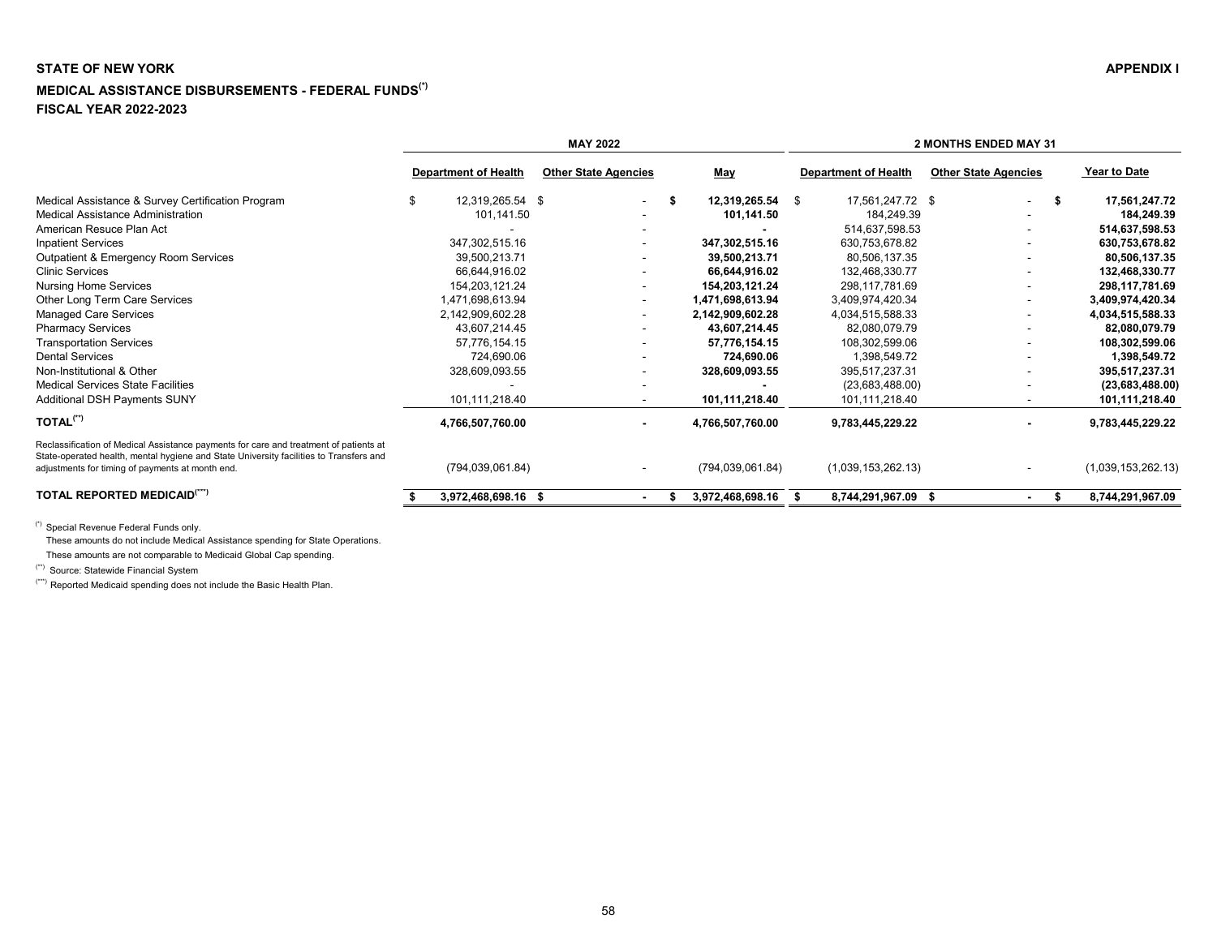**STATE OF NEW YORK**

**APPENDIX I**

**MEDICAL ASSISTANCE DISBURSEMENTS - FEDERAL FUNDS[*]**

**FISCAL YEAR 2022-2023**

| | MAY 2022 | | | 2 MONTHS ENDED MAY 31 | | |
|---|---|---|---|---|---|---|
| | Department of Health | Other State Agencies | May | Department of Health | Other State Agencies | Year to Date |
| Medical Assistance & Survey Certification Program | $ 12,319,265.54 | $ - | **$ 12,319,265.54** | $ 17,561,247.72 | $ - | **$ 17,561,247.72** |
| Medical Assistance Administration | 101,141.50 | - | **101,141.50** | 184,249.39 | - | **184,249.39** |
| American Resuce Plan Act | - | - | **-** | 514,637,598.53 | - | **514,637,598.53** |
| Inpatient Services | 347,302,515.16 | - | **347,302,515.16** | 630,753,678.82 | - | **630,753,678.82** |
| Outpatient & Emergency Room Services | 39,500,213.71 | - | **39,500,213.71** | 80,506,137.35 | - | **80,506,137.35** |
| Clinic Services | 66,644,916.02 | - | **66,644,916.02** | 132,468,330.77 | - | **132,468,330.77** |
| Nursing Home Services | 154,203,121.24 | - | **154,203,121.24** | 298,117,781.69 | - | **298,117,781.69** |
| Other Long Term Care Services | 1,471,698,613.94 | - | **1,471,698,613.94** | 3,409,974,420.34 | - | **3,409,974,420.34** |
| Managed Care Services | 2,142,909,602.28 | - | **2,142,909,602.28** | 4,034,515,588.33 | - | **4,034,515,588.33** |
| Pharmacy Services | 43,607,214.45 | - | **43,607,214.45** | 82,080,079.79 | - | **82,080,079.79** |
| Transportation Services | 57,776,154.15 | - | **57,776,154.15** | 108,302,599.06 | - | **108,302,599.06** |
| Dental Services | 724,690.06 | - | **724,690.06** | 1,398,549.72 | - | **1,398,549.72** |
| Non-Institutional & Other | 328,609,093.55 | - | **328,609,093.55** | 395,517,237.31 | - | **395,517,237.31** |
| Medical Services State Facilities | - | - | **-** | (23,683,488.00) | - | **(23,683,488.00)** |
| Additional DSH Payments SUNY | 101,111,218.40 | - | **101,111,218.40** | 101,111,218.40 | - | **101,111,218.40** |
| **TOTAL[**]** | **4,766,507,760.00** | **-** | **4,766,507,760.00** | **9,783,445,229.22** | **-** | **9,783,445,229.22** |
| Reclassification of Medical Assistance payments for care and treatment of patients at State-operated health, mental hygiene and State University facilities to Transfers and adjustments for timing of payments at month end. | (794,039,061.84) | - | (794,039,061.84) | (1,039,153,262.13) | - | (1,039,153,262.13) |
| **TOTAL REPORTED MEDICAID[***]** | **$ 3,972,468,698.16** | **$ -** | **$ 3,972,468,698.16** | **$ 8,744,291,967.09** | **$ -** | **$ 8,744,291,967.09** |

[*] Special Revenue Federal Funds only.
These amounts do not include Medical Assistance spending for State Operations.
These amounts are not comparable to Medicaid Global Cap spending.

[**] Source: Statewide Financial System

[***] Reported Medicaid spending does not include the Basic Health Plan.